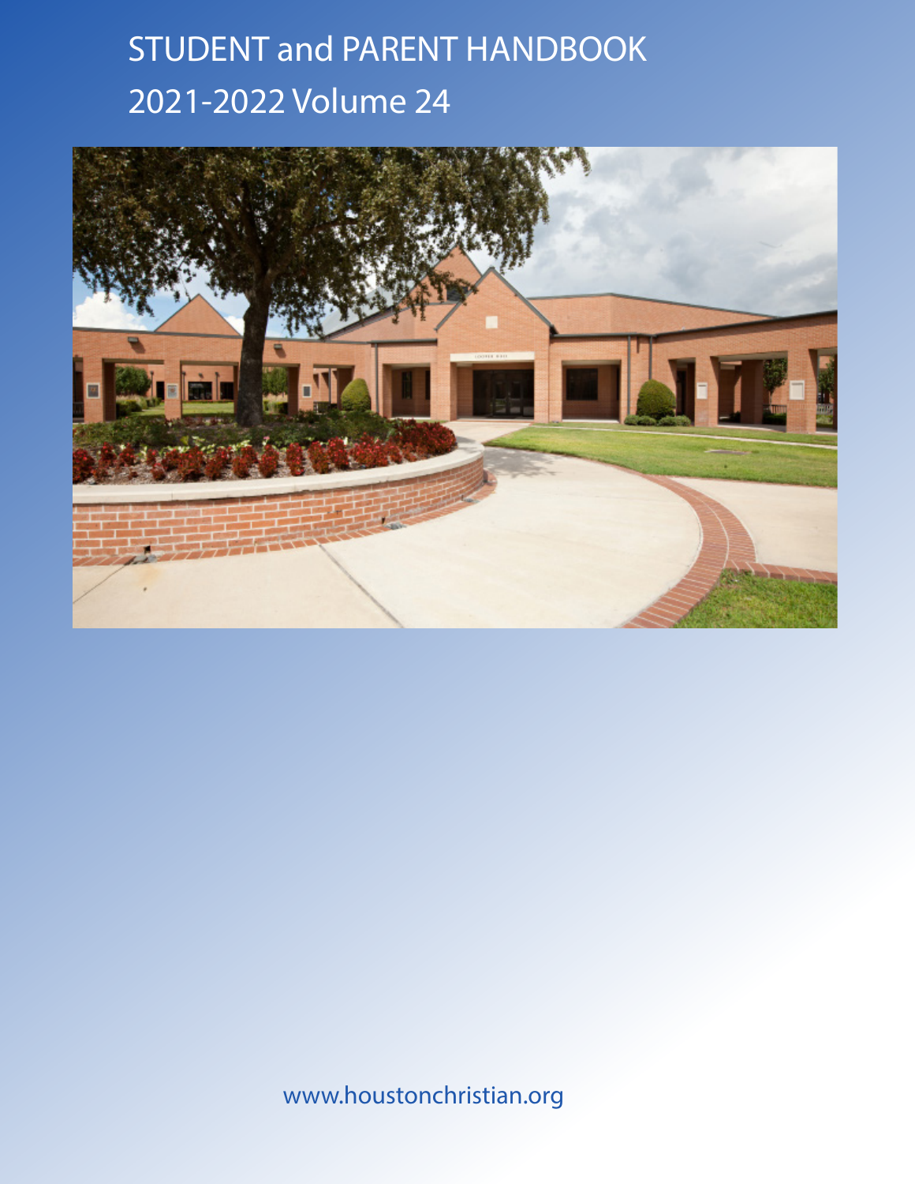# STUDENT and PARENT HANDBOOK

## 2021-2022 Volume 24

www.houstonchristian.org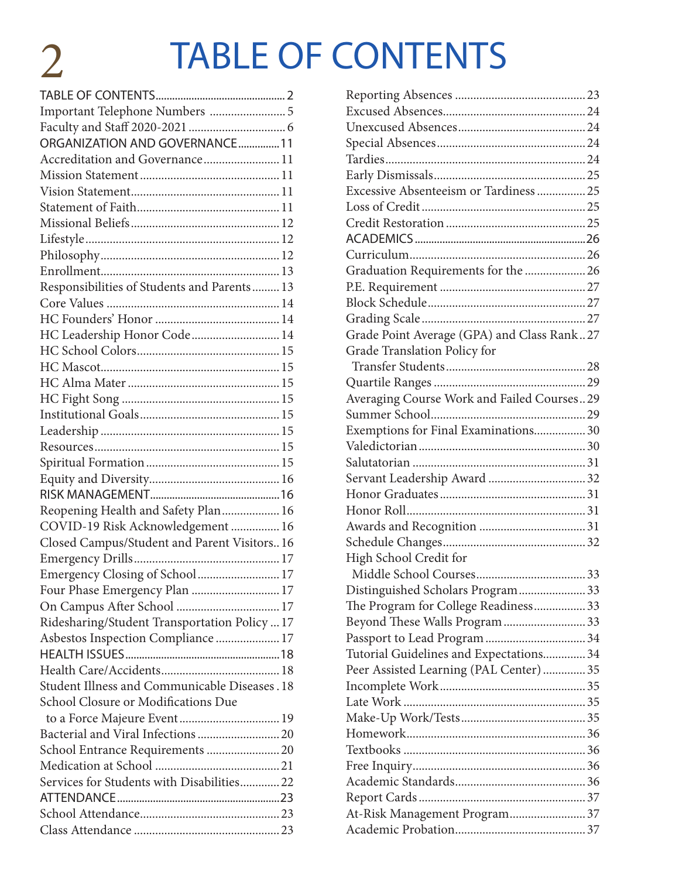# TABLE OF CONTENTS

TABLE OF CONTENTS ................ 2
Important Telephone Numbers ................ 5
Faculty and Staff 2020-2021 ................ 6
ORGANIZATION AND GOVERNANCE ................ 11
Accreditation and Governance ................ 11
Mission Statement ................ 11
Vision Statement ................ 11
Statement of Faith ................ 11
Missional Beliefs ................ 12
Lifestyle ................ 12
Philosophy ................ 12
Enrollment ................ 13
Responsibilities of Students and Parents ................ 13
Core Values ................ 14
HC Founders' Honor ................ 14
HC Leadership Honor Code ................ 14
HC School Colors ................ 15
HC Mascot ................ 15
HC Alma Mater ................ 15
HC Fight Song ................ 15
Institutional Goals ................ 15
Leadership ................ 15
Resources ................ 15
Spiritual Formation ................ 15
Equity and Diversity ................ 16
RISK MANAGEMENT ................ 16
Reopening Health and Safety Plan ................ 16
COVID-19 Risk Acknowledgement ................ 16
Closed Campus/Student and Parent Visitors ................ 16
Emergency Drills ................ 17
Emergency Closing of School ................ 17
Four Phase Emergency Plan ................ 17
On Campus After School ................ 17
Ridesharing/Student Transportation Policy ................ 17
Asbestos Inspection Compliance ................ 17
HEALTH ISSUES ................ 18
Health Care/Accidents ................ 18
Student Illness and Communicable Diseases ................ 18
School Closure or Modifications Due to a Force Majeure Event ................ 19
Bacterial and Viral Infections ................ 20
School Entrance Requirements ................ 20
Medication at School ................ 21
Services for Students with Disabilities ................ 22
ATTENDANCE ................ 23
School Attendance ................ 23
Class Attendance ................ 23
Reporting Absences ................ 23
Excused Absences ................ 24
Unexcused Absences ................ 24
Special Absences ................ 24
Tardies ................ 24
Early Dismissals ................ 25
Excessive Absenteeism or Tardiness ................ 25
Loss of Credit ................ 25
Credit Restoration ................ 25
ACADEMICS ................ 26
Curriculum ................ 26
Graduation Requirements for the ................ 26
P.E. Requirement ................ 27
Block Schedule ................ 27
Grading Scale ................ 27
Grade Point Average (GPA) and Class Rank ................ 27
Grade Translation Policy for Transfer Students ................ 28
Quartile Ranges ................ 29
Averaging Course Work and Failed Courses ................ 29
Summer School ................ 29
Exemptions for Final Examinations ................ 30
Valedictorian ................ 30
Salutatorian ................ 31
Servant Leadership Award ................ 32
Honor Graduates ................ 31
Honor Roll ................ 31
Awards and Recognition ................ 31
Schedule Changes ................ 32
High School Credit for Middle School Courses ................ 33
Distinguished Scholars Program ................ 33
The Program for College Readiness ................ 33
Beyond These Walls Program ................ 33
Passport to Lead Program ................ 34
Tutorial Guidelines and Expectations ................ 34
Peer Assisted Learning (PAL Center) ................ 35
Incomplete Work ................ 35
Late Work ................ 35
Make-Up Work/Tests ................ 35
Homework ................ 36
Textbooks ................ 36
Free Inquiry ................ 36
Academic Standards ................ 36
Report Cards ................ 37
At-Risk Management Program ................ 37
Academic Probation ................ 37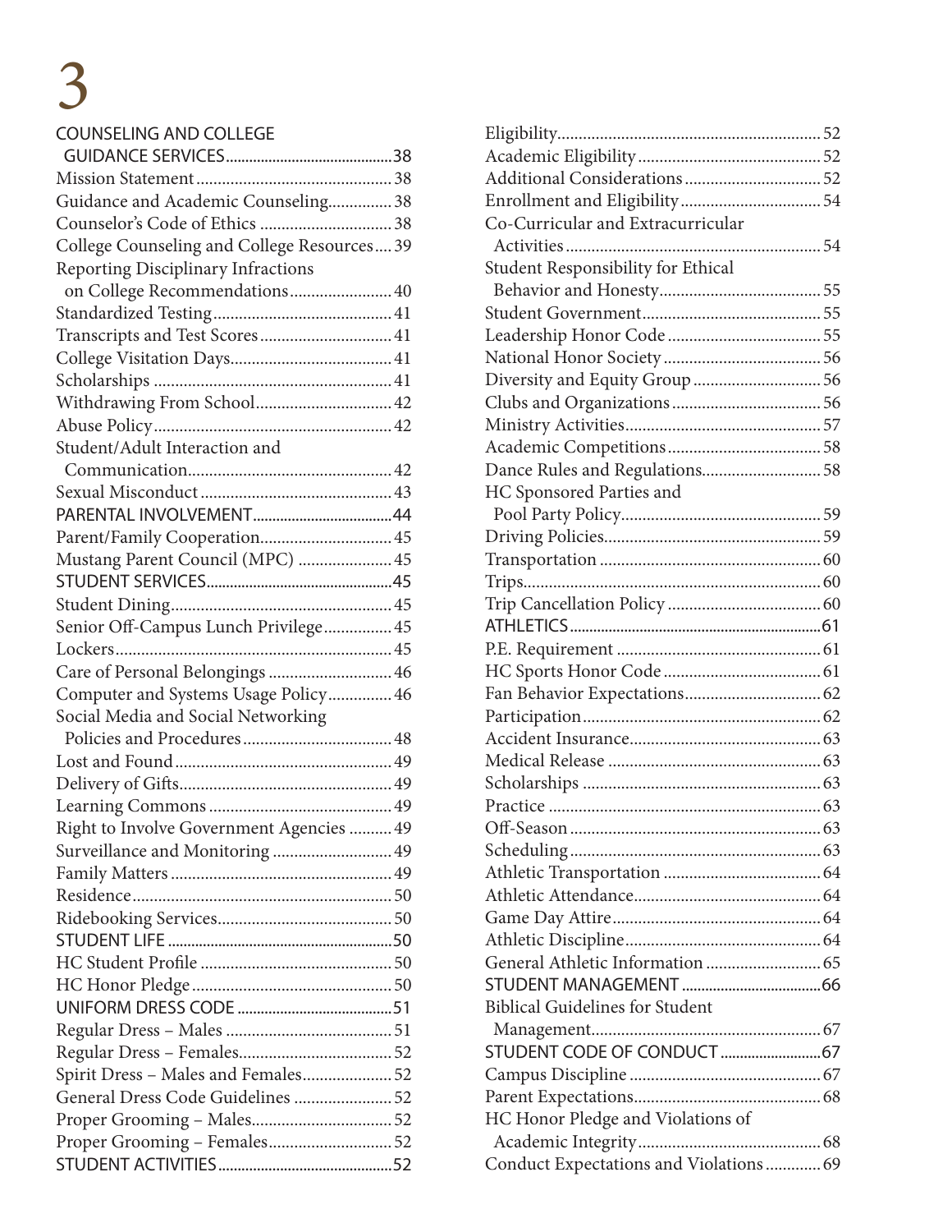COUNSELING AND COLLEGE GUIDANCE SERVICES ........ 38
Mission Statement ........ 38
Guidance and Academic Counseling ........ 38
Counselor's Code of Ethics ........ 38
College Counseling and College Resources ........ 39
Reporting Disciplinary Infractions on College Recommendations ........ 40
Standardized Testing ........ 41
Transcripts and Test Scores ........ 41
College Visitation Days ........ 41
Scholarships ........ 41
Withdrawing From School ........ 42
Abuse Policy ........ 42
Student/Adult Interaction and Communication ........ 42
Sexual Misconduct ........ 43

PARENTAL INVOLVEMENT ........ 44
Parent/Family Cooperation ........ 45
Mustang Parent Council (MPC) ........ 45

STUDENT SERVICES ........ 45
Student Dining ........ 45
Senior Off-Campus Lunch Privilege ........ 45
Lockers ........ 45
Care of Personal Belongings ........ 46
Computer and Systems Usage Policy ........ 46
Social Media and Social Networking Policies and Procedures ........ 48
Lost and Found ........ 49
Delivery of Gifts ........ 49
Learning Commons ........ 49
Right to Involve Government Agencies ........ 49
Surveillance and Monitoring ........ 49
Family Matters ........ 49
Residence ........ 50
Ridebooking Services ........ 50

STUDENT LIFE ........ 50
HC Student Profile ........ 50
HC Honor Pledge ........ 50

UNIFORM DRESS CODE ........ 51
Regular Dress – Males ........ 51
Regular Dress – Females ........ 52
Spirit Dress – Males and Females ........ 52
General Dress Code Guidelines ........ 52
Proper Grooming – Males ........ 52
Proper Grooming – Females ........ 52

STUDENT ACTIVITIES ........ 52
Eligibility ........ 52
Academic Eligibility ........ 52
Additional Considerations ........ 52
Enrollment and Eligibility ........ 54
Co-Curricular and Extracurricular Activities ........ 54
Student Responsibility for Ethical Behavior and Honesty ........ 55
Student Government ........ 55
Leadership Honor Code ........ 55
National Honor Society ........ 56
Diversity and Equity Group ........ 56
Clubs and Organizations ........ 56
Ministry Activities ........ 57
Academic Competitions ........ 58
Dance Rules and Regulations ........ 58
HC Sponsored Parties and Pool Party Policy ........ 59
Driving Policies ........ 59
Transportation ........ 60
Trips ........ 60
Trip Cancellation Policy ........ 60

ATHLETICS ........ 61
P.E. Requirement ........ 61
HC Sports Honor Code ........ 61
Fan Behavior Expectations ........ 62
Participation ........ 62
Accident Insurance ........ 63
Medical Release ........ 63
Scholarships ........ 63
Practice ........ 63
Off-Season ........ 63
Scheduling ........ 63
Athletic Transportation ........ 64
Athletic Attendance ........ 64
Game Day Attire ........ 64
Athletic Discipline ........ 64
General Athletic Information ........ 65

STUDENT MANAGEMENT ........ 66
Biblical Guidelines for Student Management ........ 67

STUDENT CODE OF CONDUCT ........ 67
Campus Discipline ........ 67
Parent Expectations ........ 68
HC Honor Pledge and Violations of Academic Integrity ........ 68
Conduct Expectations and Violations ........ 69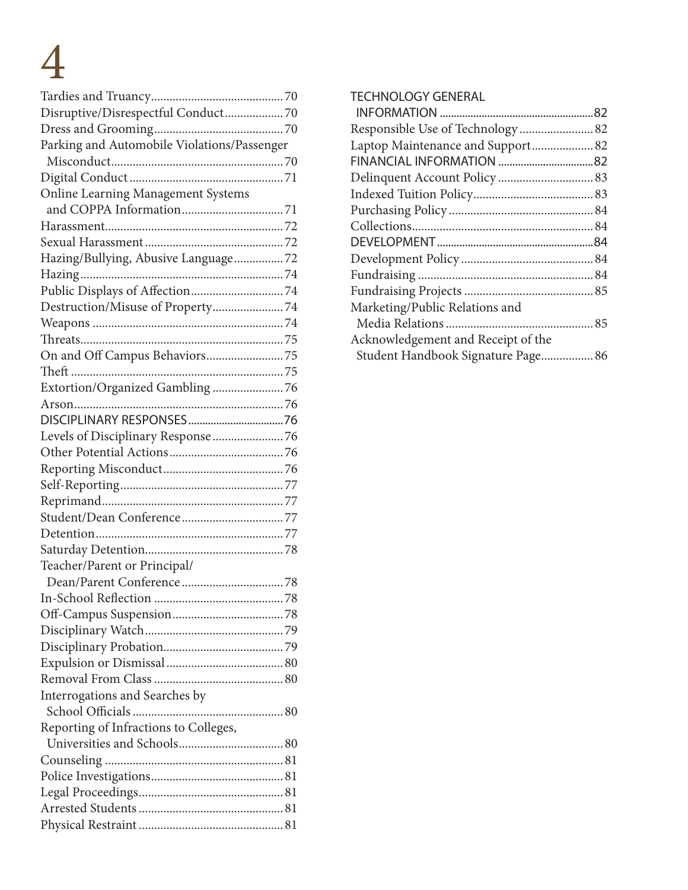Tardies and Truancy........................................70
Disruptive/Disrespectful Conduct..................70
Dress and Grooming........................................70
Parking and Automobile Violations/Passenger Misconduct........................................70
Digital Conduct........................................71
Online Learning Management Systems and COPPA Information........................................71
Harassment........................................72
Sexual Harassment........................................72
Hazing/Bullying, Abusive Language................72
Hazing........................................74
Public Displays of Affection........................................74
Destruction/Misuse of Property........................................74
Weapons........................................74
Threats........................................75
On and Off Campus Behaviors........................................75
Theft........................................75
Extortion/Organized Gambling........................................76
Arson........................................76

DISCIPLINARY RESPONSES........................................76

Levels of Disciplinary Response........................................76
Other Potential Actions........................................76
Reporting Misconduct........................................76
Self-Reporting........................................77
Reprimand........................................77
Student/Dean Conference........................................77
Detention........................................77
Saturday Detention........................................78
Teacher/Parent or Principal/Dean/Parent Conference........................................78
In-School Reflection........................................78
Off-Campus Suspension........................................78
Disciplinary Watch........................................79
Disciplinary Probation........................................79
Expulsion or Dismissal........................................80
Removal From Class........................................80
Interrogations and Searches by School Officials........................................80
Reporting of Infractions to Colleges, Universities and Schools........................................80
Counseling........................................81
Police Investigations........................................81
Legal Proceedings........................................81
Arrested Students........................................81
Physical Restraint........................................81

TECHNOLOGY GENERAL INFORMATION........................................82

Responsible Use of Technology........................................82
Laptop Maintenance and Support........................................82

FINANCIAL INFORMATION........................................82

Delinquent Account Policy........................................83
Indexed Tuition Policy........................................83
Purchasing Policy........................................84
Collections........................................84

DEVELOPMENT........................................84

Development Policy........................................84
Fundraising........................................84
Fundraising Projects........................................85
Marketing/Public Relations and Media Relations........................................85
Acknowledgement and Receipt of the Student Handbook Signature Page........................................86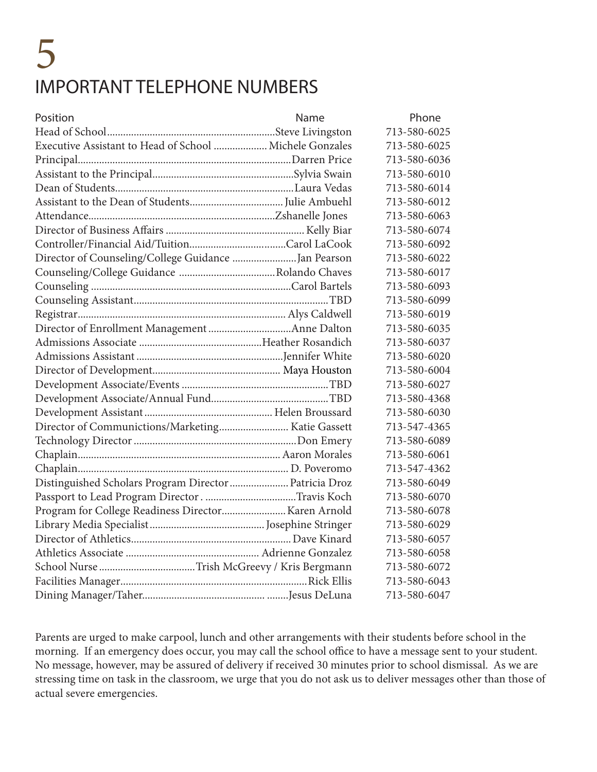# 5

# IMPORTANT TELEPHONE NUMBERS

| Position | Name | Phone |
|---|---|---|
| Head of School | Steve Livingston | 713-580-6025 |
| Executive Assistant to Head of School | Michele Gonzales | 713-580-6025 |
| Principal | Darren Price | 713-580-6036 |
| Assistant to the Principal | Sylvia Swain | 713-580-6010 |
| Dean of Students | Laura Vedas | 713-580-6014 |
| Assistant to the Dean of Students | Julie Ambuehl | 713-580-6012 |
| Attendance | Zshanelle Jones | 713-580-6063 |
| Director of Business Affairs | Kelly Biar | 713-580-6074 |
| Controller/Financial Aid/Tuition | Carol LaCook | 713-580-6092 |
| Director of Counseling/College Guidance | Jan Pearson | 713-580-6022 |
| Counseling/College Guidance | Rolando Chaves | 713-580-6017 |
| Counseling | Carol Bartels | 713-580-6093 |
| Counseling Assistant | TBD | 713-580-6099 |
| Registrar | Alys Caldwell | 713-580-6019 |
| Director of Enrollment Management | Anne Dalton | 713-580-6035 |
| Admissions Associate | Heather Rosandich | 713-580-6037 |
| Admissions Assistant | Jennifer White | 713-580-6020 |
| Director of Development | Maya Houston | 713-580-6004 |
| Development Associate/Events | TBD | 713-580-6027 |
| Development Associate/Annual Fund | TBD | 713-580-4368 |
| Development Assistant | Helen Broussard | 713-580-6030 |
| Director of Communictions/Marketing | Katie Gassett | 713-547-4365 |
| Technology Director | Don Emery | 713-580-6089 |
| Chaplain | Aaron Morales | 713-580-6061 |
| Chaplain | D. Poveromo | 713-547-4362 |
| Distinguished Scholars Program Director | Patricia Droz | 713-580-6049 |
| Passport to Lead Program Director | Travis Koch | 713-580-6070 |
| Program for College Readiness Director | Karen Arnold | 713-580-6078 |
| Library Media Specialist | Josephine Stringer | 713-580-6029 |
| Director of Athletics | Dave Kinard | 713-580-6057 |
| Athletics Associate | Adrienne Gonzalez | 713-580-6058 |
| School Nurse | Trish McGreevy / Kris Bergmann | 713-580-6072 |
| Facilities Manager | Rick Ellis | 713-580-6043 |
| Dining Manager/Taher | Jesus DeLuna | 713-580-6047 |

Parents are urged to make carpool, lunch and other arrangements with their students before school in the morning. If an emergency does occur, you may call the school office to have a message sent to your student. No message, however, may be assured of delivery if received 30 minutes prior to school dismissal. As we are stressing time on task in the classroom, we urge that you do not ask us to deliver messages other than those of actual severe emergencies.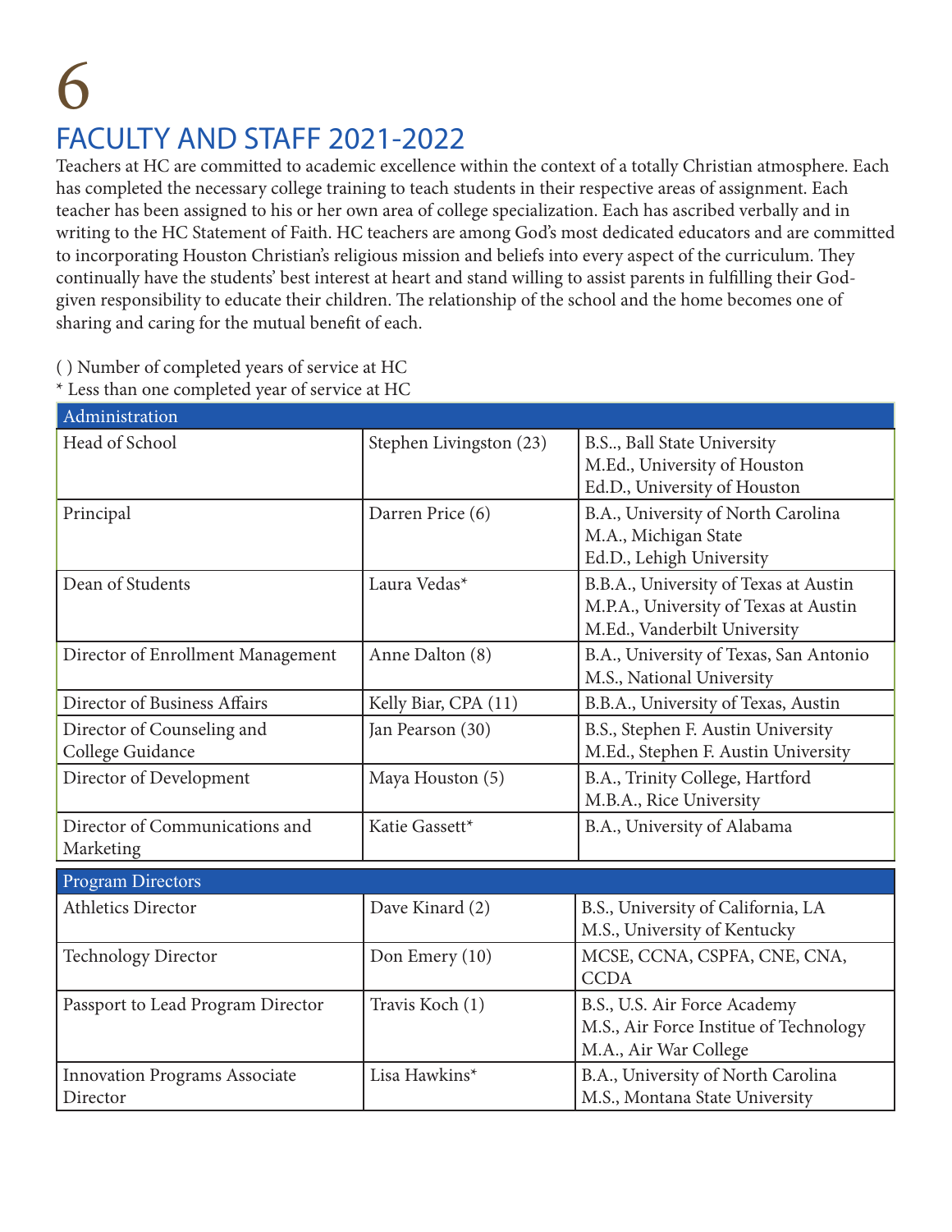# 6

## FACULTY AND STAFF 2021-2022

Teachers at HC are committed to academic excellence within the context of a totally Christian atmosphere. Each has completed the necessary college training to teach students in their respective areas of assignment. Each teacher has been assigned to his or her own area of college specialization. Each has ascribed verbally and in writing to the HC Statement of Faith. HC teachers are among God's most dedicated educators and are committed to incorporating Houston Christian's religious mission and beliefs into every aspect of the curriculum. They continually have the students' best interest at heart and stand willing to assist parents in fulfilling their God-given responsibility to educate their children. The relationship of the school and the home becomes one of sharing and caring for the mutual benefit of each.

( ) Number of completed years of service at HC
* Less than one completed year of service at HC

| Administration | | |
|---|---|---|
| Head of School | Stephen Livingston (23) | B.S.., Ball State University<br>M.Ed., University of Houston<br>Ed.D., University of Houston |
| Principal | Darren Price (6) | B.A., University of North Carolina<br>M.A., Michigan State<br>Ed.D., Lehigh University |
| Dean of Students | Laura Vedas* | B.B.A., University of Texas at Austin<br>M.P.A., University of Texas at Austin<br>M.Ed., Vanderbilt University |
| Director of Enrollment Management | Anne Dalton (8) | B.A., University of Texas, San Antonio<br>M.S., National University |
| Director of Business Affairs | Kelly Biar, CPA (11) | B.B.A., University of Texas, Austin |
| Director of Counseling and College Guidance | Jan Pearson (30) | B.S., Stephen F. Austin University<br>M.Ed., Stephen F. Austin University |
| Director of Development | Maya Houston (5) | B.A., Trinity College, Hartford<br>M.B.A., Rice University |
| Director of Communications and Marketing | Katie Gassett* | B.A., University of Alabama |

| Program Directors | | |
|---|---|---|
| Athletics Director | Dave Kinard (2) | B.S., University of California, LA<br>M.S., University of Kentucky |
| Technology Director | Don Emery (10) | MCSE, CCNA, CSPFA, CNE, CNA, CCDA |
| Passport to Lead Program Director | Travis Koch (1) | B.S., U.S. Air Force Academy<br>M.S., Air Force Institue of Technology<br>M.A., Air War College |
| Innovation Programs Associate Director | Lisa Hawkins* | B.A., University of North Carolina<br>M.S., Montana State University |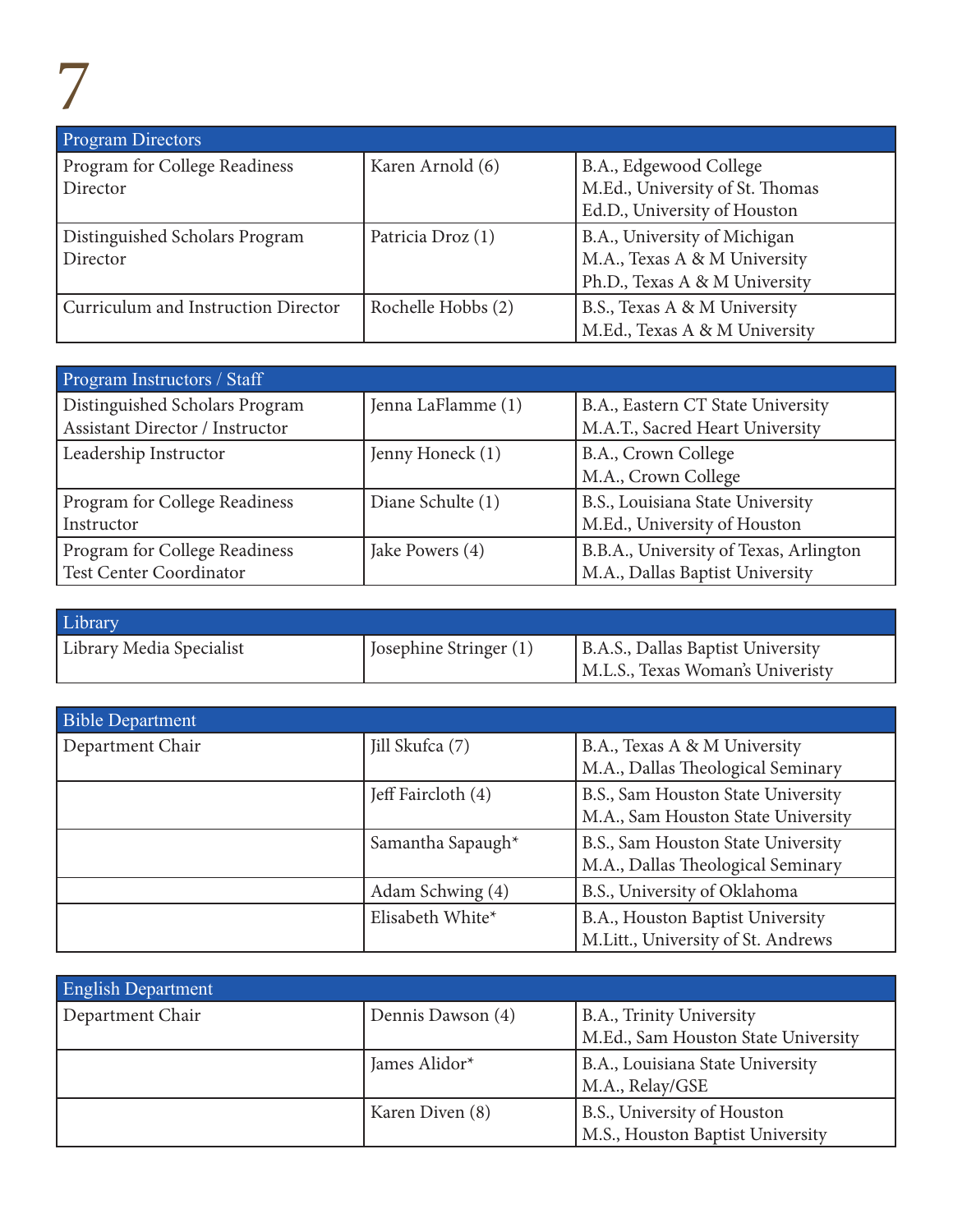| Program Directors | | |
|---|---|---|
| Program for College Readiness Director | Karen Arnold (6) | B.A., Edgewood College<br>M.Ed., University of St. Thomas<br>Ed.D., University of Houston |
| Distinguished Scholars Program Director | Patricia Droz (1) | B.A., University of Michigan<br>M.A., Texas A & M University<br>Ph.D., Texas A & M University |
| Curriculum and Instruction Director | Rochelle Hobbs (2) | B.S., Texas A & M University<br>M.Ed., Texas A & M University |

| Program Instructors / Staff | | |
|---|---|---|
| Distinguished Scholars Program Assistant Director / Instructor | Jenna LaFlamme (1) | B.A., Eastern CT State University<br>M.A.T., Sacred Heart University |
| Leadership Instructor | Jenny Honeck (1) | B.A., Crown College<br>M.A., Crown College |
| Program for College Readiness Instructor | Diane Schulte (1) | B.S., Louisiana State University<br>M.Ed., University of Houston |
| Program for College Readiness Test Center Coordinator | Jake Powers (4) | B.B.A., University of Texas, Arlington<br>M.A., Dallas Baptist University |

| Library | | |
|---|---|---|
| Library Media Specialist | Josephine Stringer (1) | B.A.S., Dallas Baptist University<br>M.L.S., Texas Woman's Univeristy |

| Bible Department | | |
|---|---|---|
| Department Chair | Jill Skufca (7) | B.A., Texas A & M University<br>M.A., Dallas Theological Seminary |
| | Jeff Faircloth (4) | B.S., Sam Houston State University<br>M.A., Sam Houston State University |
| | Samantha Sapaugh* | B.S., Sam Houston State University<br>M.A., Dallas Theological Seminary |
| | Adam Schwing (4) | B.S., University of Oklahoma |
| | Elisabeth White* | B.A., Houston Baptist University<br>M.Litt., University of St. Andrews |

| English Department | | |
|---|---|---|
| Department Chair | Dennis Dawson (4) | B.A., Trinity University<br>M.Ed., Sam Houston State University |
| | James Alidor* | B.A., Louisiana State University<br>M.A., Relay/GSE |
| | Karen Diven (8) | B.S., University of Houston<br>M.S., Houston Baptist University |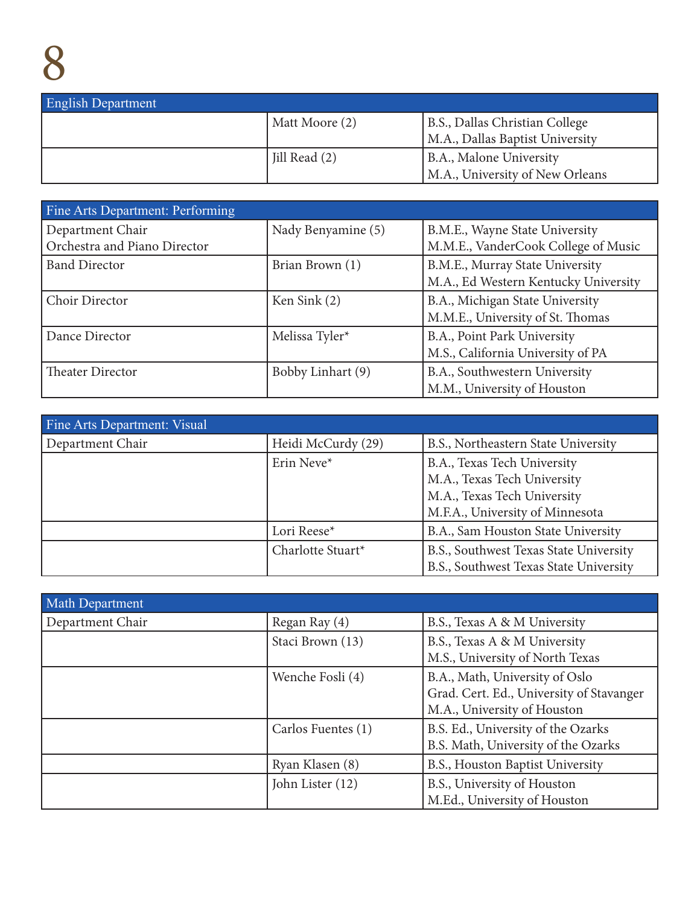| English Department | | |
|---|---|---|
| | Matt Moore (2) | B.S., Dallas Christian College<br>M.A., Dallas Baptist University |
| | Jill Read (2) | B.A., Malone University<br>M.A., University of New Orleans |

| Fine Arts Department: Performing | | |
|---|---|---|
| Department Chair<br>Orchestra and Piano Director | Nady Benyamine (5) | B.M.E., Wayne State University<br>M.M.E., VanderCook College of Music |
| Band Director | Brian Brown (1) | B.M.E., Murray State University<br>M.A., Ed Western Kentucky University |
| Choir Director | Ken Sink (2) | B.A., Michigan State University<br>M.M.E., University of St. Thomas |
| Dance Director | Melissa Tyler* | B.A., Point Park University<br>M.S., California University of PA |
| Theater Director | Bobby Linhart (9) | B.A., Southwestern University<br>M.M., University of Houston |

| Fine Arts Department: Visual | | |
|---|---|---|
| Department Chair | Heidi McCurdy (29) | B.S., Northeastern State University |
| | Erin Neve* | B.A., Texas Tech University<br>M.A., Texas Tech University<br>M.A., Texas Tech University<br>M.F.A., University of Minnesota |
| | Lori Reese* | B.A., Sam Houston State University |
| | Charlotte Stuart* | B.S., Southwest Texas State University<br>B.S., Southwest Texas State University |

| Math Department | | |
|---|---|---|
| Department Chair | Regan Ray (4) | B.S., Texas A & M University |
| | Staci Brown (13) | B.S., Texas A & M University<br>M.S., University of North Texas |
| | Wenche Fosli (4) | B.A., Math, University of Oslo<br>Grad. Cert. Ed., University of Stavanger<br>M.A., University of Houston |
| | Carlos Fuentes (1) | B.S. Ed., University of the Ozarks<br>B.S. Math, University of the Ozarks |
| | Ryan Klasen (8) | B.S., Houston Baptist University |
| | John Lister (12) | B.S., University of Houston<br>M.Ed., University of Houston |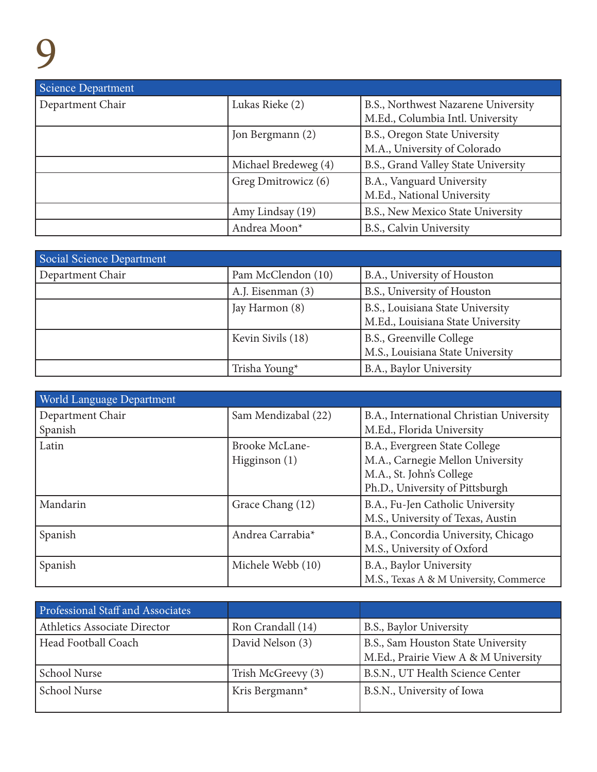| Science Department | | |
|---|---|---|
| Department Chair | Lukas Rieke (2) | B.S., Northwest Nazarene University<br>M.Ed., Columbia Intl. University |
| | Jon Bergmann (2) | B.S., Oregon State University<br>M.A., University of Colorado |
| | Michael Bredeweg (4) | B.S., Grand Valley State University |
| | Greg Dmitrowicz (6) | B.A., Vanguard University<br>M.Ed., National University |
| | Amy Lindsay (19) | B.S., New Mexico State University |
| | Andrea Moon* | B.S., Calvin University |

| Social Science Department | | |
|---|---|---|
| Department Chair | Pam McClendon (10) | B.A., University of Houston |
| | A.J. Eisenman (3) | B.S., University of Houston |
| | Jay Harmon (8) | B.S., Louisiana State University<br>M.Ed., Louisiana State University |
| | Kevin Sivils (18) | B.S., Greenville College<br>M.S., Louisiana State University |
| | Trisha Young* | B.A., Baylor University |

| World Language Department | | |
|---|---|---|
| Department Chair<br>Spanish | Sam Mendizabal (22) | B.A., International Christian University<br>M.Ed., Florida University |
| Latin | Brooke McLane-Higginson (1) | B.A., Evergreen State College<br>M.A., Carnegie Mellon University<br>M.A., St. John's College<br>Ph.D., University of Pittsburgh |
| Mandarin | Grace Chang (12) | B.A., Fu-Jen Catholic University<br>M.S., University of Texas, Austin |
| Spanish | Andrea Carrabia* | B.A., Concordia University, Chicago<br>M.S., University of Oxford |
| Spanish | Michele Webb (10) | B.A., Baylor University<br>M.S., Texas A & M University, Commerce |

| Professional Staff and Associates | | |
|---|---|---|
| Athletics Associate Director | Ron Crandall (14) | B.S., Baylor University |
| Head Football Coach | David Nelson (3) | B.S., Sam Houston State University<br>M.Ed., Prairie View A & M University |
| School Nurse | Trish McGreevy (3) | B.S.N., UT Health Science Center |
| School Nurse | Kris Bergmann* | B.S.N., University of Iowa |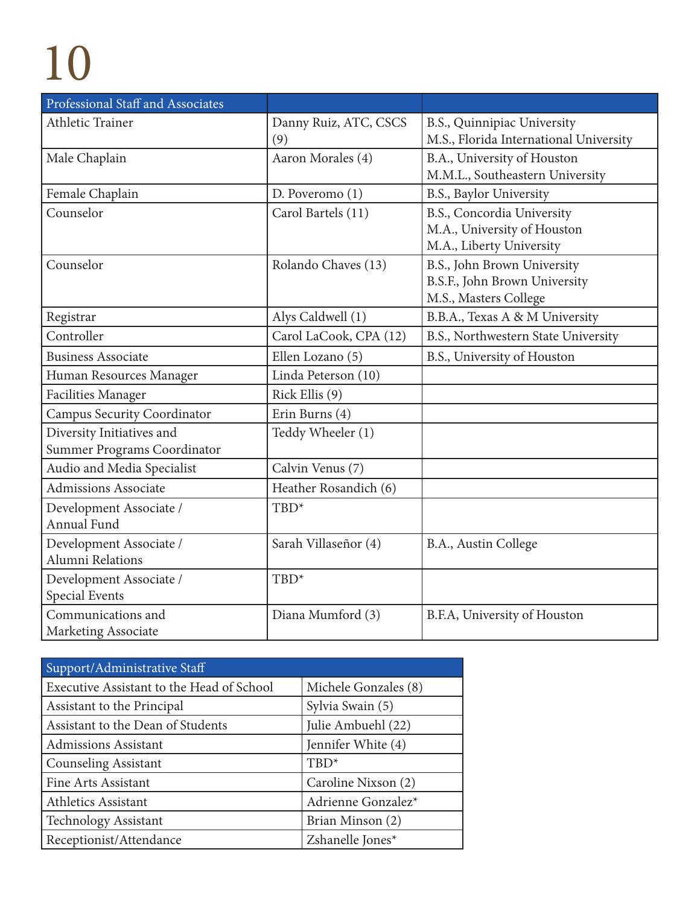| Professional Staff and Associates | | |
|---|---|---|
| Athletic Trainer | Danny Ruiz, ATC, CSCS (9) | B.S., Quinnipiac University<br>M.S., Florida International University |
| Male Chaplain | Aaron Morales (4) | B.A., University of Houston<br>M.M.L., Southeastern University |
| Female Chaplain | D. Poveromo (1) | B.S., Baylor University |
| Counselor | Carol Bartels (11) | B.S., Concordia University<br>M.A., University of Houston<br>M.A., Liberty University |
| Counselor | Rolando Chaves (13) | B.S., John Brown University<br>B.S.F., John Brown University<br>M.S., Masters College |
| Registrar | Alys Caldwell (1) | B.B.A., Texas A & M University |
| Controller | Carol LaCook, CPA (12) | B.S., Northwestern State University |
| Business Associate | Ellen Lozano (5) | B.S., University of Houston |
| Human Resources Manager | Linda Peterson (10) | |
| Facilities Manager | Rick Ellis (9) | |
| Campus Security Coordinator | Erin Burns (4) | |
| Diversity Initiatives and Summer Programs Coordinator | Teddy Wheeler (1) | |
| Audio and Media Specialist | Calvin Venus (7) | |
| Admissions Associate | Heather Rosandich (6) | |
| Development Associate / Annual Fund | TBD* | |
| Development Associate / Alumni Relations | Sarah Villaseñor (4) | B.A., Austin College |
| Development Associate / Special Events | TBD* | |
| Communications and Marketing Associate | Diana Mumford (3) | B.F.A, University of Houston |

| Support/Administrative Staff | |
|---|---|
| Executive Assistant to the Head of School | Michele Gonzales (8) |
| Assistant to the Principal | Sylvia Swain (5) |
| Assistant to the Dean of Students | Julie Ambuehl (22) |
| Admissions Assistant | Jennifer White (4) |
| Counseling Assistant | TBD* |
| Fine Arts Assistant | Caroline Nixson (2) |
| Athletics Assistant | Adrienne Gonzalez* |
| Technology Assistant | Brian Minson (2) |
| Receptionist/Attendance | Zshanelle Jones* |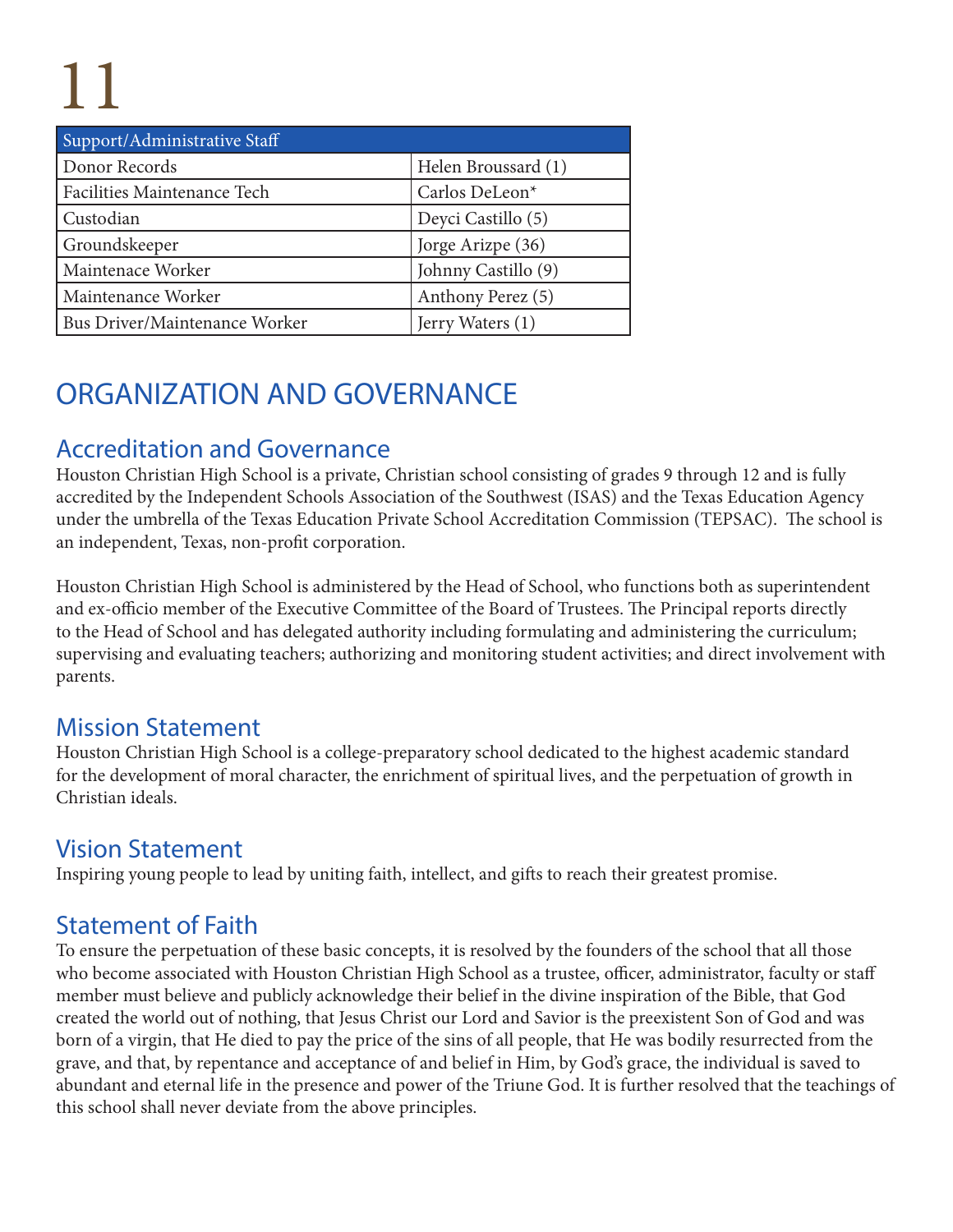| Support/Administrative Staff | |
|---|---|
| Donor Records | Helen Broussard (1) |
| Facilities Maintenance Tech | Carlos DeLeon* |
| Custodian | Deyci Castillo (5) |
| Groundskeeper | Jorge Arizpe (36) |
| Maintenace Worker | Johnny Castillo (9) |
| Maintenance Worker | Anthony Perez (5) |
| Bus Driver/Maintenance Worker | Jerry Waters (1) |

# ORGANIZATION AND GOVERNANCE

## Accreditation and Governance

Houston Christian High School is a private, Christian school consisting of grades 9 through 12 and is fully accredited by the Independent Schools Association of the Southwest (ISAS) and the Texas Education Agency under the umbrella of the Texas Education Private School Accreditation Commission (TEPSAC). The school is an independent, Texas, non-profit corporation.

Houston Christian High School is administered by the Head of School, who functions both as superintendent and ex-officio member of the Executive Committee of the Board of Trustees. The Principal reports directly to the Head of School and has delegated authority including formulating and administering the curriculum; supervising and evaluating teachers; authorizing and monitoring student activities; and direct involvement with parents.

## Mission Statement

Houston Christian High School is a college-preparatory school dedicated to the highest academic standard for the development of moral character, the enrichment of spiritual lives, and the perpetuation of growth in Christian ideals.

## Vision Statement

Inspiring young people to lead by uniting faith, intellect, and gifts to reach their greatest promise.

## Statement of Faith

To ensure the perpetuation of these basic concepts, it is resolved by the founders of the school that all those who become associated with Houston Christian High School as a trustee, officer, administrator, faculty or staff member must believe and publicly acknowledge their belief in the divine inspiration of the Bible, that God created the world out of nothing, that Jesus Christ our Lord and Savior is the preexistent Son of God and was born of a virgin, that He died to pay the price of the sins of all people, that He was bodily resurrected from the grave, and that, by repentance and acceptance of and belief in Him, by God's grace, the individual is saved to abundant and eternal life in the presence and power of the Triune God. It is further resolved that the teachings of this school shall never deviate from the above principles.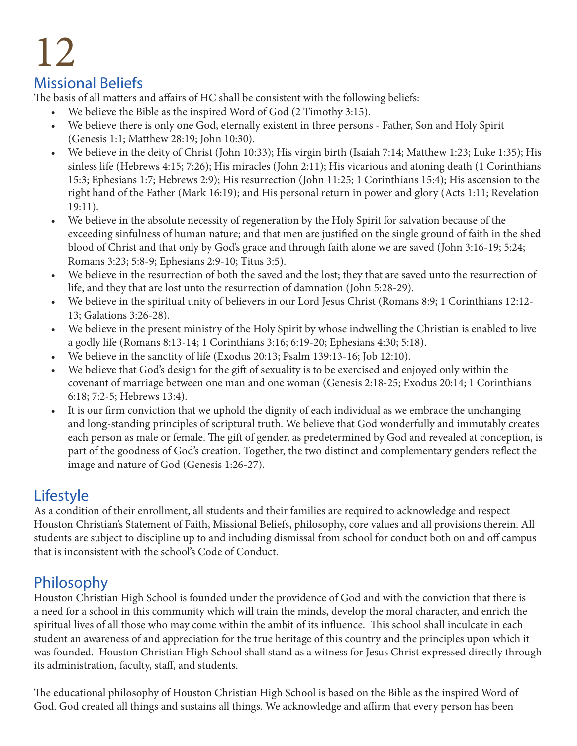## Missional Beliefs

The basis of all matters and affairs of HC shall be consistent with the following beliefs:

- We believe the Bible as the inspired Word of God (2 Timothy 3:15).
- We believe there is only one God, eternally existent in three persons - Father, Son and Holy Spirit (Genesis 1:1; Matthew 28:19; John 10:30).
- We believe in the deity of Christ (John 10:33); His virgin birth (Isaiah 7:14; Matthew 1:23; Luke 1:35); His sinless life (Hebrews 4:15; 7:26); His miracles (John 2:11); His vicarious and atoning death (1 Corinthians 15:3; Ephesians 1:7; Hebrews 2:9); His resurrection (John 11:25; 1 Corinthians 15:4); His ascension to the right hand of the Father (Mark 16:19); and His personal return in power and glory (Acts 1:11; Revelation 19:11).
- We believe in the absolute necessity of regeneration by the Holy Spirit for salvation because of the exceeding sinfulness of human nature; and that men are justified on the single ground of faith in the shed blood of Christ and that only by God's grace and through faith alone we are saved (John 3:16-19; 5:24; Romans 3:23; 5:8-9; Ephesians 2:9-10; Titus 3:5).
- We believe in the resurrection of both the saved and the lost; they that are saved unto the resurrection of life, and they that are lost unto the resurrection of damnation (John 5:28-29).
- We believe in the spiritual unity of believers in our Lord Jesus Christ (Romans 8:9; 1 Corinthians 12:12-13; Galatians 3:26-28).
- We believe in the present ministry of the Holy Spirit by whose indwelling the Christian is enabled to live a godly life (Romans 8:13-14; 1 Corinthians 3:16; 6:19-20; Ephesians 4:30; 5:18).
- We believe in the sanctity of life (Exodus 20:13; Psalm 139:13-16; Job 12:10).
- We believe that God's design for the gift of sexuality is to be exercised and enjoyed only within the covenant of marriage between one man and one woman (Genesis 2:18-25; Exodus 20:14; 1 Corinthians 6:18; 7:2-5; Hebrews 13:4).
- It is our firm conviction that we uphold the dignity of each individual as we embrace the unchanging and long-standing principles of scriptural truth. We believe that God wonderfully and immutably creates each person as male or female. The gift of gender, as predetermined by God and revealed at conception, is part of the goodness of God's creation. Together, the two distinct and complementary genders reflect the image and nature of God (Genesis 1:26-27).

## Lifestyle

As a condition of their enrollment, all students and their families are required to acknowledge and respect Houston Christian's Statement of Faith, Missional Beliefs, philosophy, core values and all provisions therein. All students are subject to discipline up to and including dismissal from school for conduct both on and off campus that is inconsistent with the school's Code of Conduct.

## Philosophy

Houston Christian High School is founded under the providence of God and with the conviction that there is a need for a school in this community which will train the minds, develop the moral character, and enrich the spiritual lives of all those who may come within the ambit of its influence. This school shall inculcate in each student an awareness of and appreciation for the true heritage of this country and the principles upon which it was founded. Houston Christian High School shall stand as a witness for Jesus Christ expressed directly through its administration, faculty, staff, and students.

The educational philosophy of Houston Christian High School is based on the Bible as the inspired Word of God. God created all things and sustains all things. We acknowledge and affirm that every person has been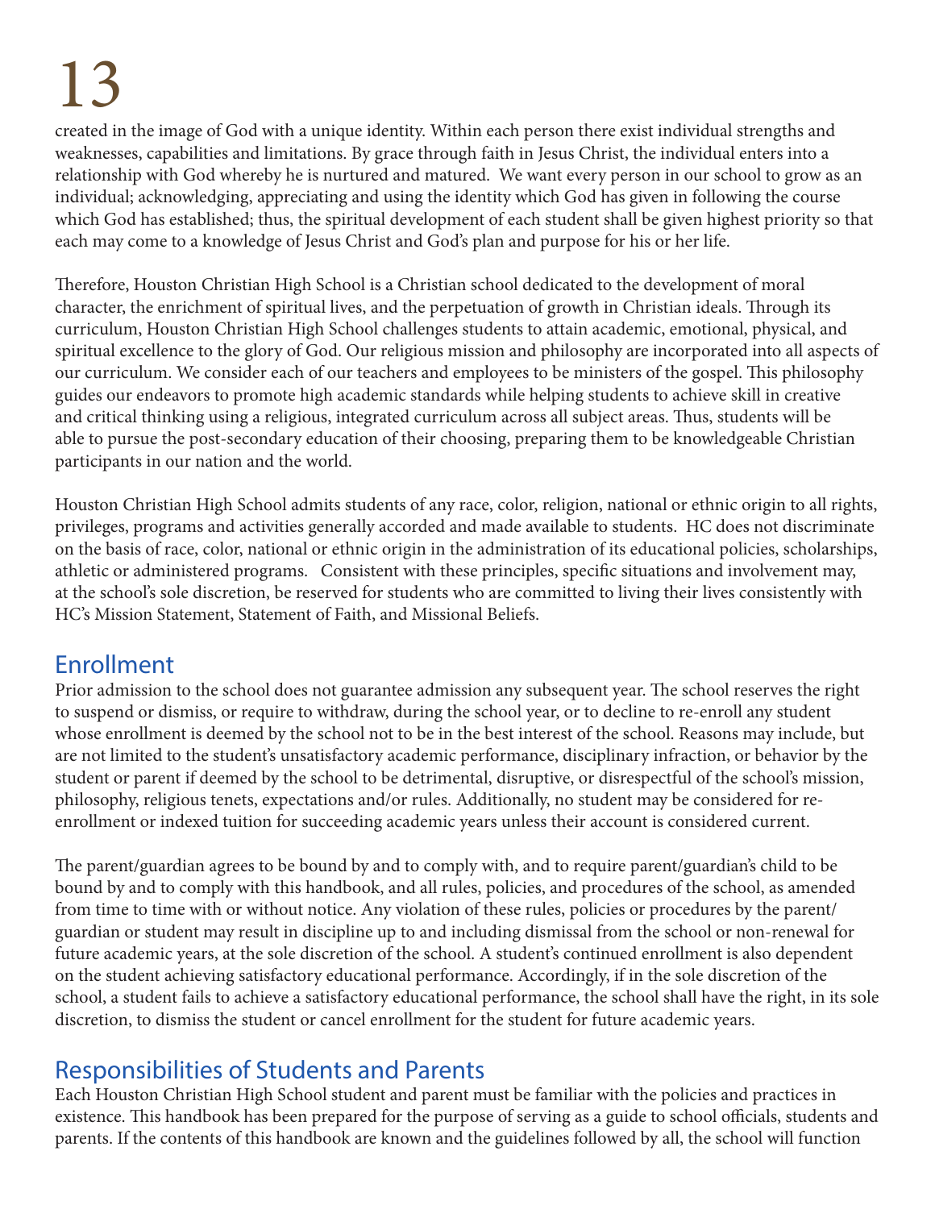created in the image of God with a unique identity. Within each person there exist individual strengths and weaknesses, capabilities and limitations. By grace through faith in Jesus Christ, the individual enters into a relationship with God whereby he is nurtured and matured. We want every person in our school to grow as an individual; acknowledging, appreciating and using the identity which God has given in following the course which God has established; thus, the spiritual development of each student shall be given highest priority so that each may come to a knowledge of Jesus Christ and God's plan and purpose for his or her life.

Therefore, Houston Christian High School is a Christian school dedicated to the development of moral character, the enrichment of spiritual lives, and the perpetuation of growth in Christian ideals. Through its curriculum, Houston Christian High School challenges students to attain academic, emotional, physical, and spiritual excellence to the glory of God. Our religious mission and philosophy are incorporated into all aspects of our curriculum. We consider each of our teachers and employees to be ministers of the gospel. This philosophy guides our endeavors to promote high academic standards while helping students to achieve skill in creative and critical thinking using a religious, integrated curriculum across all subject areas. Thus, students will be able to pursue the post-secondary education of their choosing, preparing them to be knowledgeable Christian participants in our nation and the world.

Houston Christian High School admits students of any race, color, religion, national or ethnic origin to all rights, privileges, programs and activities generally accorded and made available to students. HC does not discriminate on the basis of race, color, national or ethnic origin in the administration of its educational policies, scholarships, athletic or administered programs. Consistent with these principles, specific situations and involvement may, at the school's sole discretion, be reserved for students who are committed to living their lives consistently with HC's Mission Statement, Statement of Faith, and Missional Beliefs.

## Enrollment

Prior admission to the school does not guarantee admission any subsequent year. The school reserves the right to suspend or dismiss, or require to withdraw, during the school year, or to decline to re-enroll any student whose enrollment is deemed by the school not to be in the best interest of the school. Reasons may include, but are not limited to the student's unsatisfactory academic performance, disciplinary infraction, or behavior by the student or parent if deemed by the school to be detrimental, disruptive, or disrespectful of the school's mission, philosophy, religious tenets, expectations and/or rules. Additionally, no student may be considered for re-enrollment or indexed tuition for succeeding academic years unless their account is considered current.

The parent/guardian agrees to be bound by and to comply with, and to require parent/guardian's child to be bound by and to comply with this handbook, and all rules, policies, and procedures of the school, as amended from time to time with or without notice. Any violation of these rules, policies or procedures by the parent/guardian or student may result in discipline up to and including dismissal from the school or non-renewal for future academic years, at the sole discretion of the school. A student's continued enrollment is also dependent on the student achieving satisfactory educational performance. Accordingly, if in the sole discretion of the school, a student fails to achieve a satisfactory educational performance, the school shall have the right, in its sole discretion, to dismiss the student or cancel enrollment for the student for future academic years.

## Responsibilities of Students and Parents

Each Houston Christian High School student and parent must be familiar with the policies and practices in existence. This handbook has been prepared for the purpose of serving as a guide to school officials, students and parents. If the contents of this handbook are known and the guidelines followed by all, the school will function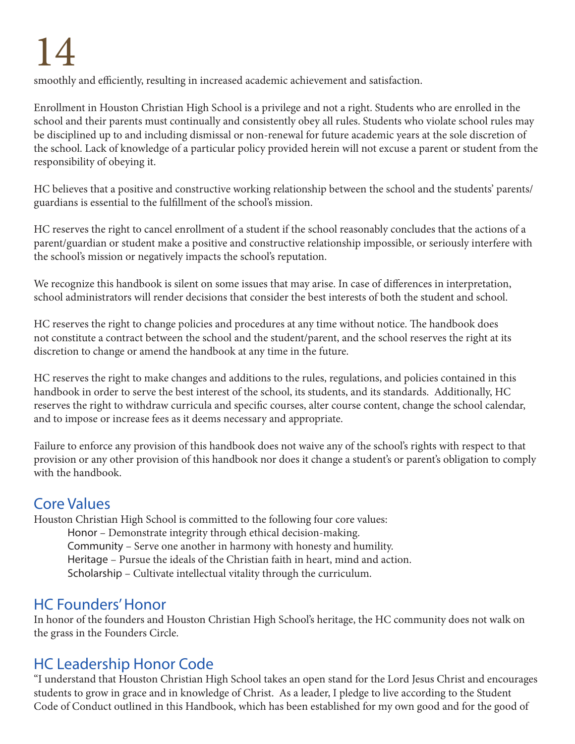smoothly and efficiently, resulting in increased academic achievement and satisfaction.

Enrollment in Houston Christian High School is a privilege and not a right. Students who are enrolled in the school and their parents must continually and consistently obey all rules. Students who violate school rules may be disciplined up to and including dismissal or non-renewal for future academic years at the sole discretion of the school. Lack of knowledge of a particular policy provided herein will not excuse a parent or student from the responsibility of obeying it.

HC believes that a positive and constructive working relationship between the school and the students' parents/guardians is essential to the fulfillment of the school's mission.

HC reserves the right to cancel enrollment of a student if the school reasonably concludes that the actions of a parent/guardian or student make a positive and constructive relationship impossible, or seriously interfere with the school's mission or negatively impacts the school's reputation.

We recognize this handbook is silent on some issues that may arise. In case of differences in interpretation, school administrators will render decisions that consider the best interests of both the student and school.

HC reserves the right to change policies and procedures at any time without notice. The handbook does not constitute a contract between the school and the student/parent, and the school reserves the right at its discretion to change or amend the handbook at any time in the future.

HC reserves the right to make changes and additions to the rules, regulations, and policies contained in this handbook in order to serve the best interest of the school, its students, and its standards. Additionally, HC reserves the right to withdraw curricula and specific courses, alter course content, change the school calendar, and to impose or increase fees as it deems necessary and appropriate.

Failure to enforce any provision of this handbook does not waive any of the school's rights with respect to that provision or any other provision of this handbook nor does it change a student's or parent's obligation to comply with the handbook.

## Core Values

Houston Christian High School is committed to the following four core values:

- Honor – Demonstrate integrity through ethical decision-making.
- Community – Serve one another in harmony with honesty and humility.
- Heritage – Pursue the ideals of the Christian faith in heart, mind and action.
- Scholarship – Cultivate intellectual vitality through the curriculum.

## HC Founders' Honor

In honor of the founders and Houston Christian High School's heritage, the HC community does not walk on the grass in the Founders Circle.

## HC Leadership Honor Code

"I understand that Houston Christian High School takes an open stand for the Lord Jesus Christ and encourages students to grow in grace and in knowledge of Christ. As a leader, I pledge to live according to the Student Code of Conduct outlined in this Handbook, which has been established for my own good and for the good of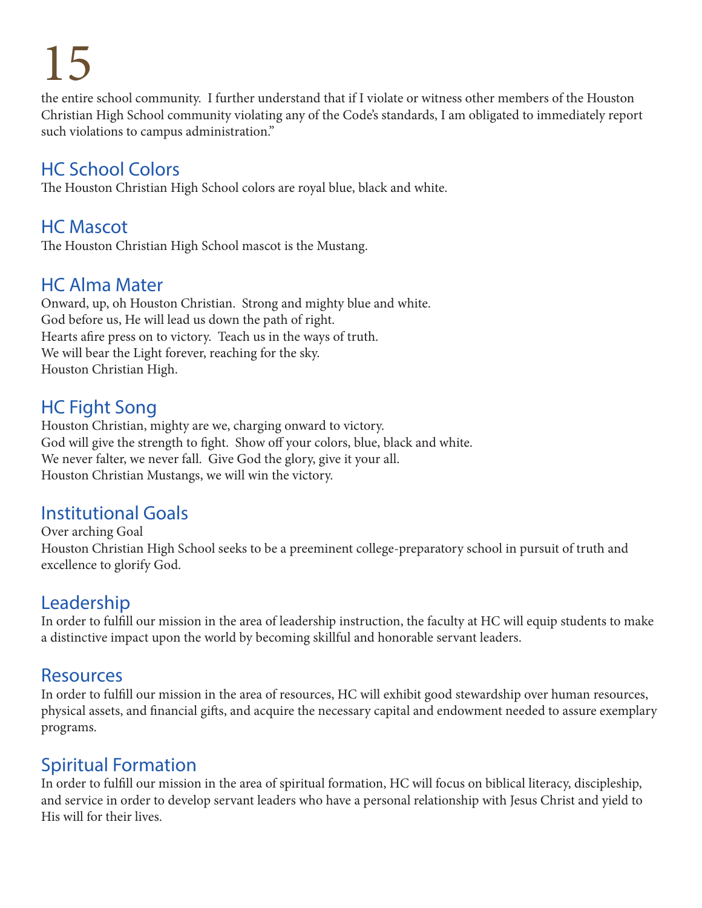the entire school community. I further understand that if I violate or witness other members of the Houston Christian High School community violating any of the Code's standards, I am obligated to immediately report such violations to campus administration."

## HC School Colors

The Houston Christian High School colors are royal blue, black and white.

## HC Mascot

The Houston Christian High School mascot is the Mustang.

## HC Alma Mater

Onward, up, oh Houston Christian. Strong and mighty blue and white.
God before us, He will lead us down the path of right.
Hearts afire press on to victory. Teach us in the ways of truth.
We will bear the Light forever, reaching for the sky.
Houston Christian High.

## HC Fight Song

Houston Christian, mighty are we, charging onward to victory.
God will give the strength to fight. Show off your colors, blue, black and white.
We never falter, we never fall. Give God the glory, give it your all.
Houston Christian Mustangs, we will win the victory.

## Institutional Goals

Over arching Goal
Houston Christian High School seeks to be a preeminent college-preparatory school in pursuit of truth and excellence to glorify God.

## Leadership

In order to fulfill our mission in the area of leadership instruction, the faculty at HC will equip students to make a distinctive impact upon the world by becoming skillful and honorable servant leaders.

## Resources

In order to fulfill our mission in the area of resources, HC will exhibit good stewardship over human resources, physical assets, and financial gifts, and acquire the necessary capital and endowment needed to assure exemplary programs.

## Spiritual Formation

In order to fulfill our mission in the area of spiritual formation, HC will focus on biblical literacy, discipleship, and service in order to develop servant leaders who have a personal relationship with Jesus Christ and yield to His will for their lives.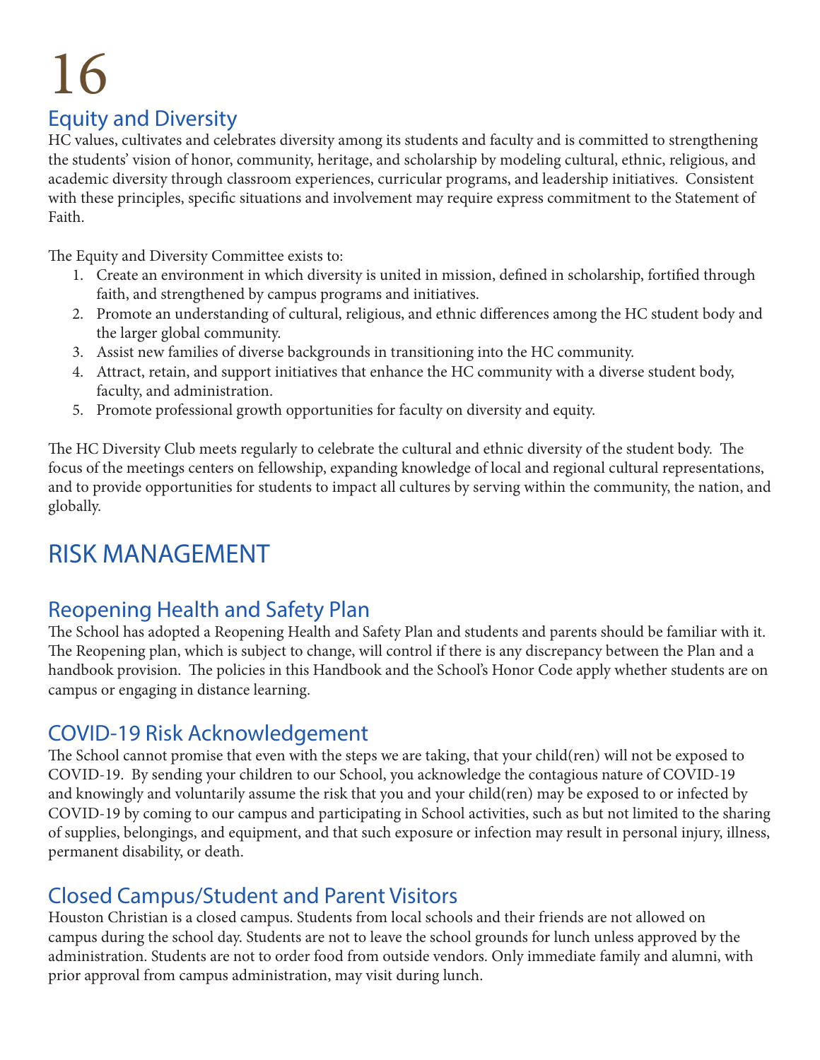## Equity and Diversity

HC values, cultivates and celebrates diversity among its students and faculty and is committed to strengthening the students' vision of honor, community, heritage, and scholarship by modeling cultural, ethnic, religious, and academic diversity through classroom experiences, curricular programs, and leadership initiatives. Consistent with these principles, specific situations and involvement may require express commitment to the Statement of Faith.

The Equity and Diversity Committee exists to:

1. Create an environment in which diversity is united in mission, defined in scholarship, fortified through faith, and strengthened by campus programs and initiatives.
2. Promote an understanding of cultural, religious, and ethnic differences among the HC student body and the larger global community.
3. Assist new families of diverse backgrounds in transitioning into the HC community.
4. Attract, retain, and support initiatives that enhance the HC community with a diverse student body, faculty, and administration.
5. Promote professional growth opportunities for faculty on diversity and equity.

The HC Diversity Club meets regularly to celebrate the cultural and ethnic diversity of the student body. The focus of the meetings centers on fellowship, expanding knowledge of local and regional cultural representations, and to provide opportunities for students to impact all cultures by serving within the community, the nation, and globally.

# RISK MANAGEMENT

## Reopening Health and Safety Plan

The School has adopted a Reopening Health and Safety Plan and students and parents should be familiar with it. The Reopening plan, which is subject to change, will control if there is any discrepancy between the Plan and a handbook provision. The policies in this Handbook and the School's Honor Code apply whether students are on campus or engaging in distance learning.

## COVID-19 Risk Acknowledgement

The School cannot promise that even with the steps we are taking, that your child(ren) will not be exposed to COVID-19. By sending your children to our School, you acknowledge the contagious nature of COVID-19 and knowingly and voluntarily assume the risk that you and your child(ren) may be exposed to or infected by COVID-19 by coming to our campus and participating in School activities, such as but not limited to the sharing of supplies, belongings, and equipment, and that such exposure or infection may result in personal injury, illness, permanent disability, or death.

## Closed Campus/Student and Parent Visitors

Houston Christian is a closed campus. Students from local schools and their friends are not allowed on campus during the school day. Students are not to leave the school grounds for lunch unless approved by the administration. Students are not to order food from outside vendors. Only immediate family and alumni, with prior approval from campus administration, may visit during lunch.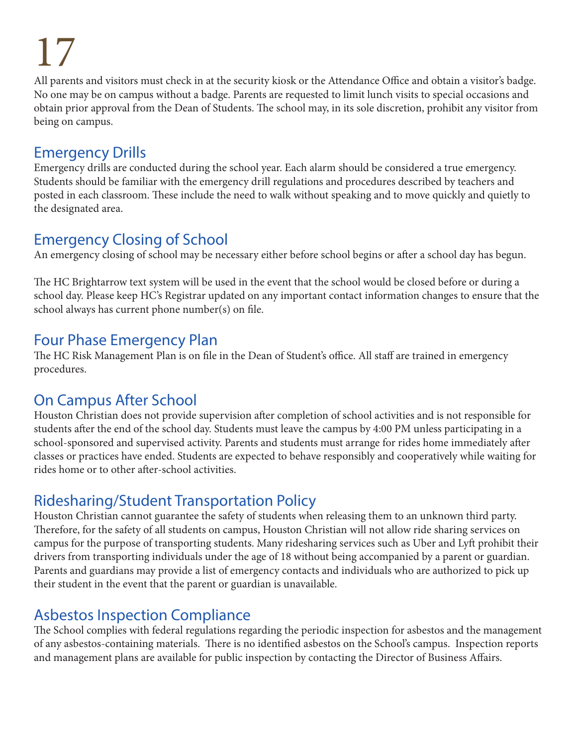All parents and visitors must check in at the security kiosk or the Attendance Office and obtain a visitor's badge. No one may be on campus without a badge. Parents are requested to limit lunch visits to special occasions and obtain prior approval from the Dean of Students. The school may, in its sole discretion, prohibit any visitor from being on campus.

## Emergency Drills

Emergency drills are conducted during the school year. Each alarm should be considered a true emergency. Students should be familiar with the emergency drill regulations and procedures described by teachers and posted in each classroom. These include the need to walk without speaking and to move quickly and quietly to the designated area.

## Emergency Closing of School

An emergency closing of school may be necessary either before school begins or after a school day has begun.

The HC Brightarrow text system will be used in the event that the school would be closed before or during a school day. Please keep HC's Registrar updated on any important contact information changes to ensure that the school always has current phone number(s) on file.

## Four Phase Emergency Plan

The HC Risk Management Plan is on file in the Dean of Student's office. All staff are trained in emergency procedures.

## On Campus After School

Houston Christian does not provide supervision after completion of school activities and is not responsible for students after the end of the school day. Students must leave the campus by 4:00 PM unless participating in a school-sponsored and supervised activity. Parents and students must arrange for rides home immediately after classes or practices have ended. Students are expected to behave responsibly and cooperatively while waiting for rides home or to other after-school activities.

## Ridesharing/Student Transportation Policy

Houston Christian cannot guarantee the safety of students when releasing them to an unknown third party. Therefore, for the safety of all students on campus, Houston Christian will not allow ride sharing services on campus for the purpose of transporting students. Many ridesharing services such as Uber and Lyft prohibit their drivers from transporting individuals under the age of 18 without being accompanied by a parent or guardian. Parents and guardians may provide a list of emergency contacts and individuals who are authorized to pick up their student in the event that the parent or guardian is unavailable.

## Asbestos Inspection Compliance

The School complies with federal regulations regarding the periodic inspection for asbestos and the management of any asbestos-containing materials. There is no identified asbestos on the School's campus. Inspection reports and management plans are available for public inspection by contacting the Director of Business Affairs.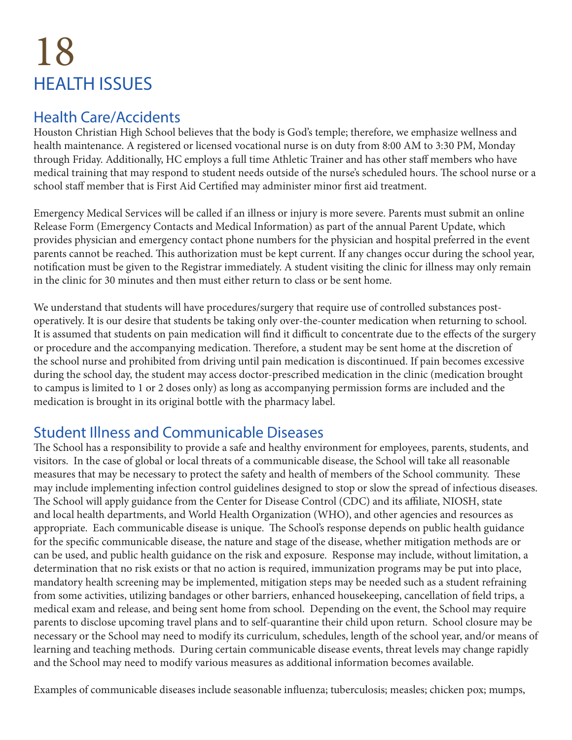# 18
# HEALTH ISSUES

## Health Care/Accidents

Houston Christian High School believes that the body is God's temple; therefore, we emphasize wellness and health maintenance. A registered or licensed vocational nurse is on duty from 8:00 AM to 3:30 PM, Monday through Friday. Additionally, HC employs a full time Athletic Trainer and has other staff members who have medical training that may respond to student needs outside of the nurse's scheduled hours. The school nurse or a school staff member that is First Aid Certified may administer minor first aid treatment.

Emergency Medical Services will be called if an illness or injury is more severe. Parents must submit an online Release Form (Emergency Contacts and Medical Information) as part of the annual Parent Update, which provides physician and emergency contact phone numbers for the physician and hospital preferred in the event parents cannot be reached. This authorization must be kept current. If any changes occur during the school year, notification must be given to the Registrar immediately. A student visiting the clinic for illness may only remain in the clinic for 30 minutes and then must either return to class or be sent home.

We understand that students will have procedures/surgery that require use of controlled substances post-operatively. It is our desire that students be taking only over-the-counter medication when returning to school. It is assumed that students on pain medication will find it difficult to concentrate due to the effects of the surgery or procedure and the accompanying medication. Therefore, a student may be sent home at the discretion of the school nurse and prohibited from driving until pain medication is discontinued. If pain becomes excessive during the school day, the student may access doctor-prescribed medication in the clinic (medication brought to campus is limited to 1 or 2 doses only) as long as accompanying permission forms are included and the medication is brought in its original bottle with the pharmacy label.

## Student Illness and Communicable Diseases

The School has a responsibility to provide a safe and healthy environment for employees, parents, students, and visitors. In the case of global or local threats of a communicable disease, the School will take all reasonable measures that may be necessary to protect the safety and health of members of the School community. These may include implementing infection control guidelines designed to stop or slow the spread of infectious diseases. The School will apply guidance from the Center for Disease Control (CDC) and its affiliate, NIOSH, state and local health departments, and World Health Organization (WHO), and other agencies and resources as appropriate. Each communicable disease is unique. The School's response depends on public health guidance for the specific communicable disease, the nature and stage of the disease, whether mitigation methods are or can be used, and public health guidance on the risk and exposure. Response may include, without limitation, a determination that no risk exists or that no action is required, immunization programs may be put into place, mandatory health screening may be implemented, mitigation steps may be needed such as a student refraining from some activities, utilizing bandages or other barriers, enhanced housekeeping, cancellation of field trips, a medical exam and release, and being sent home from school. Depending on the event, the School may require parents to disclose upcoming travel plans and to self-quarantine their child upon return. School closure may be necessary or the School may need to modify its curriculum, schedules, length of the school year, and/or means of learning and teaching methods. During certain communicable disease events, threat levels may change rapidly and the School may need to modify various measures as additional information becomes available.

Examples of communicable diseases include seasonable influenza; tuberculosis; measles; chicken pox; mumps,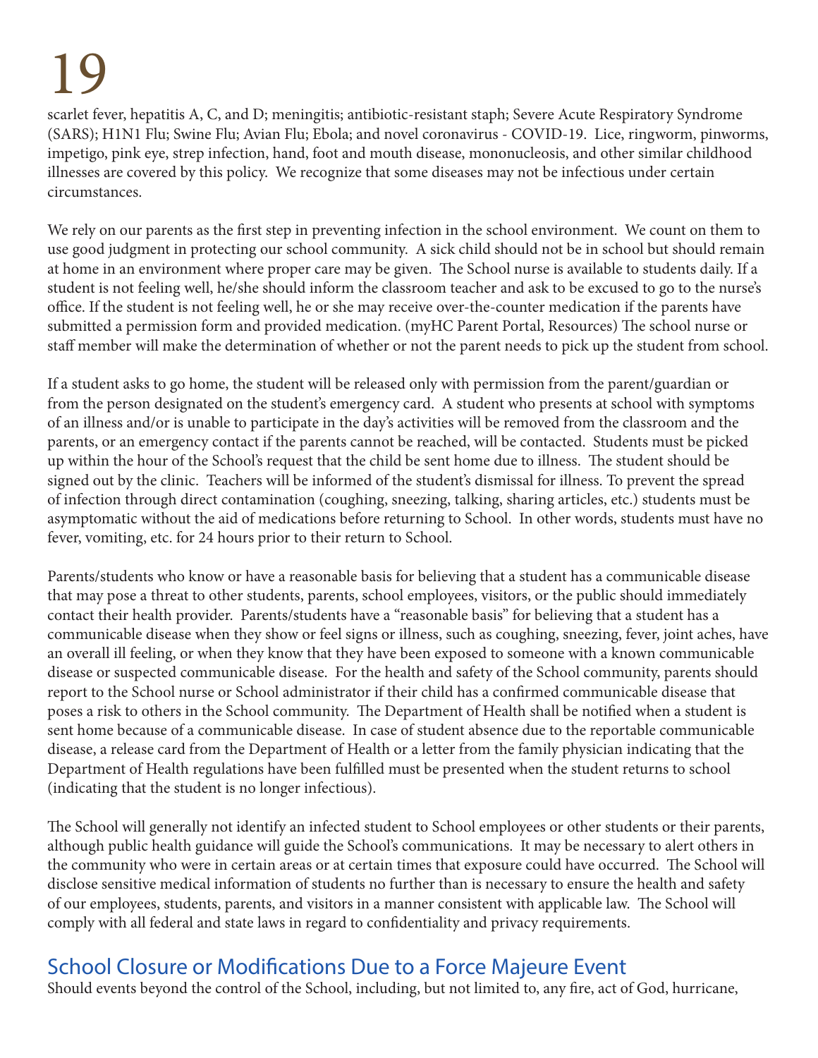scarlet fever, hepatitis A, C, and D; meningitis; antibiotic-resistant staph; Severe Acute Respiratory Syndrome (SARS); H1N1 Flu; Swine Flu; Avian Flu; Ebola; and novel coronavirus - COVID-19. Lice, ringworm, pinworms, impetigo, pink eye, strep infection, hand, foot and mouth disease, mononucleosis, and other similar childhood illnesses are covered by this policy. We recognize that some diseases may not be infectious under certain circumstances.

We rely on our parents as the first step in preventing infection in the school environment. We count on them to use good judgment in protecting our school community. A sick child should not be in school but should remain at home in an environment where proper care may be given. The School nurse is available to students daily. If a student is not feeling well, he/she should inform the classroom teacher and ask to be excused to go to the nurse's office. If the student is not feeling well, he or she may receive over-the-counter medication if the parents have submitted a permission form and provided medication. (myHC Parent Portal, Resources) The school nurse or staff member will make the determination of whether or not the parent needs to pick up the student from school.

If a student asks to go home, the student will be released only with permission from the parent/guardian or from the person designated on the student's emergency card. A student who presents at school with symptoms of an illness and/or is unable to participate in the day's activities will be removed from the classroom and the parents, or an emergency contact if the parents cannot be reached, will be contacted. Students must be picked up within the hour of the School's request that the child be sent home due to illness. The student should be signed out by the clinic. Teachers will be informed of the student's dismissal for illness. To prevent the spread of infection through direct contamination (coughing, sneezing, talking, sharing articles, etc.) students must be asymptomatic without the aid of medications before returning to School. In other words, students must have no fever, vomiting, etc. for 24 hours prior to their return to School.

Parents/students who know or have a reasonable basis for believing that a student has a communicable disease that may pose a threat to other students, parents, school employees, visitors, or the public should immediately contact their health provider. Parents/students have a "reasonable basis" for believing that a student has a communicable disease when they show or feel signs or illness, such as coughing, sneezing, fever, joint aches, have an overall ill feeling, or when they know that they have been exposed to someone with a known communicable disease or suspected communicable disease. For the health and safety of the School community, parents should report to the School nurse or School administrator if their child has a confirmed communicable disease that poses a risk to others in the School community. The Department of Health shall be notified when a student is sent home because of a communicable disease. In case of student absence due to the reportable communicable disease, a release card from the Department of Health or a letter from the family physician indicating that the Department of Health regulations have been fulfilled must be presented when the student returns to school (indicating that the student is no longer infectious).

The School will generally not identify an infected student to School employees or other students or their parents, although public health guidance will guide the School's communications. It may be necessary to alert others in the community who were in certain areas or at certain times that exposure could have occurred. The School will disclose sensitive medical information of students no further than is necessary to ensure the health and safety of our employees, students, parents, and visitors in a manner consistent with applicable law. The School will comply with all federal and state laws in regard to confidentiality and privacy requirements.

## School Closure or Modifications Due to a Force Majeure Event

Should events beyond the control of the School, including, but not limited to, any fire, act of God, hurricane,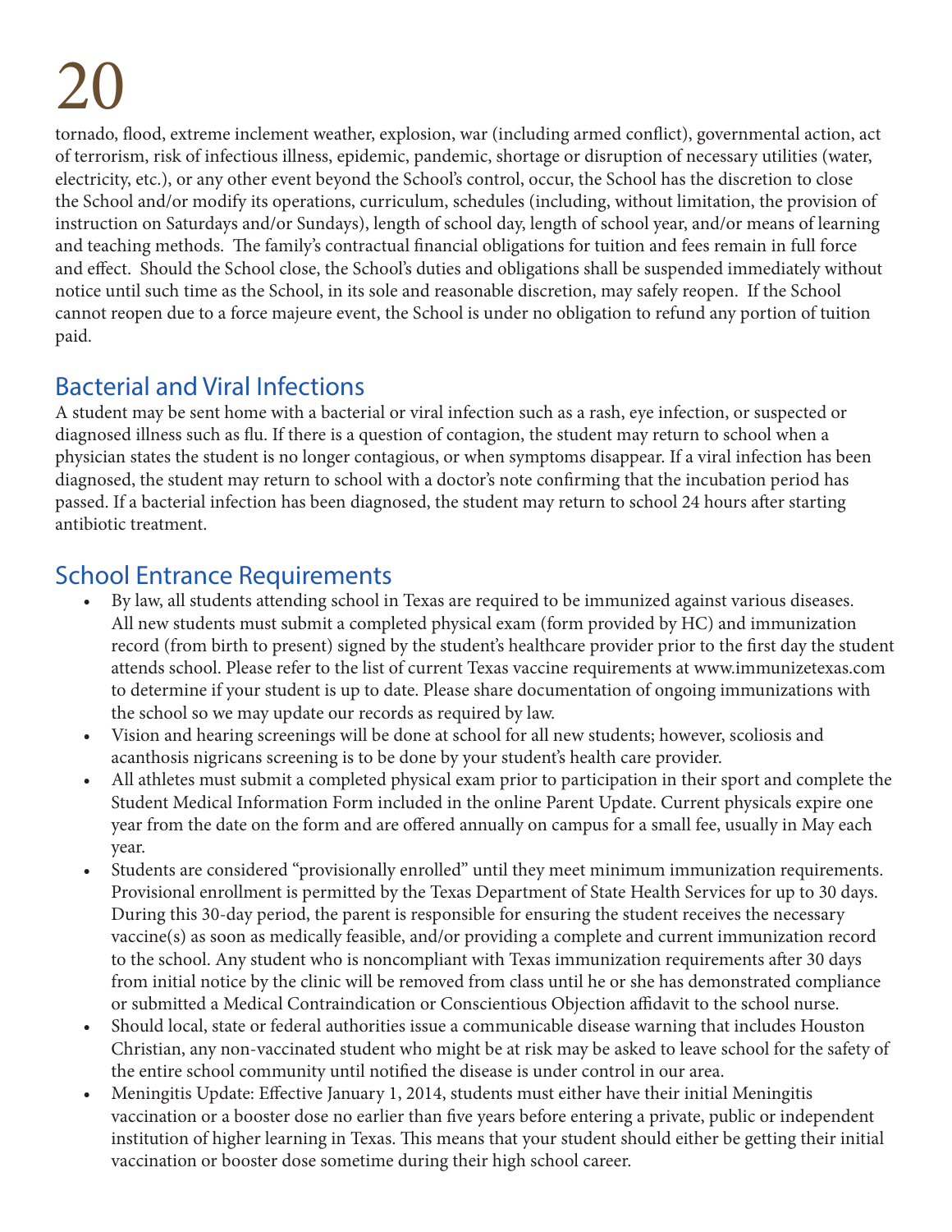tornado, flood, extreme inclement weather, explosion, war (including armed conflict), governmental action, act of terrorism, risk of infectious illness, epidemic, pandemic, shortage or disruption of necessary utilities (water, electricity, etc.), or any other event beyond the School's control, occur, the School has the discretion to close the School and/or modify its operations, curriculum, schedules (including, without limitation, the provision of instruction on Saturdays and/or Sundays), length of school day, length of school year, and/or means of learning and teaching methods. The family's contractual financial obligations for tuition and fees remain in full force and effect. Should the School close, the School's duties and obligations shall be suspended immediately without notice until such time as the School, in its sole and reasonable discretion, may safely reopen. If the School cannot reopen due to a force majeure event, the School is under no obligation to refund any portion of tuition paid.

## Bacterial and Viral Infections

A student may be sent home with a bacterial or viral infection such as a rash, eye infection, or suspected or diagnosed illness such as flu. If there is a question of contagion, the student may return to school when a physician states the student is no longer contagious, or when symptoms disappear. If a viral infection has been diagnosed, the student may return to school with a doctor's note confirming that the incubation period has passed. If a bacterial infection has been diagnosed, the student may return to school 24 hours after starting antibiotic treatment.

## School Entrance Requirements

- By law, all students attending school in Texas are required to be immunized against various diseases. All new students must submit a completed physical exam (form provided by HC) and immunization record (from birth to present) signed by the student's healthcare provider prior to the first day the student attends school. Please refer to the list of current Texas vaccine requirements at www.immunizetexas.com to determine if your student is up to date. Please share documentation of ongoing immunizations with the school so we may update our records as required by law.
- Vision and hearing screenings will be done at school for all new students; however, scoliosis and acanthosis nigricans screening is to be done by your student's health care provider.
- All athletes must submit a completed physical exam prior to participation in their sport and complete the Student Medical Information Form included in the online Parent Update. Current physicals expire one year from the date on the form and are offered annually on campus for a small fee, usually in May each year.
- Students are considered "provisionally enrolled" until they meet minimum immunization requirements. Provisional enrollment is permitted by the Texas Department of State Health Services for up to 30 days. During this 30-day period, the parent is responsible for ensuring the student receives the necessary vaccine(s) as soon as medically feasible, and/or providing a complete and current immunization record to the school. Any student who is noncompliant with Texas immunization requirements after 30 days from initial notice by the clinic will be removed from class until he or she has demonstrated compliance or submitted a Medical Contraindication or Conscientious Objection affidavit to the school nurse.
- Should local, state or federal authorities issue a communicable disease warning that includes Houston Christian, any non-vaccinated student who might be at risk may be asked to leave school for the safety of the entire school community until notified the disease is under control in our area.
- Meningitis Update: Effective January 1, 2014, students must either have their initial Meningitis vaccination or a booster dose no earlier than five years before entering a private, public or independent institution of higher learning in Texas. This means that your student should either be getting their initial vaccination or booster dose sometime during their high school career.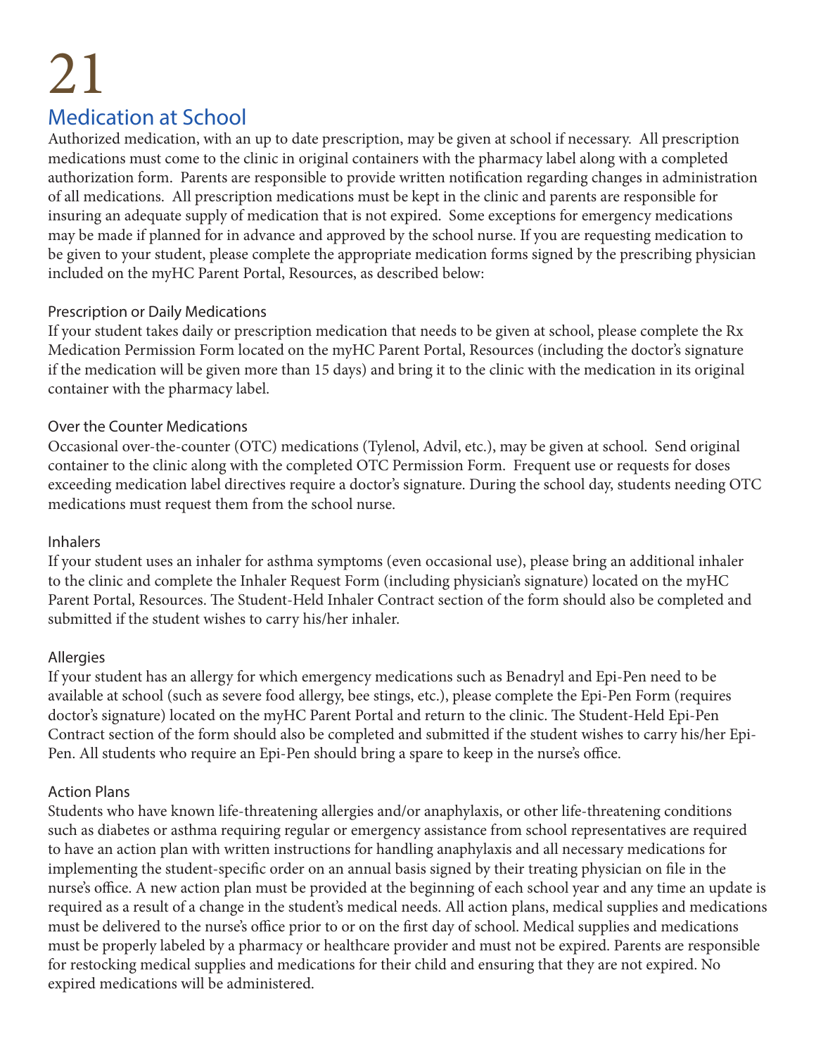# Medication at School

Authorized medication, with an up to date prescription, may be given at school if necessary. All prescription medications must come to the clinic in original containers with the pharmacy label along with a completed authorization form. Parents are responsible to provide written notification regarding changes in administration of all medications. All prescription medications must be kept in the clinic and parents are responsible for insuring an adequate supply of medication that is not expired. Some exceptions for emergency medications may be made if planned for in advance and approved by the school nurse. If you are requesting medication to be given to your student, please complete the appropriate medication forms signed by the prescribing physician included on the myHC Parent Portal, Resources, as described below:

### Prescription or Daily Medications

If your student takes daily or prescription medication that needs to be given at school, please complete the Rx Medication Permission Form located on the myHC Parent Portal, Resources (including the doctor's signature if the medication will be given more than 15 days) and bring it to the clinic with the medication in its original container with the pharmacy label.

### Over the Counter Medications

Occasional over-the-counter (OTC) medications (Tylenol, Advil, etc.), may be given at school. Send original container to the clinic along with the completed OTC Permission Form. Frequent use or requests for doses exceeding medication label directives require a doctor's signature. During the school day, students needing OTC medications must request them from the school nurse.

### Inhalers

If your student uses an inhaler for asthma symptoms (even occasional use), please bring an additional inhaler to the clinic and complete the Inhaler Request Form (including physician's signature) located on the myHC Parent Portal, Resources. The Student-Held Inhaler Contract section of the form should also be completed and submitted if the student wishes to carry his/her inhaler.

### Allergies

If your student has an allergy for which emergency medications such as Benadryl and Epi-Pen need to be available at school (such as severe food allergy, bee stings, etc.), please complete the Epi-Pen Form (requires doctor's signature) located on the myHC Parent Portal and return to the clinic. The Student-Held Epi-Pen Contract section of the form should also be completed and submitted if the student wishes to carry his/her Epi-Pen. All students who require an Epi-Pen should bring a spare to keep in the nurse's office.

### Action Plans

Students who have known life-threatening allergies and/or anaphylaxis, or other life-threatening conditions such as diabetes or asthma requiring regular or emergency assistance from school representatives are required to have an action plan with written instructions for handling anaphylaxis and all necessary medications for implementing the student-specific order on an annual basis signed by their treating physician on file in the nurse's office. A new action plan must be provided at the beginning of each school year and any time an update is required as a result of a change in the student's medical needs. All action plans, medical supplies and medications must be delivered to the nurse's office prior to or on the first day of school. Medical supplies and medications must be properly labeled by a pharmacy or healthcare provider and must not be expired. Parents are responsible for restocking medical supplies and medications for their child and ensuring that they are not expired. No expired medications will be administered.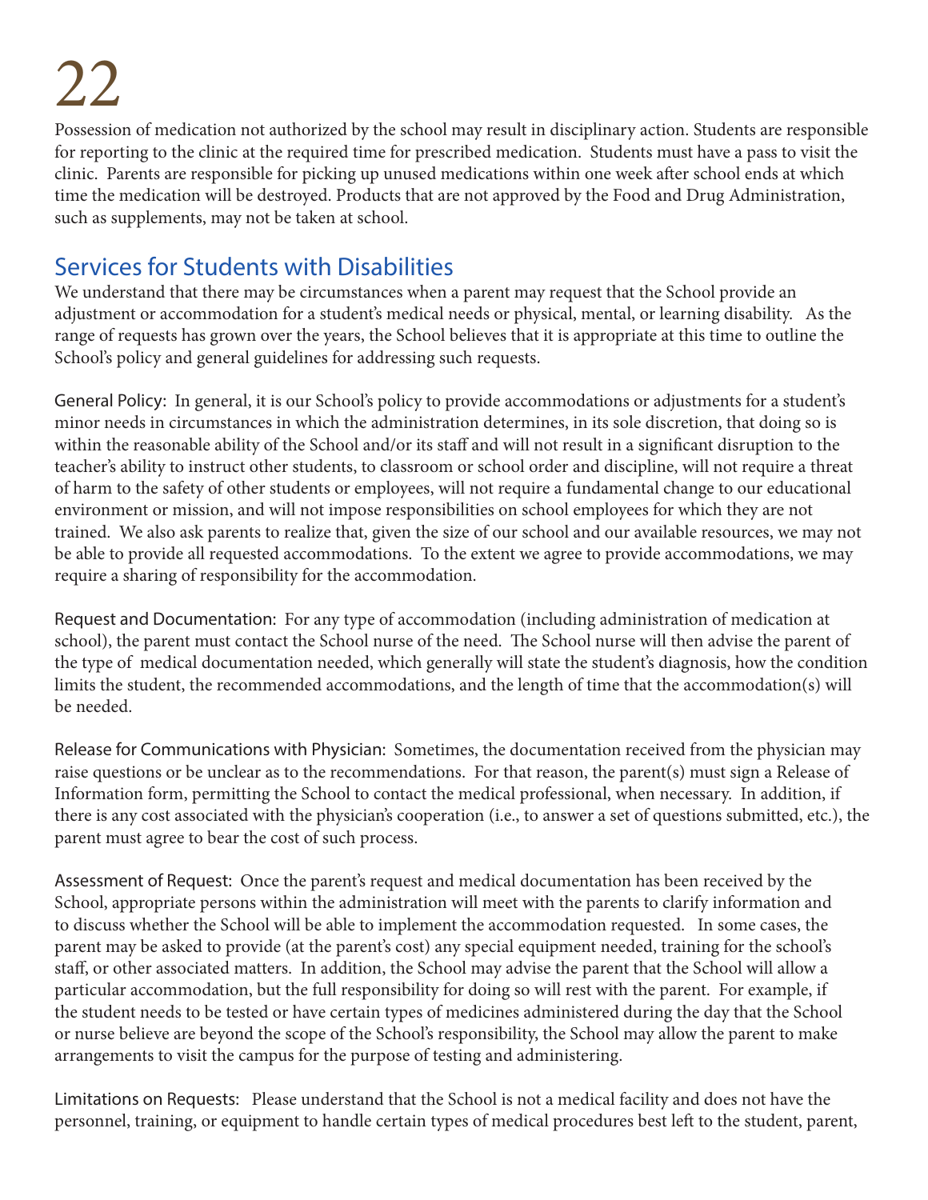Possession of medication not authorized by the school may result in disciplinary action. Students are responsible for reporting to the clinic at the required time for prescribed medication. Students must have a pass to visit the clinic. Parents are responsible for picking up unused medications within one week after school ends at which time the medication will be destroyed. Products that are not approved by the Food and Drug Administration, such as supplements, may not be taken at school.

## Services for Students with Disabilities

We understand that there may be circumstances when a parent may request that the School provide an adjustment or accommodation for a student's medical needs or physical, mental, or learning disability. As the range of requests has grown over the years, the School believes that it is appropriate at this time to outline the School's policy and general guidelines for addressing such requests.

General Policy: In general, it is our School's policy to provide accommodations or adjustments for a student's minor needs in circumstances in which the administration determines, in its sole discretion, that doing so is within the reasonable ability of the School and/or its staff and will not result in a significant disruption to the teacher's ability to instruct other students, to classroom or school order and discipline, will not require a threat of harm to the safety of other students or employees, will not require a fundamental change to our educational environment or mission, and will not impose responsibilities on school employees for which they are not trained. We also ask parents to realize that, given the size of our school and our available resources, we may not be able to provide all requested accommodations. To the extent we agree to provide accommodations, we may require a sharing of responsibility for the accommodation.

Request and Documentation: For any type of accommodation (including administration of medication at school), the parent must contact the School nurse of the need. The School nurse will then advise the parent of the type of medical documentation needed, which generally will state the student's diagnosis, how the condition limits the student, the recommended accommodations, and the length of time that the accommodation(s) will be needed.

Release for Communications with Physician: Sometimes, the documentation received from the physician may raise questions or be unclear as to the recommendations. For that reason, the parent(s) must sign a Release of Information form, permitting the School to contact the medical professional, when necessary. In addition, if there is any cost associated with the physician's cooperation (i.e., to answer a set of questions submitted, etc.), the parent must agree to bear the cost of such process.

Assessment of Request: Once the parent's request and medical documentation has been received by the School, appropriate persons within the administration will meet with the parents to clarify information and to discuss whether the School will be able to implement the accommodation requested. In some cases, the parent may be asked to provide (at the parent's cost) any special equipment needed, training for the school's staff, or other associated matters. In addition, the School may advise the parent that the School will allow a particular accommodation, but the full responsibility for doing so will rest with the parent. For example, if the student needs to be tested or have certain types of medicines administered during the day that the School or nurse believe are beyond the scope of the School's responsibility, the School may allow the parent to make arrangements to visit the campus for the purpose of testing and administering.

Limitations on Requests: Please understand that the School is not a medical facility and does not have the personnel, training, or equipment to handle certain types of medical procedures best left to the student, parent,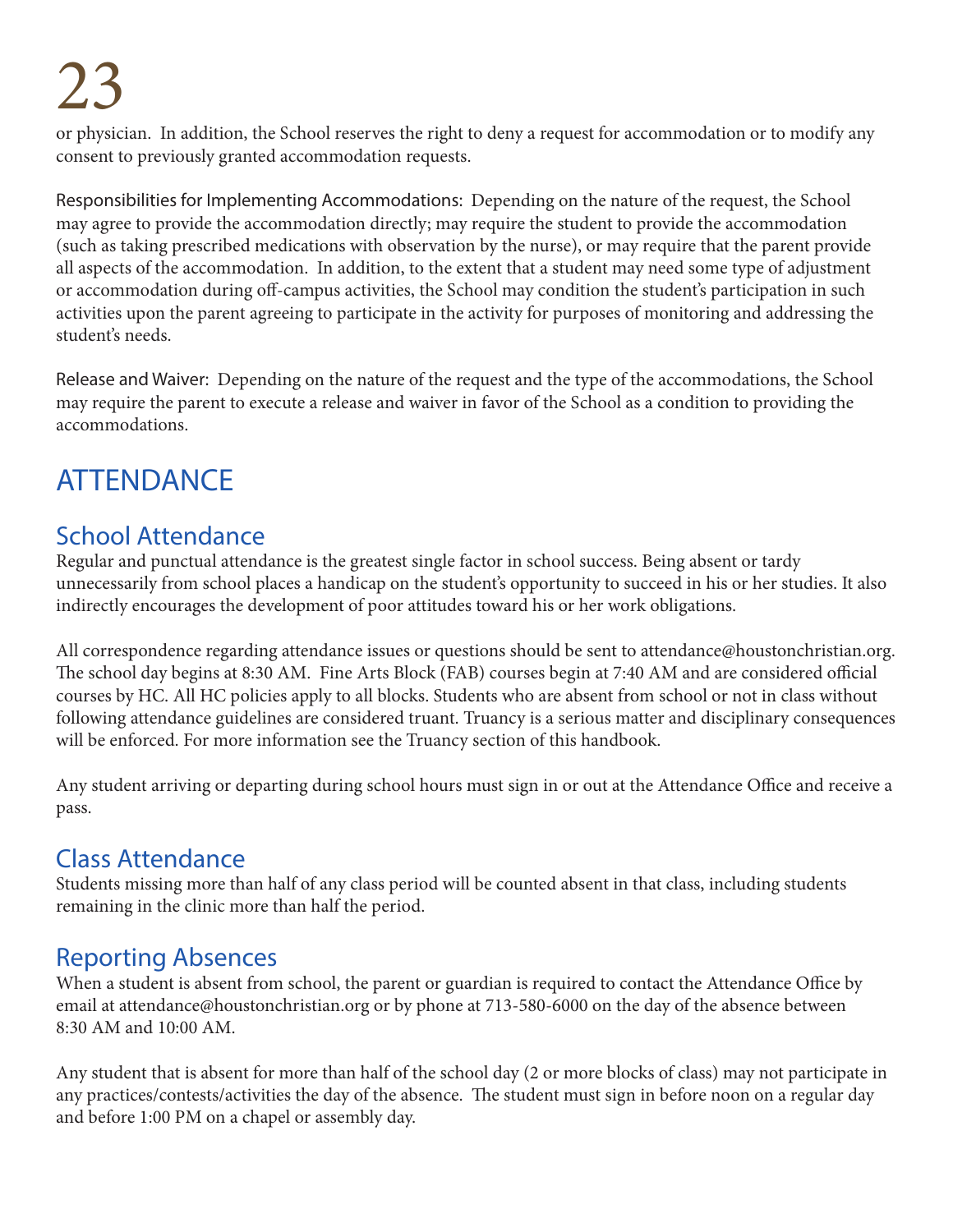or physician. In addition, the School reserves the right to deny a request for accommodation or to modify any consent to previously granted accommodation requests.

Responsibilities for Implementing Accommodations: Depending on the nature of the request, the School may agree to provide the accommodation directly; may require the student to provide the accommodation (such as taking prescribed medications with observation by the nurse), or may require that the parent provide all aspects of the accommodation. In addition, to the extent that a student may need some type of adjustment or accommodation during off-campus activities, the School may condition the student's participation in such activities upon the parent agreeing to participate in the activity for purposes of monitoring and addressing the student's needs.

Release and Waiver: Depending on the nature of the request and the type of the accommodations, the School may require the parent to execute a release and waiver in favor of the School as a condition to providing the accommodations.

# ATTENDANCE

## School Attendance

Regular and punctual attendance is the greatest single factor in school success. Being absent or tardy unnecessarily from school places a handicap on the student's opportunity to succeed in his or her studies. It also indirectly encourages the development of poor attitudes toward his or her work obligations.

All correspondence regarding attendance issues or questions should be sent to attendance@houstonchristian.org. The school day begins at 8:30 AM. Fine Arts Block (FAB) courses begin at 7:40 AM and are considered official courses by HC. All HC policies apply to all blocks. Students who are absent from school or not in class without following attendance guidelines are considered truant. Truancy is a serious matter and disciplinary consequences will be enforced. For more information see the Truancy section of this handbook.

Any student arriving or departing during school hours must sign in or out at the Attendance Office and receive a pass.

## Class Attendance

Students missing more than half of any class period will be counted absent in that class, including students remaining in the clinic more than half the period.

## Reporting Absences

When a student is absent from school, the parent or guardian is required to contact the Attendance Office by email at attendance@houstonchristian.org or by phone at 713-580-6000 on the day of the absence between 8:30 AM and 10:00 AM.

Any student that is absent for more than half of the school day (2 or more blocks of class) may not participate in any practices/contests/activities the day of the absence. The student must sign in before noon on a regular day and before 1:00 PM on a chapel or assembly day.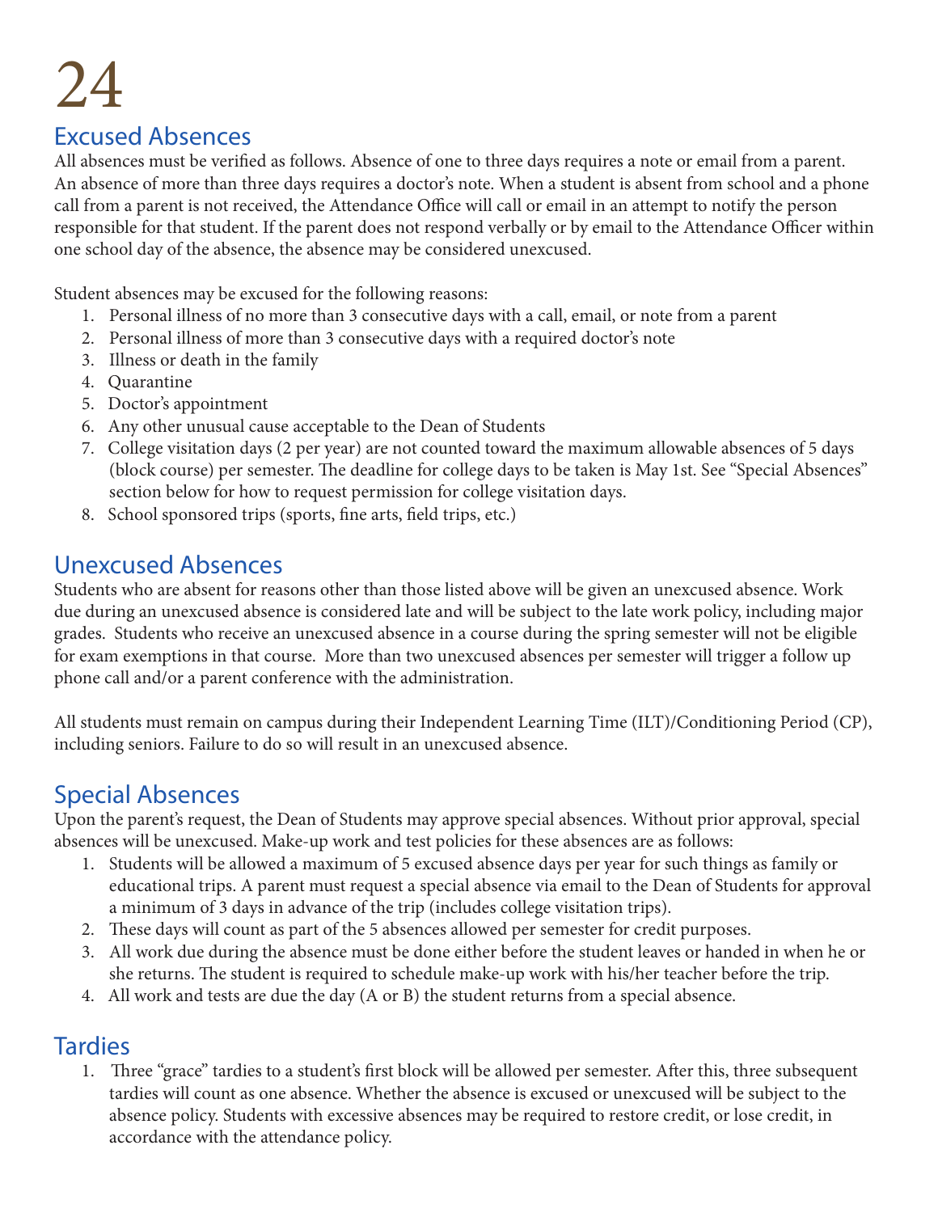## Excused Absences

All absences must be verified as follows. Absence of one to three days requires a note or email from a parent. An absence of more than three days requires a doctor's note. When a student is absent from school and a phone call from a parent is not received, the Attendance Office will call or email in an attempt to notify the person responsible for that student. If the parent does not respond verbally or by email to the Attendance Officer within one school day of the absence, the absence may be considered unexcused.

Student absences may be excused for the following reasons:

1. Personal illness of no more than 3 consecutive days with a call, email, or note from a parent
2. Personal illness of more than 3 consecutive days with a required doctor's note
3. Illness or death in the family
4. Quarantine
5. Doctor's appointment
6. Any other unusual cause acceptable to the Dean of Students
7. College visitation days (2 per year) are not counted toward the maximum allowable absences of 5 days (block course) per semester. The deadline for college days to be taken is May 1st. See "Special Absences" section below for how to request permission for college visitation days.
8. School sponsored trips (sports, fine arts, field trips, etc.)

## Unexcused Absences

Students who are absent for reasons other than those listed above will be given an unexcused absence. Work due during an unexcused absence is considered late and will be subject to the late work policy, including major grades. Students who receive an unexcused absence in a course during the spring semester will not be eligible for exam exemptions in that course. More than two unexcused absences per semester will trigger a follow up phone call and/or a parent conference with the administration.

All students must remain on campus during their Independent Learning Time (ILT)/Conditioning Period (CP), including seniors. Failure to do so will result in an unexcused absence.

## Special Absences

Upon the parent's request, the Dean of Students may approve special absences. Without prior approval, special absences will be unexcused. Make-up work and test policies for these absences are as follows:

1. Students will be allowed a maximum of 5 excused absence days per year for such things as family or educational trips. A parent must request a special absence via email to the Dean of Students for approval a minimum of 3 days in advance of the trip (includes college visitation trips).
2. These days will count as part of the 5 absences allowed per semester for credit purposes.
3. All work due during the absence must be done either before the student leaves or handed in when he or she returns. The student is required to schedule make-up work with his/her teacher before the trip.
4. All work and tests are due the day (A or B) the student returns from a special absence.

## Tardies

1. Three "grace" tardies to a student's first block will be allowed per semester. After this, three subsequent tardies will count as one absence. Whether the absence is excused or unexcused will be subject to the absence policy. Students with excessive absences may be required to restore credit, or lose credit, in accordance with the attendance policy.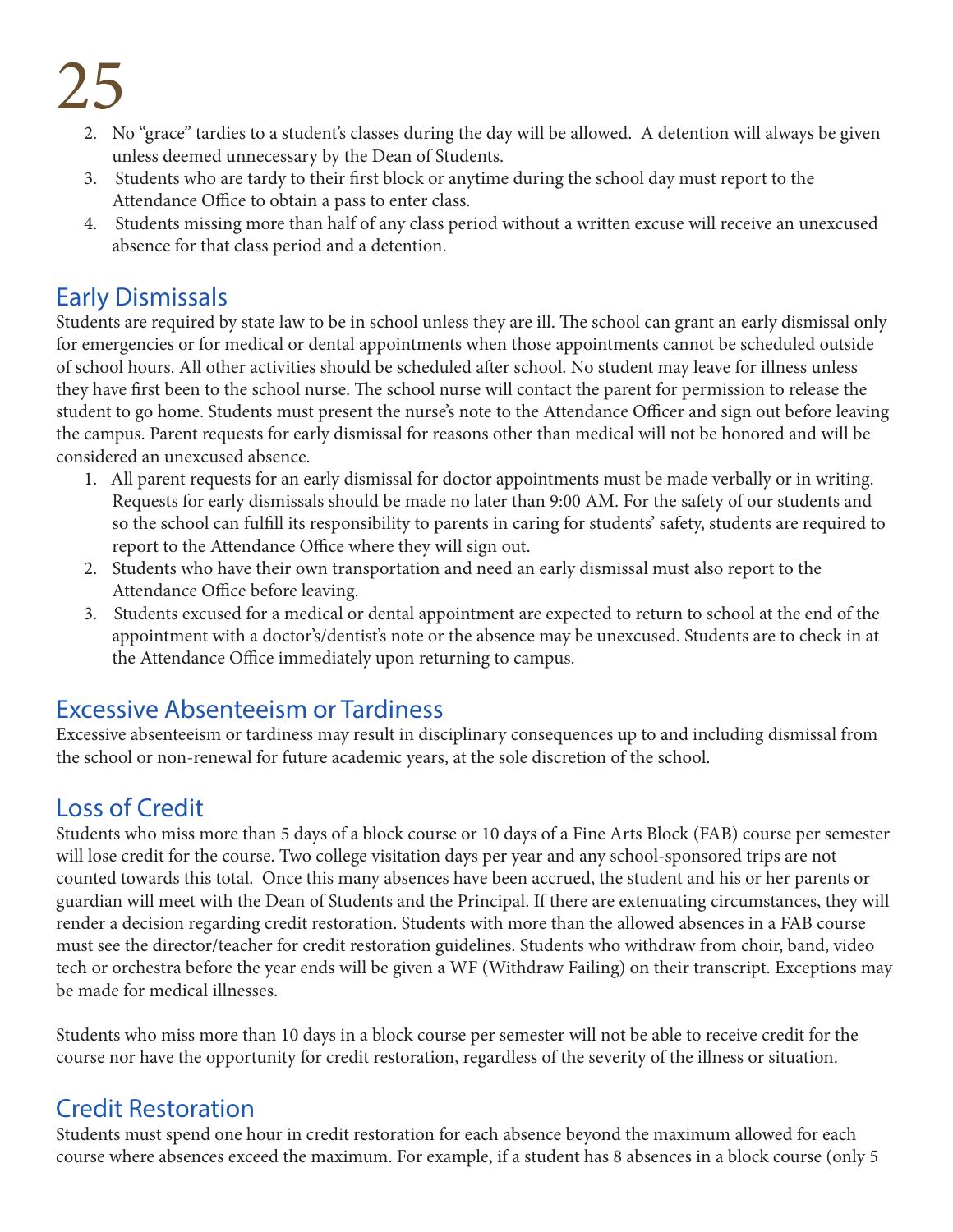2. No "grace" tardies to a student's classes during the day will be allowed. A detention will always be given unless deemed unnecessary by the Dean of Students.
3. Students who are tardy to their first block or anytime during the school day must report to the Attendance Office to obtain a pass to enter class.
4. Students missing more than half of any class period without a written excuse will receive an unexcused absence for that class period and a detention.

## Early Dismissals

Students are required by state law to be in school unless they are ill. The school can grant an early dismissal only for emergencies or for medical or dental appointments when those appointments cannot be scheduled outside of school hours. All other activities should be scheduled after school. No student may leave for illness unless they have first been to the school nurse. The school nurse will contact the parent for permission to release the student to go home. Students must present the nurse's note to the Attendance Officer and sign out before leaving the campus. Parent requests for early dismissal for reasons other than medical will not be honored and will be considered an unexcused absence.

1. All parent requests for an early dismissal for doctor appointments must be made verbally or in writing. Requests for early dismissals should be made no later than 9:00 AM. For the safety of our students and so the school can fulfill its responsibility to parents in caring for students' safety, students are required to report to the Attendance Office where they will sign out.
2. Students who have their own transportation and need an early dismissal must also report to the Attendance Office before leaving.
3. Students excused for a medical or dental appointment are expected to return to school at the end of the appointment with a doctor's/dentist's note or the absence may be unexcused. Students are to check in at the Attendance Office immediately upon returning to campus.

## Excessive Absenteeism or Tardiness

Excessive absenteeism or tardiness may result in disciplinary consequences up to and including dismissal from the school or non-renewal for future academic years, at the sole discretion of the school.

## Loss of Credit

Students who miss more than 5 days of a block course or 10 days of a Fine Arts Block (FAB) course per semester will lose credit for the course. Two college visitation days per year and any school-sponsored trips are not counted towards this total. Once this many absences have been accrued, the student and his or her parents or guardian will meet with the Dean of Students and the Principal. If there are extenuating circumstances, they will render a decision regarding credit restoration. Students with more than the allowed absences in a FAB course must see the director/teacher for credit restoration guidelines. Students who withdraw from choir, band, video tech or orchestra before the year ends will be given a WF (Withdraw Failing) on their transcript. Exceptions may be made for medical illnesses.

Students who miss more than 10 days in a block course per semester will not be able to receive credit for the course nor have the opportunity for credit restoration, regardless of the severity of the illness or situation.

## Credit Restoration

Students must spend one hour in credit restoration for each absence beyond the maximum allowed for each course where absences exceed the maximum. For example, if a student has 8 absences in a block course (only 5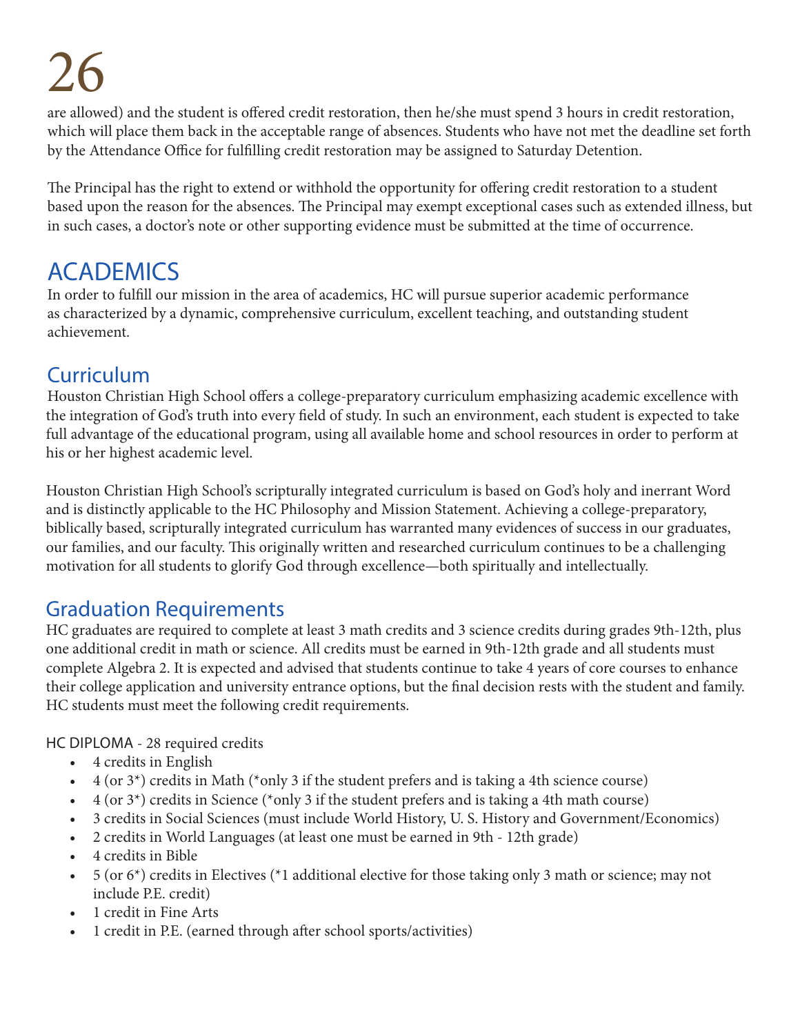are allowed) and the student is offered credit restoration, then he/she must spend 3 hours in credit restoration, which will place them back in the acceptable range of absences. Students who have not met the deadline set forth by the Attendance Office for fulfilling credit restoration may be assigned to Saturday Detention.

The Principal has the right to extend or withhold the opportunity for offering credit restoration to a student based upon the reason for the absences. The Principal may exempt exceptional cases such as extended illness, but in such cases, a doctor's note or other supporting evidence must be submitted at the time of occurrence.

# ACADEMICS

In order to fulfill our mission in the area of academics, HC will pursue superior academic performance as characterized by a dynamic, comprehensive curriculum, excellent teaching, and outstanding student achievement.

## Curriculum

Houston Christian High School offers a college-preparatory curriculum emphasizing academic excellence with the integration of God's truth into every field of study. In such an environment, each student is expected to take full advantage of the educational program, using all available home and school resources in order to perform at his or her highest academic level.

Houston Christian High School's scripturally integrated curriculum is based on God's holy and inerrant Word and is distinctly applicable to the HC Philosophy and Mission Statement. Achieving a college-preparatory, biblically based, scripturally integrated curriculum has warranted many evidences of success in our graduates, our families, and our faculty. This originally written and researched curriculum continues to be a challenging motivation for all students to glorify God through excellence—both spiritually and intellectually.

## Graduation Requirements

HC graduates are required to complete at least 3 math credits and 3 science credits during grades 9th-12th, plus one additional credit in math or science. All credits must be earned in 9th-12th grade and all students must complete Algebra 2. It is expected and advised that students continue to take 4 years of core courses to enhance their college application and university entrance options, but the final decision rests with the student and family. HC students must meet the following credit requirements.

HC DIPLOMA - 28 required credits

- 4 credits in English
- 4 (or 3*) credits in Math (*only 3 if the student prefers and is taking a 4th science course)
- 4 (or 3*) credits in Science (*only 3 if the student prefers and is taking a 4th math course)
- 3 credits in Social Sciences (must include World History, U. S. History and Government/Economics)
- 2 credits in World Languages (at least one must be earned in 9th - 12th grade)
- 4 credits in Bible
- 5 (or 6*) credits in Electives (*1 additional elective for those taking only 3 math or science; may not include P.E. credit)
- 1 credit in Fine Arts
- 1 credit in P.E. (earned through after school sports/activities)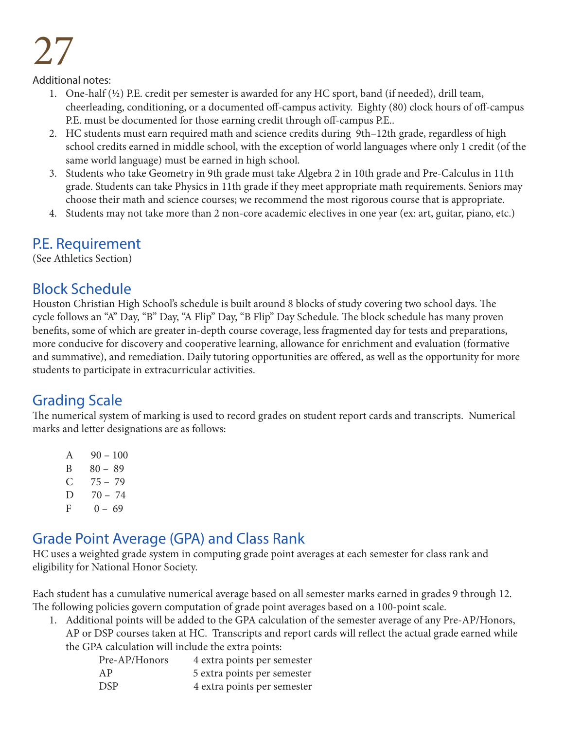Additional notes:

1. One-half (½) P.E. credit per semester is awarded for any HC sport, band (if needed), drill team, cheerleading, conditioning, or a documented off-campus activity. Eighty (80) clock hours of off-campus P.E. must be documented for those earning credit through off-campus P.E..
2. HC students must earn required math and science credits during 9th–12th grade, regardless of high school credits earned in middle school, with the exception of world languages where only 1 credit (of the same world language) must be earned in high school.
3. Students who take Geometry in 9th grade must take Algebra 2 in 10th grade and Pre-Calculus in 11th grade. Students can take Physics in 11th grade if they meet appropriate math requirements. Seniors may choose their math and science courses; we recommend the most rigorous course that is appropriate.
4. Students may not take more than 2 non-core academic electives in one year (ex: art, guitar, piano, etc.)

## P.E. Requirement

(See Athletics Section)

## Block Schedule

Houston Christian High School's schedule is built around 8 blocks of study covering two school days. The cycle follows an "A" Day, "B" Day, "A Flip" Day, "B Flip" Day Schedule. The block schedule has many proven benefits, some of which are greater in-depth course coverage, less fragmented day for tests and preparations, more conducive for discovery and cooperative learning, allowance for enrichment and evaluation (formative and summative), and remediation. Daily tutoring opportunities are offered, as well as the opportunity for more students to participate in extracurricular activities.

## Grading Scale

The numerical system of marking is used to record grades on student report cards and transcripts. Numerical marks and letter designations are as follows:

| | |
|---|---|
| A | 90 – 100 |
| B | 80 – 89 |
| C | 75 – 79 |
| D | 70 – 74 |
| F | 0 – 69 |

## Grade Point Average (GPA) and Class Rank

HC uses a weighted grade system in computing grade point averages at each semester for class rank and eligibility for National Honor Society.

Each student has a cumulative numerical average based on all semester marks earned in grades 9 through 12. The following policies govern computation of grade point averages based on a 100-point scale.

1. Additional points will be added to the GPA calculation of the semester average of any Pre-AP/Honors, AP or DSP courses taken at HC. Transcripts and report cards will reflect the actual grade earned while the GPA calculation will include the extra points:

| | |
|---|---|
| Pre-AP/Honors | 4 extra points per semester |
| AP | 5 extra points per semester |
| DSP | 4 extra points per semester |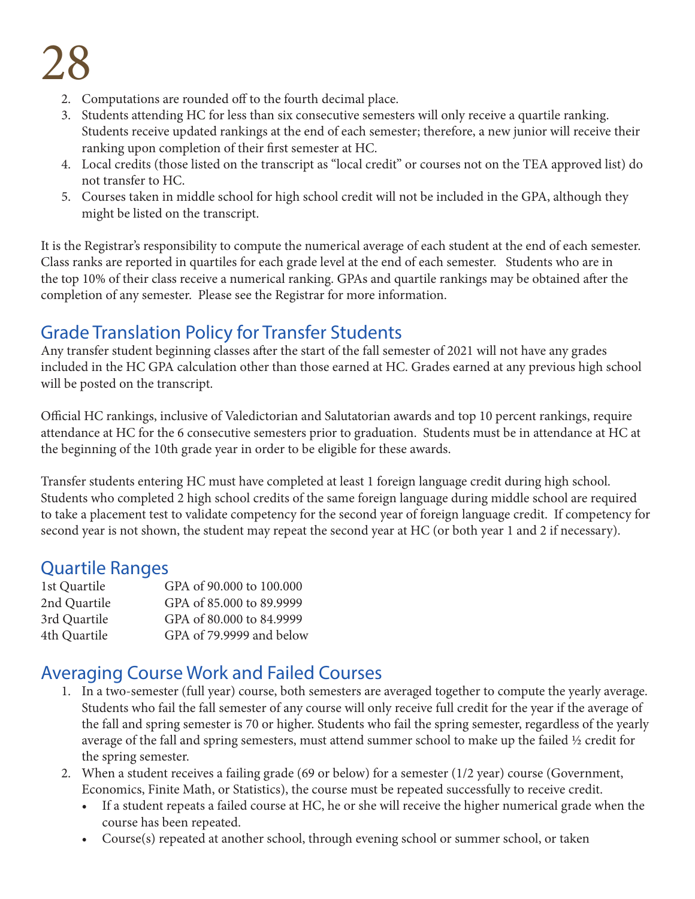2. Computations are rounded off to the fourth decimal place.
3. Students attending HC for less than six consecutive semesters will only receive a quartile ranking. Students receive updated rankings at the end of each semester; therefore, a new junior will receive their ranking upon completion of their first semester at HC.
4. Local credits (those listed on the transcript as "local credit" or courses not on the TEA approved list) do not transfer to HC.
5. Courses taken in middle school for high school credit will not be included in the GPA, although they might be listed on the transcript.

It is the Registrar's responsibility to compute the numerical average of each student at the end of each semester. Class ranks are reported in quartiles for each grade level at the end of each semester. Students who are in the top 10% of their class receive a numerical ranking. GPAs and quartile rankings may be obtained after the completion of any semester. Please see the Registrar for more information.

## Grade Translation Policy for Transfer Students

Any transfer student beginning classes after the start of the fall semester of 2021 will not have any grades included in the HC GPA calculation other than those earned at HC. Grades earned at any previous high school will be posted on the transcript.

Official HC rankings, inclusive of Valedictorian and Salutatorian awards and top 10 percent rankings, require attendance at HC for the 6 consecutive semesters prior to graduation. Students must be in attendance at HC at the beginning of the 10th grade year in order to be eligible for these awards.

Transfer students entering HC must have completed at least 1 foreign language credit during high school. Students who completed 2 high school credits of the same foreign language during middle school are required to take a placement test to validate competency for the second year of foreign language credit. If competency for second year is not shown, the student may repeat the second year at HC (or both year 1 and 2 if necessary).

## Quartile Ranges

| | |
|---|---|
| 1st Quartile | GPA of 90.000 to 100.000 |
| 2nd Quartile | GPA of 85.000 to 89.9999 |
| 3rd Quartile | GPA of 80.000 to 84.9999 |
| 4th Quartile | GPA of 79.9999 and below |

## Averaging Course Work and Failed Courses

1. In a two-semester (full year) course, both semesters are averaged together to compute the yearly average. Students who fail the fall semester of any course will only receive full credit for the year if the average of the fall and spring semester is 70 or higher. Students who fail the spring semester, regardless of the yearly average of the fall and spring semesters, must attend summer school to make up the failed ½ credit for the spring semester.
2. When a student receives a failing grade (69 or below) for a semester (1/2 year) course (Government, Economics, Finite Math, or Statistics), the course must be repeated successfully to receive credit.
   - If a student repeats a failed course at HC, he or she will receive the higher numerical grade when the course has been repeated.
   - Course(s) repeated at another school, through evening school or summer school, or taken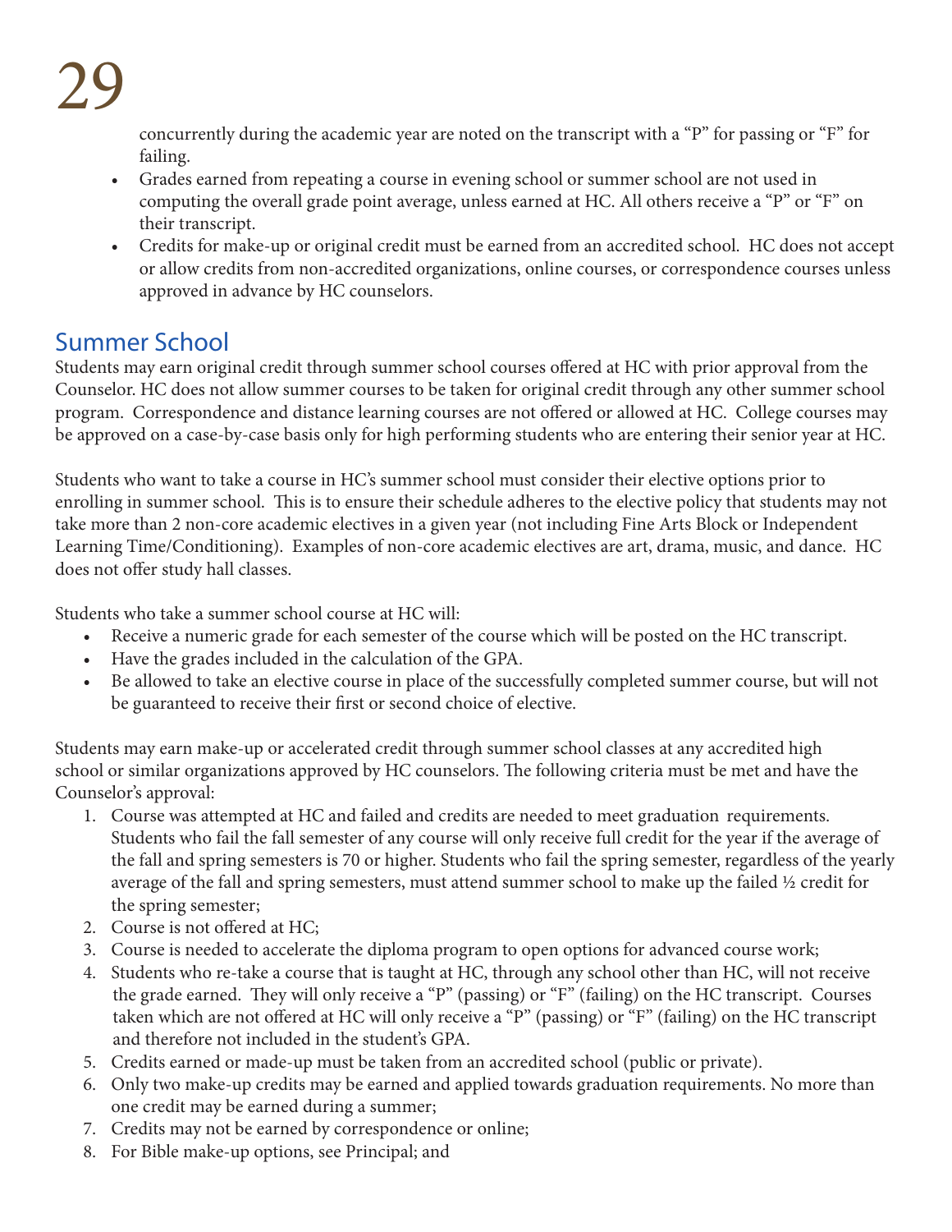concurrently during the academic year are noted on the transcript with a "P" for passing or "F" for failing.

- Grades earned from repeating a course in evening school or summer school are not used in computing the overall grade point average, unless earned at HC. All others receive a "P" or "F" on their transcript.
- Credits for make-up or original credit must be earned from an accredited school. HC does not accept or allow credits from non-accredited organizations, online courses, or correspondence courses unless approved in advance by HC counselors.

## Summer School

Students may earn original credit through summer school courses offered at HC with prior approval from the Counselor. HC does not allow summer courses to be taken for original credit through any other summer school program. Correspondence and distance learning courses are not offered or allowed at HC. College courses may be approved on a case-by-case basis only for high performing students who are entering their senior year at HC.

Students who want to take a course in HC's summer school must consider their elective options prior to enrolling in summer school. This is to ensure their schedule adheres to the elective policy that students may not take more than 2 non-core academic electives in a given year (not including Fine Arts Block or Independent Learning Time/Conditioning). Examples of non-core academic electives are art, drama, music, and dance. HC does not offer study hall classes.

Students who take a summer school course at HC will:

- Receive a numeric grade for each semester of the course which will be posted on the HC transcript.
- Have the grades included in the calculation of the GPA.
- Be allowed to take an elective course in place of the successfully completed summer course, but will not be guaranteed to receive their first or second choice of elective.

Students may earn make-up or accelerated credit through summer school classes at any accredited high school or similar organizations approved by HC counselors. The following criteria must be met and have the Counselor's approval:

1. Course was attempted at HC and failed and credits are needed to meet graduation requirements. Students who fail the fall semester of any course will only receive full credit for the year if the average of the fall and spring semesters is 70 or higher. Students who fail the spring semester, regardless of the yearly average of the fall and spring semesters, must attend summer school to make up the failed ½ credit for the spring semester;
2. Course is not offered at HC;
3. Course is needed to accelerate the diploma program to open options for advanced course work;
4. Students who re-take a course that is taught at HC, through any school other than HC, will not receive the grade earned. They will only receive a "P" (passing) or "F" (failing) on the HC transcript. Courses taken which are not offered at HC will only receive a "P" (passing) or "F" (failing) on the HC transcript and therefore not included in the student's GPA.
5. Credits earned or made-up must be taken from an accredited school (public or private).
6. Only two make-up credits may be earned and applied towards graduation requirements. No more than one credit may be earned during a summer;
7. Credits may not be earned by correspondence or online;
8. For Bible make-up options, see Principal; and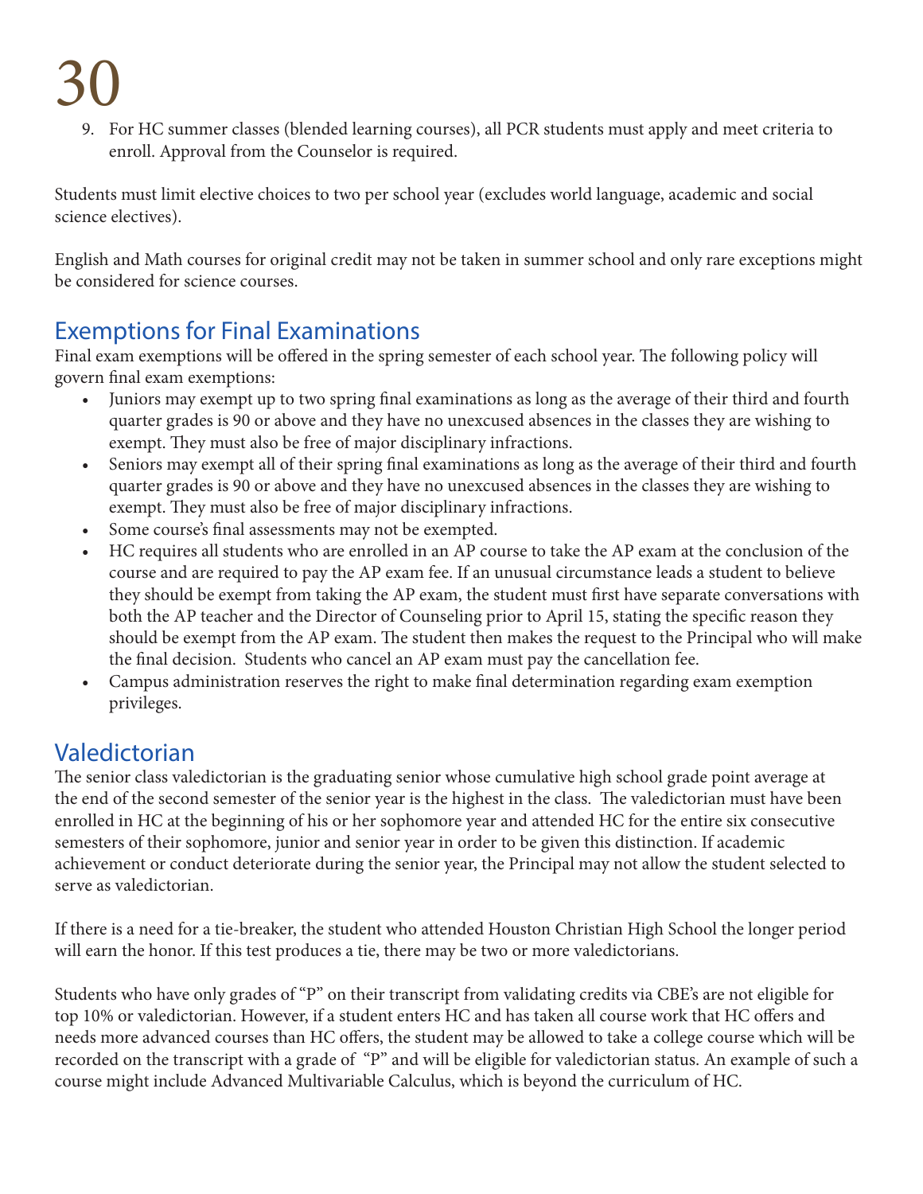9. For HC summer classes (blended learning courses), all PCR students must apply and meet criteria to enroll. Approval from the Counselor is required.

Students must limit elective choices to two per school year (excludes world language, academic and social science electives).

English and Math courses for original credit may not be taken in summer school and only rare exceptions might be considered for science courses.

## Exemptions for Final Examinations

Final exam exemptions will be offered in the spring semester of each school year. The following policy will govern final exam exemptions:

- Juniors may exempt up to two spring final examinations as long as the average of their third and fourth quarter grades is 90 or above and they have no unexcused absences in the classes they are wishing to exempt. They must also be free of major disciplinary infractions.
- Seniors may exempt all of their spring final examinations as long as the average of their third and fourth quarter grades is 90 or above and they have no unexcused absences in the classes they are wishing to exempt. They must also be free of major disciplinary infractions.
- Some course's final assessments may not be exempted.
- HC requires all students who are enrolled in an AP course to take the AP exam at the conclusion of the course and are required to pay the AP exam fee. If an unusual circumstance leads a student to believe they should be exempt from taking the AP exam, the student must first have separate conversations with both the AP teacher and the Director of Counseling prior to April 15, stating the specific reason they should be exempt from the AP exam. The student then makes the request to the Principal who will make the final decision. Students who cancel an AP exam must pay the cancellation fee.
- Campus administration reserves the right to make final determination regarding exam exemption privileges.

## Valedictorian

The senior class valedictorian is the graduating senior whose cumulative high school grade point average at the end of the second semester of the senior year is the highest in the class. The valedictorian must have been enrolled in HC at the beginning of his or her sophomore year and attended HC for the entire six consecutive semesters of their sophomore, junior and senior year in order to be given this distinction. If academic achievement or conduct deteriorate during the senior year, the Principal may not allow the student selected to serve as valedictorian.

If there is a need for a tie-breaker, the student who attended Houston Christian High School the longer period will earn the honor. If this test produces a tie, there may be two or more valedictorians.

Students who have only grades of "P" on their transcript from validating credits via CBE's are not eligible for top 10% or valedictorian. However, if a student enters HC and has taken all course work that HC offers and needs more advanced courses than HC offers, the student may be allowed to take a college course which will be recorded on the transcript with a grade of "P" and will be eligible for valedictorian status. An example of such a course might include Advanced Multivariable Calculus, which is beyond the curriculum of HC.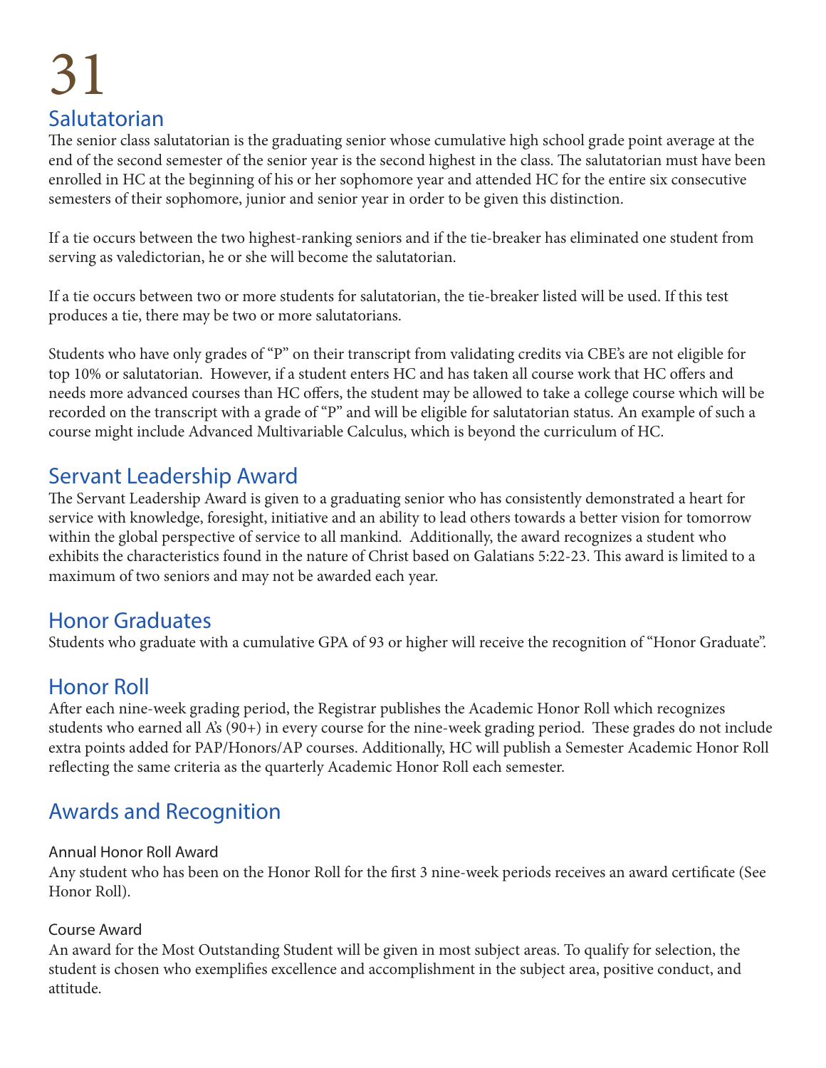## Salutatorian

The senior class salutatorian is the graduating senior whose cumulative high school grade point average at the end of the second semester of the senior year is the second highest in the class. The salutatorian must have been enrolled in HC at the beginning of his or her sophomore year and attended HC for the entire six consecutive semesters of their sophomore, junior and senior year in order to be given this distinction.

If a tie occurs between the two highest-ranking seniors and if the tie-breaker has eliminated one student from serving as valedictorian, he or she will become the salutatorian.

If a tie occurs between two or more students for salutatorian, the tie-breaker listed will be used. If this test produces a tie, there may be two or more salutatorians.

Students who have only grades of "P" on their transcript from validating credits via CBE's are not eligible for top 10% or salutatorian. However, if a student enters HC and has taken all course work that HC offers and needs more advanced courses than HC offers, the student may be allowed to take a college course which will be recorded on the transcript with a grade of "P" and will be eligible for salutatorian status. An example of such a course might include Advanced Multivariable Calculus, which is beyond the curriculum of HC.

## Servant Leadership Award

The Servant Leadership Award is given to a graduating senior who has consistently demonstrated a heart for service with knowledge, foresight, initiative and an ability to lead others towards a better vision for tomorrow within the global perspective of service to all mankind. Additionally, the award recognizes a student who exhibits the characteristics found in the nature of Christ based on Galatians 5:22-23. This award is limited to a maximum of two seniors and may not be awarded each year.

## Honor Graduates

Students who graduate with a cumulative GPA of 93 or higher will receive the recognition of "Honor Graduate".

## Honor Roll

After each nine-week grading period, the Registrar publishes the Academic Honor Roll which recognizes students who earned all A's (90+) in every course for the nine-week grading period. These grades do not include extra points added for PAP/Honors/AP courses. Additionally, HC will publish a Semester Academic Honor Roll reflecting the same criteria as the quarterly Academic Honor Roll each semester.

## Awards and Recognition

### Annual Honor Roll Award

Any student who has been on the Honor Roll for the first 3 nine-week periods receives an award certificate (See Honor Roll).

### Course Award

An award for the Most Outstanding Student will be given in most subject areas. To qualify for selection, the student is chosen who exemplifies excellence and accomplishment in the subject area, positive conduct, and attitude.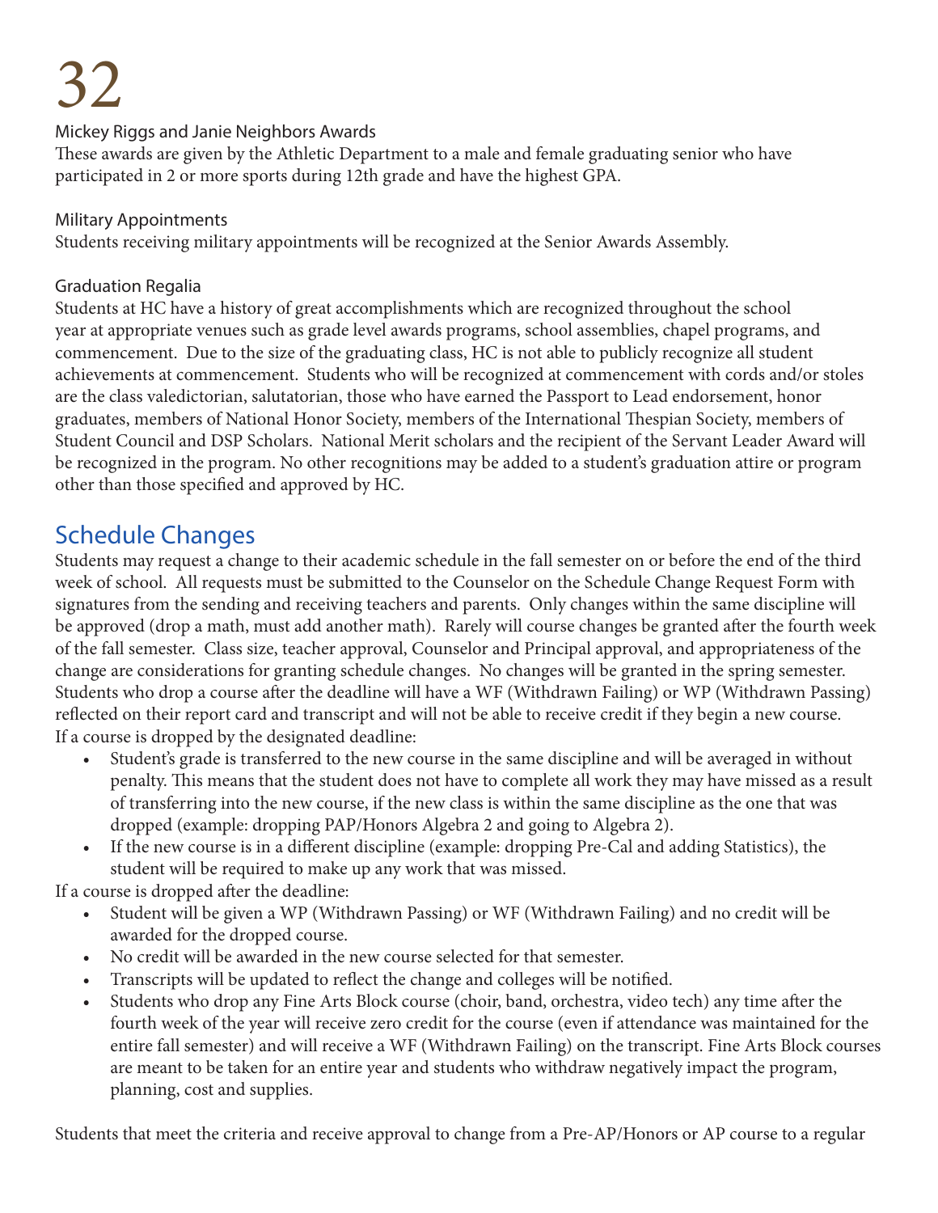### Mickey Riggs and Janie Neighbors Awards

These awards are given by the Athletic Department to a male and female graduating senior who have participated in 2 or more sports during 12th grade and have the highest GPA.

### Military Appointments

Students receiving military appointments will be recognized at the Senior Awards Assembly.

### Graduation Regalia

Students at HC have a history of great accomplishments which are recognized throughout the school year at appropriate venues such as grade level awards programs, school assemblies, chapel programs, and commencement. Due to the size of the graduating class, HC is not able to publicly recognize all student achievements at commencement. Students who will be recognized at commencement with cords and/or stoles are the class valedictorian, salutatorian, those who have earned the Passport to Lead endorsement, honor graduates, members of National Honor Society, members of the International Thespian Society, members of Student Council and DSP Scholars. National Merit scholars and the recipient of the Servant Leader Award will be recognized in the program. No other recognitions may be added to a student's graduation attire or program other than those specified and approved by HC.

## Schedule Changes

Students may request a change to their academic schedule in the fall semester on or before the end of the third week of school. All requests must be submitted to the Counselor on the Schedule Change Request Form with signatures from the sending and receiving teachers and parents. Only changes within the same discipline will be approved (drop a math, must add another math). Rarely will course changes be granted after the fourth week of the fall semester. Class size, teacher approval, Counselor and Principal approval, and appropriateness of the change are considerations for granting schedule changes. No changes will be granted in the spring semester. Students who drop a course after the deadline will have a WF (Withdrawn Failing) or WP (Withdrawn Passing) reflected on their report card and transcript and will not be able to receive credit if they begin a new course.

If a course is dropped by the designated deadline:

- Student's grade is transferred to the new course in the same discipline and will be averaged in without penalty. This means that the student does not have to complete all work they may have missed as a result of transferring into the new course, if the new class is within the same discipline as the one that was dropped (example: dropping PAP/Honors Algebra 2 and going to Algebra 2).
- If the new course is in a different discipline (example: dropping Pre-Cal and adding Statistics), the student will be required to make up any work that was missed.

If a course is dropped after the deadline:

- Student will be given a WP (Withdrawn Passing) or WF (Withdrawn Failing) and no credit will be awarded for the dropped course.
- No credit will be awarded in the new course selected for that semester.
- Transcripts will be updated to reflect the change and colleges will be notified.
- Students who drop any Fine Arts Block course (choir, band, orchestra, video tech) any time after the fourth week of the year will receive zero credit for the course (even if attendance was maintained for the entire fall semester) and will receive a WF (Withdrawn Failing) on the transcript. Fine Arts Block courses are meant to be taken for an entire year and students who withdraw negatively impact the program, planning, cost and supplies.

Students that meet the criteria and receive approval to change from a Pre-AP/Honors or AP course to a regular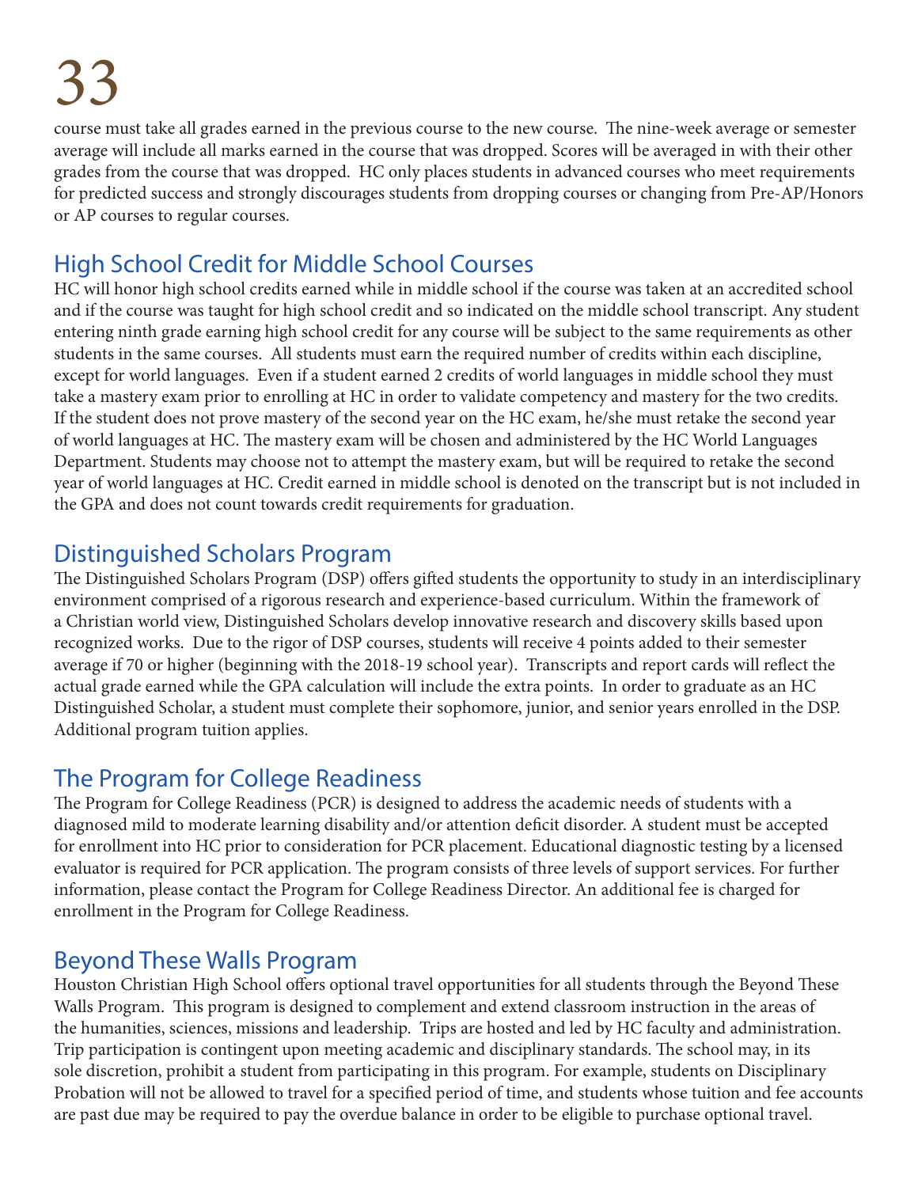course must take all grades earned in the previous course to the new course. The nine-week average or semester average will include all marks earned in the course that was dropped. Scores will be averaged in with their other grades from the course that was dropped. HC only places students in advanced courses who meet requirements for predicted success and strongly discourages students from dropping courses or changing from Pre-AP/Honors or AP courses to regular courses.

## High School Credit for Middle School Courses

HC will honor high school credits earned while in middle school if the course was taken at an accredited school and if the course was taught for high school credit and so indicated on the middle school transcript. Any student entering ninth grade earning high school credit for any course will be subject to the same requirements as other students in the same courses. All students must earn the required number of credits within each discipline, except for world languages. Even if a student earned 2 credits of world languages in middle school they must take a mastery exam prior to enrolling at HC in order to validate competency and mastery for the two credits. If the student does not prove mastery of the second year on the HC exam, he/she must retake the second year of world languages at HC. The mastery exam will be chosen and administered by the HC World Languages Department. Students may choose not to attempt the mastery exam, but will be required to retake the second year of world languages at HC. Credit earned in middle school is denoted on the transcript but is not included in the GPA and does not count towards credit requirements for graduation.

## Distinguished Scholars Program

The Distinguished Scholars Program (DSP) offers gifted students the opportunity to study in an interdisciplinary environment comprised of a rigorous research and experience-based curriculum. Within the framework of a Christian world view, Distinguished Scholars develop innovative research and discovery skills based upon recognized works. Due to the rigor of DSP courses, students will receive 4 points added to their semester average if 70 or higher (beginning with the 2018-19 school year). Transcripts and report cards will reflect the actual grade earned while the GPA calculation will include the extra points. In order to graduate as an HC Distinguished Scholar, a student must complete their sophomore, junior, and senior years enrolled in the DSP. Additional program tuition applies.

## The Program for College Readiness

The Program for College Readiness (PCR) is designed to address the academic needs of students with a diagnosed mild to moderate learning disability and/or attention deficit disorder. A student must be accepted for enrollment into HC prior to consideration for PCR placement. Educational diagnostic testing by a licensed evaluator is required for PCR application. The program consists of three levels of support services. For further information, please contact the Program for College Readiness Director. An additional fee is charged for enrollment in the Program for College Readiness.

## Beyond These Walls Program

Houston Christian High School offers optional travel opportunities for all students through the Beyond These Walls Program. This program is designed to complement and extend classroom instruction in the areas of the humanities, sciences, missions and leadership. Trips are hosted and led by HC faculty and administration. Trip participation is contingent upon meeting academic and disciplinary standards. The school may, in its sole discretion, prohibit a student from participating in this program. For example, students on Disciplinary Probation will not be allowed to travel for a specified period of time, and students whose tuition and fee accounts are past due may be required to pay the overdue balance in order to be eligible to purchase optional travel.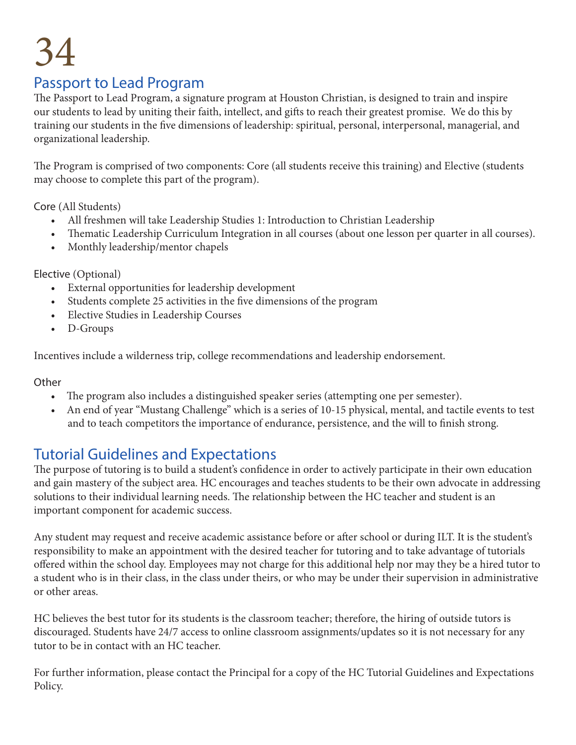## Passport to Lead Program

The Passport to Lead Program, a signature program at Houston Christian, is designed to train and inspire our students to lead by uniting their faith, intellect, and gifts to reach their greatest promise. We do this by training our students in the five dimensions of leadership: spiritual, personal, interpersonal, managerial, and organizational leadership.

The Program is comprised of two components: Core (all students receive this training) and Elective (students may choose to complete this part of the program).

Core (All Students)

- All freshmen will take Leadership Studies 1: Introduction to Christian Leadership
- Thematic Leadership Curriculum Integration in all courses (about one lesson per quarter in all courses).
- Monthly leadership/mentor chapels

Elective (Optional)

- External opportunities for leadership development
- Students complete 25 activities in the five dimensions of the program
- Elective Studies in Leadership Courses
- D-Groups

Incentives include a wilderness trip, college recommendations and leadership endorsement.

Other

- The program also includes a distinguished speaker series (attempting one per semester).
- An end of year "Mustang Challenge" which is a series of 10-15 physical, mental, and tactile events to test and to teach competitors the importance of endurance, persistence, and the will to finish strong.

## Tutorial Guidelines and Expectations

The purpose of tutoring is to build a student's confidence in order to actively participate in their own education and gain mastery of the subject area. HC encourages and teaches students to be their own advocate in addressing solutions to their individual learning needs. The relationship between the HC teacher and student is an important component for academic success.

Any student may request and receive academic assistance before or after school or during ILT. It is the student's responsibility to make an appointment with the desired teacher for tutoring and to take advantage of tutorials offered within the school day. Employees may not charge for this additional help nor may they be a hired tutor to a student who is in their class, in the class under theirs, or who may be under their supervision in administrative or other areas.

HC believes the best tutor for its students is the classroom teacher; therefore, the hiring of outside tutors is discouraged. Students have 24/7 access to online classroom assignments/updates so it is not necessary for any tutor to be in contact with an HC teacher.

For further information, please contact the Principal for a copy of the HC Tutorial Guidelines and Expectations Policy.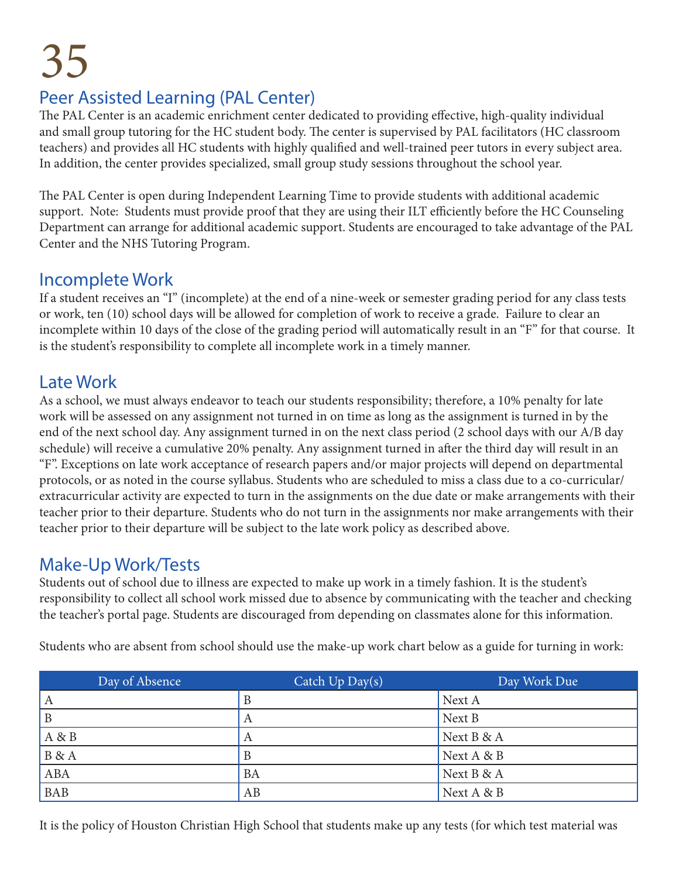## Peer Assisted Learning (PAL Center)

The PAL Center is an academic enrichment center dedicated to providing effective, high-quality individual and small group tutoring for the HC student body. The center is supervised by PAL facilitators (HC classroom teachers) and provides all HC students with highly qualified and well-trained peer tutors in every subject area. In addition, the center provides specialized, small group study sessions throughout the school year.

The PAL Center is open during Independent Learning Time to provide students with additional academic support. Note: Students must provide proof that they are using their ILT efficiently before the HC Counseling Department can arrange for additional academic support. Students are encouraged to take advantage of the PAL Center and the NHS Tutoring Program.

## Incomplete Work

If a student receives an "I" (incomplete) at the end of a nine-week or semester grading period for any class tests or work, ten (10) school days will be allowed for completion of work to receive a grade. Failure to clear an incomplete within 10 days of the close of the grading period will automatically result in an "F" for that course. It is the student's responsibility to complete all incomplete work in a timely manner.

## Late Work

As a school, we must always endeavor to teach our students responsibility; therefore, a 10% penalty for late work will be assessed on any assignment not turned in on time as long as the assignment is turned in by the end of the next school day. Any assignment turned in on the next class period (2 school days with our A/B day schedule) will receive a cumulative 20% penalty. Any assignment turned in after the third day will result in an "F". Exceptions on late work acceptance of research papers and/or major projects will depend on departmental protocols, or as noted in the course syllabus. Students who are scheduled to miss a class due to a co-curricular/extracurricular activity are expected to turn in the assignments on the due date or make arrangements with their teacher prior to their departure. Students who do not turn in the assignments nor make arrangements with their teacher prior to their departure will be subject to the late work policy as described above.

## Make-Up Work/Tests

Students out of school due to illness are expected to make up work in a timely fashion. It is the student's responsibility to collect all school work missed due to absence by communicating with the teacher and checking the teacher's portal page. Students are discouraged from depending on classmates alone for this information.

Students who are absent from school should use the make-up work chart below as a guide for turning in work:

| Day of Absence | Catch Up Day(s) | Day Work Due |
|---|---|---|
| A | B | Next A |
| B | A | Next B |
| A & B | A | Next B & A |
| B & A | B | Next A & B |
| ABA | BA | Next B & A |
| BAB | AB | Next A & B |

It is the policy of Houston Christian High School that students make up any tests (for which test material was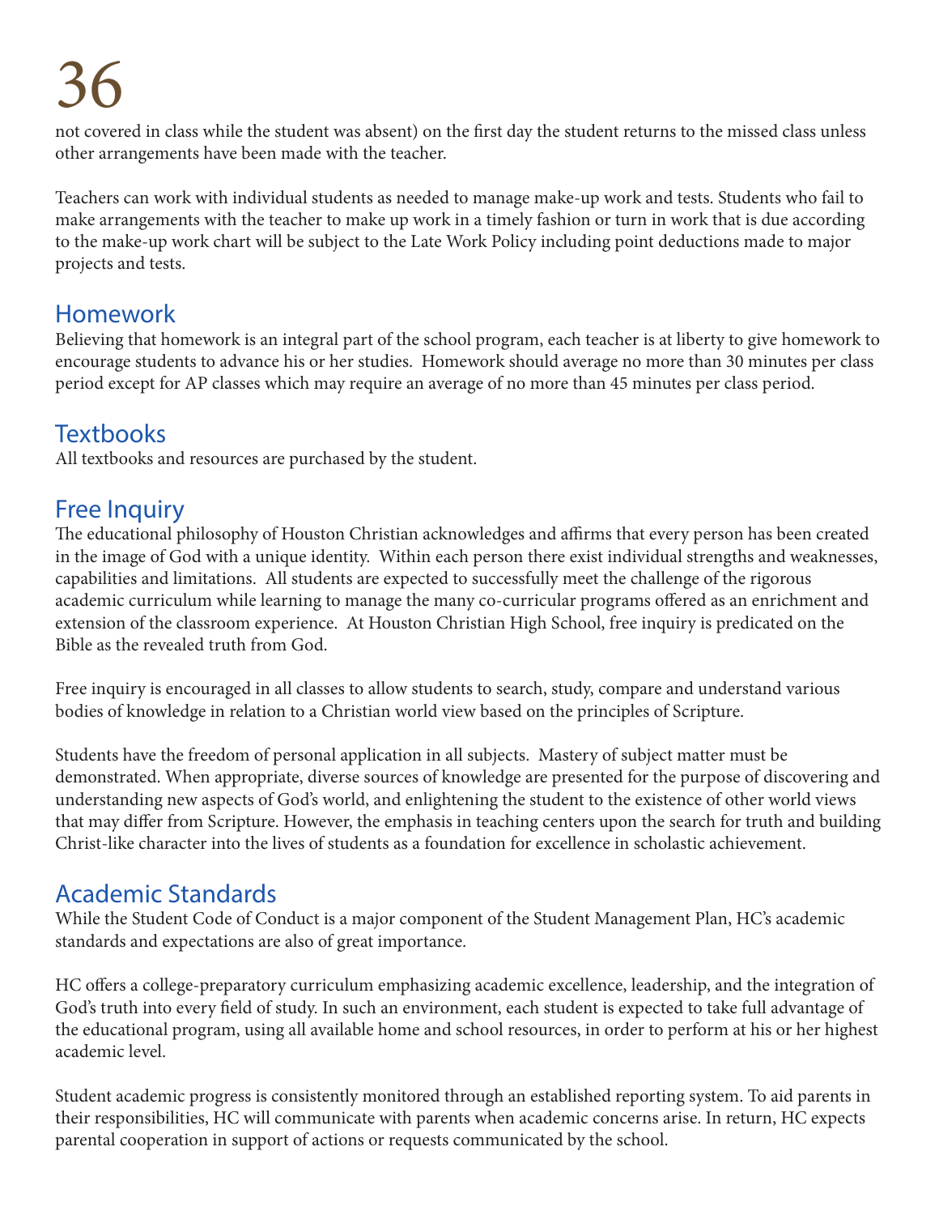not covered in class while the student was absent) on the first day the student returns to the missed class unless other arrangements have been made with the teacher.

Teachers can work with individual students as needed to manage make-up work and tests. Students who fail to make arrangements with the teacher to make up work in a timely fashion or turn in work that is due according to the make-up work chart will be subject to the Late Work Policy including point deductions made to major projects and tests.

## Homework

Believing that homework is an integral part of the school program, each teacher is at liberty to give homework to encourage students to advance his or her studies. Homework should average no more than 30 minutes per class period except for AP classes which may require an average of no more than 45 minutes per class period.

## Textbooks

All textbooks and resources are purchased by the student.

## Free Inquiry

The educational philosophy of Houston Christian acknowledges and affirms that every person has been created in the image of God with a unique identity. Within each person there exist individual strengths and weaknesses, capabilities and limitations. All students are expected to successfully meet the challenge of the rigorous academic curriculum while learning to manage the many co-curricular programs offered as an enrichment and extension of the classroom experience. At Houston Christian High School, free inquiry is predicated on the Bible as the revealed truth from God.

Free inquiry is encouraged in all classes to allow students to search, study, compare and understand various bodies of knowledge in relation to a Christian world view based on the principles of Scripture.

Students have the freedom of personal application in all subjects. Mastery of subject matter must be demonstrated. When appropriate, diverse sources of knowledge are presented for the purpose of discovering and understanding new aspects of God's world, and enlightening the student to the existence of other world views that may differ from Scripture. However, the emphasis in teaching centers upon the search for truth and building Christ-like character into the lives of students as a foundation for excellence in scholastic achievement.

## Academic Standards

While the Student Code of Conduct is a major component of the Student Management Plan, HC's academic standards and expectations are also of great importance.

HC offers a college-preparatory curriculum emphasizing academic excellence, leadership, and the integration of God's truth into every field of study. In such an environment, each student is expected to take full advantage of the educational program, using all available home and school resources, in order to perform at his or her highest academic level.

Student academic progress is consistently monitored through an established reporting system. To aid parents in their responsibilities, HC will communicate with parents when academic concerns arise. In return, HC expects parental cooperation in support of actions or requests communicated by the school.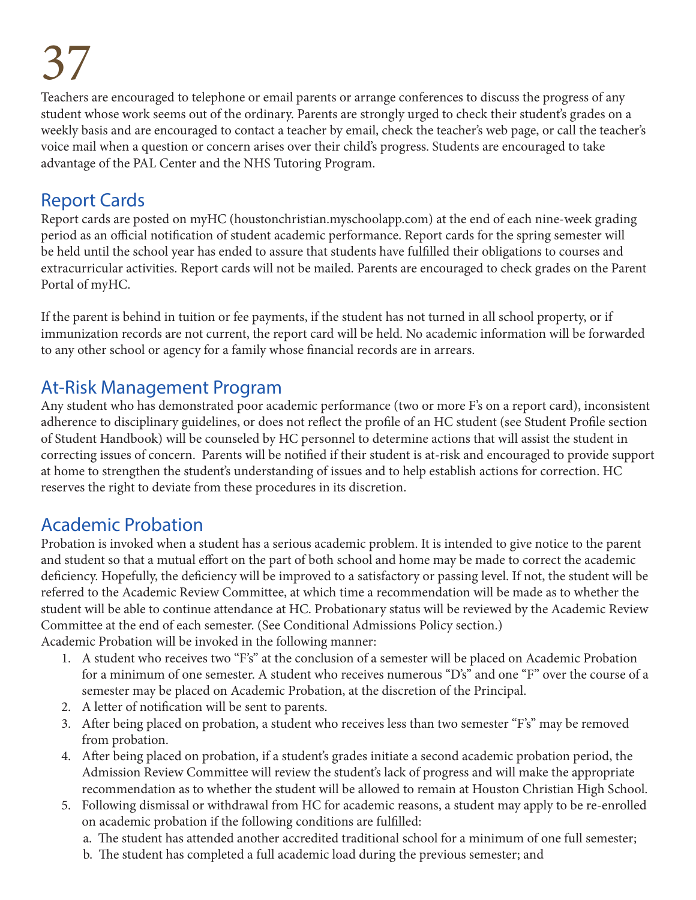Teachers are encouraged to telephone or email parents or arrange conferences to discuss the progress of any student whose work seems out of the ordinary. Parents are strongly urged to check their student's grades on a weekly basis and are encouraged to contact a teacher by email, check the teacher's web page, or call the teacher's voice mail when a question or concern arises over their child's progress. Students are encouraged to take advantage of the PAL Center and the NHS Tutoring Program.

## Report Cards

Report cards are posted on myHC (houstonchristian.myschoolapp.com) at the end of each nine-week grading period as an official notification of student academic performance. Report cards for the spring semester will be held until the school year has ended to assure that students have fulfilled their obligations to courses and extracurricular activities. Report cards will not be mailed. Parents are encouraged to check grades on the Parent Portal of myHC.

If the parent is behind in tuition or fee payments, if the student has not turned in all school property, or if immunization records are not current, the report card will be held. No academic information will be forwarded to any other school or agency for a family whose financial records are in arrears.

## At-Risk Management Program

Any student who has demonstrated poor academic performance (two or more F's on a report card), inconsistent adherence to disciplinary guidelines, or does not reflect the profile of an HC student (see Student Profile section of Student Handbook) will be counseled by HC personnel to determine actions that will assist the student in correcting issues of concern. Parents will be notified if their student is at-risk and encouraged to provide support at home to strengthen the student's understanding of issues and to help establish actions for correction. HC reserves the right to deviate from these procedures in its discretion.

## Academic Probation

Probation is invoked when a student has a serious academic problem. It is intended to give notice to the parent and student so that a mutual effort on the part of both school and home may be made to correct the academic deficiency. Hopefully, the deficiency will be improved to a satisfactory or passing level. If not, the student will be referred to the Academic Review Committee, at which time a recommendation will be made as to whether the student will be able to continue attendance at HC. Probationary status will be reviewed by the Academic Review Committee at the end of each semester. (See Conditional Admissions Policy section.)

Academic Probation will be invoked in the following manner:

1. A student who receives two "F's" at the conclusion of a semester will be placed on Academic Probation for a minimum of one semester. A student who receives numerous "D's" and one "F" over the course of a semester may be placed on Academic Probation, at the discretion of the Principal.
2. A letter of notification will be sent to parents.
3. After being placed on probation, a student who receives less than two semester "F's" may be removed from probation.
4. After being placed on probation, if a student's grades initiate a second academic probation period, the Admission Review Committee will review the student's lack of progress and will make the appropriate recommendation as to whether the student will be allowed to remain at Houston Christian High School.
5. Following dismissal or withdrawal from HC for academic reasons, a student may apply to be re-enrolled on academic probation if the following conditions are fulfilled:
   a. The student has attended another accredited traditional school for a minimum of one full semester;
   b. The student has completed a full academic load during the previous semester; and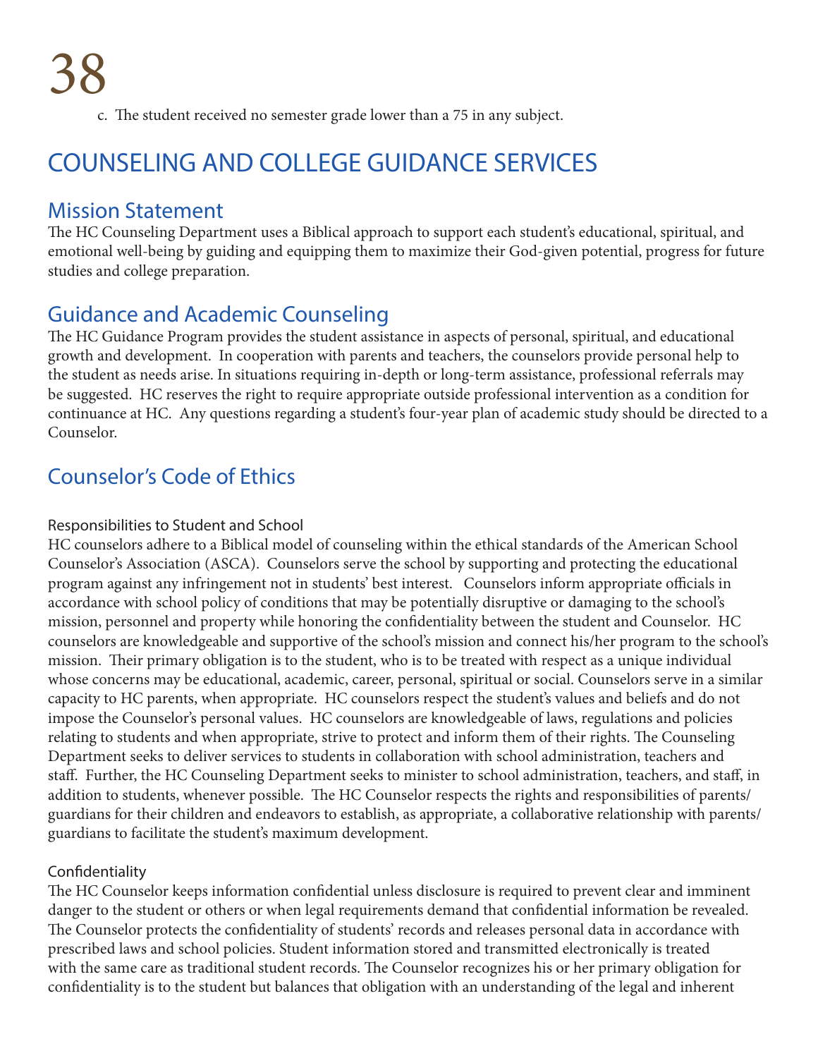c. The student received no semester grade lower than a 75 in any subject.

# COUNSELING AND COLLEGE GUIDANCE SERVICES

## Mission Statement

The HC Counseling Department uses a Biblical approach to support each student's educational, spiritual, and emotional well-being by guiding and equipping them to maximize their God-given potential, progress for future studies and college preparation.

## Guidance and Academic Counseling

The HC Guidance Program provides the student assistance in aspects of personal, spiritual, and educational growth and development. In cooperation with parents and teachers, the counselors provide personal help to the student as needs arise. In situations requiring in-depth or long-term assistance, professional referrals may be suggested. HC reserves the right to require appropriate outside professional intervention as a condition for continuance at HC. Any questions regarding a student's four-year plan of academic study should be directed to a Counselor.

## Counselor's Code of Ethics

### Responsibilities to Student and School

HC counselors adhere to a Biblical model of counseling within the ethical standards of the American School Counselor's Association (ASCA). Counselors serve the school by supporting and protecting the educational program against any infringement not in students' best interest. Counselors inform appropriate officials in accordance with school policy of conditions that may be potentially disruptive or damaging to the school's mission, personnel and property while honoring the confidentiality between the student and Counselor. HC counselors are knowledgeable and supportive of the school's mission and connect his/her program to the school's mission. Their primary obligation is to the student, who is to be treated with respect as a unique individual whose concerns may be educational, academic, career, personal, spiritual or social. Counselors serve in a similar capacity to HC parents, when appropriate. HC counselors respect the student's values and beliefs and do not impose the Counselor's personal values. HC counselors are knowledgeable of laws, regulations and policies relating to students and when appropriate, strive to protect and inform them of their rights. The Counseling Department seeks to deliver services to students in collaboration with school administration, teachers and staff. Further, the HC Counseling Department seeks to minister to school administration, teachers, and staff, in addition to students, whenever possible. The HC Counselor respects the rights and responsibilities of parents/guardians for their children and endeavors to establish, as appropriate, a collaborative relationship with parents/guardians to facilitate the student's maximum development.

### Confidentiality

The HC Counselor keeps information confidential unless disclosure is required to prevent clear and imminent danger to the student or others or when legal requirements demand that confidential information be revealed. The Counselor protects the confidentiality of students' records and releases personal data in accordance with prescribed laws and school policies. Student information stored and transmitted electronically is treated with the same care as traditional student records. The Counselor recognizes his or her primary obligation for confidentiality is to the student but balances that obligation with an understanding of the legal and inherent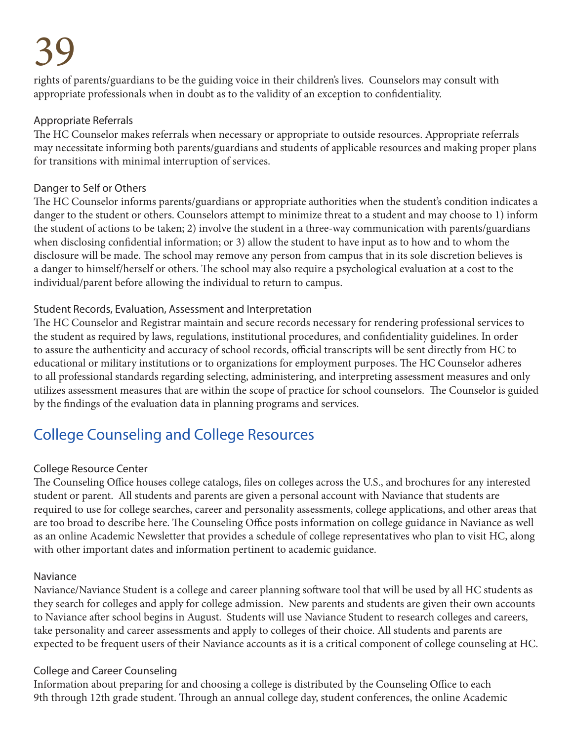rights of parents/guardians to be the guiding voice in their children's lives. Counselors may consult with appropriate professionals when in doubt as to the validity of an exception to confidentiality.

### Appropriate Referrals

The HC Counselor makes referrals when necessary or appropriate to outside resources. Appropriate referrals may necessitate informing both parents/guardians and students of applicable resources and making proper plans for transitions with minimal interruption of services.

### Danger to Self or Others

The HC Counselor informs parents/guardians or appropriate authorities when the student's condition indicates a danger to the student or others. Counselors attempt to minimize threat to a student and may choose to 1) inform the student of actions to be taken; 2) involve the student in a three-way communication with parents/guardians when disclosing confidential information; or 3) allow the student to have input as to how and to whom the disclosure will be made. The school may remove any person from campus that in its sole discretion believes is a danger to himself/herself or others. The school may also require a psychological evaluation at a cost to the individual/parent before allowing the individual to return to campus.

### Student Records, Evaluation, Assessment and Interpretation

The HC Counselor and Registrar maintain and secure records necessary for rendering professional services to the student as required by laws, regulations, institutional procedures, and confidentiality guidelines. In order to assure the authenticity and accuracy of school records, official transcripts will be sent directly from HC to educational or military institutions or to organizations for employment purposes. The HC Counselor adheres to all professional standards regarding selecting, administering, and interpreting assessment measures and only utilizes assessment measures that are within the scope of practice for school counselors. The Counselor is guided by the findings of the evaluation data in planning programs and services.

## College Counseling and College Resources

### College Resource Center

The Counseling Office houses college catalogs, files on colleges across the U.S., and brochures for any interested student or parent. All students and parents are given a personal account with Naviance that students are required to use for college searches, career and personality assessments, college applications, and other areas that are too broad to describe here. The Counseling Office posts information on college guidance in Naviance as well as an online Academic Newsletter that provides a schedule of college representatives who plan to visit HC, along with other important dates and information pertinent to academic guidance.

### Naviance

Naviance/Naviance Student is a college and career planning software tool that will be used by all HC students as they search for colleges and apply for college admission. New parents and students are given their own accounts to Naviance after school begins in August. Students will use Naviance Student to research colleges and careers, take personality and career assessments and apply to colleges of their choice. All students and parents are expected to be frequent users of their Naviance accounts as it is a critical component of college counseling at HC.

### College and Career Counseling

Information about preparing for and choosing a college is distributed by the Counseling Office to each 9th through 12th grade student. Through an annual college day, student conferences, the online Academic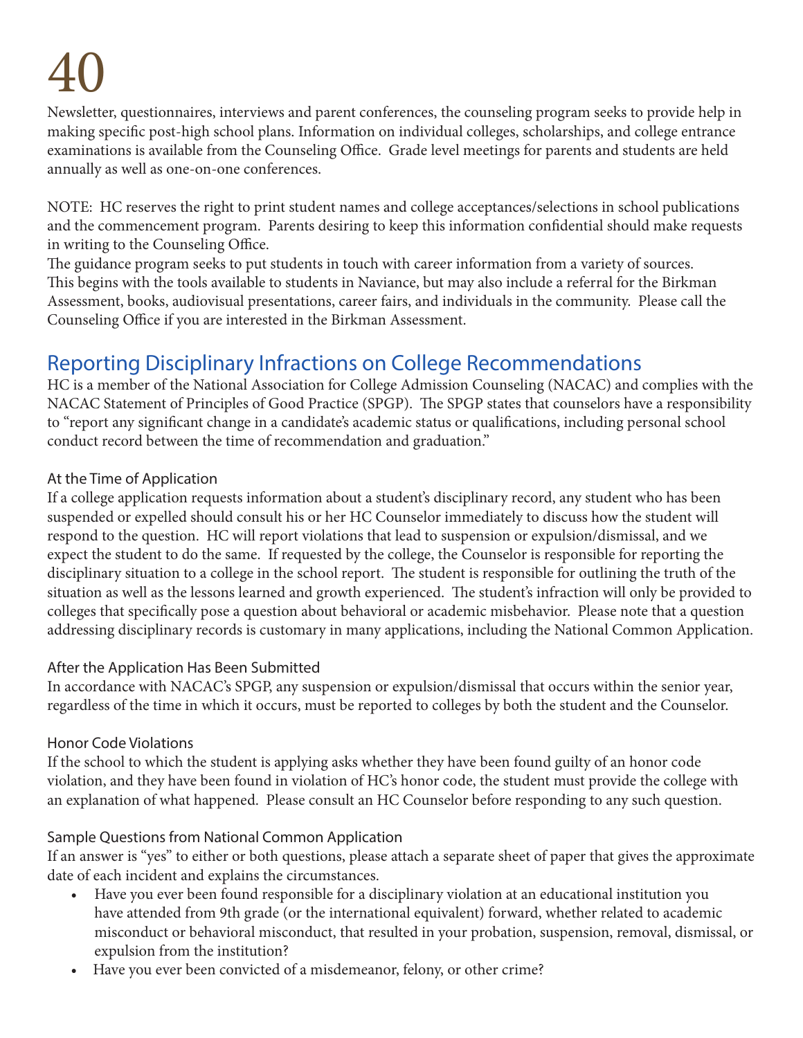Newsletter, questionnaires, interviews and parent conferences, the counseling program seeks to provide help in making specific post-high school plans. Information on individual colleges, scholarships, and college entrance examinations is available from the Counseling Office. Grade level meetings for parents and students are held annually as well as one-on-one conferences.

NOTE: HC reserves the right to print student names and college acceptances/selections in school publications and the commencement program. Parents desiring to keep this information confidential should make requests in writing to the Counseling Office.

The guidance program seeks to put students in touch with career information from a variety of sources. This begins with the tools available to students in Naviance, but may also include a referral for the Birkman Assessment, books, audiovisual presentations, career fairs, and individuals in the community. Please call the Counseling Office if you are interested in the Birkman Assessment.

## Reporting Disciplinary Infractions on College Recommendations

HC is a member of the National Association for College Admission Counseling (NACAC) and complies with the NACAC Statement of Principles of Good Practice (SPGP). The SPGP states that counselors have a responsibility to "report any significant change in a candidate's academic status or qualifications, including personal school conduct record between the time of recommendation and graduation."

### At the Time of Application

If a college application requests information about a student's disciplinary record, any student who has been suspended or expelled should consult his or her HC Counselor immediately to discuss how the student will respond to the question. HC will report violations that lead to suspension or expulsion/dismissal, and we expect the student to do the same. If requested by the college, the Counselor is responsible for reporting the disciplinary situation to a college in the school report. The student is responsible for outlining the truth of the situation as well as the lessons learned and growth experienced. The student's infraction will only be provided to colleges that specifically pose a question about behavioral or academic misbehavior. Please note that a question addressing disciplinary records is customary in many applications, including the National Common Application.

### After the Application Has Been Submitted

In accordance with NACAC's SPGP, any suspension or expulsion/dismissal that occurs within the senior year, regardless of the time in which it occurs, must be reported to colleges by both the student and the Counselor.

### Honor Code Violations

If the school to which the student is applying asks whether they have been found guilty of an honor code violation, and they have been found in violation of HC's honor code, the student must provide the college with an explanation of what happened. Please consult an HC Counselor before responding to any such question.

### Sample Questions from National Common Application

If an answer is "yes" to either or both questions, please attach a separate sheet of paper that gives the approximate date of each incident and explains the circumstances.

- Have you ever been found responsible for a disciplinary violation at an educational institution you have attended from 9th grade (or the international equivalent) forward, whether related to academic misconduct or behavioral misconduct, that resulted in your probation, suspension, removal, dismissal, or expulsion from the institution?
- Have you ever been convicted of a misdemeanor, felony, or other crime?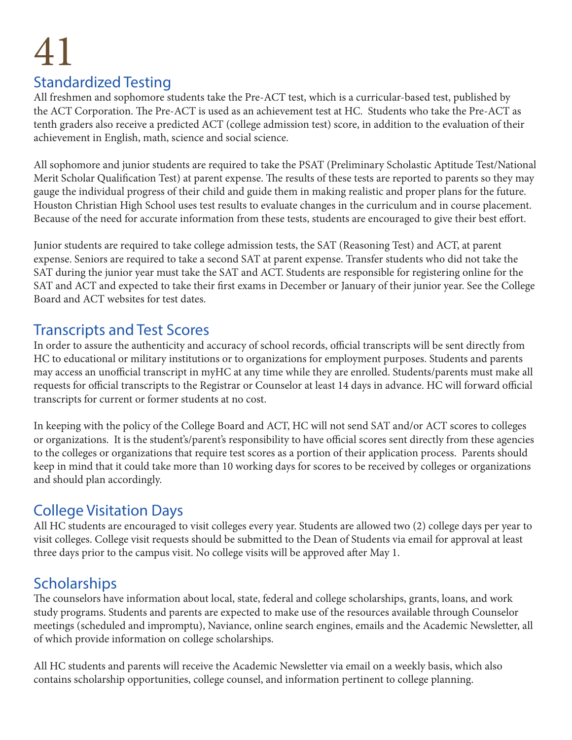## Standardized Testing

All freshmen and sophomore students take the Pre-ACT test, which is a curricular-based test, published by the ACT Corporation. The Pre-ACT is used as an achievement test at HC. Students who take the Pre-ACT as tenth graders also receive a predicted ACT (college admission test) score, in addition to the evaluation of their achievement in English, math, science and social science.

All sophomore and junior students are required to take the PSAT (Preliminary Scholastic Aptitude Test/National Merit Scholar Qualification Test) at parent expense. The results of these tests are reported to parents so they may gauge the individual progress of their child and guide them in making realistic and proper plans for the future. Houston Christian High School uses test results to evaluate changes in the curriculum and in course placement. Because of the need for accurate information from these tests, students are encouraged to give their best effort.

Junior students are required to take college admission tests, the SAT (Reasoning Test) and ACT, at parent expense. Seniors are required to take a second SAT at parent expense. Transfer students who did not take the SAT during the junior year must take the SAT and ACT. Students are responsible for registering online for the SAT and ACT and expected to take their first exams in December or January of their junior year. See the College Board and ACT websites for test dates.

## Transcripts and Test Scores

In order to assure the authenticity and accuracy of school records, official transcripts will be sent directly from HC to educational or military institutions or to organizations for employment purposes. Students and parents may access an unofficial transcript in myHC at any time while they are enrolled. Students/parents must make all requests for official transcripts to the Registrar or Counselor at least 14 days in advance. HC will forward official transcripts for current or former students at no cost.

In keeping with the policy of the College Board and ACT, HC will not send SAT and/or ACT scores to colleges or organizations. It is the student's/parent's responsibility to have official scores sent directly from these agencies to the colleges or organizations that require test scores as a portion of their application process. Parents should keep in mind that it could take more than 10 working days for scores to be received by colleges or organizations and should plan accordingly.

## College Visitation Days

All HC students are encouraged to visit colleges every year. Students are allowed two (2) college days per year to visit colleges. College visit requests should be submitted to the Dean of Students via email for approval at least three days prior to the campus visit. No college visits will be approved after May 1.

## Scholarships

The counselors have information about local, state, federal and college scholarships, grants, loans, and work study programs. Students and parents are expected to make use of the resources available through Counselor meetings (scheduled and impromptu), Naviance, online search engines, emails and the Academic Newsletter, all of which provide information on college scholarships.

All HC students and parents will receive the Academic Newsletter via email on a weekly basis, which also contains scholarship opportunities, college counsel, and information pertinent to college planning.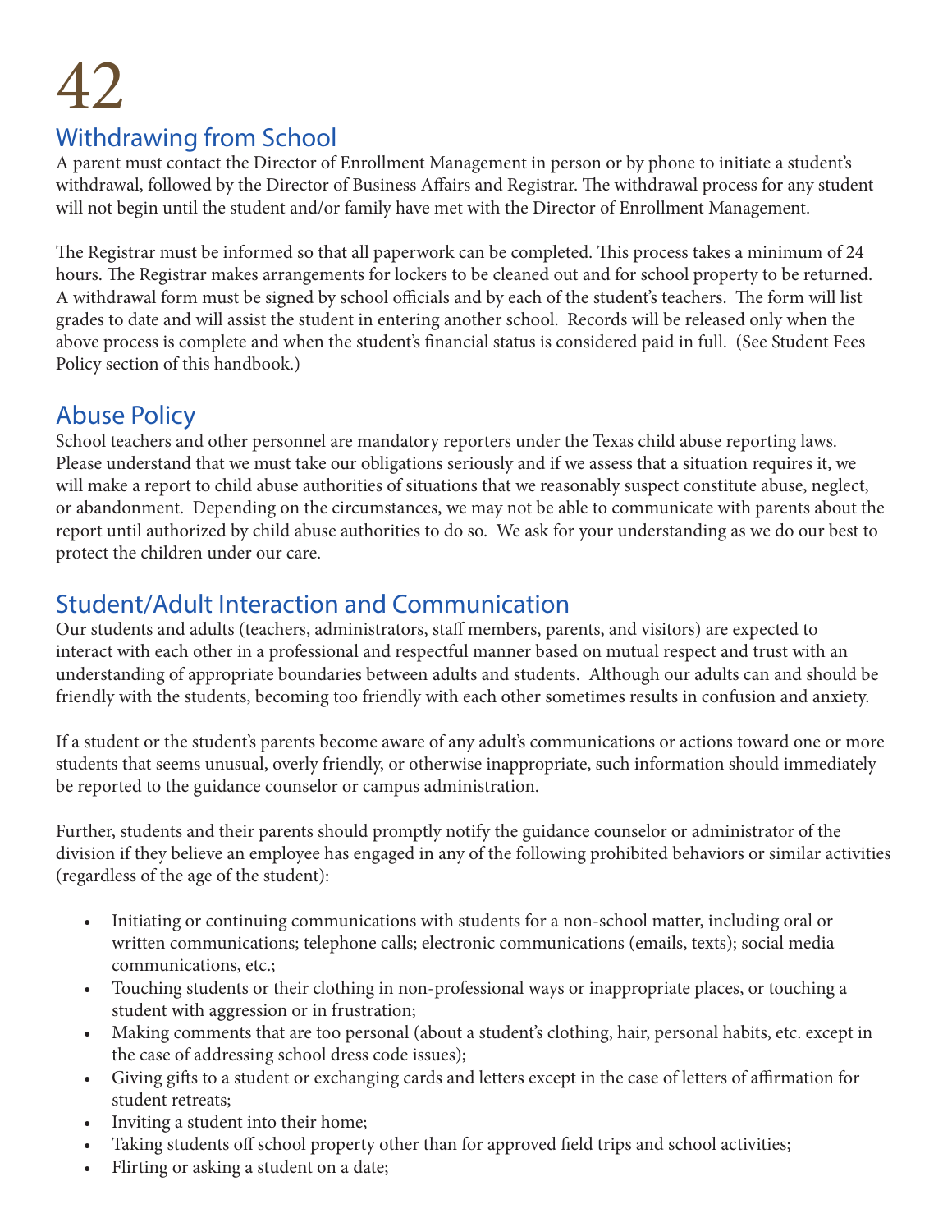## Withdrawing from School

A parent must contact the Director of Enrollment Management in person or by phone to initiate a student's withdrawal, followed by the Director of Business Affairs and Registrar. The withdrawal process for any student will not begin until the student and/or family have met with the Director of Enrollment Management.

The Registrar must be informed so that all paperwork can be completed. This process takes a minimum of 24 hours. The Registrar makes arrangements for lockers to be cleaned out and for school property to be returned. A withdrawal form must be signed by school officials and by each of the student's teachers. The form will list grades to date and will assist the student in entering another school. Records will be released only when the above process is complete and when the student's financial status is considered paid in full. (See Student Fees Policy section of this handbook.)

## Abuse Policy

School teachers and other personnel are mandatory reporters under the Texas child abuse reporting laws. Please understand that we must take our obligations seriously and if we assess that a situation requires it, we will make a report to child abuse authorities of situations that we reasonably suspect constitute abuse, neglect, or abandonment. Depending on the circumstances, we may not be able to communicate with parents about the report until authorized by child abuse authorities to do so. We ask for your understanding as we do our best to protect the children under our care.

## Student/Adult Interaction and Communication

Our students and adults (teachers, administrators, staff members, parents, and visitors) are expected to interact with each other in a professional and respectful manner based on mutual respect and trust with an understanding of appropriate boundaries between adults and students. Although our adults can and should be friendly with the students, becoming too friendly with each other sometimes results in confusion and anxiety.

If a student or the student's parents become aware of any adult's communications or actions toward one or more students that seems unusual, overly friendly, or otherwise inappropriate, such information should immediately be reported to the guidance counselor or campus administration.

Further, students and their parents should promptly notify the guidance counselor or administrator of the division if they believe an employee has engaged in any of the following prohibited behaviors or similar activities (regardless of the age of the student):

- Initiating or continuing communications with students for a non-school matter, including oral or written communications; telephone calls; electronic communications (emails, texts); social media communications, etc.;
- Touching students or their clothing in non-professional ways or inappropriate places, or touching a student with aggression or in frustration;
- Making comments that are too personal (about a student's clothing, hair, personal habits, etc. except in the case of addressing school dress code issues);
- Giving gifts to a student or exchanging cards and letters except in the case of letters of affirmation for student retreats;
- Inviting a student into their home;
- Taking students off school property other than for approved field trips and school activities;
- Flirting or asking a student on a date;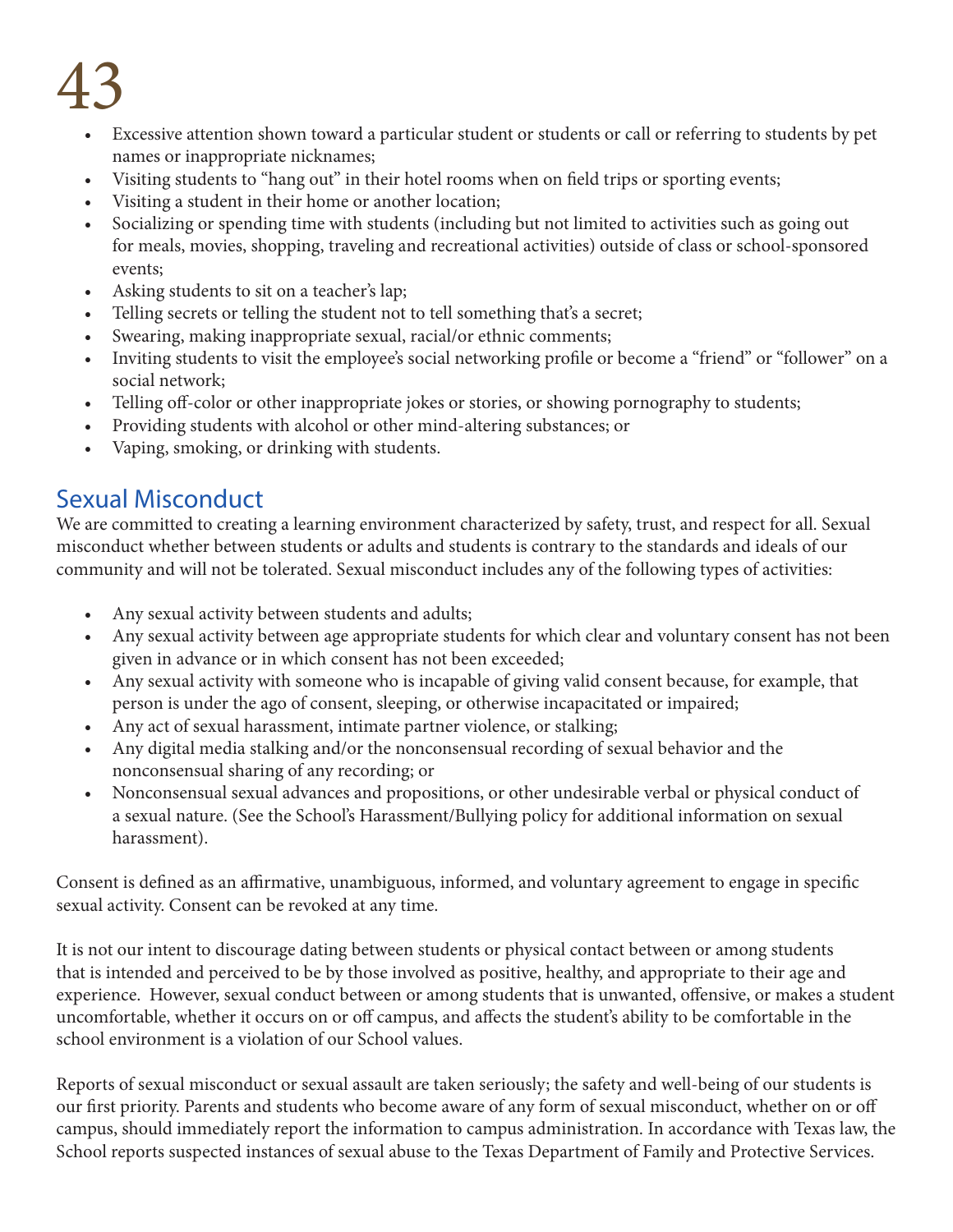- Excessive attention shown toward a particular student or students or call or referring to students by pet names or inappropriate nicknames;
- Visiting students to "hang out" in their hotel rooms when on field trips or sporting events;
- Visiting a student in their home or another location;
- Socializing or spending time with students (including but not limited to activities such as going out for meals, movies, shopping, traveling and recreational activities) outside of class or school-sponsored events;
- Asking students to sit on a teacher's lap;
- Telling secrets or telling the student not to tell something that's a secret;
- Swearing, making inappropriate sexual, racial/or ethnic comments;
- Inviting students to visit the employee's social networking profile or become a "friend" or "follower" on a social network;
- Telling off-color or other inappropriate jokes or stories, or showing pornography to students;
- Providing students with alcohol or other mind-altering substances; or
- Vaping, smoking, or drinking with students.

## Sexual Misconduct

We are committed to creating a learning environment characterized by safety, trust, and respect for all. Sexual misconduct whether between students or adults and students is contrary to the standards and ideals of our community and will not be tolerated. Sexual misconduct includes any of the following types of activities:

- Any sexual activity between students and adults;
- Any sexual activity between age appropriate students for which clear and voluntary consent has not been given in advance or in which consent has not been exceeded;
- Any sexual activity with someone who is incapable of giving valid consent because, for example, that person is under the ago of consent, sleeping, or otherwise incapacitated or impaired;
- Any act of sexual harassment, intimate partner violence, or stalking;
- Any digital media stalking and/or the nonconsensual recording of sexual behavior and the nonconsensual sharing of any recording; or
- Nonconsensual sexual advances and propositions, or other undesirable verbal or physical conduct of a sexual nature. (See the School's Harassment/Bullying policy for additional information on sexual harassment).

Consent is defined as an affirmative, unambiguous, informed, and voluntary agreement to engage in specific sexual activity. Consent can be revoked at any time.

It is not our intent to discourage dating between students or physical contact between or among students that is intended and perceived to be by those involved as positive, healthy, and appropriate to their age and experience. However, sexual conduct between or among students that is unwanted, offensive, or makes a student uncomfortable, whether it occurs on or off campus, and affects the student's ability to be comfortable in the school environment is a violation of our School values.

Reports of sexual misconduct or sexual assault are taken seriously; the safety and well-being of our students is our first priority. Parents and students who become aware of any form of sexual misconduct, whether on or off campus, should immediately report the information to campus administration. In accordance with Texas law, the School reports suspected instances of sexual abuse to the Texas Department of Family and Protective Services.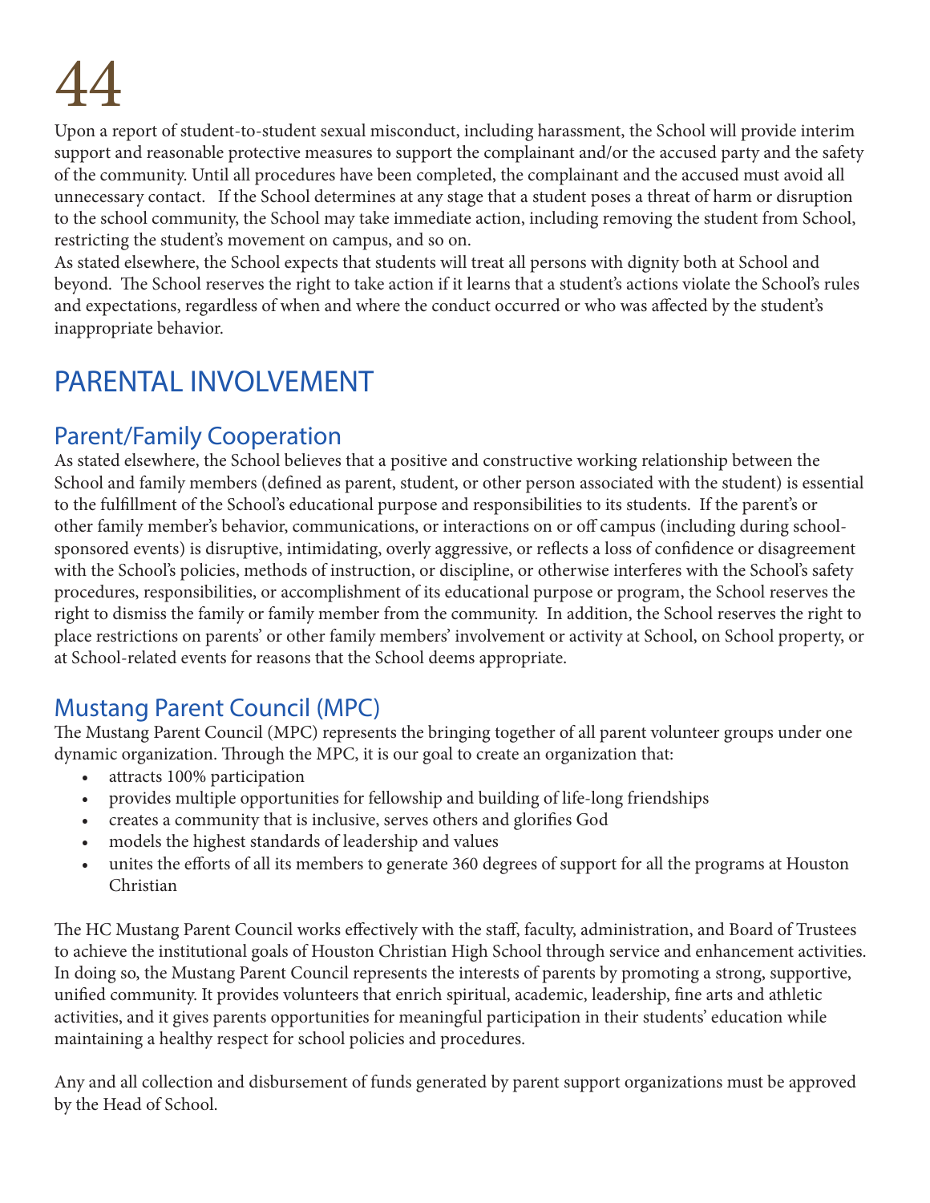Upon a report of student-to-student sexual misconduct, including harassment, the School will provide interim support and reasonable protective measures to support the complainant and/or the accused party and the safety of the community. Until all procedures have been completed, the complainant and the accused must avoid all unnecessary contact. If the School determines at any stage that a student poses a threat of harm or disruption to the school community, the School may take immediate action, including removing the student from School, restricting the student's movement on campus, and so on.

As stated elsewhere, the School expects that students will treat all persons with dignity both at School and beyond. The School reserves the right to take action if it learns that a student's actions violate the School's rules and expectations, regardless of when and where the conduct occurred or who was affected by the student's inappropriate behavior.

# PARENTAL INVOLVEMENT

## Parent/Family Cooperation

As stated elsewhere, the School believes that a positive and constructive working relationship between the School and family members (defined as parent, student, or other person associated with the student) is essential to the fulfillment of the School's educational purpose and responsibilities to its students. If the parent's or other family member's behavior, communications, or interactions on or off campus (including during school-sponsored events) is disruptive, intimidating, overly aggressive, or reflects a loss of confidence or disagreement with the School's policies, methods of instruction, or discipline, or otherwise interferes with the School's safety procedures, responsibilities, or accomplishment of its educational purpose or program, the School reserves the right to dismiss the family or family member from the community. In addition, the School reserves the right to place restrictions on parents' or other family members' involvement or activity at School, on School property, or at School-related events for reasons that the School deems appropriate.

## Mustang Parent Council (MPC)

The Mustang Parent Council (MPC) represents the bringing together of all parent volunteer groups under one dynamic organization. Through the MPC, it is our goal to create an organization that:

- attracts 100% participation
- provides multiple opportunities for fellowship and building of life-long friendships
- creates a community that is inclusive, serves others and glorifies God
- models the highest standards of leadership and values
- unites the efforts of all its members to generate 360 degrees of support for all the programs at Houston Christian

The HC Mustang Parent Council works effectively with the staff, faculty, administration, and Board of Trustees to achieve the institutional goals of Houston Christian High School through service and enhancement activities. In doing so, the Mustang Parent Council represents the interests of parents by promoting a strong, supportive, unified community. It provides volunteers that enrich spiritual, academic, leadership, fine arts and athletic activities, and it gives parents opportunities for meaningful participation in their students' education while maintaining a healthy respect for school policies and procedures.

Any and all collection and disbursement of funds generated by parent support organizations must be approved by the Head of School.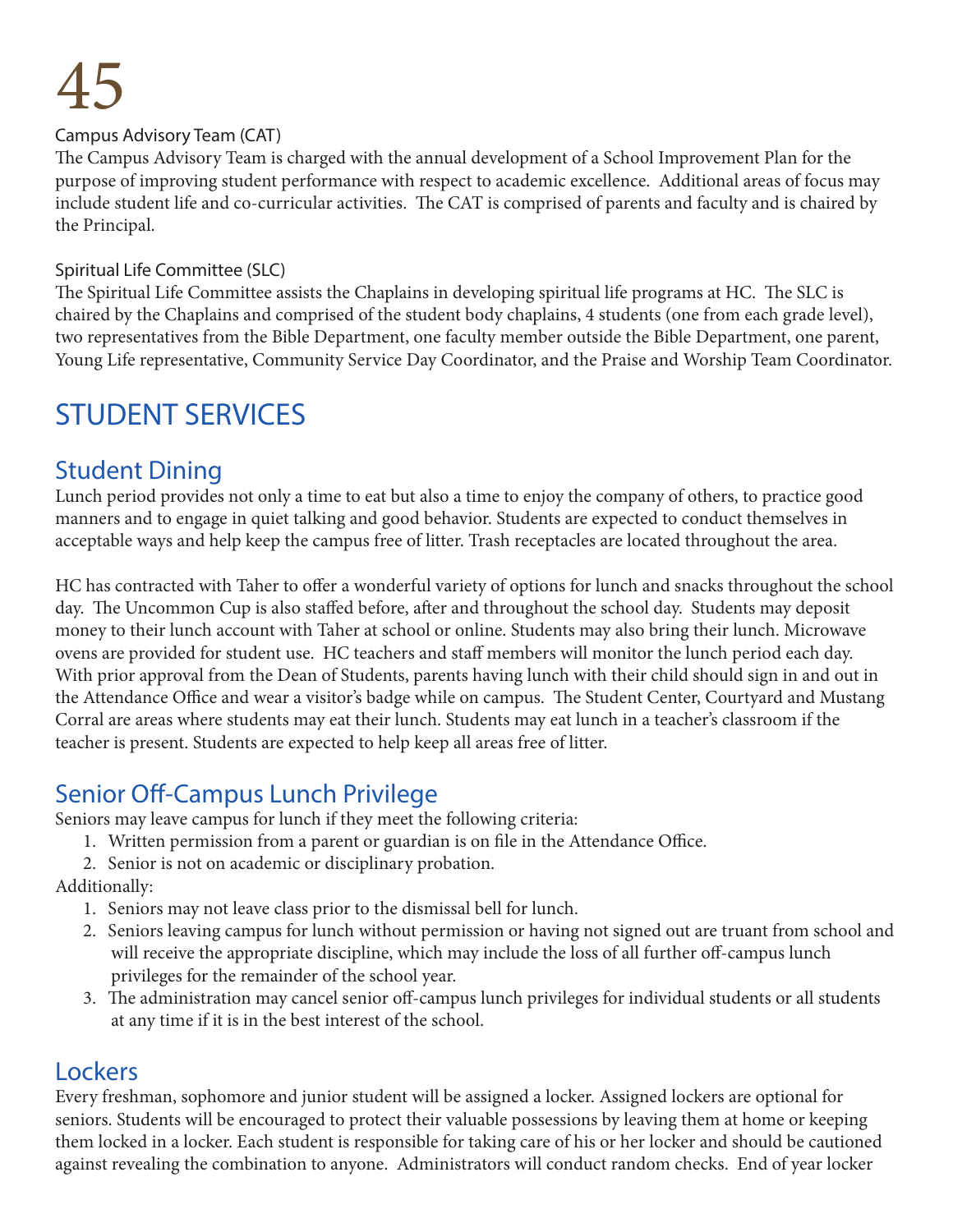### Campus Advisory Team (CAT)

The Campus Advisory Team is charged with the annual development of a School Improvement Plan for the purpose of improving student performance with respect to academic excellence. Additional areas of focus may include student life and co-curricular activities. The CAT is comprised of parents and faculty and is chaired by the Principal.

### Spiritual Life Committee (SLC)

The Spiritual Life Committee assists the Chaplains in developing spiritual life programs at HC. The SLC is chaired by the Chaplains and comprised of the student body chaplains, 4 students (one from each grade level), two representatives from the Bible Department, one faculty member outside the Bible Department, one parent, Young Life representative, Community Service Day Coordinator, and the Praise and Worship Team Coordinator.

# STUDENT SERVICES

## Student Dining

Lunch period provides not only a time to eat but also a time to enjoy the company of others, to practice good manners and to engage in quiet talking and good behavior. Students are expected to conduct themselves in acceptable ways and help keep the campus free of litter. Trash receptacles are located throughout the area.

HC has contracted with Taher to offer a wonderful variety of options for lunch and snacks throughout the school day. The Uncommon Cup is also staffed before, after and throughout the school day. Students may deposit money to their lunch account with Taher at school or online. Students may also bring their lunch. Microwave ovens are provided for student use. HC teachers and staff members will monitor the lunch period each day. With prior approval from the Dean of Students, parents having lunch with their child should sign in and out in the Attendance Office and wear a visitor's badge while on campus. The Student Center, Courtyard and Mustang Corral are areas where students may eat their lunch. Students may eat lunch in a teacher's classroom if the teacher is present. Students are expected to help keep all areas free of litter.

## Senior Off-Campus Lunch Privilege

Seniors may leave campus for lunch if they meet the following criteria:

1. Written permission from a parent or guardian is on file in the Attendance Office.
2. Senior is not on academic or disciplinary probation.

Additionally:

1. Seniors may not leave class prior to the dismissal bell for lunch.
2. Seniors leaving campus for lunch without permission or having not signed out are truant from school and will receive the appropriate discipline, which may include the loss of all further off-campus lunch privileges for the remainder of the school year.
3. The administration may cancel senior off-campus lunch privileges for individual students or all students at any time if it is in the best interest of the school.

## Lockers

Every freshman, sophomore and junior student will be assigned a locker. Assigned lockers are optional for seniors. Students will be encouraged to protect their valuable possessions by leaving them at home or keeping them locked in a locker. Each student is responsible for taking care of his or her locker and should be cautioned against revealing the combination to anyone. Administrators will conduct random checks. End of year locker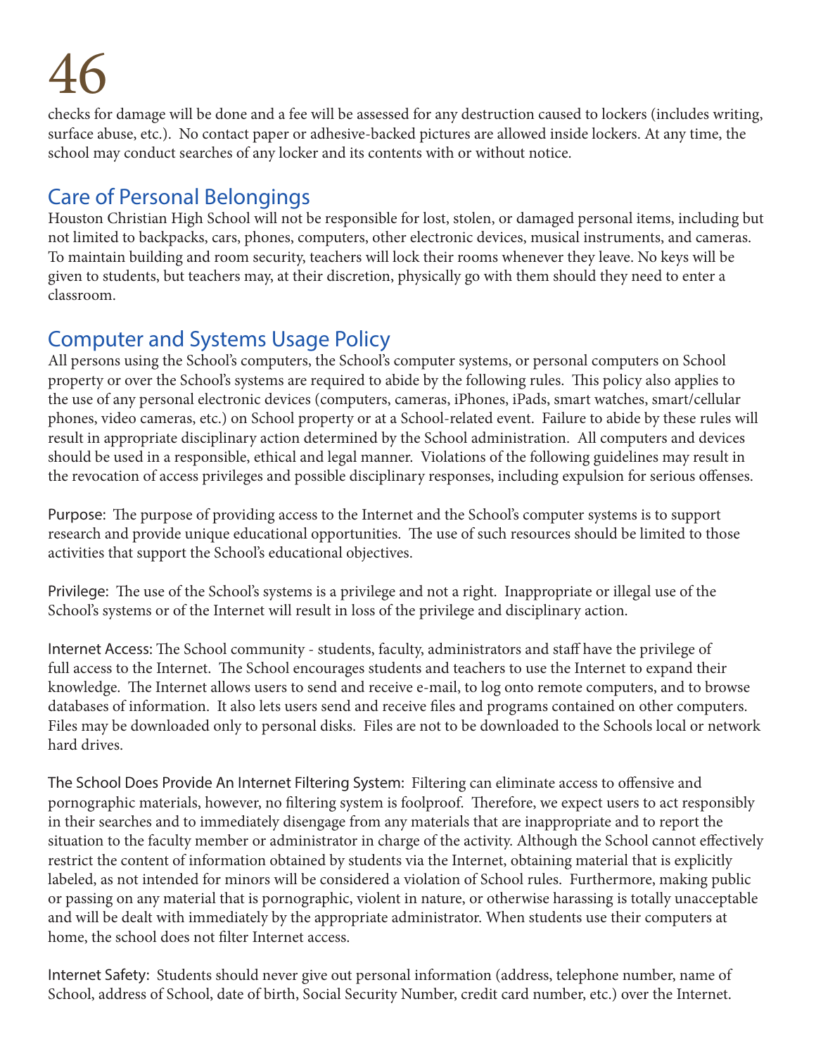checks for damage will be done and a fee will be assessed for any destruction caused to lockers (includes writing, surface abuse, etc.). No contact paper or adhesive-backed pictures are allowed inside lockers. At any time, the school may conduct searches of any locker and its contents with or without notice.

## Care of Personal Belongings

Houston Christian High School will not be responsible for lost, stolen, or damaged personal items, including but not limited to backpacks, cars, phones, computers, other electronic devices, musical instruments, and cameras. To maintain building and room security, teachers will lock their rooms whenever they leave. No keys will be given to students, but teachers may, at their discretion, physically go with them should they need to enter a classroom.

## Computer and Systems Usage Policy

All persons using the School's computers, the School's computer systems, or personal computers on School property or over the School's systems are required to abide by the following rules. This policy also applies to the use of any personal electronic devices (computers, cameras, iPhones, iPads, smart watches, smart/cellular phones, video cameras, etc.) on School property or at a School-related event. Failure to abide by these rules will result in appropriate disciplinary action determined by the School administration. All computers and devices should be used in a responsible, ethical and legal manner. Violations of the following guidelines may result in the revocation of access privileges and possible disciplinary responses, including expulsion for serious offenses.

Purpose: The purpose of providing access to the Internet and the School's computer systems is to support research and provide unique educational opportunities. The use of such resources should be limited to those activities that support the School's educational objectives.

Privilege: The use of the School's systems is a privilege and not a right. Inappropriate or illegal use of the School's systems or of the Internet will result in loss of the privilege and disciplinary action.

Internet Access: The School community - students, faculty, administrators and staff have the privilege of full access to the Internet. The School encourages students and teachers to use the Internet to expand their knowledge. The Internet allows users to send and receive e-mail, to log onto remote computers, and to browse databases of information. It also lets users send and receive files and programs contained on other computers. Files may be downloaded only to personal disks. Files are not to be downloaded to the Schools local or network hard drives.

The School Does Provide An Internet Filtering System: Filtering can eliminate access to offensive and pornographic materials, however, no filtering system is foolproof. Therefore, we expect users to act responsibly in their searches and to immediately disengage from any materials that are inappropriate and to report the situation to the faculty member or administrator in charge of the activity. Although the School cannot effectively restrict the content of information obtained by students via the Internet, obtaining material that is explicitly labeled, as not intended for minors will be considered a violation of School rules. Furthermore, making public or passing on any material that is pornographic, violent in nature, or otherwise harassing is totally unacceptable and will be dealt with immediately by the appropriate administrator. When students use their computers at home, the school does not filter Internet access.

Internet Safety: Students should never give out personal information (address, telephone number, name of School, address of School, date of birth, Social Security Number, credit card number, etc.) over the Internet.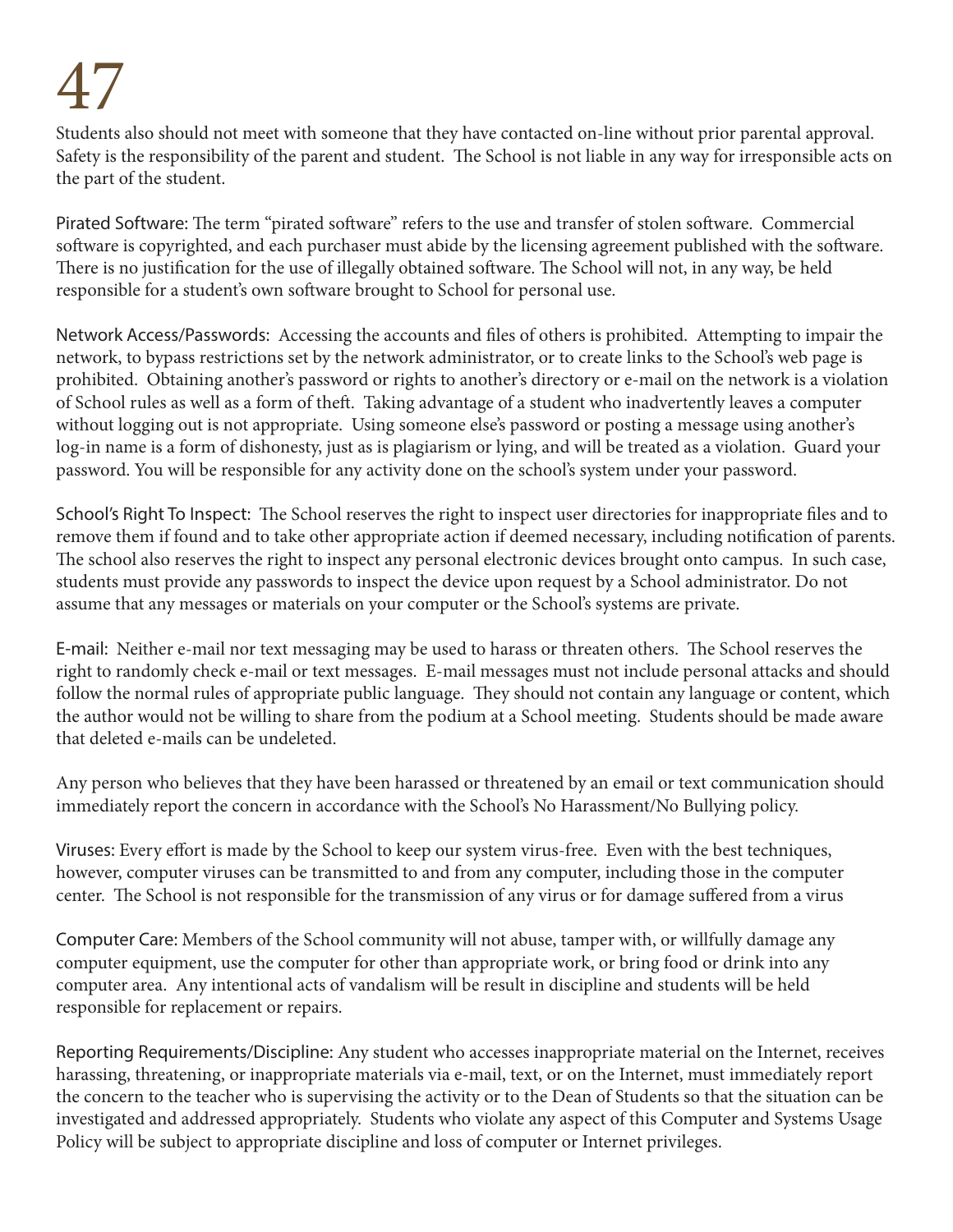Students also should not meet with someone that they have contacted on-line without prior parental approval. Safety is the responsibility of the parent and student. The School is not liable in any way for irresponsible acts on the part of the student.

Pirated Software: The term "pirated software" refers to the use and transfer of stolen software. Commercial software is copyrighted, and each purchaser must abide by the licensing agreement published with the software. There is no justification for the use of illegally obtained software. The School will not, in any way, be held responsible for a student's own software brought to School for personal use.

Network Access/Passwords: Accessing the accounts and files of others is prohibited. Attempting to impair the network, to bypass restrictions set by the network administrator, or to create links to the School's web page is prohibited. Obtaining another's password or rights to another's directory or e-mail on the network is a violation of School rules as well as a form of theft. Taking advantage of a student who inadvertently leaves a computer without logging out is not appropriate. Using someone else's password or posting a message using another's log-in name is a form of dishonesty, just as is plagiarism or lying, and will be treated as a violation. Guard your password. You will be responsible for any activity done on the school's system under your password.

School's Right To Inspect: The School reserves the right to inspect user directories for inappropriate files and to remove them if found and to take other appropriate action if deemed necessary, including notification of parents. The school also reserves the right to inspect any personal electronic devices brought onto campus. In such case, students must provide any passwords to inspect the device upon request by a School administrator. Do not assume that any messages or materials on your computer or the School's systems are private.

E-mail: Neither e-mail nor text messaging may be used to harass or threaten others. The School reserves the right to randomly check e-mail or text messages. E-mail messages must not include personal attacks and should follow the normal rules of appropriate public language. They should not contain any language or content, which the author would not be willing to share from the podium at a School meeting. Students should be made aware that deleted e-mails can be undeleted.

Any person who believes that they have been harassed or threatened by an email or text communication should immediately report the concern in accordance with the School's No Harassment/No Bullying policy.

Viruses: Every effort is made by the School to keep our system virus-free. Even with the best techniques, however, computer viruses can be transmitted to and from any computer, including those in the computer center. The School is not responsible for the transmission of any virus or for damage suffered from a virus

Computer Care: Members of the School community will not abuse, tamper with, or willfully damage any computer equipment, use the computer for other than appropriate work, or bring food or drink into any computer area. Any intentional acts of vandalism will be result in discipline and students will be held responsible for replacement or repairs.

Reporting Requirements/Discipline: Any student who accesses inappropriate material on the Internet, receives harassing, threatening, or inappropriate materials via e-mail, text, or on the Internet, must immediately report the concern to the teacher who is supervising the activity or to the Dean of Students so that the situation can be investigated and addressed appropriately. Students who violate any aspect of this Computer and Systems Usage Policy will be subject to appropriate discipline and loss of computer or Internet privileges.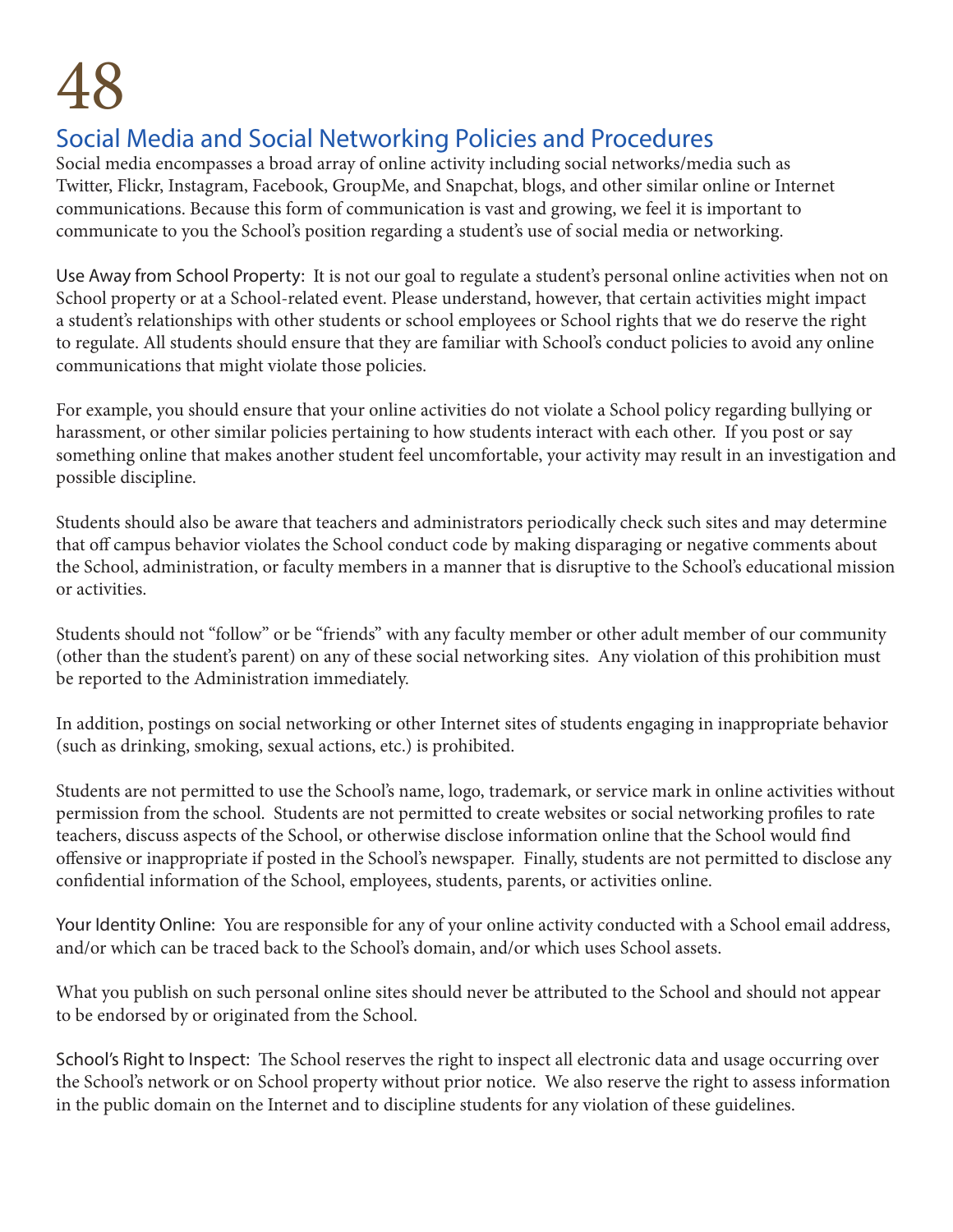## Social Media and Social Networking Policies and Procedures

Social media encompasses a broad array of online activity including social networks/media such as Twitter, Flickr, Instagram, Facebook, GroupMe, and Snapchat, blogs, and other similar online or Internet communications. Because this form of communication is vast and growing, we feel it is important to communicate to you the School's position regarding a student's use of social media or networking.

Use Away from School Property: It is not our goal to regulate a student's personal online activities when not on School property or at a School-related event. Please understand, however, that certain activities might impact a student's relationships with other students or school employees or School rights that we do reserve the right to regulate. All students should ensure that they are familiar with School's conduct policies to avoid any online communications that might violate those policies.

For example, you should ensure that your online activities do not violate a School policy regarding bullying or harassment, or other similar policies pertaining to how students interact with each other. If you post or say something online that makes another student feel uncomfortable, your activity may result in an investigation and possible discipline.

Students should also be aware that teachers and administrators periodically check such sites and may determine that off campus behavior violates the School conduct code by making disparaging or negative comments about the School, administration, or faculty members in a manner that is disruptive to the School's educational mission or activities.

Students should not "follow" or be "friends" with any faculty member or other adult member of our community (other than the student's parent) on any of these social networking sites. Any violation of this prohibition must be reported to the Administration immediately.

In addition, postings on social networking or other Internet sites of students engaging in inappropriate behavior (such as drinking, smoking, sexual actions, etc.) is prohibited.

Students are not permitted to use the School's name, logo, trademark, or service mark in online activities without permission from the school. Students are not permitted to create websites or social networking profiles to rate teachers, discuss aspects of the School, or otherwise disclose information online that the School would find offensive or inappropriate if posted in the School's newspaper. Finally, students are not permitted to disclose any confidential information of the School, employees, students, parents, or activities online.

Your Identity Online: You are responsible for any of your online activity conducted with a School email address, and/or which can be traced back to the School's domain, and/or which uses School assets.

What you publish on such personal online sites should never be attributed to the School and should not appear to be endorsed by or originated from the School.

School's Right to Inspect: The School reserves the right to inspect all electronic data and usage occurring over the School's network or on School property without prior notice. We also reserve the right to assess information in the public domain on the Internet and to discipline students for any violation of these guidelines.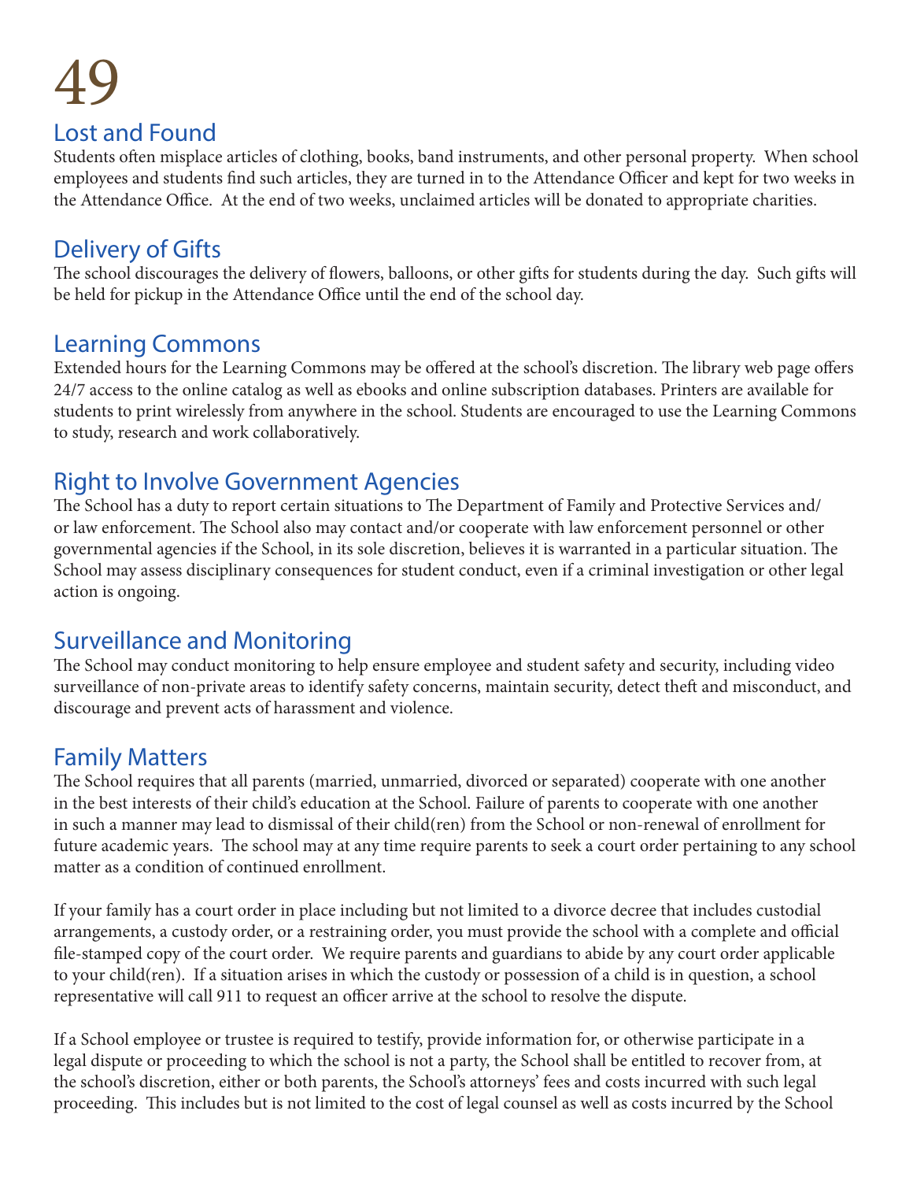## Lost and Found

Students often misplace articles of clothing, books, band instruments, and other personal property. When school employees and students find such articles, they are turned in to the Attendance Officer and kept for two weeks in the Attendance Office. At the end of two weeks, unclaimed articles will be donated to appropriate charities.

## Delivery of Gifts

The school discourages the delivery of flowers, balloons, or other gifts for students during the day. Such gifts will be held for pickup in the Attendance Office until the end of the school day.

## Learning Commons

Extended hours for the Learning Commons may be offered at the school's discretion. The library web page offers 24/7 access to the online catalog as well as ebooks and online subscription databases. Printers are available for students to print wirelessly from anywhere in the school. Students are encouraged to use the Learning Commons to study, research and work collaboratively.

## Right to Involve Government Agencies

The School has a duty to report certain situations to The Department of Family and Protective Services and/or law enforcement. The School also may contact and/or cooperate with law enforcement personnel or other governmental agencies if the School, in its sole discretion, believes it is warranted in a particular situation. The School may assess disciplinary consequences for student conduct, even if a criminal investigation or other legal action is ongoing.

## Surveillance and Monitoring

The School may conduct monitoring to help ensure employee and student safety and security, including video surveillance of non-private areas to identify safety concerns, maintain security, detect theft and misconduct, and discourage and prevent acts of harassment and violence.

## Family Matters

The School requires that all parents (married, unmarried, divorced or separated) cooperate with one another in the best interests of their child's education at the School. Failure of parents to cooperate with one another in such a manner may lead to dismissal of their child(ren) from the School or non-renewal of enrollment for future academic years. The school may at any time require parents to seek a court order pertaining to any school matter as a condition of continued enrollment.

If your family has a court order in place including but not limited to a divorce decree that includes custodial arrangements, a custody order, or a restraining order, you must provide the school with a complete and official file-stamped copy of the court order. We require parents and guardians to abide by any court order applicable to your child(ren). If a situation arises in which the custody or possession of a child is in question, a school representative will call 911 to request an officer arrive at the school to resolve the dispute.

If a School employee or trustee is required to testify, provide information for, or otherwise participate in a legal dispute or proceeding to which the school is not a party, the School shall be entitled to recover from, at the school's discretion, either or both parents, the School's attorneys' fees and costs incurred with such legal proceeding. This includes but is not limited to the cost of legal counsel as well as costs incurred by the School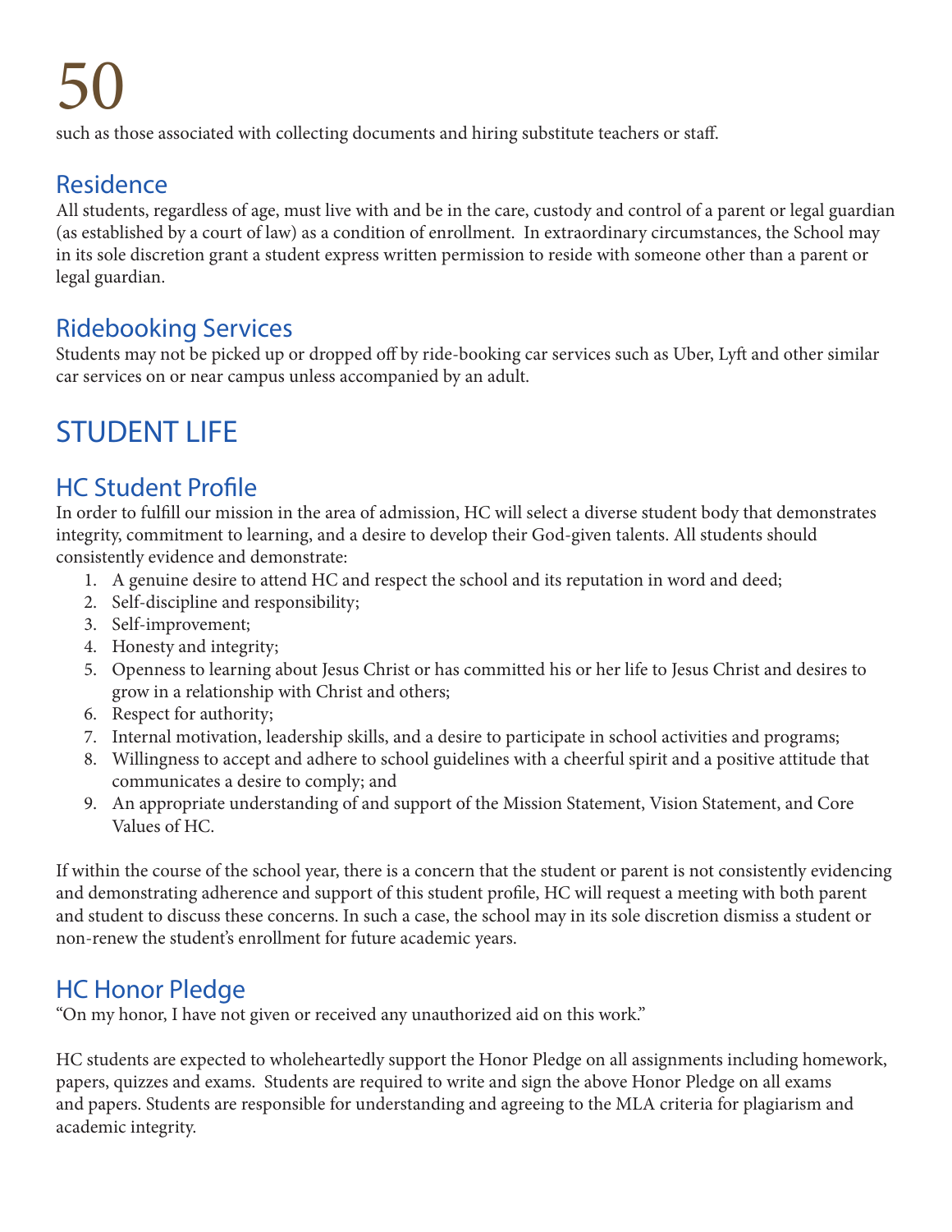such as those associated with collecting documents and hiring substitute teachers or staff.

## Residence

All students, regardless of age, must live with and be in the care, custody and control of a parent or legal guardian (as established by a court of law) as a condition of enrollment. In extraordinary circumstances, the School may in its sole discretion grant a student express written permission to reside with someone other than a parent or legal guardian.

## Ridebooking Services

Students may not be picked up or dropped off by ride-booking car services such as Uber, Lyft and other similar car services on or near campus unless accompanied by an adult.

# STUDENT LIFE

## HC Student Profile

In order to fulfill our mission in the area of admission, HC will select a diverse student body that demonstrates integrity, commitment to learning, and a desire to develop their God-given talents. All students should consistently evidence and demonstrate:

1. A genuine desire to attend HC and respect the school and its reputation in word and deed;
2. Self-discipline and responsibility;
3. Self-improvement;
4. Honesty and integrity;
5. Openness to learning about Jesus Christ or has committed his or her life to Jesus Christ and desires to grow in a relationship with Christ and others;
6. Respect for authority;
7. Internal motivation, leadership skills, and a desire to participate in school activities and programs;
8. Willingness to accept and adhere to school guidelines with a cheerful spirit and a positive attitude that communicates a desire to comply; and
9. An appropriate understanding of and support of the Mission Statement, Vision Statement, and Core Values of HC.

If within the course of the school year, there is a concern that the student or parent is not consistently evidencing and demonstrating adherence and support of this student profile, HC will request a meeting with both parent and student to discuss these concerns. In such a case, the school may in its sole discretion dismiss a student or non-renew the student's enrollment for future academic years.

## HC Honor Pledge

"On my honor, I have not given or received any unauthorized aid on this work."

HC students are expected to wholeheartedly support the Honor Pledge on all assignments including homework, papers, quizzes and exams. Students are required to write and sign the above Honor Pledge on all exams and papers. Students are responsible for understanding and agreeing to the MLA criteria for plagiarism and academic integrity.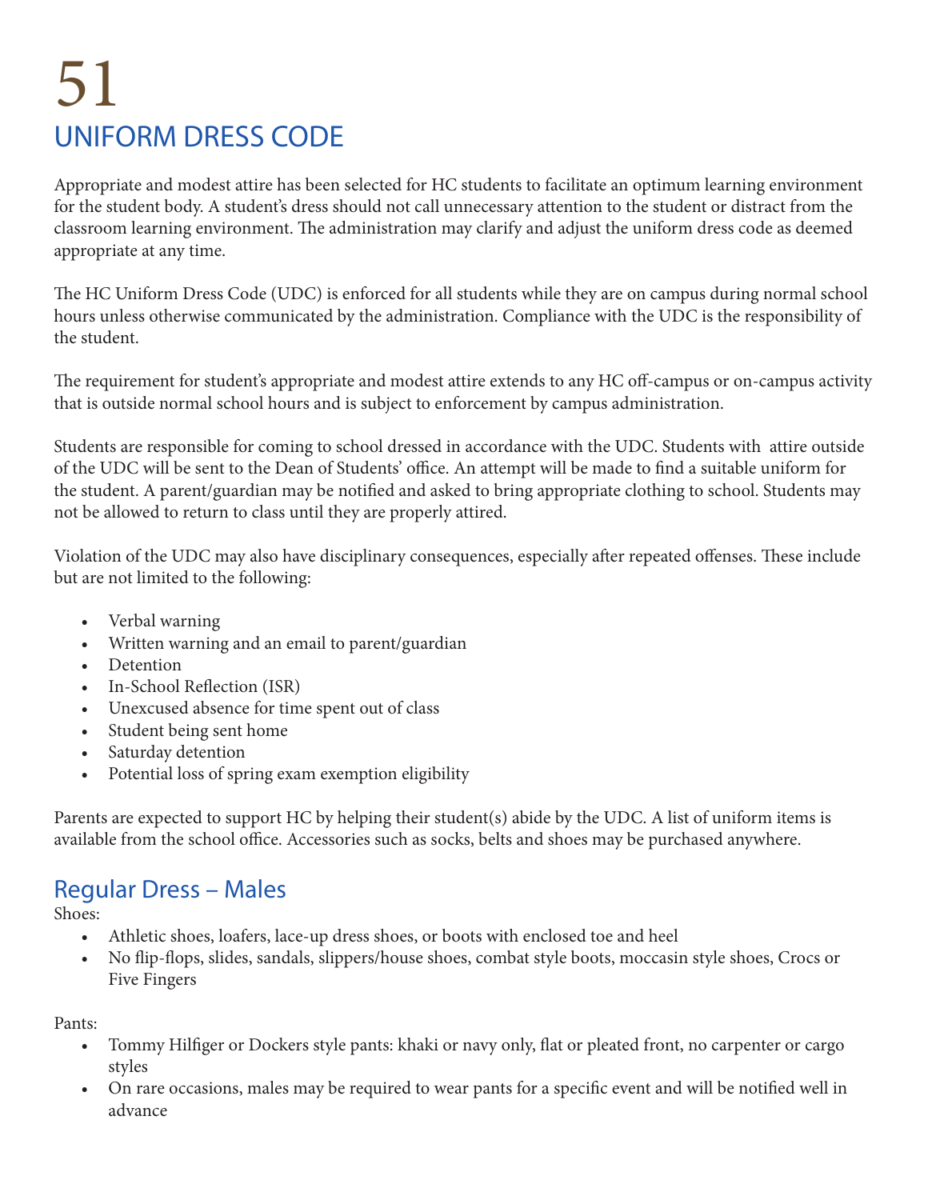# UNIFORM DRESS CODE

Appropriate and modest attire has been selected for HC students to facilitate an optimum learning environment for the student body. A student's dress should not call unnecessary attention to the student or distract from the classroom learning environment. The administration may clarify and adjust the uniform dress code as deemed appropriate at any time.

The HC Uniform Dress Code (UDC) is enforced for all students while they are on campus during normal school hours unless otherwise communicated by the administration. Compliance with the UDC is the responsibility of the student.

The requirement for student's appropriate and modest attire extends to any HC off-campus or on-campus activity that is outside normal school hours and is subject to enforcement by campus administration.

Students are responsible for coming to school dressed in accordance with the UDC. Students with attire outside of the UDC will be sent to the Dean of Students' office. An attempt will be made to find a suitable uniform for the student. A parent/guardian may be notified and asked to bring appropriate clothing to school. Students may not be allowed to return to class until they are properly attired.

Violation of the UDC may also have disciplinary consequences, especially after repeated offenses. These include but are not limited to the following:

- Verbal warning
- Written warning and an email to parent/guardian
- Detention
- In-School Reflection (ISR)
- Unexcused absence for time spent out of class
- Student being sent home
- Saturday detention
- Potential loss of spring exam exemption eligibility

Parents are expected to support HC by helping their student(s) abide by the UDC. A list of uniform items is available from the school office. Accessories such as socks, belts and shoes may be purchased anywhere.

## Regular Dress – Males

Shoes:

- Athletic shoes, loafers, lace-up dress shoes, or boots with enclosed toe and heel
- No flip-flops, slides, sandals, slippers/house shoes, combat style boots, moccasin style shoes, Crocs or Five Fingers

Pants:

- Tommy Hilfiger or Dockers style pants: khaki or navy only, flat or pleated front, no carpenter or cargo styles
- On rare occasions, males may be required to wear pants for a specific event and will be notified well in advance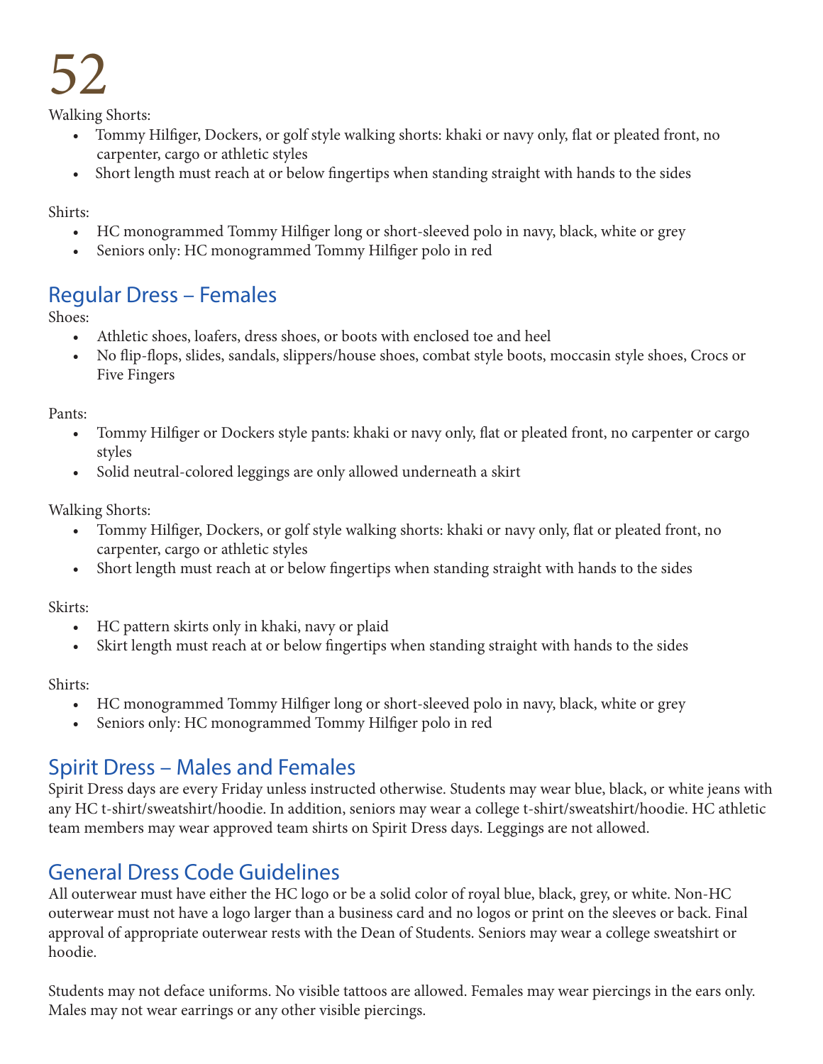Walking Shorts:

- Tommy Hilfiger, Dockers, or golf style walking shorts: khaki or navy only, flat or pleated front, no carpenter, cargo or athletic styles
- Short length must reach at or below fingertips when standing straight with hands to the sides

Shirts:

- HC monogrammed Tommy Hilfiger long or short-sleeved polo in navy, black, white or grey
- Seniors only: HC monogrammed Tommy Hilfiger polo in red

## Regular Dress – Females

Shoes:

- Athletic shoes, loafers, dress shoes, or boots with enclosed toe and heel
- No flip-flops, slides, sandals, slippers/house shoes, combat style boots, moccasin style shoes, Crocs or Five Fingers

Pants:

- Tommy Hilfiger or Dockers style pants: khaki or navy only, flat or pleated front, no carpenter or cargo styles
- Solid neutral-colored leggings are only allowed underneath a skirt

Walking Shorts:

- Tommy Hilfiger, Dockers, or golf style walking shorts: khaki or navy only, flat or pleated front, no carpenter, cargo or athletic styles
- Short length must reach at or below fingertips when standing straight with hands to the sides

Skirts:

- HC pattern skirts only in khaki, navy or plaid
- Skirt length must reach at or below fingertips when standing straight with hands to the sides

Shirts:

- HC monogrammed Tommy Hilfiger long or short-sleeved polo in navy, black, white or grey
- Seniors only: HC monogrammed Tommy Hilfiger polo in red

## Spirit Dress – Males and Females

Spirit Dress days are every Friday unless instructed otherwise. Students may wear blue, black, or white jeans with any HC t-shirt/sweatshirt/hoodie. In addition, seniors may wear a college t-shirt/sweatshirt/hoodie. HC athletic team members may wear approved team shirts on Spirit Dress days. Leggings are not allowed.

## General Dress Code Guidelines

All outerwear must have either the HC logo or be a solid color of royal blue, black, grey, or white. Non-HC outerwear must not have a logo larger than a business card and no logos or print on the sleeves or back. Final approval of appropriate outerwear rests with the Dean of Students. Seniors may wear a college sweatshirt or hoodie.

Students may not deface uniforms. No visible tattoos are allowed. Females may wear piercings in the ears only. Males may not wear earrings or any other visible piercings.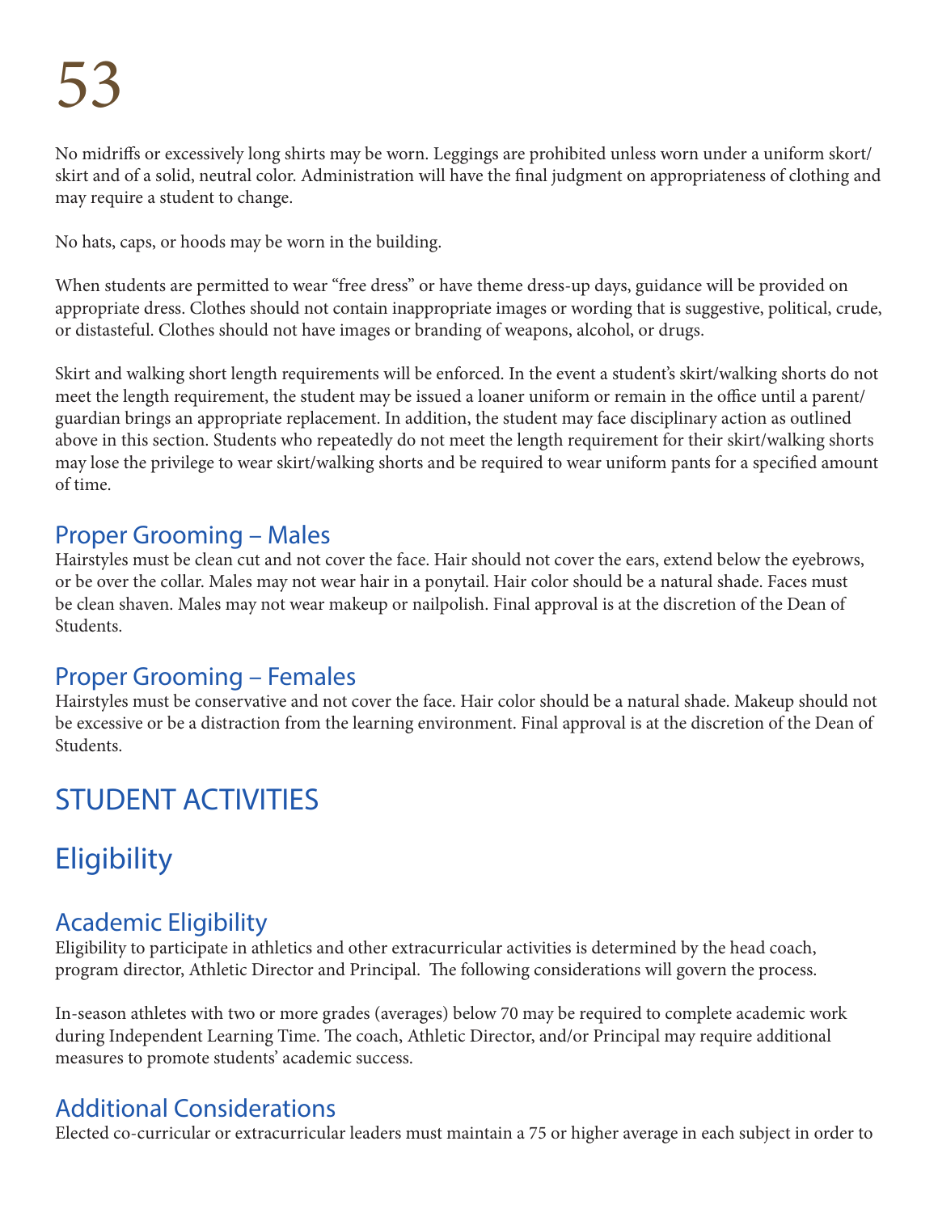No midriffs or excessively long shirts may be worn. Leggings are prohibited unless worn under a uniform skort/skirt and of a solid, neutral color. Administration will have the final judgment on appropriateness of clothing and may require a student to change.

No hats, caps, or hoods may be worn in the building.

When students are permitted to wear "free dress" or have theme dress-up days, guidance will be provided on appropriate dress. Clothes should not contain inappropriate images or wording that is suggestive, political, crude, or distasteful. Clothes should not have images or branding of weapons, alcohol, or drugs.

Skirt and walking short length requirements will be enforced. In the event a student's skirt/walking shorts do not meet the length requirement, the student may be issued a loaner uniform or remain in the office until a parent/guardian brings an appropriate replacement. In addition, the student may face disciplinary action as outlined above in this section. Students who repeatedly do not meet the length requirement for their skirt/walking shorts may lose the privilege to wear skirt/walking shorts and be required to wear uniform pants for a specified amount of time.

### Proper Grooming – Males

Hairstyles must be clean cut and not cover the face. Hair should not cover the ears, extend below the eyebrows, or be over the collar. Males may not wear hair in a ponytail. Hair color should be a natural shade. Faces must be clean shaven. Males may not wear makeup or nailpolish. Final approval is at the discretion of the Dean of Students.

### Proper Grooming – Females

Hairstyles must be conservative and not cover the face. Hair color should be a natural shade. Makeup should not be excessive or be a distraction from the learning environment. Final approval is at the discretion of the Dean of Students.

# STUDENT ACTIVITIES

## Eligibility

### Academic Eligibility

Eligibility to participate in athletics and other extracurricular activities is determined by the head coach, program director, Athletic Director and Principal. The following considerations will govern the process.

In-season athletes with two or more grades (averages) below 70 may be required to complete academic work during Independent Learning Time. The coach, Athletic Director, and/or Principal may require additional measures to promote students' academic success.

### Additional Considerations

Elected co-curricular or extracurricular leaders must maintain a 75 or higher average in each subject in order to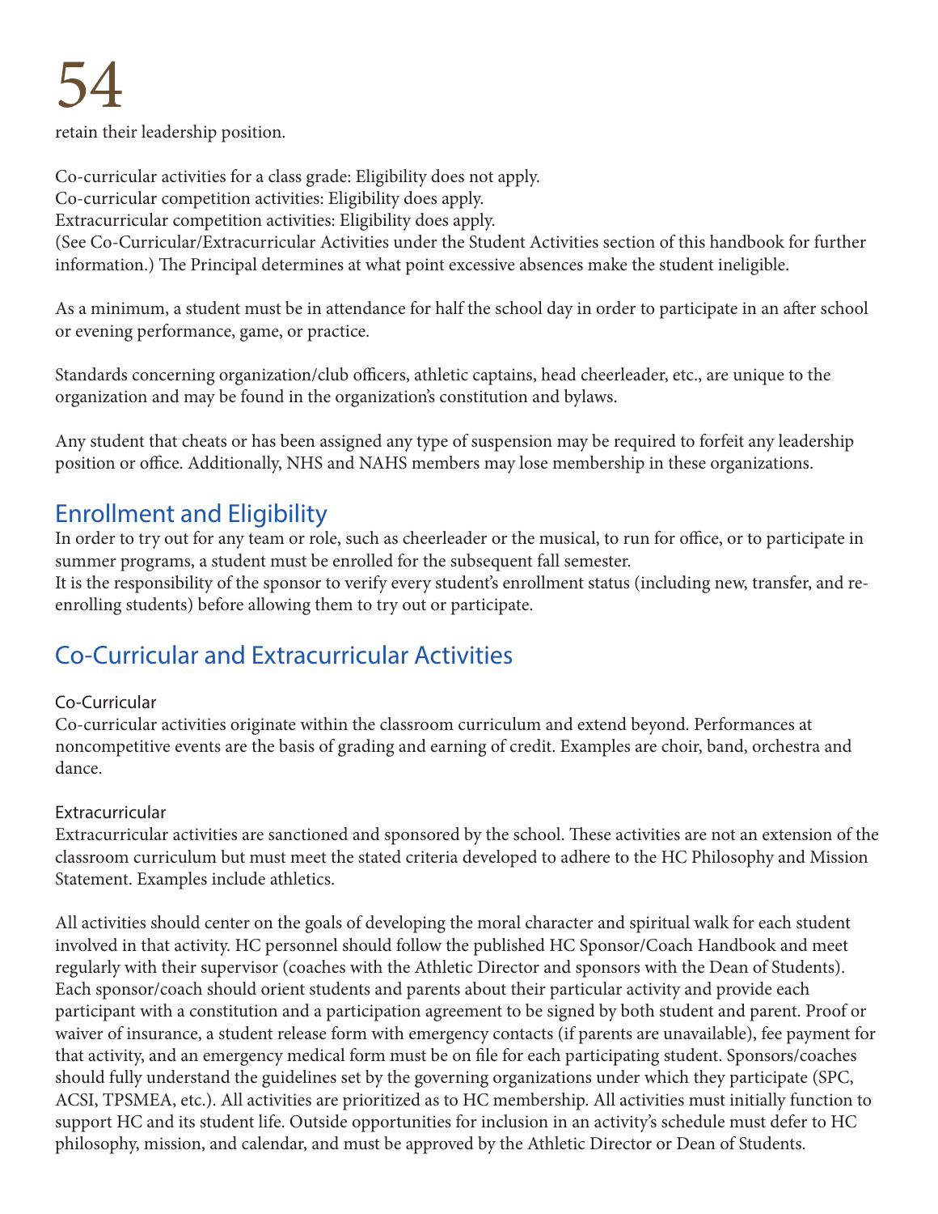retain their leadership position.

Co-curricular activities for a class grade: Eligibility does not apply.
Co-curricular competition activities: Eligibility does apply.
Extracurricular competition activities: Eligibility does apply.
(See Co-Curricular/Extracurricular Activities under the Student Activities section of this handbook for further information.) The Principal determines at what point excessive absences make the student ineligible.

As a minimum, a student must be in attendance for half the school day in order to participate in an after school or evening performance, game, or practice.

Standards concerning organization/club officers, athletic captains, head cheerleader, etc., are unique to the organization and may be found in the organization's constitution and bylaws.

Any student that cheats or has been assigned any type of suspension may be required to forfeit any leadership position or office. Additionally, NHS and NAHS members may lose membership in these organizations.

## Enrollment and Eligibility

In order to try out for any team or role, such as cheerleader or the musical, to run for office, or to participate in summer programs, a student must be enrolled for the subsequent fall semester.
It is the responsibility of the sponsor to verify every student's enrollment status (including new, transfer, and re-enrolling students) before allowing them to try out or participate.

## Co-Curricular and Extracurricular Activities

### Co-Curricular

Co-curricular activities originate within the classroom curriculum and extend beyond. Performances at noncompetitive events are the basis of grading and earning of credit. Examples are choir, band, orchestra and dance.

### Extracurricular

Extracurricular activities are sanctioned and sponsored by the school. These activities are not an extension of the classroom curriculum but must meet the stated criteria developed to adhere to the HC Philosophy and Mission Statement. Examples include athletics.

All activities should center on the goals of developing the moral character and spiritual walk for each student involved in that activity. HC personnel should follow the published HC Sponsor/Coach Handbook and meet regularly with their supervisor (coaches with the Athletic Director and sponsors with the Dean of Students). Each sponsor/coach should orient students and parents about their particular activity and provide each participant with a constitution and a participation agreement to be signed by both student and parent. Proof or waiver of insurance, a student release form with emergency contacts (if parents are unavailable), fee payment for that activity, and an emergency medical form must be on file for each participating student. Sponsors/coaches should fully understand the guidelines set by the governing organizations under which they participate (SPC, ACSI, TPSMEA, etc.). All activities are prioritized as to HC membership. All activities must initially function to support HC and its student life. Outside opportunities for inclusion in an activity's schedule must defer to HC philosophy, mission, and calendar, and must be approved by the Athletic Director or Dean of Students.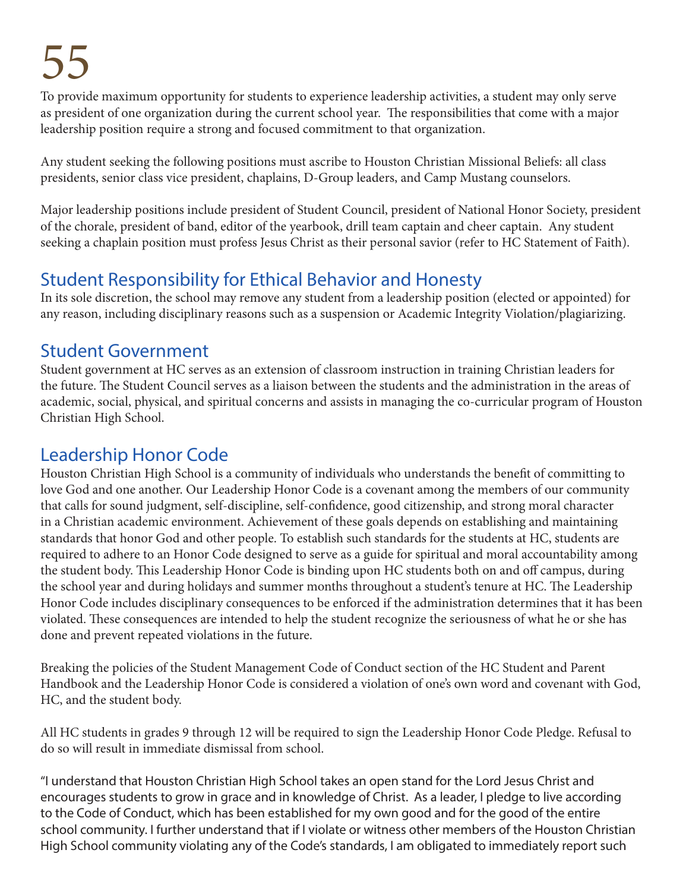To provide maximum opportunity for students to experience leadership activities, a student may only serve as president of one organization during the current school year. The responsibilities that come with a major leadership position require a strong and focused commitment to that organization.

Any student seeking the following positions must ascribe to Houston Christian Missional Beliefs: all class presidents, senior class vice president, chaplains, D-Group leaders, and Camp Mustang counselors.

Major leadership positions include president of Student Council, president of National Honor Society, president of the chorale, president of band, editor of the yearbook, drill team captain and cheer captain. Any student seeking a chaplain position must profess Jesus Christ as their personal savior (refer to HC Statement of Faith).

## Student Responsibility for Ethical Behavior and Honesty

In its sole discretion, the school may remove any student from a leadership position (elected or appointed) for any reason, including disciplinary reasons such as a suspension or Academic Integrity Violation/plagiarizing.

## Student Government

Student government at HC serves as an extension of classroom instruction in training Christian leaders for the future. The Student Council serves as a liaison between the students and the administration in the areas of academic, social, physical, and spiritual concerns and assists in managing the co-curricular program of Houston Christian High School.

## Leadership Honor Code

Houston Christian High School is a community of individuals who understands the benefit of committing to love God and one another. Our Leadership Honor Code is a covenant among the members of our community that calls for sound judgment, self-discipline, self-confidence, good citizenship, and strong moral character in a Christian academic environment. Achievement of these goals depends on establishing and maintaining standards that honor God and other people. To establish such standards for the students at HC, students are required to adhere to an Honor Code designed to serve as a guide for spiritual and moral accountability among the student body. This Leadership Honor Code is binding upon HC students both on and off campus, during the school year and during holidays and summer months throughout a student's tenure at HC. The Leadership Honor Code includes disciplinary consequences to be enforced if the administration determines that it has been violated. These consequences are intended to help the student recognize the seriousness of what he or she has done and prevent repeated violations in the future.

Breaking the policies of the Student Management Code of Conduct section of the HC Student and Parent Handbook and the Leadership Honor Code is considered a violation of one's own word and covenant with God, HC, and the student body.

All HC students in grades 9 through 12 will be required to sign the Leadership Honor Code Pledge. Refusal to do so will result in immediate dismissal from school.

"I understand that Houston Christian High School takes an open stand for the Lord Jesus Christ and encourages students to grow in grace and in knowledge of Christ. As a leader, I pledge to live according to the Code of Conduct, which has been established for my own good and for the good of the entire school community. I further understand that if I violate or witness other members of the Houston Christian High School community violating any of the Code's standards, I am obligated to immediately report such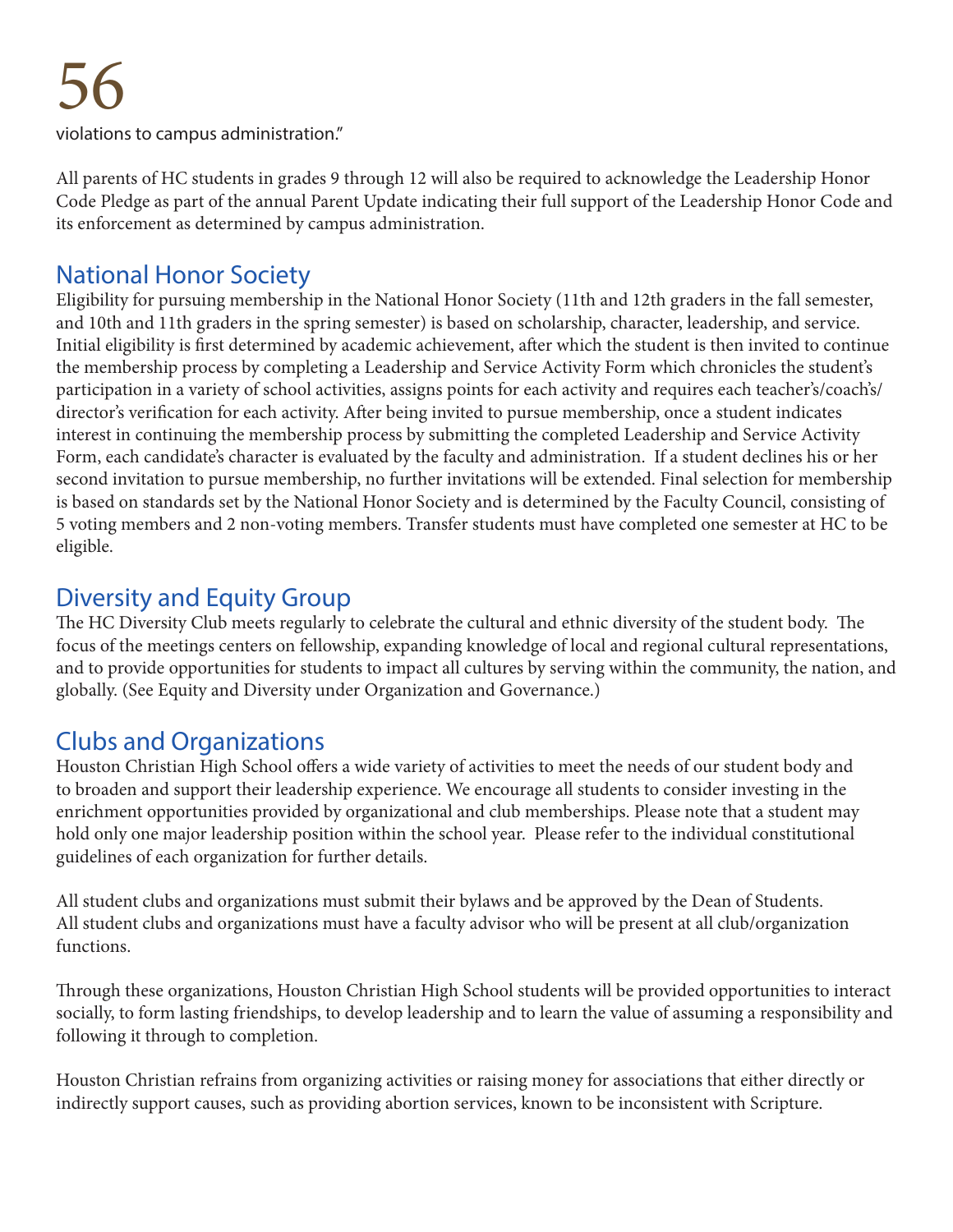violations to campus administration."

All parents of HC students in grades 9 through 12 will also be required to acknowledge the Leadership Honor Code Pledge as part of the annual Parent Update indicating their full support of the Leadership Honor Code and its enforcement as determined by campus administration.

## National Honor Society

Eligibility for pursuing membership in the National Honor Society (11th and 12th graders in the fall semester, and 10th and 11th graders in the spring semester) is based on scholarship, character, leadership, and service. Initial eligibility is first determined by academic achievement, after which the student is then invited to continue the membership process by completing a Leadership and Service Activity Form which chronicles the student's participation in a variety of school activities, assigns points for each activity and requires each teacher's/coach's/director's verification for each activity. After being invited to pursue membership, once a student indicates interest in continuing the membership process by submitting the completed Leadership and Service Activity Form, each candidate's character is evaluated by the faculty and administration. If a student declines his or her second invitation to pursue membership, no further invitations will be extended. Final selection for membership is based on standards set by the National Honor Society and is determined by the Faculty Council, consisting of 5 voting members and 2 non-voting members. Transfer students must have completed one semester at HC to be eligible.

## Diversity and Equity Group

The HC Diversity Club meets regularly to celebrate the cultural and ethnic diversity of the student body. The focus of the meetings centers on fellowship, expanding knowledge of local and regional cultural representations, and to provide opportunities for students to impact all cultures by serving within the community, the nation, and globally. (See Equity and Diversity under Organization and Governance.)

## Clubs and Organizations

Houston Christian High School offers a wide variety of activities to meet the needs of our student body and to broaden and support their leadership experience. We encourage all students to consider investing in the enrichment opportunities provided by organizational and club memberships. Please note that a student may hold only one major leadership position within the school year. Please refer to the individual constitutional guidelines of each organization for further details.

All student clubs and organizations must submit their bylaws and be approved by the Dean of Students. All student clubs and organizations must have a faculty advisor who will be present at all club/organization functions.

Through these organizations, Houston Christian High School students will be provided opportunities to interact socially, to form lasting friendships, to develop leadership and to learn the value of assuming a responsibility and following it through to completion.

Houston Christian refrains from organizing activities or raising money for associations that either directly or indirectly support causes, such as providing abortion services, known to be inconsistent with Scripture.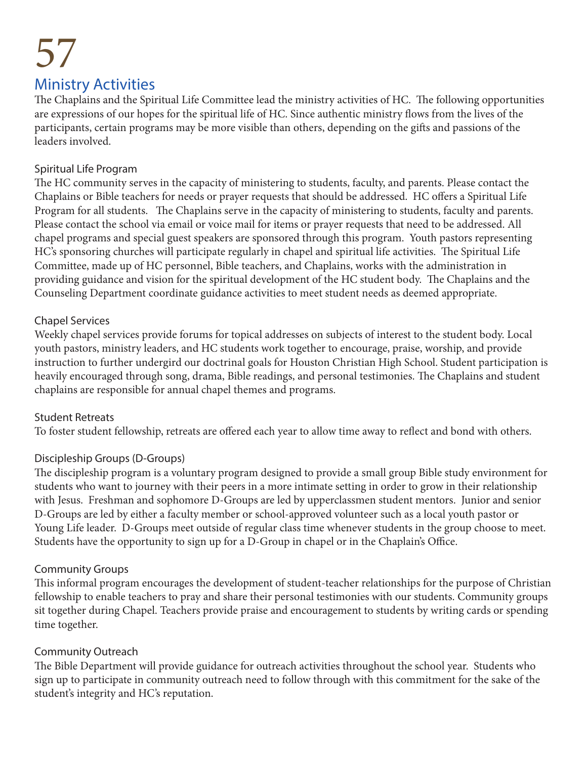# 57

## Ministry Activities

The Chaplains and the Spiritual Life Committee lead the ministry activities of HC. The following opportunities are expressions of our hopes for the spiritual life of HC. Since authentic ministry flows from the lives of the participants, certain programs may be more visible than others, depending on the gifts and passions of the leaders involved.

### Spiritual Life Program

The HC community serves in the capacity of ministering to students, faculty, and parents. Please contact the Chaplains or Bible teachers for needs or prayer requests that should be addressed. HC offers a Spiritual Life Program for all students. The Chaplains serve in the capacity of ministering to students, faculty and parents. Please contact the school via email or voice mail for items or prayer requests that need to be addressed. All chapel programs and special guest speakers are sponsored through this program. Youth pastors representing HC's sponsoring churches will participate regularly in chapel and spiritual life activities. The Spiritual Life Committee, made up of HC personnel, Bible teachers, and Chaplains, works with the administration in providing guidance and vision for the spiritual development of the HC student body. The Chaplains and the Counseling Department coordinate guidance activities to meet student needs as deemed appropriate.

### Chapel Services

Weekly chapel services provide forums for topical addresses on subjects of interest to the student body. Local youth pastors, ministry leaders, and HC students work together to encourage, praise, worship, and provide instruction to further undergird our doctrinal goals for Houston Christian High School. Student participation is heavily encouraged through song, drama, Bible readings, and personal testimonies. The Chaplains and student chaplains are responsible for annual chapel themes and programs.

### Student Retreats

To foster student fellowship, retreats are offered each year to allow time away to reflect and bond with others.

### Discipleship Groups (D-Groups)

The discipleship program is a voluntary program designed to provide a small group Bible study environment for students who want to journey with their peers in a more intimate setting in order to grow in their relationship with Jesus. Freshman and sophomore D-Groups are led by upperclassmen student mentors. Junior and senior D-Groups are led by either a faculty member or school-approved volunteer such as a local youth pastor or Young Life leader. D-Groups meet outside of regular class time whenever students in the group choose to meet. Students have the opportunity to sign up for a D-Group in chapel or in the Chaplain's Office.

### Community Groups

This informal program encourages the development of student-teacher relationships for the purpose of Christian fellowship to enable teachers to pray and share their personal testimonies with our students. Community groups sit together during Chapel. Teachers provide praise and encouragement to students by writing cards or spending time together.

### Community Outreach

The Bible Department will provide guidance for outreach activities throughout the school year. Students who sign up to participate in community outreach need to follow through with this commitment for the sake of the student's integrity and HC's reputation.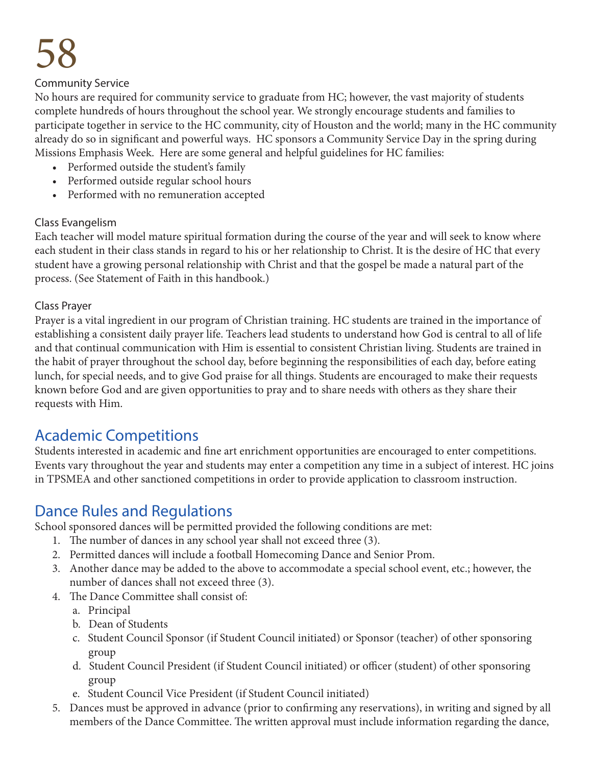### Community Service

No hours are required for community service to graduate from HC; however, the vast majority of students complete hundreds of hours throughout the school year. We strongly encourage students and families to participate together in service to the HC community, city of Houston and the world; many in the HC community already do so in significant and powerful ways. HC sponsors a Community Service Day in the spring during Missions Emphasis Week. Here are some general and helpful guidelines for HC families:

- Performed outside the student's family
- Performed outside regular school hours
- Performed with no remuneration accepted

### Class Evangelism

Each teacher will model mature spiritual formation during the course of the year and will seek to know where each student in their class stands in regard to his or her relationship to Christ. It is the desire of HC that every student have a growing personal relationship with Christ and that the gospel be made a natural part of the process. (See Statement of Faith in this handbook.)

### Class Prayer

Prayer is a vital ingredient in our program of Christian training. HC students are trained in the importance of establishing a consistent daily prayer life. Teachers lead students to understand how God is central to all of life and that continual communication with Him is essential to consistent Christian living. Students are trained in the habit of prayer throughout the school day, before beginning the responsibilities of each day, before eating lunch, for special needs, and to give God praise for all things. Students are encouraged to make their requests known before God and are given opportunities to pray and to share needs with others as they share their requests with Him.

## Academic Competitions

Students interested in academic and fine art enrichment opportunities are encouraged to enter competitions. Events vary throughout the year and students may enter a competition any time in a subject of interest. HC joins in TPSMEA and other sanctioned competitions in order to provide application to classroom instruction.

## Dance Rules and Regulations

School sponsored dances will be permitted provided the following conditions are met:

1. The number of dances in any school year shall not exceed three (3).
2. Permitted dances will include a football Homecoming Dance and Senior Prom.
3. Another dance may be added to the above to accommodate a special school event, etc.; however, the number of dances shall not exceed three (3).
4. The Dance Committee shall consist of:
   a. Principal
   b. Dean of Students
   c. Student Council Sponsor (if Student Council initiated) or Sponsor (teacher) of other sponsoring group
   d. Student Council President (if Student Council initiated) or officer (student) of other sponsoring group
   e. Student Council Vice President (if Student Council initiated)
5. Dances must be approved in advance (prior to confirming any reservations), in writing and signed by all members of the Dance Committee. The written approval must include information regarding the dance,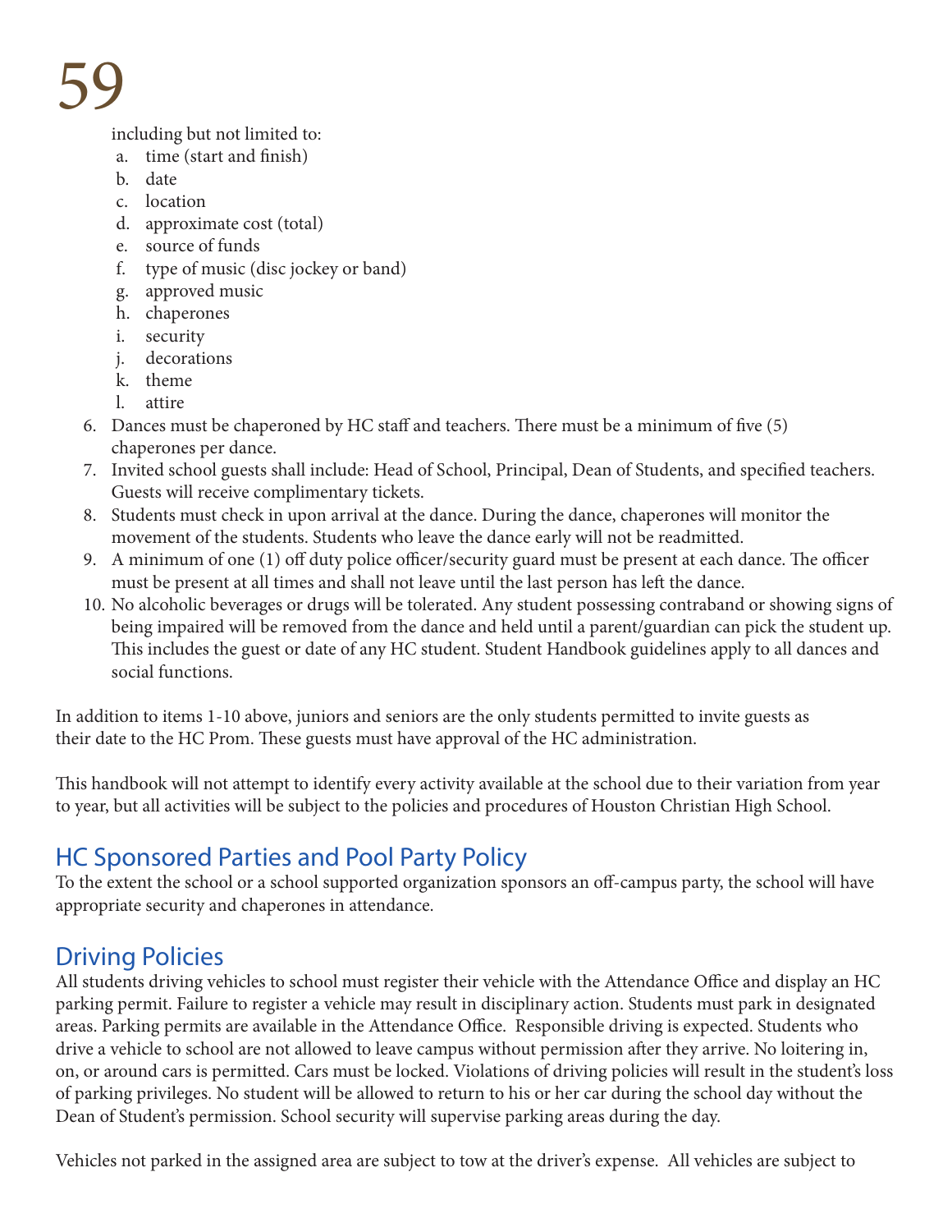including but not limited to:
   a. time (start and finish)
   b. date
   c. location
   d. approximate cost (total)
   e. source of funds
   f. type of music (disc jockey or band)
   g. approved music
   h. chaperones
   i. security
   j. decorations
   k. theme
   l. attire

6. Dances must be chaperoned by HC staff and teachers. There must be a minimum of five (5) chaperones per dance.
7. Invited school guests shall include: Head of School, Principal, Dean of Students, and specified teachers. Guests will receive complimentary tickets.
8. Students must check in upon arrival at the dance. During the dance, chaperones will monitor the movement of the students. Students who leave the dance early will not be readmitted.
9. A minimum of one (1) off duty police officer/security guard must be present at each dance. The officer must be present at all times and shall not leave until the last person has left the dance.
10. No alcoholic beverages or drugs will be tolerated. Any student possessing contraband or showing signs of being impaired will be removed from the dance and held until a parent/guardian can pick the student up. This includes the guest or date of any HC student. Student Handbook guidelines apply to all dances and social functions.

In addition to items 1-10 above, juniors and seniors are the only students permitted to invite guests as their date to the HC Prom. These guests must have approval of the HC administration.

This handbook will not attempt to identify every activity available at the school due to their variation from year to year, but all activities will be subject to the policies and procedures of Houston Christian High School.

## HC Sponsored Parties and Pool Party Policy

To the extent the school or a school supported organization sponsors an off-campus party, the school will have appropriate security and chaperones in attendance.

## Driving Policies

All students driving vehicles to school must register their vehicle with the Attendance Office and display an HC parking permit. Failure to register a vehicle may result in disciplinary action. Students must park in designated areas. Parking permits are available in the Attendance Office. Responsible driving is expected. Students who drive a vehicle to school are not allowed to leave campus without permission after they arrive. No loitering in, on, or around cars is permitted. Cars must be locked. Violations of driving policies will result in the student's loss of parking privileges. No student will be allowed to return to his or her car during the school day without the Dean of Student's permission. School security will supervise parking areas during the day.

Vehicles not parked in the assigned area are subject to tow at the driver's expense. All vehicles are subject to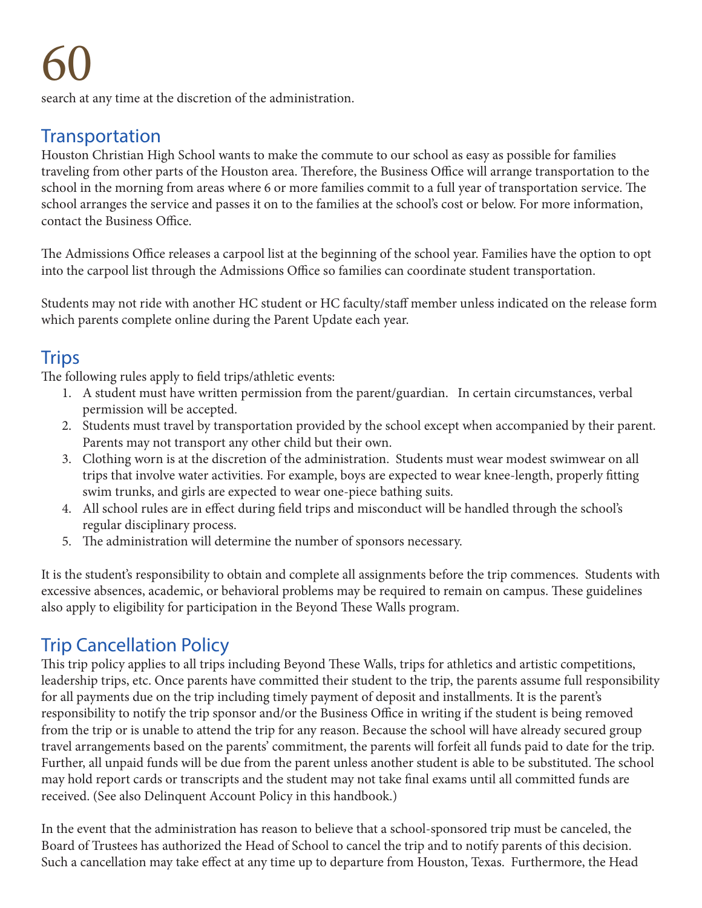search at any time at the discretion of the administration.

## Transportation

Houston Christian High School wants to make the commute to our school as easy as possible for families traveling from other parts of the Houston area. Therefore, the Business Office will arrange transportation to the school in the morning from areas where 6 or more families commit to a full year of transportation service. The school arranges the service and passes it on to the families at the school's cost or below. For more information, contact the Business Office.

The Admissions Office releases a carpool list at the beginning of the school year. Families have the option to opt into the carpool list through the Admissions Office so families can coordinate student transportation.

Students may not ride with another HC student or HC faculty/staff member unless indicated on the release form which parents complete online during the Parent Update each year.

## Trips

The following rules apply to field trips/athletic events:

1. A student must have written permission from the parent/guardian. In certain circumstances, verbal permission will be accepted.
2. Students must travel by transportation provided by the school except when accompanied by their parent. Parents may not transport any other child but their own.
3. Clothing worn is at the discretion of the administration. Students must wear modest swimwear on all trips that involve water activities. For example, boys are expected to wear knee-length, properly fitting swim trunks, and girls are expected to wear one-piece bathing suits.
4. All school rules are in effect during field trips and misconduct will be handled through the school's regular disciplinary process.
5. The administration will determine the number of sponsors necessary.

It is the student's responsibility to obtain and complete all assignments before the trip commences. Students with excessive absences, academic, or behavioral problems may be required to remain on campus. These guidelines also apply to eligibility for participation in the Beyond These Walls program.

## Trip Cancellation Policy

This trip policy applies to all trips including Beyond These Walls, trips for athletics and artistic competitions, leadership trips, etc. Once parents have committed their student to the trip, the parents assume full responsibility for all payments due on the trip including timely payment of deposit and installments. It is the parent's responsibility to notify the trip sponsor and/or the Business Office in writing if the student is being removed from the trip or is unable to attend the trip for any reason. Because the school will have already secured group travel arrangements based on the parents' commitment, the parents will forfeit all funds paid to date for the trip. Further, all unpaid funds will be due from the parent unless another student is able to be substituted. The school may hold report cards or transcripts and the student may not take final exams until all committed funds are received. (See also Delinquent Account Policy in this handbook.)

In the event that the administration has reason to believe that a school-sponsored trip must be canceled, the Board of Trustees has authorized the Head of School to cancel the trip and to notify parents of this decision. Such a cancellation may take effect at any time up to departure from Houston, Texas. Furthermore, the Head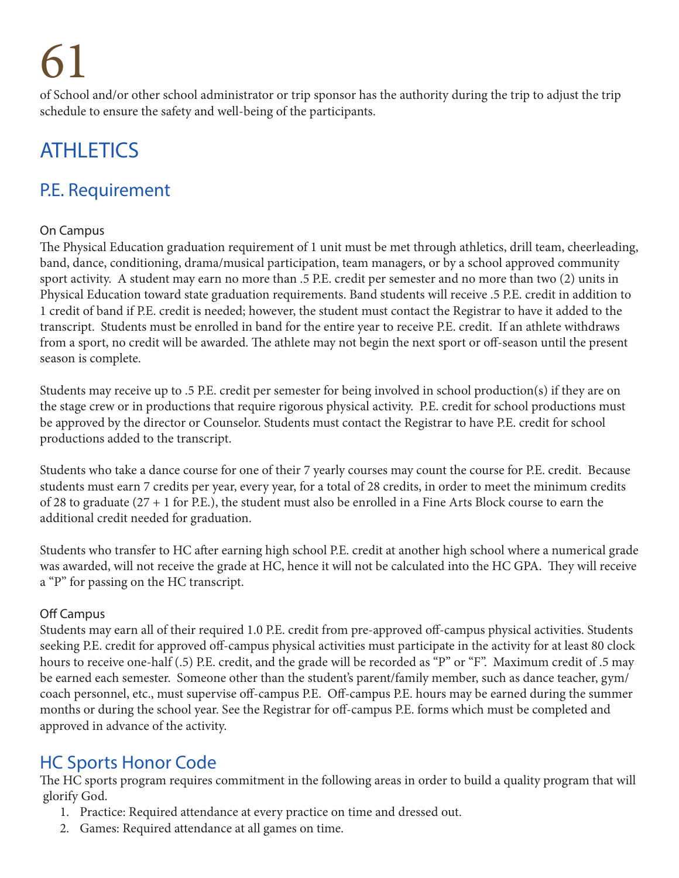of School and/or other school administrator or trip sponsor has the authority during the trip to adjust the trip schedule to ensure the safety and well-being of the participants.

# ATHLETICS

## P.E. Requirement

### On Campus

The Physical Education graduation requirement of 1 unit must be met through athletics, drill team, cheerleading, band, dance, conditioning, drama/musical participation, team managers, or by a school approved community sport activity. A student may earn no more than .5 P.E. credit per semester and no more than two (2) units in Physical Education toward state graduation requirements. Band students will receive .5 P.E. credit in addition to 1 credit of band if P.E. credit is needed; however, the student must contact the Registrar to have it added to the transcript. Students must be enrolled in band for the entire year to receive P.E. credit. If an athlete withdraws from a sport, no credit will be awarded. The athlete may not begin the next sport or off-season until the present season is complete.

Students may receive up to .5 P.E. credit per semester for being involved in school production(s) if they are on the stage crew or in productions that require rigorous physical activity. P.E. credit for school productions must be approved by the director or Counselor. Students must contact the Registrar to have P.E. credit for school productions added to the transcript.

Students who take a dance course for one of their 7 yearly courses may count the course for P.E. credit. Because students must earn 7 credits per year, every year, for a total of 28 credits, in order to meet the minimum credits of 28 to graduate (27 + 1 for P.E.), the student must also be enrolled in a Fine Arts Block course to earn the additional credit needed for graduation.

Students who transfer to HC after earning high school P.E. credit at another high school where a numerical grade was awarded, will not receive the grade at HC, hence it will not be calculated into the HC GPA. They will receive a "P" for passing on the HC transcript.

### Off Campus

Students may earn all of their required 1.0 P.E. credit from pre-approved off-campus physical activities. Students seeking P.E. credit for approved off-campus physical activities must participate in the activity for at least 80 clock hours to receive one-half (.5) P.E. credit, and the grade will be recorded as "P" or "F". Maximum credit of .5 may be earned each semester. Someone other than the student's parent/family member, such as dance teacher, gym/coach personnel, etc., must supervise off-campus P.E. Off-campus P.E. hours may be earned during the summer months or during the school year. See the Registrar for off-campus P.E. forms which must be completed and approved in advance of the activity.

## HC Sports Honor Code

The HC sports program requires commitment in the following areas in order to build a quality program that will glorify God.

1. Practice: Required attendance at every practice on time and dressed out.
2. Games: Required attendance at all games on time.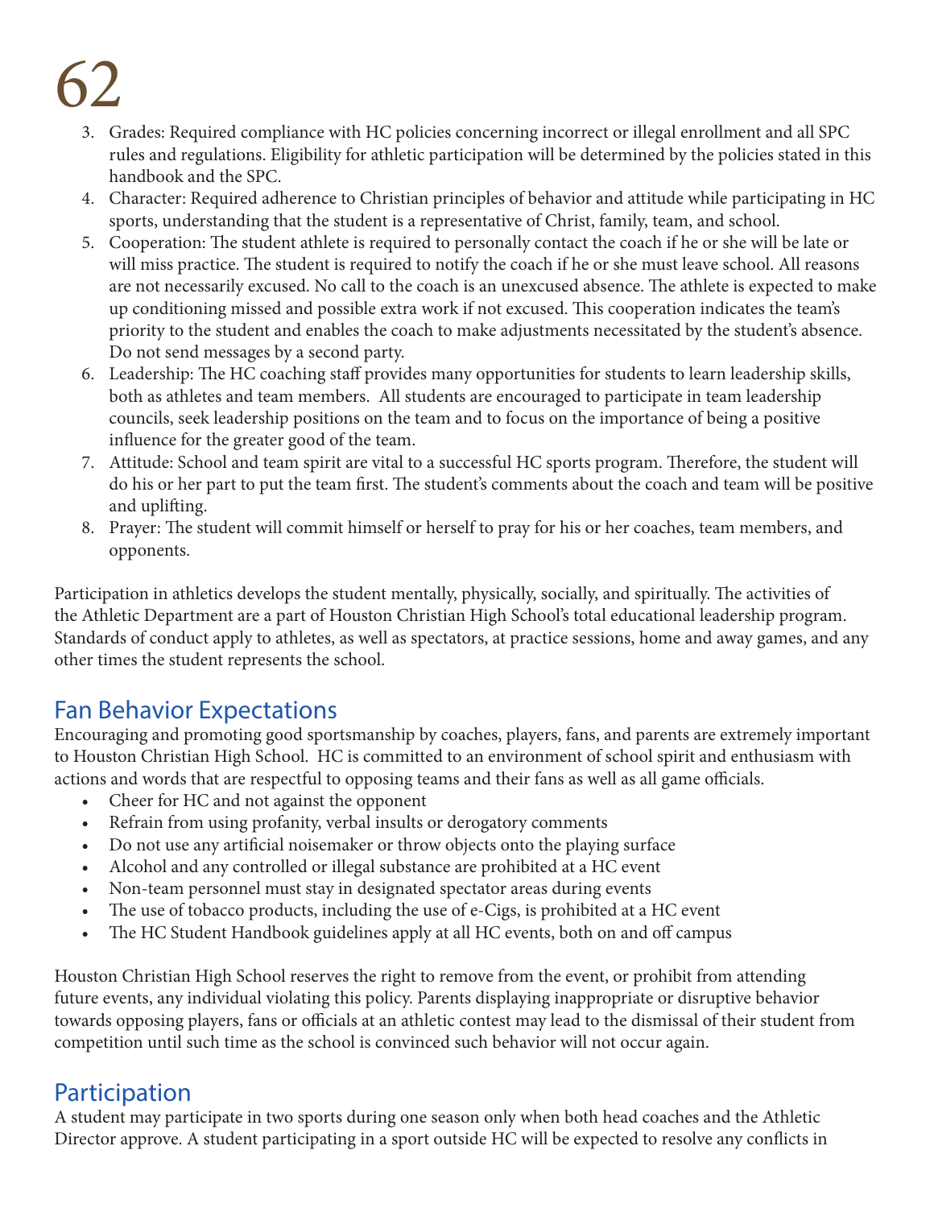3. Grades: Required compliance with HC policies concerning incorrect or illegal enrollment and all SPC rules and regulations. Eligibility for athletic participation will be determined by the policies stated in this handbook and the SPC.
4. Character: Required adherence to Christian principles of behavior and attitude while participating in HC sports, understanding that the student is a representative of Christ, family, team, and school.
5. Cooperation: The student athlete is required to personally contact the coach if he or she will be late or will miss practice. The student is required to notify the coach if he or she must leave school. All reasons are not necessarily excused. No call to the coach is an unexcused absence. The athlete is expected to make up conditioning missed and possible extra work if not excused. This cooperation indicates the team's priority to the student and enables the coach to make adjustments necessitated by the student's absence. Do not send messages by a second party.
6. Leadership: The HC coaching staff provides many opportunities for students to learn leadership skills, both as athletes and team members. All students are encouraged to participate in team leadership councils, seek leadership positions on the team and to focus on the importance of being a positive influence for the greater good of the team.
7. Attitude: School and team spirit are vital to a successful HC sports program. Therefore, the student will do his or her part to put the team first. The student's comments about the coach and team will be positive and uplifting.
8. Prayer: The student will commit himself or herself to pray for his or her coaches, team members, and opponents.

Participation in athletics develops the student mentally, physically, socially, and spiritually. The activities of the Athletic Department are a part of Houston Christian High School's total educational leadership program. Standards of conduct apply to athletes, as well as spectators, at practice sessions, home and away games, and any other times the student represents the school.

## Fan Behavior Expectations

Encouraging and promoting good sportsmanship by coaches, players, fans, and parents are extremely important to Houston Christian High School. HC is committed to an environment of school spirit and enthusiasm with actions and words that are respectful to opposing teams and their fans as well as all game officials.

- Cheer for HC and not against the opponent
- Refrain from using profanity, verbal insults or derogatory comments
- Do not use any artificial noisemaker or throw objects onto the playing surface
- Alcohol and any controlled or illegal substance are prohibited at a HC event
- Non-team personnel must stay in designated spectator areas during events
- The use of tobacco products, including the use of e-Cigs, is prohibited at a HC event
- The HC Student Handbook guidelines apply at all HC events, both on and off campus

Houston Christian High School reserves the right to remove from the event, or prohibit from attending future events, any individual violating this policy. Parents displaying inappropriate or disruptive behavior towards opposing players, fans or officials at an athletic contest may lead to the dismissal of their student from competition until such time as the school is convinced such behavior will not occur again.

## Participation

A student may participate in two sports during one season only when both head coaches and the Athletic Director approve. A student participating in a sport outside HC will be expected to resolve any conflicts in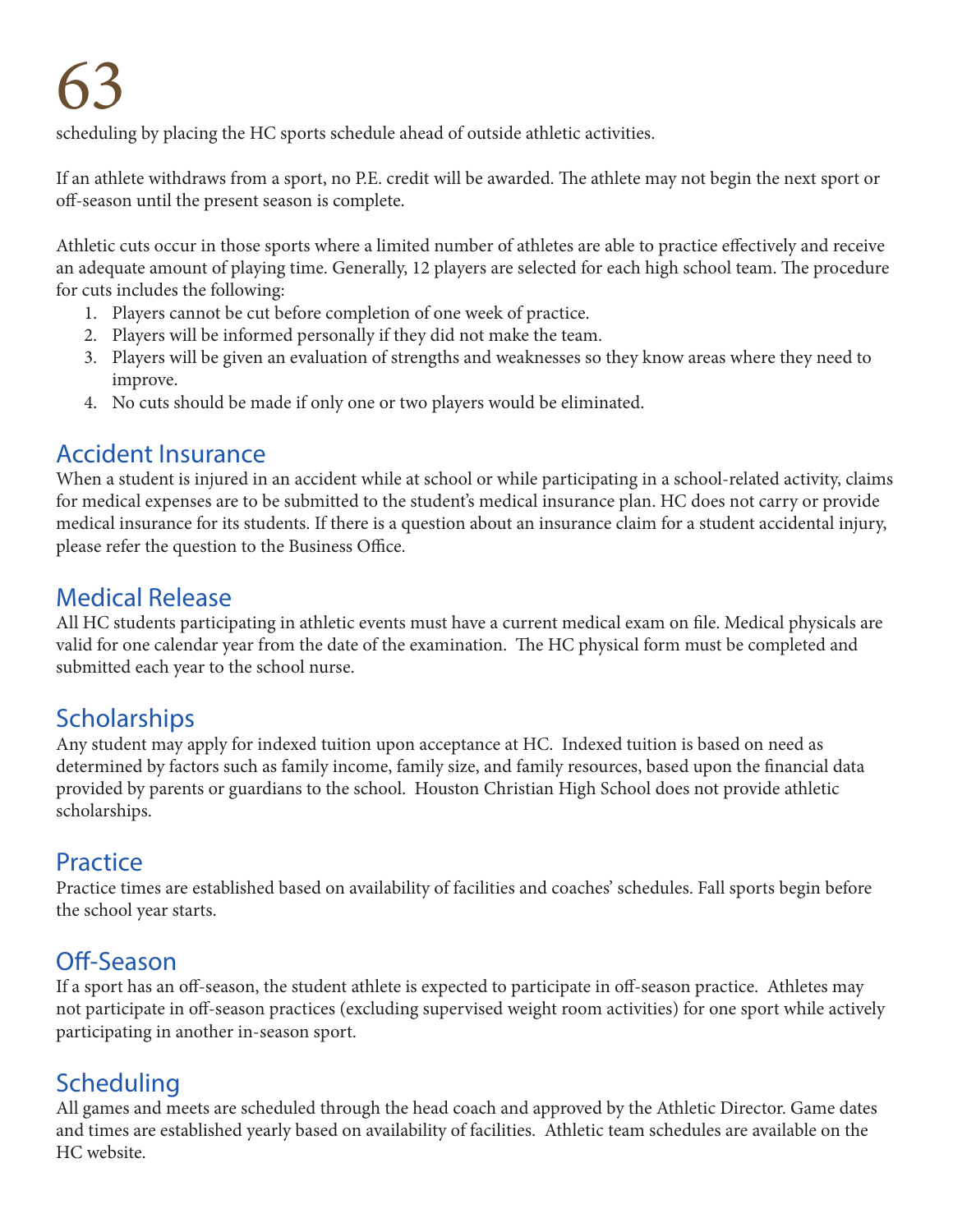scheduling by placing the HC sports schedule ahead of outside athletic activities.

If an athlete withdraws from a sport, no P.E. credit will be awarded. The athlete may not begin the next sport or off-season until the present season is complete.

Athletic cuts occur in those sports where a limited number of athletes are able to practice effectively and receive an adequate amount of playing time. Generally, 12 players are selected for each high school team. The procedure for cuts includes the following:

1. Players cannot be cut before completion of one week of practice.
2. Players will be informed personally if they did not make the team.
3. Players will be given an evaluation of strengths and weaknesses so they know areas where they need to improve.
4. No cuts should be made if only one or two players would be eliminated.

## Accident Insurance

When a student is injured in an accident while at school or while participating in a school-related activity, claims for medical expenses are to be submitted to the student's medical insurance plan. HC does not carry or provide medical insurance for its students. If there is a question about an insurance claim for a student accidental injury, please refer the question to the Business Office.

## Medical Release

All HC students participating in athletic events must have a current medical exam on file. Medical physicals are valid for one calendar year from the date of the examination. The HC physical form must be completed and submitted each year to the school nurse.

## Scholarships

Any student may apply for indexed tuition upon acceptance at HC. Indexed tuition is based on need as determined by factors such as family income, family size, and family resources, based upon the financial data provided by parents or guardians to the school. Houston Christian High School does not provide athletic scholarships.

## Practice

Practice times are established based on availability of facilities and coaches' schedules. Fall sports begin before the school year starts.

## Off-Season

If a sport has an off-season, the student athlete is expected to participate in off-season practice. Athletes may not participate in off-season practices (excluding supervised weight room activities) for one sport while actively participating in another in-season sport.

## Scheduling

All games and meets are scheduled through the head coach and approved by the Athletic Director. Game dates and times are established yearly based on availability of facilities. Athletic team schedules are available on the HC website.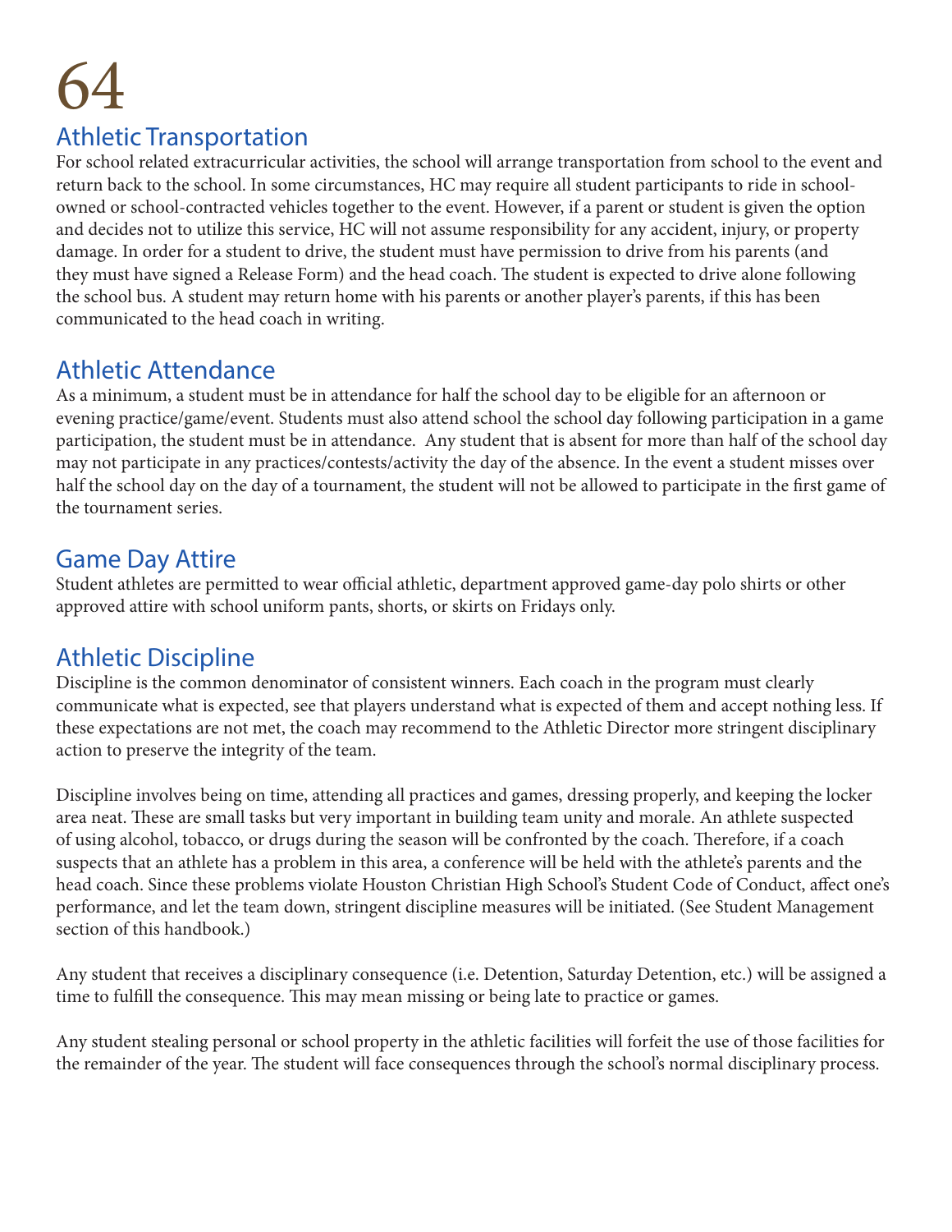## Athletic Transportation

For school related extracurricular activities, the school will arrange transportation from school to the event and return back to the school. In some circumstances, HC may require all student participants to ride in school-owned or school-contracted vehicles together to the event. However, if a parent or student is given the option and decides not to utilize this service, HC will not assume responsibility for any accident, injury, or property damage. In order for a student to drive, the student must have permission to drive from his parents (and they must have signed a Release Form) and the head coach. The student is expected to drive alone following the school bus. A student may return home with his parents or another player's parents, if this has been communicated to the head coach in writing.

## Athletic Attendance

As a minimum, a student must be in attendance for half the school day to be eligible for an afternoon or evening practice/game/event. Students must also attend school the school day following participation in a game participation, the student must be in attendance.  Any student that is absent for more than half of the school day may not participate in any practices/contests/activity the day of the absence. In the event a student misses over half the school day on the day of a tournament, the student will not be allowed to participate in the first game of the tournament series.

## Game Day Attire

Student athletes are permitted to wear official athletic, department approved game-day polo shirts or other approved attire with school uniform pants, shorts, or skirts on Fridays only.

## Athletic Discipline

Discipline is the common denominator of consistent winners. Each coach in the program must clearly communicate what is expected, see that players understand what is expected of them and accept nothing less. If these expectations are not met, the coach may recommend to the Athletic Director more stringent disciplinary action to preserve the integrity of the team.

Discipline involves being on time, attending all practices and games, dressing properly, and keeping the locker area neat. These are small tasks but very important in building team unity and morale. An athlete suspected of using alcohol, tobacco, or drugs during the season will be confronted by the coach. Therefore, if a coach suspects that an athlete has a problem in this area, a conference will be held with the athlete's parents and the head coach. Since these problems violate Houston Christian High School's Student Code of Conduct, affect one's performance, and let the team down, stringent discipline measures will be initiated. (See Student Management section of this handbook.)

Any student that receives a disciplinary consequence (i.e. Detention, Saturday Detention, etc.) will be assigned a time to fulfill the consequence. This may mean missing or being late to practice or games.

Any student stealing personal or school property in the athletic facilities will forfeit the use of those facilities for the remainder of the year. The student will face consequences through the school's normal disciplinary process.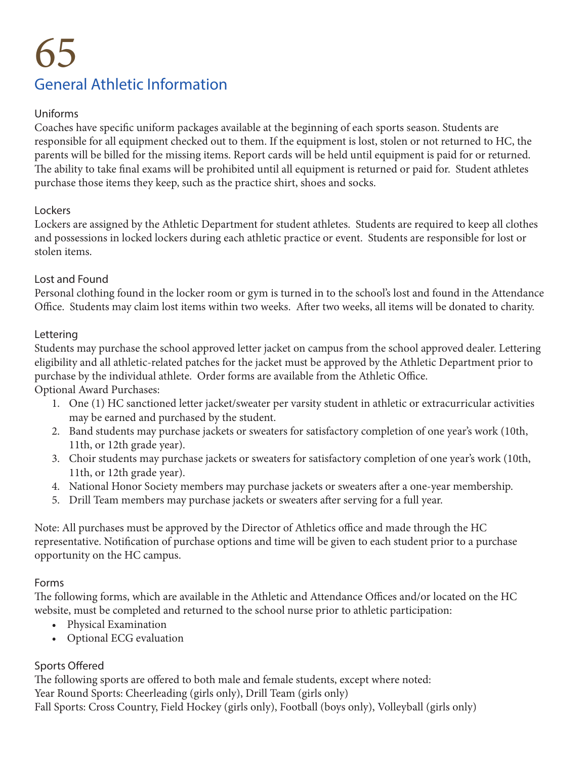# General Athletic Information

### Uniforms

Coaches have specific uniform packages available at the beginning of each sports season. Students are responsible for all equipment checked out to them. If the equipment is lost, stolen or not returned to HC, the parents will be billed for the missing items. Report cards will be held until equipment is paid for or returned. The ability to take final exams will be prohibited until all equipment is returned or paid for. Student athletes purchase those items they keep, such as the practice shirt, shoes and socks.

### Lockers

Lockers are assigned by the Athletic Department for student athletes. Students are required to keep all clothes and possessions in locked lockers during each athletic practice or event. Students are responsible for lost or stolen items.

### Lost and Found

Personal clothing found in the locker room or gym is turned in to the school's lost and found in the Attendance Office. Students may claim lost items within two weeks. After two weeks, all items will be donated to charity.

### Lettering

Students may purchase the school approved letter jacket on campus from the school approved dealer. Lettering eligibility and all athletic-related patches for the jacket must be approved by the Athletic Department prior to purchase by the individual athlete. Order forms are available from the Athletic Office.

Optional Award Purchases:

1. One (1) HC sanctioned letter jacket/sweater per varsity student in athletic or extracurricular activities may be earned and purchased by the student.
2. Band students may purchase jackets or sweaters for satisfactory completion of one year's work (10th, 11th, or 12th grade year).
3. Choir students may purchase jackets or sweaters for satisfactory completion of one year's work (10th, 11th, or 12th grade year).
4. National Honor Society members may purchase jackets or sweaters after a one-year membership.
5. Drill Team members may purchase jackets or sweaters after serving for a full year.

Note: All purchases must be approved by the Director of Athletics office and made through the HC representative. Notification of purchase options and time will be given to each student prior to a purchase opportunity on the HC campus.

### Forms

The following forms, which are available in the Athletic and Attendance Offices and/or located on the HC website, must be completed and returned to the school nurse prior to athletic participation:

- Physical Examination
- Optional ECG evaluation

### Sports Offered

The following sports are offered to both male and female students, except where noted:

Year Round Sports: Cheerleading (girls only), Drill Team (girls only)

Fall Sports: Cross Country, Field Hockey (girls only), Football (boys only), Volleyball (girls only)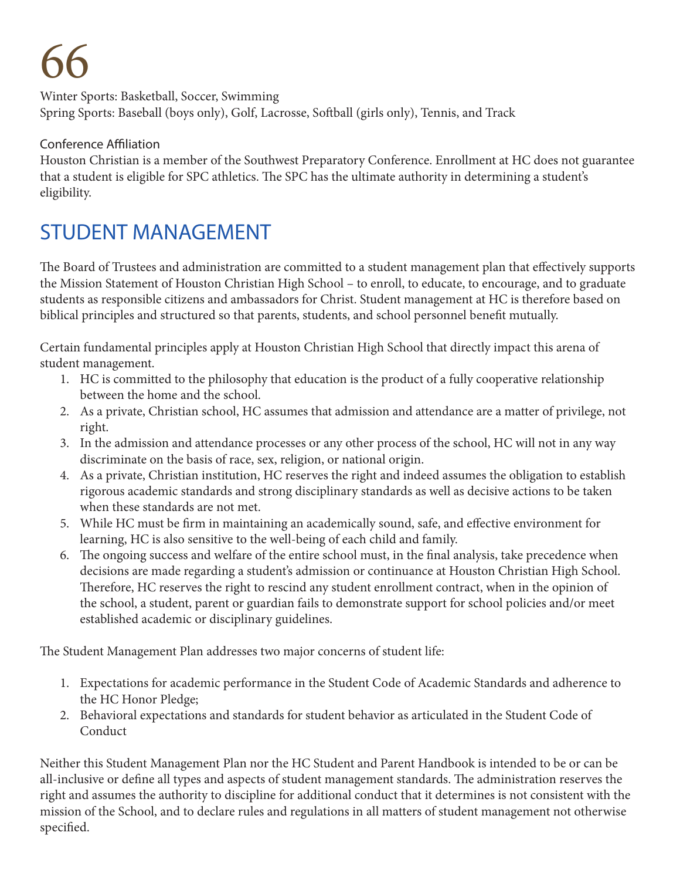Winter Sports: Basketball, Soccer, Swimming
Spring Sports: Baseball (boys only), Golf, Lacrosse, Softball (girls only), Tennis, and Track

### Conference Affiliation

Houston Christian is a member of the Southwest Preparatory Conference. Enrollment at HC does not guarantee that a student is eligible for SPC athletics. The SPC has the ultimate authority in determining a student's eligibility.

## STUDENT MANAGEMENT

The Board of Trustees and administration are committed to a student management plan that effectively supports the Mission Statement of Houston Christian High School – to enroll, to educate, to encourage, and to graduate students as responsible citizens and ambassadors for Christ. Student management at HC is therefore based on biblical principles and structured so that parents, students, and school personnel benefit mutually.

Certain fundamental principles apply at Houston Christian High School that directly impact this arena of student management.

1. HC is committed to the philosophy that education is the product of a fully cooperative relationship between the home and the school.
2. As a private, Christian school, HC assumes that admission and attendance are a matter of privilege, not right.
3. In the admission and attendance processes or any other process of the school, HC will not in any way discriminate on the basis of race, sex, religion, or national origin.
4. As a private, Christian institution, HC reserves the right and indeed assumes the obligation to establish rigorous academic standards and strong disciplinary standards as well as decisive actions to be taken when these standards are not met.
5. While HC must be firm in maintaining an academically sound, safe, and effective environment for learning, HC is also sensitive to the well-being of each child and family.
6. The ongoing success and welfare of the entire school must, in the final analysis, take precedence when decisions are made regarding a student's admission or continuance at Houston Christian High School. Therefore, HC reserves the right to rescind any student enrollment contract, when in the opinion of the school, a student, parent or guardian fails to demonstrate support for school policies and/or meet established academic or disciplinary guidelines.

The Student Management Plan addresses two major concerns of student life:

1. Expectations for academic performance in the Student Code of Academic Standards and adherence to the HC Honor Pledge;
2. Behavioral expectations and standards for student behavior as articulated in the Student Code of Conduct

Neither this Student Management Plan nor the HC Student and Parent Handbook is intended to be or can be all-inclusive or define all types and aspects of student management standards. The administration reserves the right and assumes the authority to discipline for additional conduct that it determines is not consistent with the mission of the School, and to declare rules and regulations in all matters of student management not otherwise specified.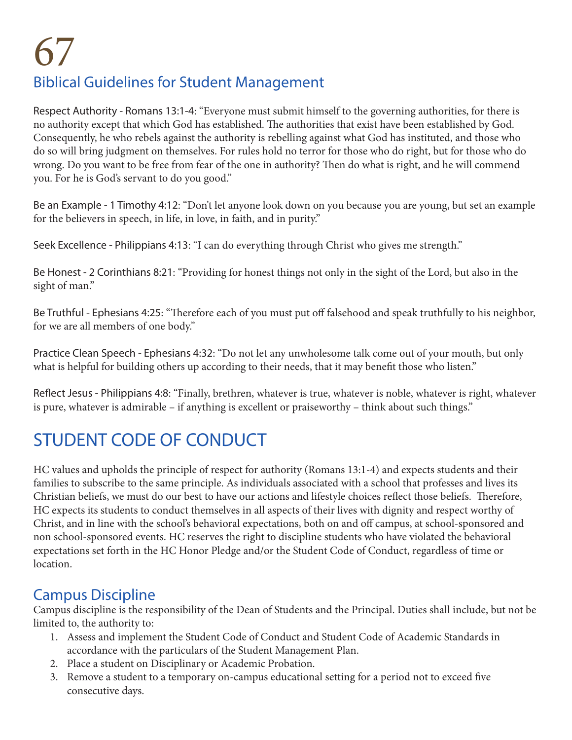## Biblical Guidelines for Student Management

Respect Authority - Romans 13:1-4: "Everyone must submit himself to the governing authorities, for there is no authority except that which God has established. The authorities that exist have been established by God. Consequently, he who rebels against the authority is rebelling against what God has instituted, and those who do so will bring judgment on themselves. For rules hold no terror for those who do right, but for those who do wrong. Do you want to be free from fear of the one in authority? Then do what is right, and he will commend you. For he is God's servant to do you good."

Be an Example - 1 Timothy 4:12: "Don't let anyone look down on you because you are young, but set an example for the believers in speech, in life, in love, in faith, and in purity."

Seek Excellence - Philippians 4:13: "I can do everything through Christ who gives me strength."

Be Honest - 2 Corinthians 8:21: "Providing for honest things not only in the sight of the Lord, but also in the sight of man."

Be Truthful - Ephesians 4:25: "Therefore each of you must put off falsehood and speak truthfully to his neighbor, for we are all members of one body."

Practice Clean Speech - Ephesians 4:32: "Do not let any unwholesome talk come out of your mouth, but only what is helpful for building others up according to their needs, that it may benefit those who listen."

Reflect Jesus - Philippians 4:8: "Finally, brethren, whatever is true, whatever is noble, whatever is right, whatever is pure, whatever is admirable – if anything is excellent or praiseworthy – think about such things."

# STUDENT CODE OF CONDUCT

HC values and upholds the principle of respect for authority (Romans 13:1-4) and expects students and their families to subscribe to the same principle. As individuals associated with a school that professes and lives its Christian beliefs, we must do our best to have our actions and lifestyle choices reflect those beliefs. Therefore, HC expects its students to conduct themselves in all aspects of their lives with dignity and respect worthy of Christ, and in line with the school's behavioral expectations, both on and off campus, at school-sponsored and non school-sponsored events. HC reserves the right to discipline students who have violated the behavioral expectations set forth in the HC Honor Pledge and/or the Student Code of Conduct, regardless of time or location.

## Campus Discipline

Campus discipline is the responsibility of the Dean of Students and the Principal. Duties shall include, but not be limited to, the authority to:

1. Assess and implement the Student Code of Conduct and Student Code of Academic Standards in accordance with the particulars of the Student Management Plan.
2. Place a student on Disciplinary or Academic Probation.
3. Remove a student to a temporary on-campus educational setting for a period not to exceed five consecutive days.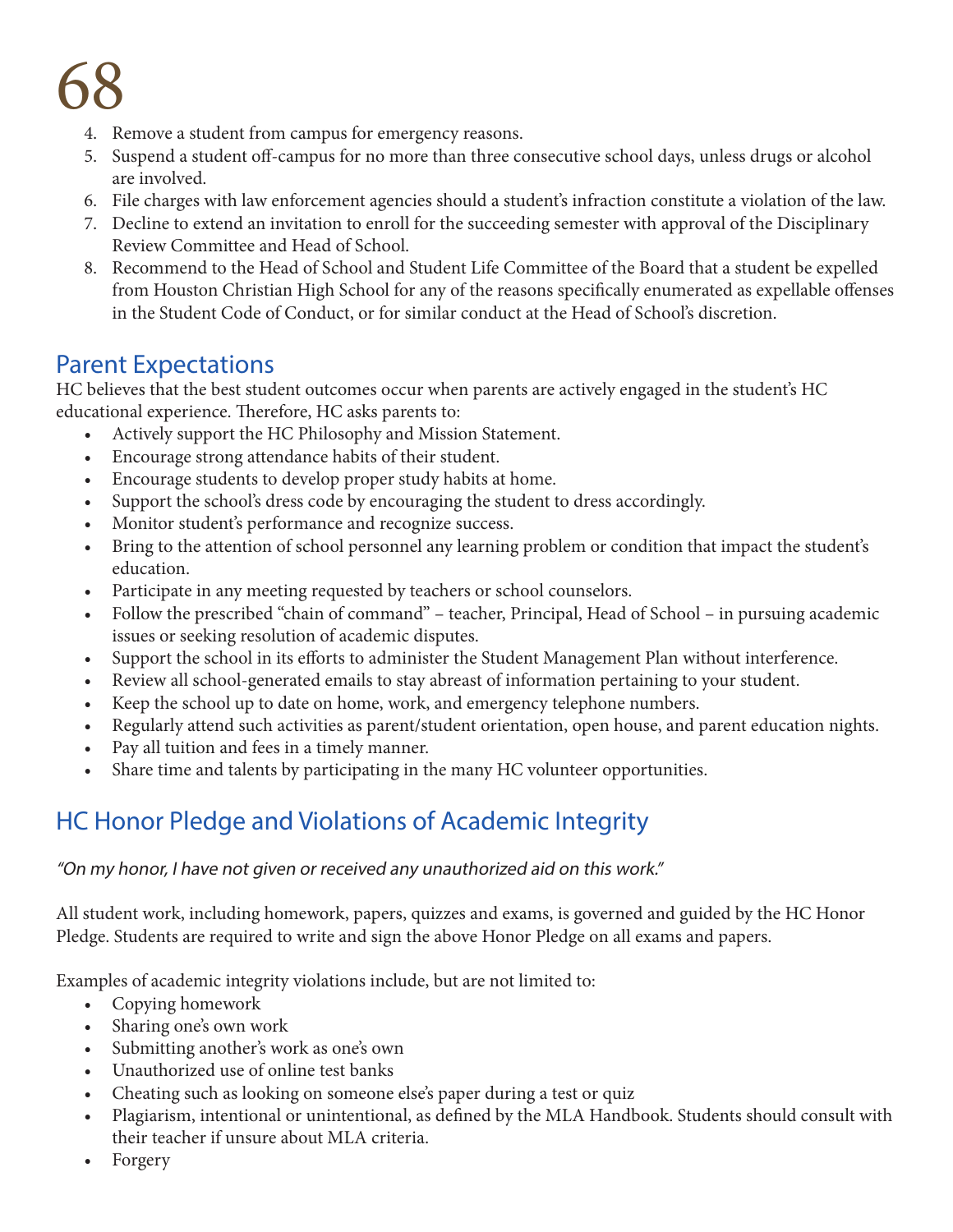4. Remove a student from campus for emergency reasons.
5. Suspend a student off-campus for no more than three consecutive school days, unless drugs or alcohol are involved.
6. File charges with law enforcement agencies should a student's infraction constitute a violation of the law.
7. Decline to extend an invitation to enroll for the succeeding semester with approval of the Disciplinary Review Committee and Head of School.
8. Recommend to the Head of School and Student Life Committee of the Board that a student be expelled from Houston Christian High School for any of the reasons specifically enumerated as expellable offenses in the Student Code of Conduct, or for similar conduct at the Head of School's discretion.

## Parent Expectations

HC believes that the best student outcomes occur when parents are actively engaged in the student's HC educational experience. Therefore, HC asks parents to:

- Actively support the HC Philosophy and Mission Statement.
- Encourage strong attendance habits of their student.
- Encourage students to develop proper study habits at home.
- Support the school's dress code by encouraging the student to dress accordingly.
- Monitor student's performance and recognize success.
- Bring to the attention of school personnel any learning problem or condition that impact the student's education.
- Participate in any meeting requested by teachers or school counselors.
- Follow the prescribed "chain of command" – teacher, Principal, Head of School – in pursuing academic issues or seeking resolution of academic disputes.
- Support the school in its efforts to administer the Student Management Plan without interference.
- Review all school-generated emails to stay abreast of information pertaining to your student.
- Keep the school up to date on home, work, and emergency telephone numbers.
- Regularly attend such activities as parent/student orientation, open house, and parent education nights.
- Pay all tuition and fees in a timely manner.
- Share time and talents by participating in the many HC volunteer opportunities.

## HC Honor Pledge and Violations of Academic Integrity

*"On my honor, I have not given or received any unauthorized aid on this work."*

All student work, including homework, papers, quizzes and exams, is governed and guided by the HC Honor Pledge. Students are required to write and sign the above Honor Pledge on all exams and papers.

Examples of academic integrity violations include, but are not limited to:

- Copying homework
- Sharing one's own work
- Submitting another's work as one's own
- Unauthorized use of online test banks
- Cheating such as looking on someone else's paper during a test or quiz
- Plagiarism, intentional or unintentional, as defined by the MLA Handbook. Students should consult with their teacher if unsure about MLA criteria.
- Forgery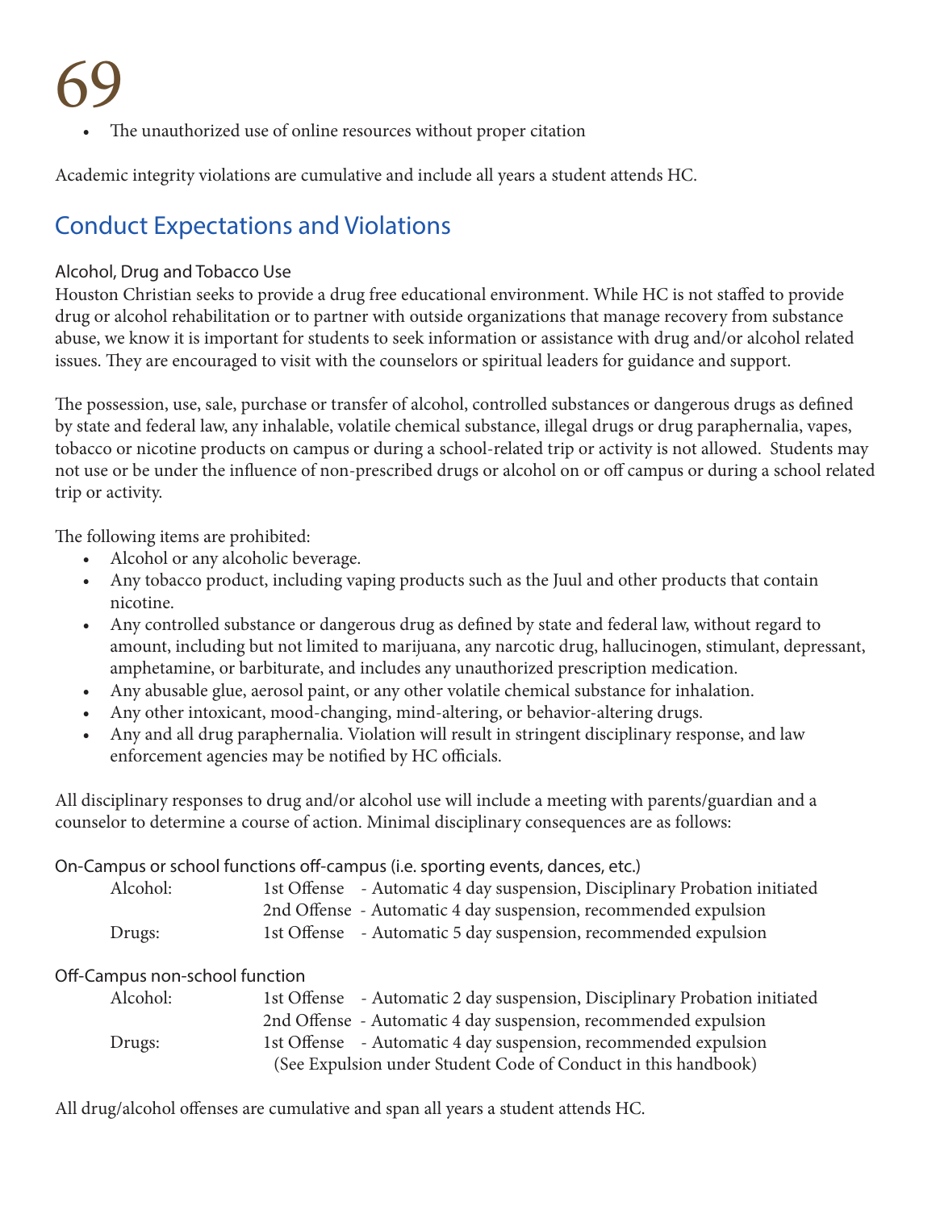- The unauthorized use of online resources without proper citation

Academic integrity violations are cumulative and include all years a student attends HC.

## Conduct Expectations and Violations

### Alcohol, Drug and Tobacco Use

Houston Christian seeks to provide a drug free educational environment. While HC is not staffed to provide drug or alcohol rehabilitation or to partner with outside organizations that manage recovery from substance abuse, we know it is important for students to seek information or assistance with drug and/or alcohol related issues. They are encouraged to visit with the counselors or spiritual leaders for guidance and support.

The possession, use, sale, purchase or transfer of alcohol, controlled substances or dangerous drugs as defined by state and federal law, any inhalable, volatile chemical substance, illegal drugs or drug paraphernalia, vapes, tobacco or nicotine products on campus or during a school-related trip or activity is not allowed. Students may not use or be under the influence of non-prescribed drugs or alcohol on or off campus or during a school related trip or activity.

The following items are prohibited:

- Alcohol or any alcoholic beverage.
- Any tobacco product, including vaping products such as the Juul and other products that contain nicotine.
- Any controlled substance or dangerous drug as defined by state and federal law, without regard to amount, including but not limited to marijuana, any narcotic drug, hallucinogen, stimulant, depressant, amphetamine, or barbiturate, and includes any unauthorized prescription medication.
- Any abusable glue, aerosol paint, or any other volatile chemical substance for inhalation.
- Any other intoxicant, mood-changing, mind-altering, or behavior-altering drugs.
- Any and all drug paraphernalia. Violation will result in stringent disciplinary response, and law enforcement agencies may be notified by HC officials.

All disciplinary responses to drug and/or alcohol use will include a meeting with parents/guardian and a counselor to determine a course of action. Minimal disciplinary consequences are as follows:

On-Campus or school functions off-campus (i.e. sporting events, dances, etc.)

| | | |
|---|---|---|
| Alcohol: | 1st Offense | - Automatic 4 day suspension, Disciplinary Probation initiated |
| | 2nd Offense | - Automatic 4 day suspension, recommended expulsion |
| Drugs: | 1st Offense | - Automatic 5 day suspension, recommended expulsion |

Off-Campus non-school function

| | | |
|---|---|---|
| Alcohol: | 1st Offense | - Automatic 2 day suspension, Disciplinary Probation initiated |
| | 2nd Offense | - Automatic 4 day suspension, recommended expulsion |
| Drugs: | 1st Offense | - Automatic 4 day suspension, recommended expulsion |

(See Expulsion under Student Code of Conduct in this handbook)

All drug/alcohol offenses are cumulative and span all years a student attends HC.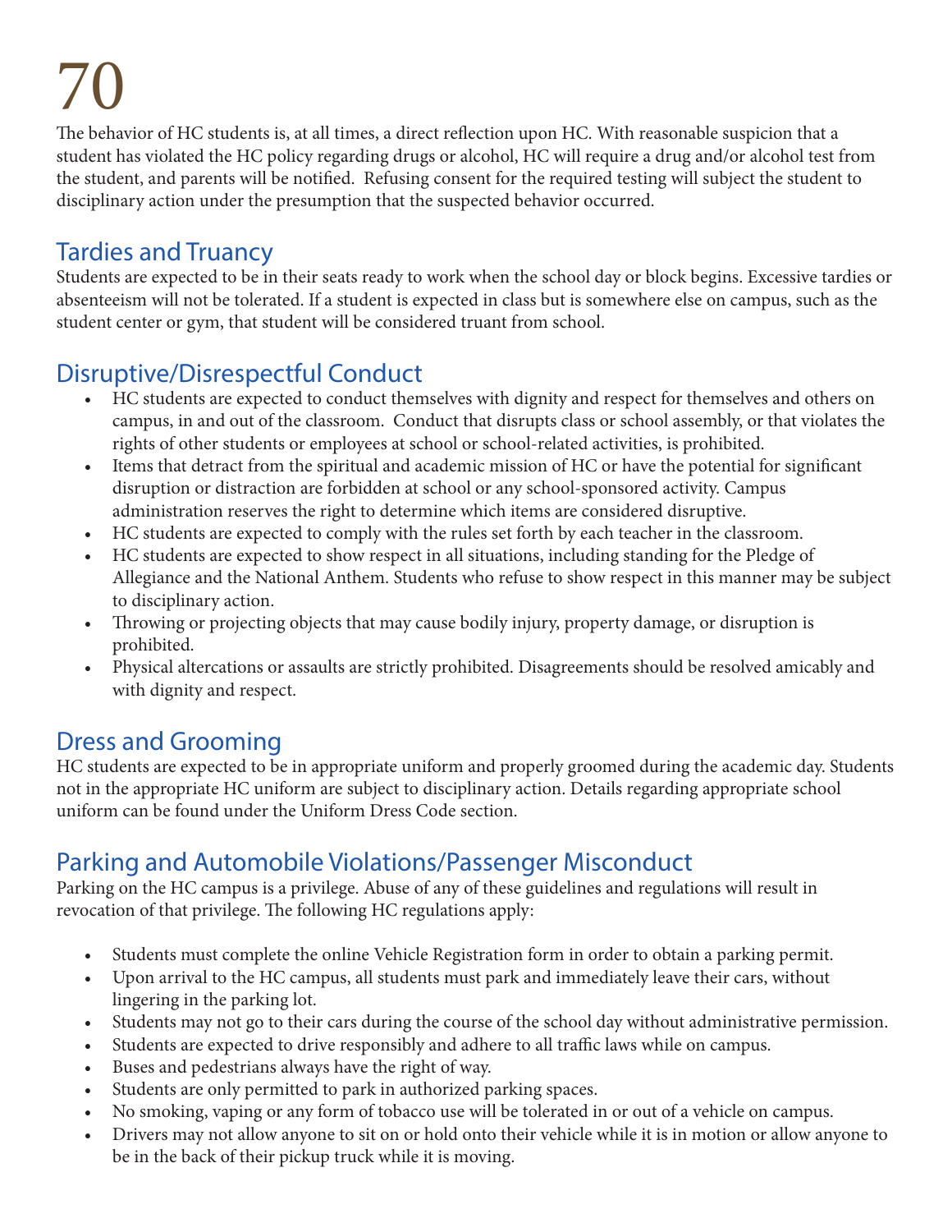The behavior of HC students is, at all times, a direct reflection upon HC. With reasonable suspicion that a student has violated the HC policy regarding drugs or alcohol, HC will require a drug and/or alcohol test from the student, and parents will be notified. Refusing consent for the required testing will subject the student to disciplinary action under the presumption that the suspected behavior occurred.

## Tardies and Truancy

Students are expected to be in their seats ready to work when the school day or block begins. Excessive tardies or absenteeism will not be tolerated. If a student is expected in class but is somewhere else on campus, such as the student center or gym, that student will be considered truant from school.

## Disruptive/Disrespectful Conduct

- HC students are expected to conduct themselves with dignity and respect for themselves and others on campus, in and out of the classroom. Conduct that disrupts class or school assembly, or that violates the rights of other students or employees at school or school-related activities, is prohibited.
- Items that detract from the spiritual and academic mission of HC or have the potential for significant disruption or distraction are forbidden at school or any school-sponsored activity. Campus administration reserves the right to determine which items are considered disruptive.
- HC students are expected to comply with the rules set forth by each teacher in the classroom.
- HC students are expected to show respect in all situations, including standing for the Pledge of Allegiance and the National Anthem. Students who refuse to show respect in this manner may be subject to disciplinary action.
- Throwing or projecting objects that may cause bodily injury, property damage, or disruption is prohibited.
- Physical altercations or assaults are strictly prohibited. Disagreements should be resolved amicably and with dignity and respect.

## Dress and Grooming

HC students are expected to be in appropriate uniform and properly groomed during the academic day. Students not in the appropriate HC uniform are subject to disciplinary action. Details regarding appropriate school uniform can be found under the Uniform Dress Code section.

## Parking and Automobile Violations/Passenger Misconduct

Parking on the HC campus is a privilege. Abuse of any of these guidelines and regulations will result in revocation of that privilege. The following HC regulations apply:

- Students must complete the online Vehicle Registration form in order to obtain a parking permit.
- Upon arrival to the HC campus, all students must park and immediately leave their cars, without lingering in the parking lot.
- Students may not go to their cars during the course of the school day without administrative permission.
- Students are expected to drive responsibly and adhere to all traffic laws while on campus.
- Buses and pedestrians always have the right of way.
- Students are only permitted to park in authorized parking spaces.
- No smoking, vaping or any form of tobacco use will be tolerated in or out of a vehicle on campus.
- Drivers may not allow anyone to sit on or hold onto their vehicle while it is in motion or allow anyone to be in the back of their pickup truck while it is moving.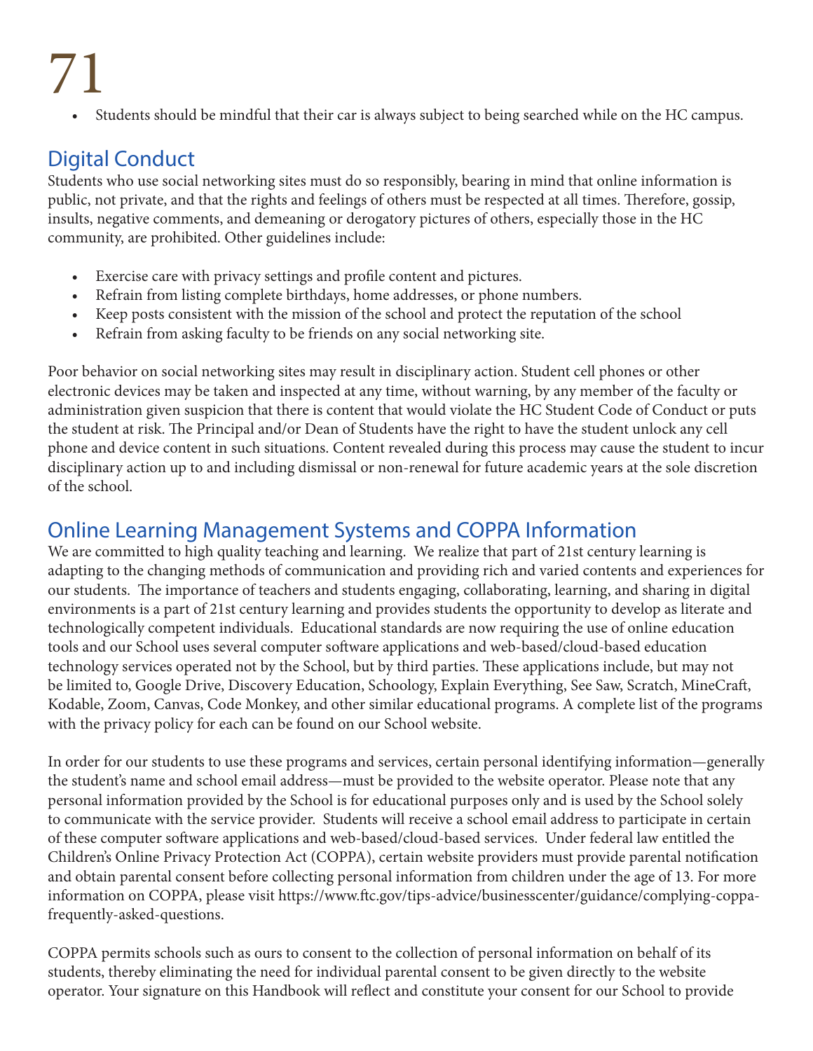- Students should be mindful that their car is always subject to being searched while on the HC campus.

## Digital Conduct

Students who use social networking sites must do so responsibly, bearing in mind that online information is public, not private, and that the rights and feelings of others must be respected at all times. Therefore, gossip, insults, negative comments, and demeaning or derogatory pictures of others, especially those in the HC community, are prohibited. Other guidelines include:

- Exercise care with privacy settings and profile content and pictures.
- Refrain from listing complete birthdays, home addresses, or phone numbers.
- Keep posts consistent with the mission of the school and protect the reputation of the school
- Refrain from asking faculty to be friends on any social networking site.

Poor behavior on social networking sites may result in disciplinary action. Student cell phones or other electronic devices may be taken and inspected at any time, without warning, by any member of the faculty or administration given suspicion that there is content that would violate the HC Student Code of Conduct or puts the student at risk. The Principal and/or Dean of Students have the right to have the student unlock any cell phone and device content in such situations. Content revealed during this process may cause the student to incur disciplinary action up to and including dismissal or non-renewal for future academic years at the sole discretion of the school.

## Online Learning Management Systems and COPPA Information

We are committed to high quality teaching and learning. We realize that part of 21st century learning is adapting to the changing methods of communication and providing rich and varied contents and experiences for our students. The importance of teachers and students engaging, collaborating, learning, and sharing in digital environments is a part of 21st century learning and provides students the opportunity to develop as literate and technologically competent individuals. Educational standards are now requiring the use of online education tools and our School uses several computer software applications and web-based/cloud-based education technology services operated not by the School, but by third parties. These applications include, but may not be limited to, Google Drive, Discovery Education, Schoology, Explain Everything, See Saw, Scratch, MineCraft, Kodable, Zoom, Canvas, Code Monkey, and other similar educational programs. A complete list of the programs with the privacy policy for each can be found on our School website.

In order for our students to use these programs and services, certain personal identifying information—generally the student's name and school email address—must be provided to the website operator. Please note that any personal information provided by the School is for educational purposes only and is used by the School solely to communicate with the service provider. Students will receive a school email address to participate in certain of these computer software applications and web-based/cloud-based services. Under federal law entitled the Children's Online Privacy Protection Act (COPPA), certain website providers must provide parental notification and obtain parental consent before collecting personal information from children under the age of 13. For more information on COPPA, please visit https://www.ftc.gov/tips-advice/businesscenter/guidance/complying-coppa-frequently-asked-questions.

COPPA permits schools such as ours to consent to the collection of personal information on behalf of its students, thereby eliminating the need for individual parental consent to be given directly to the website operator. Your signature on this Handbook will reflect and constitute your consent for our School to provide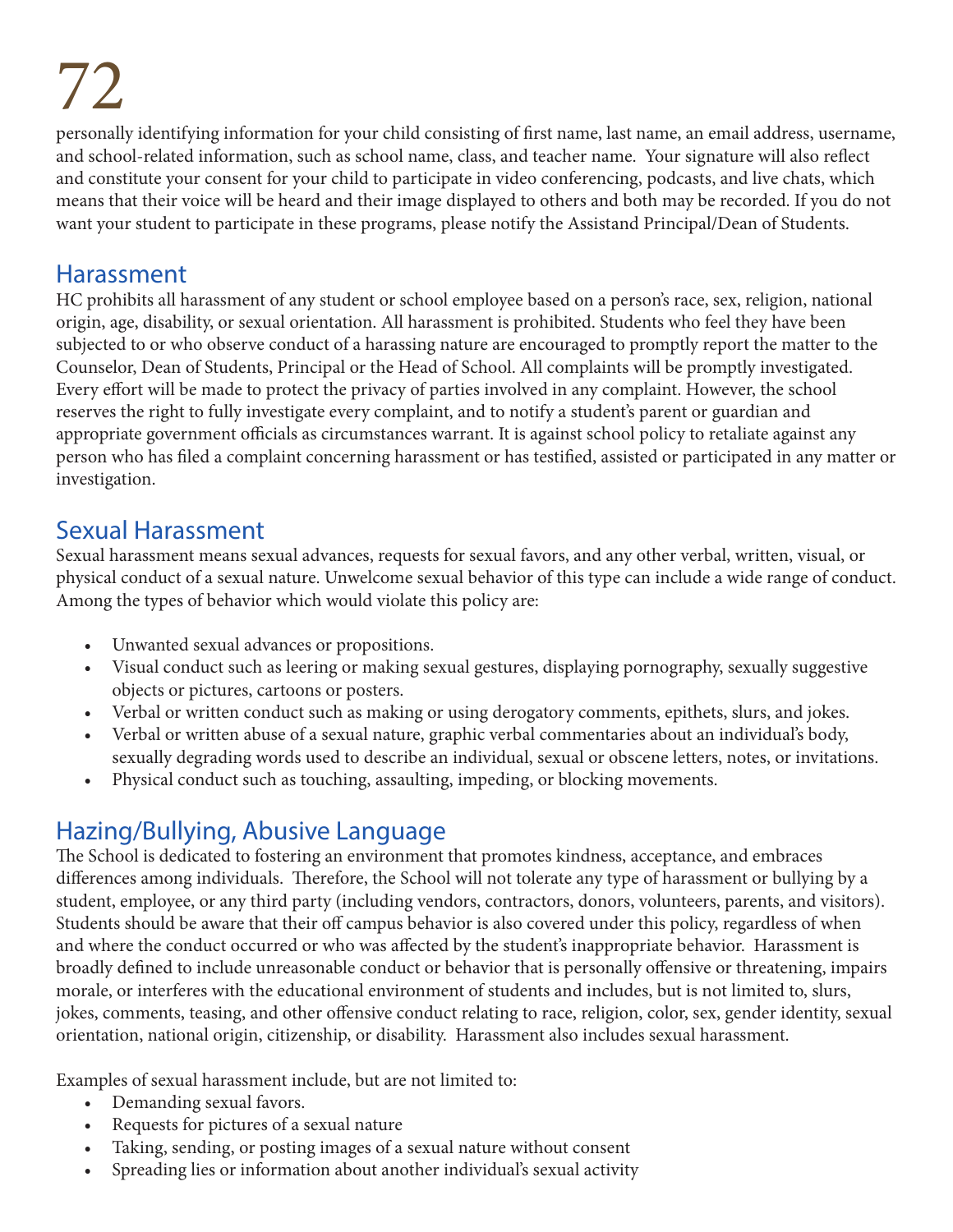personally identifying information for your child consisting of first name, last name, an email address, username, and school-related information, such as school name, class, and teacher name. Your signature will also reflect and constitute your consent for your child to participate in video conferencing, podcasts, and live chats, which means that their voice will be heard and their image displayed to others and both may be recorded. If you do not want your student to participate in these programs, please notify the Assistand Principal/Dean of Students.

## Harassment

HC prohibits all harassment of any student or school employee based on a person's race, sex, religion, national origin, age, disability, or sexual orientation. All harassment is prohibited. Students who feel they have been subjected to or who observe conduct of a harassing nature are encouraged to promptly report the matter to the Counselor, Dean of Students, Principal or the Head of School. All complaints will be promptly investigated. Every effort will be made to protect the privacy of parties involved in any complaint. However, the school reserves the right to fully investigate every complaint, and to notify a student's parent or guardian and appropriate government officials as circumstances warrant. It is against school policy to retaliate against any person who has filed a complaint concerning harassment or has testified, assisted or participated in any matter or investigation.

## Sexual Harassment

Sexual harassment means sexual advances, requests for sexual favors, and any other verbal, written, visual, or physical conduct of a sexual nature. Unwelcome sexual behavior of this type can include a wide range of conduct. Among the types of behavior which would violate this policy are:

- Unwanted sexual advances or propositions.
- Visual conduct such as leering or making sexual gestures, displaying pornography, sexually suggestive objects or pictures, cartoons or posters.
- Verbal or written conduct such as making or using derogatory comments, epithets, slurs, and jokes.
- Verbal or written abuse of a sexual nature, graphic verbal commentaries about an individual's body, sexually degrading words used to describe an individual, sexual or obscene letters, notes, or invitations.
- Physical conduct such as touching, assaulting, impeding, or blocking movements.

## Hazing/Bullying, Abusive Language

The School is dedicated to fostering an environment that promotes kindness, acceptance, and embraces differences among individuals. Therefore, the School will not tolerate any type of harassment or bullying by a student, employee, or any third party (including vendors, contractors, donors, volunteers, parents, and visitors). Students should be aware that their off campus behavior is also covered under this policy, regardless of when and where the conduct occurred or who was affected by the student's inappropriate behavior. Harassment is broadly defined to include unreasonable conduct or behavior that is personally offensive or threatening, impairs morale, or interferes with the educational environment of students and includes, but is not limited to, slurs, jokes, comments, teasing, and other offensive conduct relating to race, religion, color, sex, gender identity, sexual orientation, national origin, citizenship, or disability. Harassment also includes sexual harassment.

Examples of sexual harassment include, but are not limited to:

- Demanding sexual favors.
- Requests for pictures of a sexual nature
- Taking, sending, or posting images of a sexual nature without consent
- Spreading lies or information about another individual's sexual activity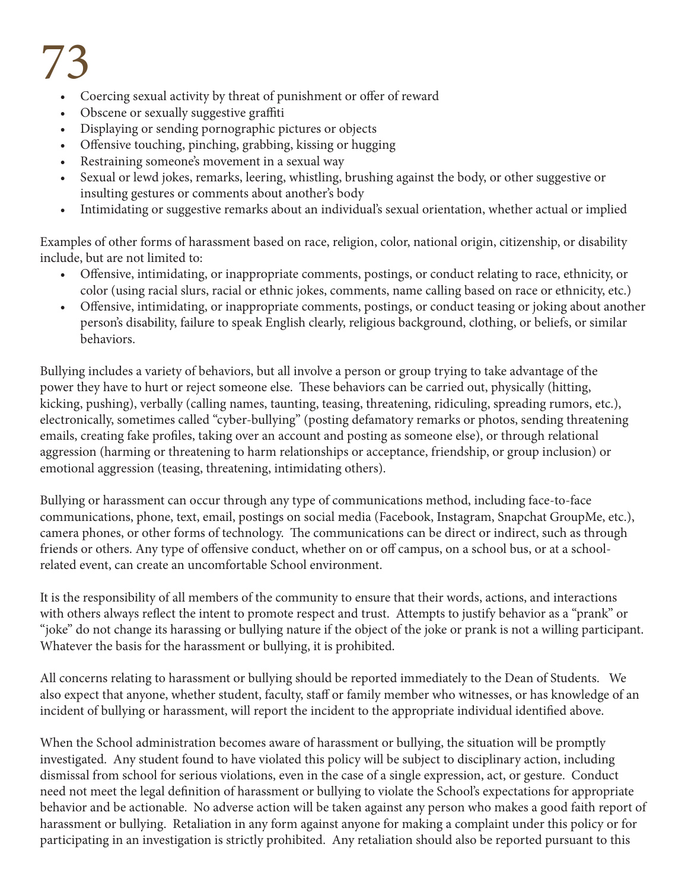- Coercing sexual activity by threat of punishment or offer of reward
- Obscene or sexually suggestive graffiti
- Displaying or sending pornographic pictures or objects
- Offensive touching, pinching, grabbing, kissing or hugging
- Restraining someone's movement in a sexual way
- Sexual or lewd jokes, remarks, leering, whistling, brushing against the body, or other suggestive or insulting gestures or comments about another's body
- Intimidating or suggestive remarks about an individual's sexual orientation, whether actual or implied

Examples of other forms of harassment based on race, religion, color, national origin, citizenship, or disability include, but are not limited to:

- Offensive, intimidating, or inappropriate comments, postings, or conduct relating to race, ethnicity, or color (using racial slurs, racial or ethnic jokes, comments, name calling based on race or ethnicity, etc.)
- Offensive, intimidating, or inappropriate comments, postings, or conduct teasing or joking about another person's disability, failure to speak English clearly, religious background, clothing, or beliefs, or similar behaviors.

Bullying includes a variety of behaviors, but all involve a person or group trying to take advantage of the power they have to hurt or reject someone else. These behaviors can be carried out, physically (hitting, kicking, pushing), verbally (calling names, taunting, teasing, threatening, ridiculing, spreading rumors, etc.), electronically, sometimes called "cyber-bullying" (posting defamatory remarks or photos, sending threatening emails, creating fake profiles, taking over an account and posting as someone else), or through relational aggression (harming or threatening to harm relationships or acceptance, friendship, or group inclusion) or emotional aggression (teasing, threatening, intimidating others).

Bullying or harassment can occur through any type of communications method, including face-to-face communications, phone, text, email, postings on social media (Facebook, Instagram, Snapchat GroupMe, etc.), camera phones, or other forms of technology. The communications can be direct or indirect, such as through friends or others. Any type of offensive conduct, whether on or off campus, on a school bus, or at a school-related event, can create an uncomfortable School environment.

It is the responsibility of all members of the community to ensure that their words, actions, and interactions with others always reflect the intent to promote respect and trust. Attempts to justify behavior as a "prank" or "joke" do not change its harassing or bullying nature if the object of the joke or prank is not a willing participant. Whatever the basis for the harassment or bullying, it is prohibited.

All concerns relating to harassment or bullying should be reported immediately to the Dean of Students. We also expect that anyone, whether student, faculty, staff or family member who witnesses, or has knowledge of an incident of bullying or harassment, will report the incident to the appropriate individual identified above.

When the School administration becomes aware of harassment or bullying, the situation will be promptly investigated. Any student found to have violated this policy will be subject to disciplinary action, including dismissal from school for serious violations, even in the case of a single expression, act, or gesture. Conduct need not meet the legal definition of harassment or bullying to violate the School's expectations for appropriate behavior and be actionable. No adverse action will be taken against any person who makes a good faith report of harassment or bullying. Retaliation in any form against anyone for making a complaint under this policy or for participating in an investigation is strictly prohibited. Any retaliation should also be reported pursuant to this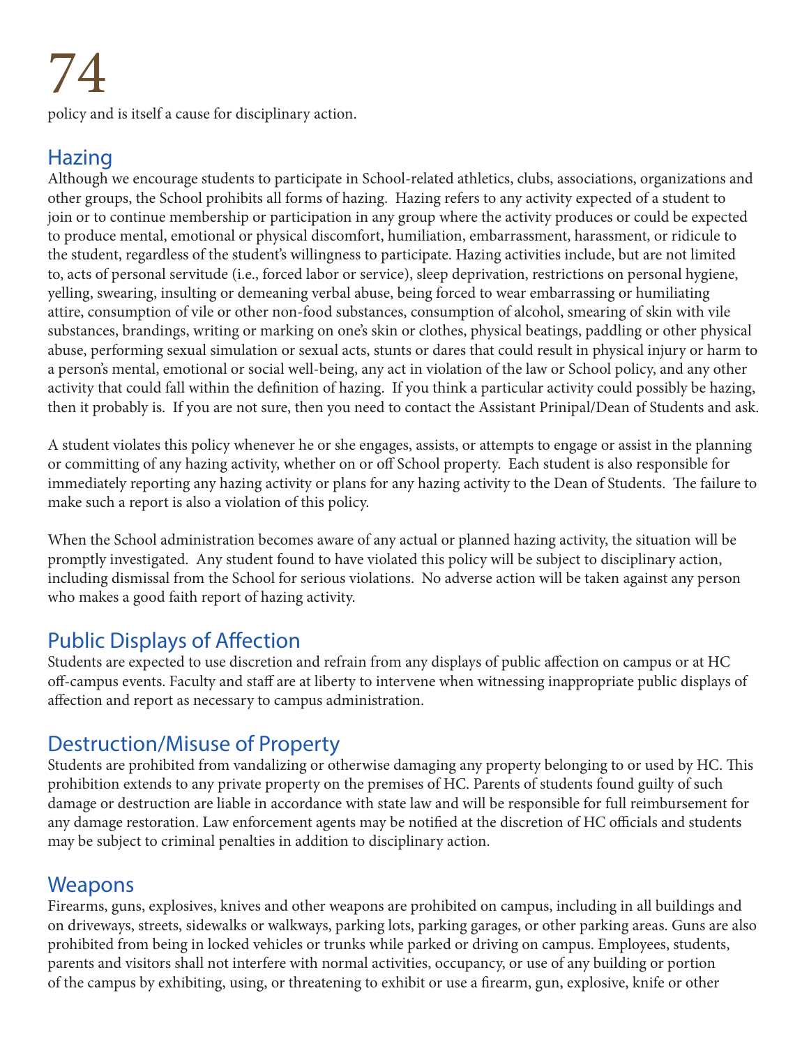policy and is itself a cause for disciplinary action.

## Hazing

Although we encourage students to participate in School-related athletics, clubs, associations, organizations and other groups, the School prohibits all forms of hazing. Hazing refers to any activity expected of a student to join or to continue membership or participation in any group where the activity produces or could be expected to produce mental, emotional or physical discomfort, humiliation, embarrassment, harassment, or ridicule to the student, regardless of the student's willingness to participate. Hazing activities include, but are not limited to, acts of personal servitude (i.e., forced labor or service), sleep deprivation, restrictions on personal hygiene, yelling, swearing, insulting or demeaning verbal abuse, being forced to wear embarrassing or humiliating attire, consumption of vile or other non-food substances, consumption of alcohol, smearing of skin with vile substances, brandings, writing or marking on one's skin or clothes, physical beatings, paddling or other physical abuse, performing sexual simulation or sexual acts, stunts or dares that could result in physical injury or harm to a person's mental, emotional or social well-being, any act in violation of the law or School policy, and any other activity that could fall within the definition of hazing. If you think a particular activity could possibly be hazing, then it probably is. If you are not sure, then you need to contact the Assistant Prinipal/Dean of Students and ask.

A student violates this policy whenever he or she engages, assists, or attempts to engage or assist in the planning or committing of any hazing activity, whether on or off School property. Each student is also responsible for immediately reporting any hazing activity or plans for any hazing activity to the Dean of Students. The failure to make such a report is also a violation of this policy.

When the School administration becomes aware of any actual or planned hazing activity, the situation will be promptly investigated. Any student found to have violated this policy will be subject to disciplinary action, including dismissal from the School for serious violations. No adverse action will be taken against any person who makes a good faith report of hazing activity.

## Public Displays of Affection

Students are expected to use discretion and refrain from any displays of public affection on campus or at HC off-campus events. Faculty and staff are at liberty to intervene when witnessing inappropriate public displays of affection and report as necessary to campus administration.

## Destruction/Misuse of Property

Students are prohibited from vandalizing or otherwise damaging any property belonging to or used by HC. This prohibition extends to any private property on the premises of HC. Parents of students found guilty of such damage or destruction are liable in accordance with state law and will be responsible for full reimbursement for any damage restoration. Law enforcement agents may be notified at the discretion of HC officials and students may be subject to criminal penalties in addition to disciplinary action.

## Weapons

Firearms, guns, explosives, knives and other weapons are prohibited on campus, including in all buildings and on driveways, streets, sidewalks or walkways, parking lots, parking garages, or other parking areas. Guns are also prohibited from being in locked vehicles or trunks while parked or driving on campus. Employees, students, parents and visitors shall not interfere with normal activities, occupancy, or use of any building or portion of the campus by exhibiting, using, or threatening to exhibit or use a firearm, gun, explosive, knife or other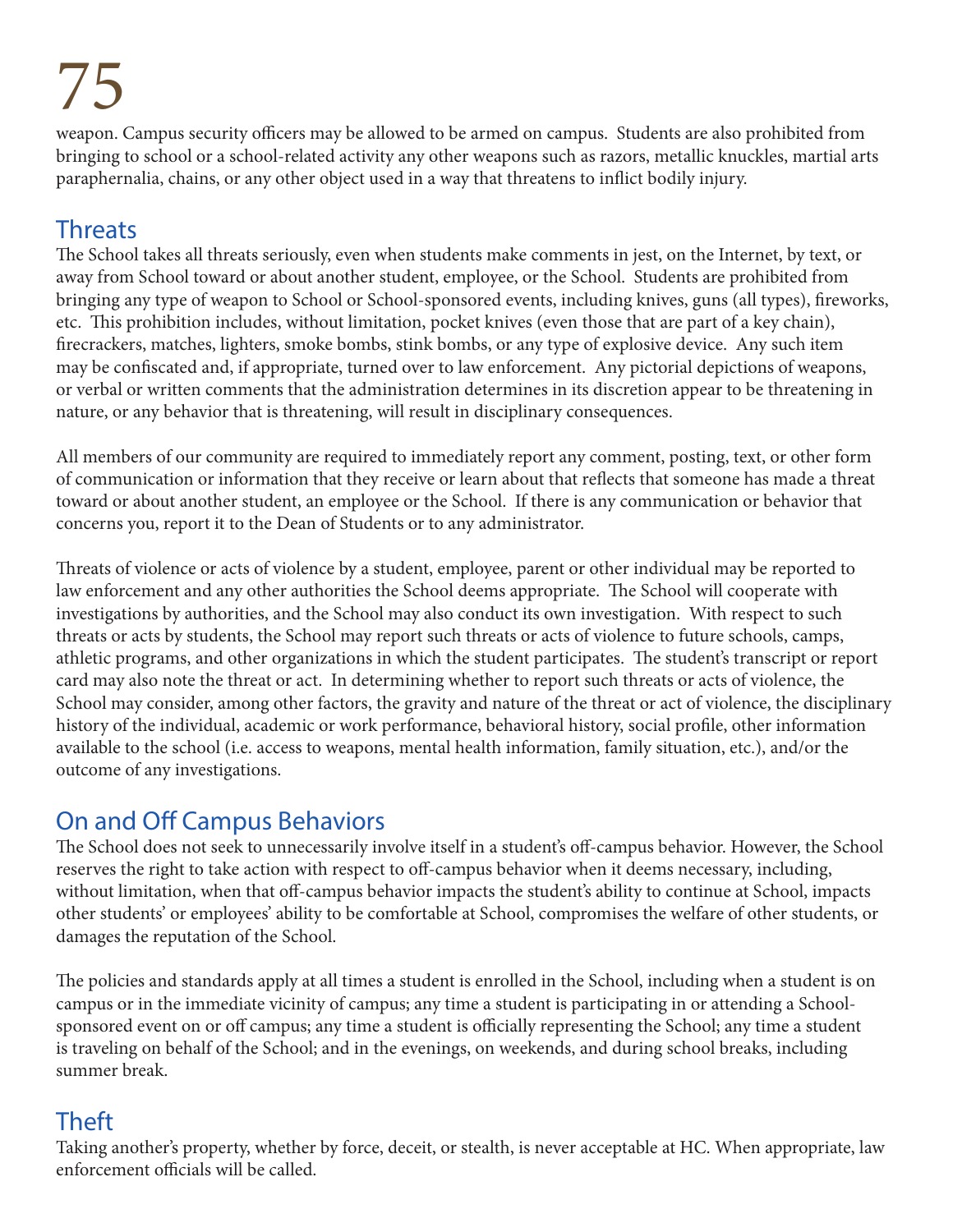weapon. Campus security officers may be allowed to be armed on campus. Students are also prohibited from bringing to school or a school-related activity any other weapons such as razors, metallic knuckles, martial arts paraphernalia, chains, or any other object used in a way that threatens to inflict bodily injury.

## Threats

The School takes all threats seriously, even when students make comments in jest, on the Internet, by text, or away from School toward or about another student, employee, or the School. Students are prohibited from bringing any type of weapon to School or School-sponsored events, including knives, guns (all types), fireworks, etc. This prohibition includes, without limitation, pocket knives (even those that are part of a key chain), firecrackers, matches, lighters, smoke bombs, stink bombs, or any type of explosive device. Any such item may be confiscated and, if appropriate, turned over to law enforcement. Any pictorial depictions of weapons, or verbal or written comments that the administration determines in its discretion appear to be threatening in nature, or any behavior that is threatening, will result in disciplinary consequences.

All members of our community are required to immediately report any comment, posting, text, or other form of communication or information that they receive or learn about that reflects that someone has made a threat toward or about another student, an employee or the School. If there is any communication or behavior that concerns you, report it to the Dean of Students or to any administrator.

Threats of violence or acts of violence by a student, employee, parent or other individual may be reported to law enforcement and any other authorities the School deems appropriate. The School will cooperate with investigations by authorities, and the School may also conduct its own investigation. With respect to such threats or acts by students, the School may report such threats or acts of violence to future schools, camps, athletic programs, and other organizations in which the student participates. The student's transcript or report card may also note the threat or act. In determining whether to report such threats or acts of violence, the School may consider, among other factors, the gravity and nature of the threat or act of violence, the disciplinary history of the individual, academic or work performance, behavioral history, social profile, other information available to the school (i.e. access to weapons, mental health information, family situation, etc.), and/or the outcome of any investigations.

## On and Off Campus Behaviors

The School does not seek to unnecessarily involve itself in a student's off-campus behavior. However, the School reserves the right to take action with respect to off-campus behavior when it deems necessary, including, without limitation, when that off-campus behavior impacts the student's ability to continue at School, impacts other students' or employees' ability to be comfortable at School, compromises the welfare of other students, or damages the reputation of the School.

The policies and standards apply at all times a student is enrolled in the School, including when a student is on campus or in the immediate vicinity of campus; any time a student is participating in or attending a School-sponsored event on or off campus; any time a student is officially representing the School; any time a student is traveling on behalf of the School; and in the evenings, on weekends, and during school breaks, including summer break.

## Theft

Taking another's property, whether by force, deceit, or stealth, is never acceptable at HC. When appropriate, law enforcement officials will be called.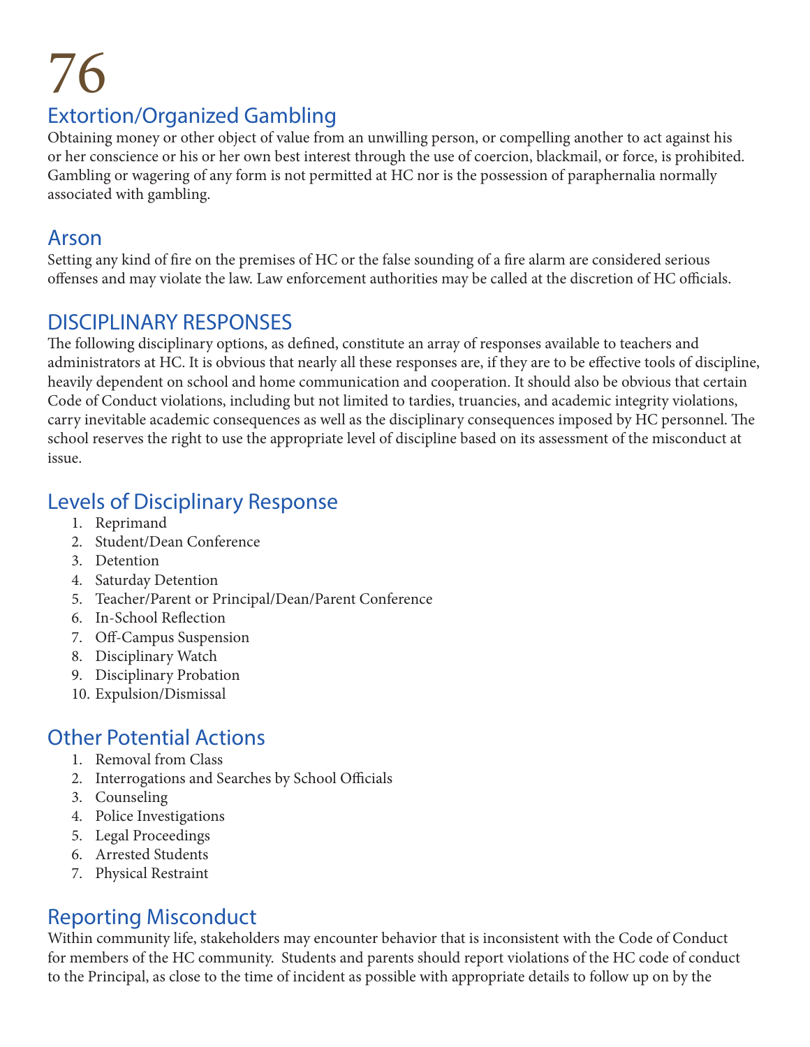## Extortion/Organized Gambling

Obtaining money or other object of value from an unwilling person, or compelling another to act against his or her conscience or his or her own best interest through the use of coercion, blackmail, or force, is prohibited. Gambling or wagering of any form is not permitted at HC nor is the possession of paraphernalia normally associated with gambling.

## Arson

Setting any kind of fire on the premises of HC or the false sounding of a fire alarm are considered serious offenses and may violate the law. Law enforcement authorities may be called at the discretion of HC officials.

## DISCIPLINARY RESPONSES

The following disciplinary options, as defined, constitute an array of responses available to teachers and administrators at HC. It is obvious that nearly all these responses are, if they are to be effective tools of discipline, heavily dependent on school and home communication and cooperation. It should also be obvious that certain Code of Conduct violations, including but not limited to tardies, truancies, and academic integrity violations, carry inevitable academic consequences as well as the disciplinary consequences imposed by HC personnel. The school reserves the right to use the appropriate level of discipline based on its assessment of the misconduct at issue.

## Levels of Disciplinary Response

1. Reprimand
2. Student/Dean Conference
3. Detention
4. Saturday Detention
5. Teacher/Parent or Principal/Dean/Parent Conference
6. In-School Reflection
7. Off-Campus Suspension
8. Disciplinary Watch
9. Disciplinary Probation
10. Expulsion/Dismissal

## Other Potential Actions

1. Removal from Class
2. Interrogations and Searches by School Officials
3. Counseling
4. Police Investigations
5. Legal Proceedings
6. Arrested Students
7. Physical Restraint

## Reporting Misconduct

Within community life, stakeholders may encounter behavior that is inconsistent with the Code of Conduct for members of the HC community. Students and parents should report violations of the HC code of conduct to the Principal, as close to the time of incident as possible with appropriate details to follow up on by the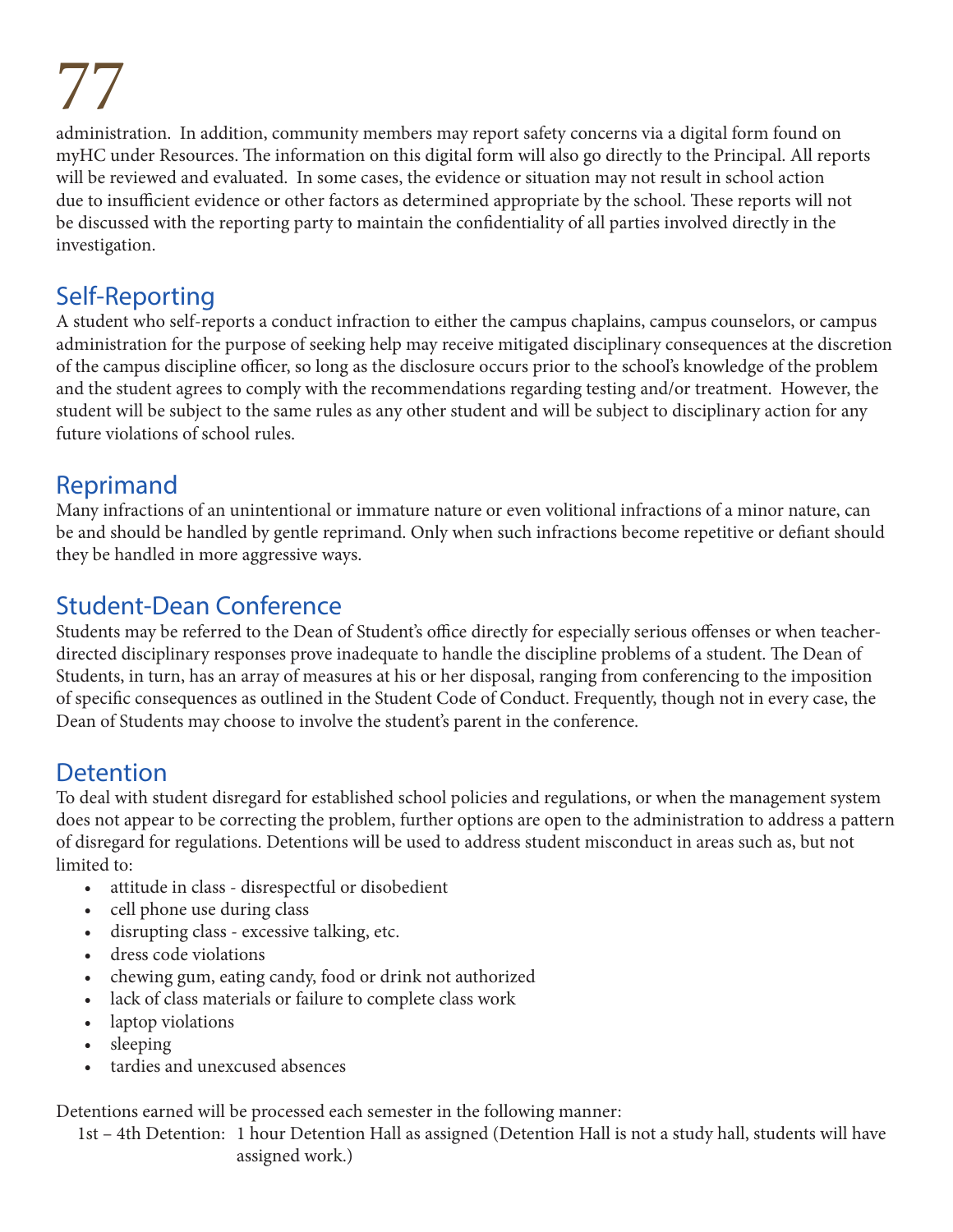administration. In addition, community members may report safety concerns via a digital form found on myHC under Resources. The information on this digital form will also go directly to the Principal. All reports will be reviewed and evaluated. In some cases, the evidence or situation may not result in school action due to insufficient evidence or other factors as determined appropriate by the school. These reports will not be discussed with the reporting party to maintain the confidentiality of all parties involved directly in the investigation.

## Self-Reporting

A student who self-reports a conduct infraction to either the campus chaplains, campus counselors, or campus administration for the purpose of seeking help may receive mitigated disciplinary consequences at the discretion of the campus discipline officer, so long as the disclosure occurs prior to the school's knowledge of the problem and the student agrees to comply with the recommendations regarding testing and/or treatment. However, the student will be subject to the same rules as any other student and will be subject to disciplinary action for any future violations of school rules.

## Reprimand

Many infractions of an unintentional or immature nature or even volitional infractions of a minor nature, can be and should be handled by gentle reprimand. Only when such infractions become repetitive or defiant should they be handled in more aggressive ways.

## Student-Dean Conference

Students may be referred to the Dean of Student's office directly for especially serious offenses or when teacher-directed disciplinary responses prove inadequate to handle the discipline problems of a student. The Dean of Students, in turn, has an array of measures at his or her disposal, ranging from conferencing to the imposition of specific consequences as outlined in the Student Code of Conduct. Frequently, though not in every case, the Dean of Students may choose to involve the student's parent in the conference.

## Detention

To deal with student disregard for established school policies and regulations, or when the management system does not appear to be correcting the problem, further options are open to the administration to address a pattern of disregard for regulations. Detentions will be used to address student misconduct in areas such as, but not limited to:

- attitude in class - disrespectful or disobedient
- cell phone use during class
- disrupting class - excessive talking, etc.
- dress code violations
- chewing gum, eating candy, food or drink not authorized
- lack of class materials or failure to complete class work
- laptop violations
- sleeping
- tardies and unexcused absences

Detentions earned will be processed each semester in the following manner:

1st – 4th Detention: 1 hour Detention Hall as assigned (Detention Hall is not a study hall, students will have assigned work.)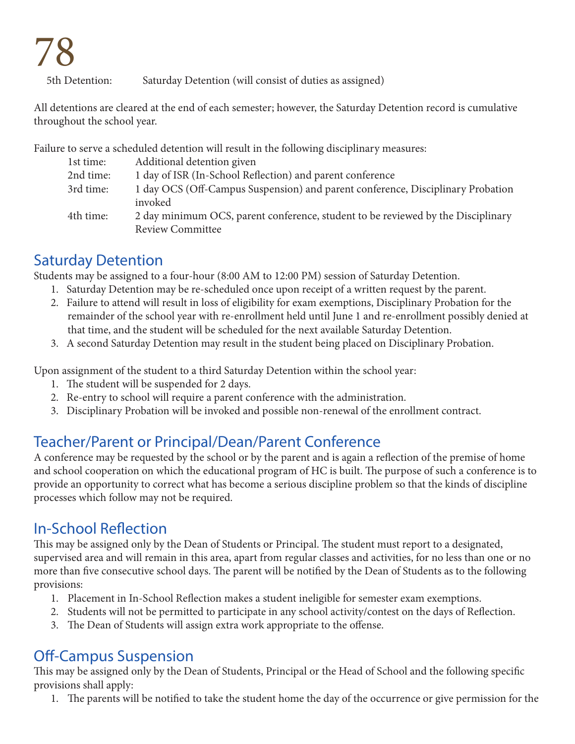5th Detention: Saturday Detention (will consist of duties as assigned)

All detentions are cleared at the end of each semester; however, the Saturday Detention record is cumulative throughout the school year.

Failure to serve a scheduled detention will result in the following disciplinary measures:

| | |
|---|---|
| 1st time: | Additional detention given |
| 2nd time: | 1 day of ISR (In-School Reflection) and parent conference |
| 3rd time: | 1 day OCS (Off-Campus Suspension) and parent conference, Disciplinary Probation invoked |
| 4th time: | 2 day minimum OCS, parent conference, student to be reviewed by the Disciplinary Review Committee |

## Saturday Detention

Students may be assigned to a four-hour (8:00 AM to 12:00 PM) session of Saturday Detention.

1. Saturday Detention may be re-scheduled once upon receipt of a written request by the parent.
2. Failure to attend will result in loss of eligibility for exam exemptions, Disciplinary Probation for the remainder of the school year with re-enrollment held until June 1 and re-enrollment possibly denied at that time, and the student will be scheduled for the next available Saturday Detention.
3. A second Saturday Detention may result in the student being placed on Disciplinary Probation.

Upon assignment of the student to a third Saturday Detention within the school year:

1. The student will be suspended for 2 days.
2. Re-entry to school will require a parent conference with the administration.
3. Disciplinary Probation will be invoked and possible non-renewal of the enrollment contract.

## Teacher/Parent or Principal/Dean/Parent Conference

A conference may be requested by the school or by the parent and is again a reflection of the premise of home and school cooperation on which the educational program of HC is built. The purpose of such a conference is to provide an opportunity to correct what has become a serious discipline problem so that the kinds of discipline processes which follow may not be required.

## In-School Reflection

This may be assigned only by the Dean of Students or Principal. The student must report to a designated, supervised area and will remain in this area, apart from regular classes and activities, for no less than one or no more than five consecutive school days. The parent will be notified by the Dean of Students as to the following provisions:

1. Placement in In-School Reflection makes a student ineligible for semester exam exemptions.
2. Students will not be permitted to participate in any school activity/contest on the days of Reflection.
3. The Dean of Students will assign extra work appropriate to the offense.

## Off-Campus Suspension

This may be assigned only by the Dean of Students, Principal or the Head of School and the following specific provisions shall apply:

1. The parents will be notified to take the student home the day of the occurrence or give permission for the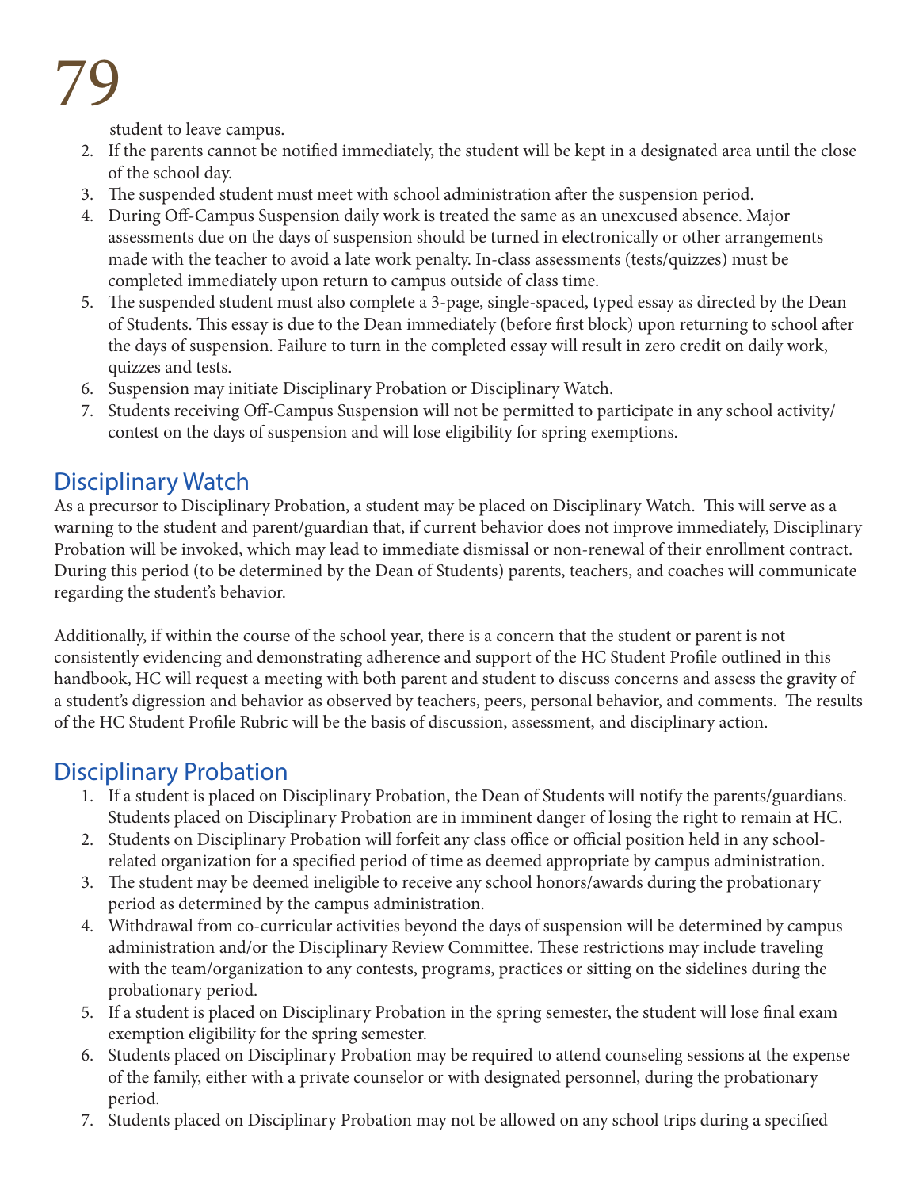student to leave campus.

2. If the parents cannot be notified immediately, the student will be kept in a designated area until the close of the school day.
3. The suspended student must meet with school administration after the suspension period.
4. During Off-Campus Suspension daily work is treated the same as an unexcused absence. Major assessments due on the days of suspension should be turned in electronically or other arrangements made with the teacher to avoid a late work penalty. In-class assessments (tests/quizzes) must be completed immediately upon return to campus outside of class time.
5. The suspended student must also complete a 3-page, single-spaced, typed essay as directed by the Dean of Students. This essay is due to the Dean immediately (before first block) upon returning to school after the days of suspension. Failure to turn in the completed essay will result in zero credit on daily work, quizzes and tests.
6. Suspension may initiate Disciplinary Probation or Disciplinary Watch.
7. Students receiving Off-Campus Suspension will not be permitted to participate in any school activity/contest on the days of suspension and will lose eligibility for spring exemptions.

## Disciplinary Watch

As a precursor to Disciplinary Probation, a student may be placed on Disciplinary Watch. This will serve as a warning to the student and parent/guardian that, if current behavior does not improve immediately, Disciplinary Probation will be invoked, which may lead to immediate dismissal or non-renewal of their enrollment contract. During this period (to be determined by the Dean of Students) parents, teachers, and coaches will communicate regarding the student's behavior.

Additionally, if within the course of the school year, there is a concern that the student or parent is not consistently evidencing and demonstrating adherence and support of the HC Student Profile outlined in this handbook, HC will request a meeting with both parent and student to discuss concerns and assess the gravity of a student's digression and behavior as observed by teachers, peers, personal behavior, and comments. The results of the HC Student Profile Rubric will be the basis of discussion, assessment, and disciplinary action.

## Disciplinary Probation

1. If a student is placed on Disciplinary Probation, the Dean of Students will notify the parents/guardians. Students placed on Disciplinary Probation are in imminent danger of losing the right to remain at HC.
2. Students on Disciplinary Probation will forfeit any class office or official position held in any school-related organization for a specified period of time as deemed appropriate by campus administration.
3. The student may be deemed ineligible to receive any school honors/awards during the probationary period as determined by the campus administration.
4. Withdrawal from co-curricular activities beyond the days of suspension will be determined by campus administration and/or the Disciplinary Review Committee. These restrictions may include traveling with the team/organization to any contests, programs, practices or sitting on the sidelines during the probationary period.
5. If a student is placed on Disciplinary Probation in the spring semester, the student will lose final exam exemption eligibility for the spring semester.
6. Students placed on Disciplinary Probation may be required to attend counseling sessions at the expense of the family, either with a private counselor or with designated personnel, during the probationary period.
7. Students placed on Disciplinary Probation may not be allowed on any school trips during a specified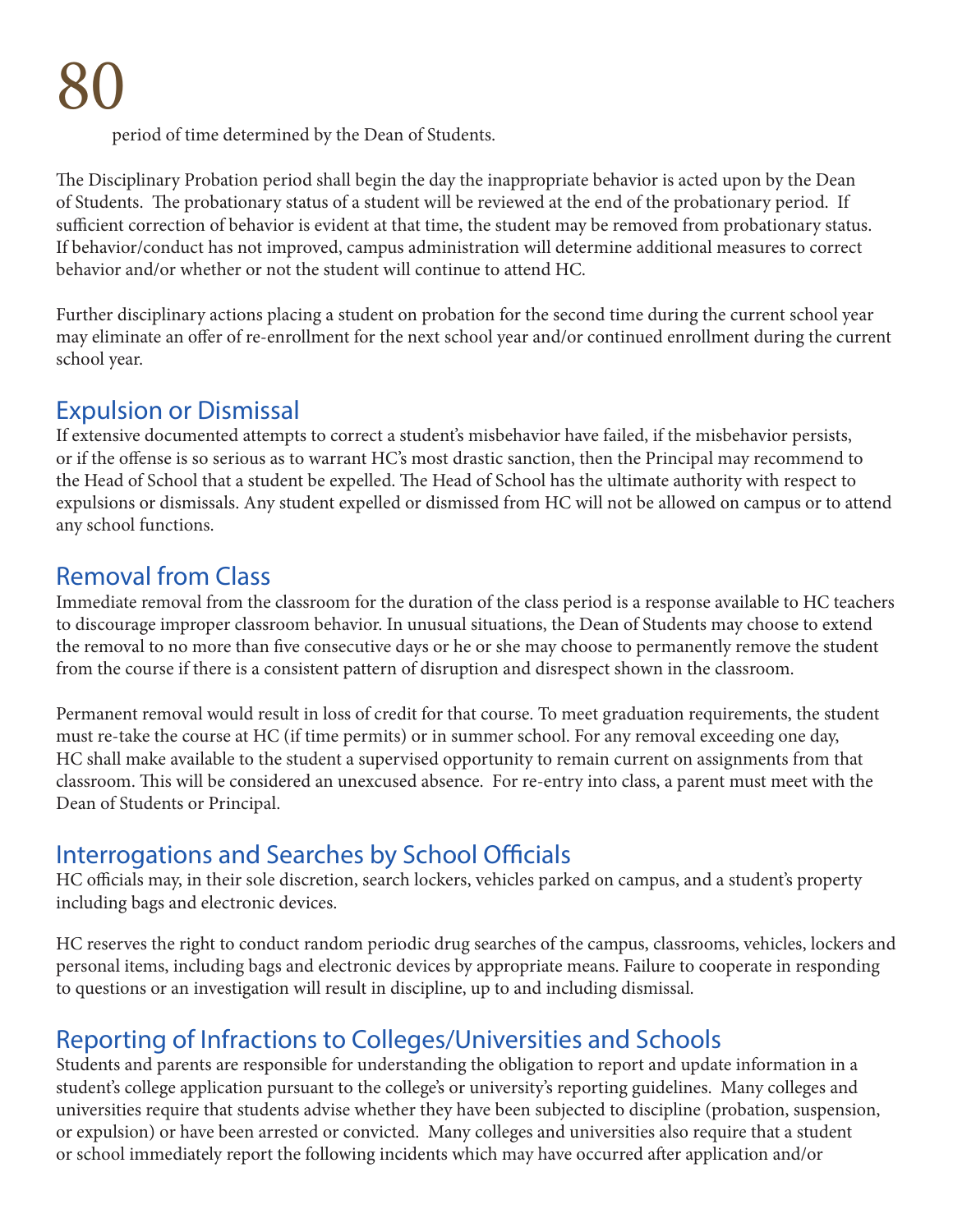period of time determined by the Dean of Students.

The Disciplinary Probation period shall begin the day the inappropriate behavior is acted upon by the Dean of Students. The probationary status of a student will be reviewed at the end of the probationary period. If sufficient correction of behavior is evident at that time, the student may be removed from probationary status. If behavior/conduct has not improved, campus administration will determine additional measures to correct behavior and/or whether or not the student will continue to attend HC.

Further disciplinary actions placing a student on probation for the second time during the current school year may eliminate an offer of re-enrollment for the next school year and/or continued enrollment during the current school year.

## Expulsion or Dismissal

If extensive documented attempts to correct a student's misbehavior have failed, if the misbehavior persists, or if the offense is so serious as to warrant HC's most drastic sanction, then the Principal may recommend to the Head of School that a student be expelled. The Head of School has the ultimate authority with respect to expulsions or dismissals. Any student expelled or dismissed from HC will not be allowed on campus or to attend any school functions.

## Removal from Class

Immediate removal from the classroom for the duration of the class period is a response available to HC teachers to discourage improper classroom behavior. In unusual situations, the Dean of Students may choose to extend the removal to no more than five consecutive days or he or she may choose to permanently remove the student from the course if there is a consistent pattern of disruption and disrespect shown in the classroom.

Permanent removal would result in loss of credit for that course. To meet graduation requirements, the student must re-take the course at HC (if time permits) or in summer school. For any removal exceeding one day, HC shall make available to the student a supervised opportunity to remain current on assignments from that classroom. This will be considered an unexcused absence. For re-entry into class, a parent must meet with the Dean of Students or Principal.

## Interrogations and Searches by School Officials

HC officials may, in their sole discretion, search lockers, vehicles parked on campus, and a student's property including bags and electronic devices.

HC reserves the right to conduct random periodic drug searches of the campus, classrooms, vehicles, lockers and personal items, including bags and electronic devices by appropriate means. Failure to cooperate in responding to questions or an investigation will result in discipline, up to and including dismissal.

## Reporting of Infractions to Colleges/Universities and Schools

Students and parents are responsible for understanding the obligation to report and update information in a student's college application pursuant to the college's or university's reporting guidelines. Many colleges and universities require that students advise whether they have been subjected to discipline (probation, suspension, or expulsion) or have been arrested or convicted. Many colleges and universities also require that a student or school immediately report the following incidents which may have occurred after application and/or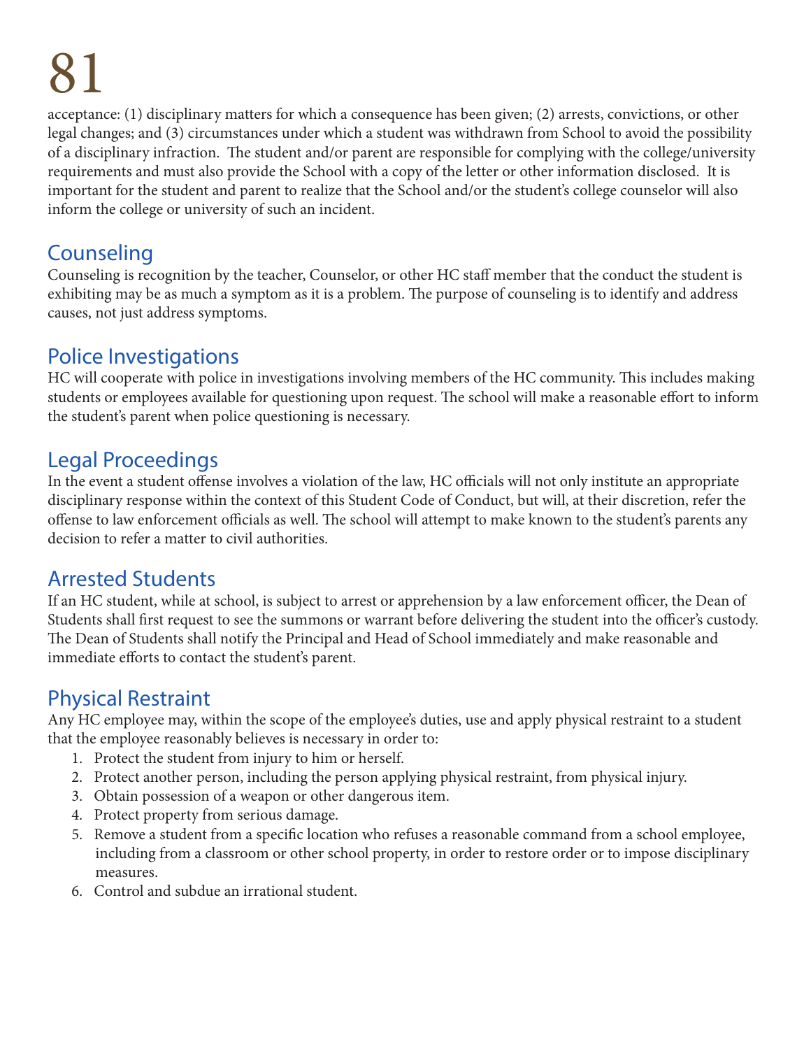acceptance: (1) disciplinary matters for which a consequence has been given; (2) arrests, convictions, or other legal changes; and (3) circumstances under which a student was withdrawn from School to avoid the possibility of a disciplinary infraction. The student and/or parent are responsible for complying with the college/university requirements and must also provide the School with a copy of the letter or other information disclosed. It is important for the student and parent to realize that the School and/or the student's college counselor will also inform the college or university of such an incident.

## Counseling

Counseling is recognition by the teacher, Counselor, or other HC staff member that the conduct the student is exhibiting may be as much a symptom as it is a problem. The purpose of counseling is to identify and address causes, not just address symptoms.

## Police Investigations

HC will cooperate with police in investigations involving members of the HC community. This includes making students or employees available for questioning upon request. The school will make a reasonable effort to inform the student's parent when police questioning is necessary.

## Legal Proceedings

In the event a student offense involves a violation of the law, HC officials will not only institute an appropriate disciplinary response within the context of this Student Code of Conduct, but will, at their discretion, refer the offense to law enforcement officials as well. The school will attempt to make known to the student's parents any decision to refer a matter to civil authorities.

## Arrested Students

If an HC student, while at school, is subject to arrest or apprehension by a law enforcement officer, the Dean of Students shall first request to see the summons or warrant before delivering the student into the officer's custody. The Dean of Students shall notify the Principal and Head of School immediately and make reasonable and immediate efforts to contact the student's parent.

## Physical Restraint

Any HC employee may, within the scope of the employee's duties, use and apply physical restraint to a student that the employee reasonably believes is necessary in order to:

1. Protect the student from injury to him or herself.
2. Protect another person, including the person applying physical restraint, from physical injury.
3. Obtain possession of a weapon or other dangerous item.
4. Protect property from serious damage.
5. Remove a student from a specific location who refuses a reasonable command from a school employee, including from a classroom or other school property, in order to restore order or to impose disciplinary measures.
6. Control and subdue an irrational student.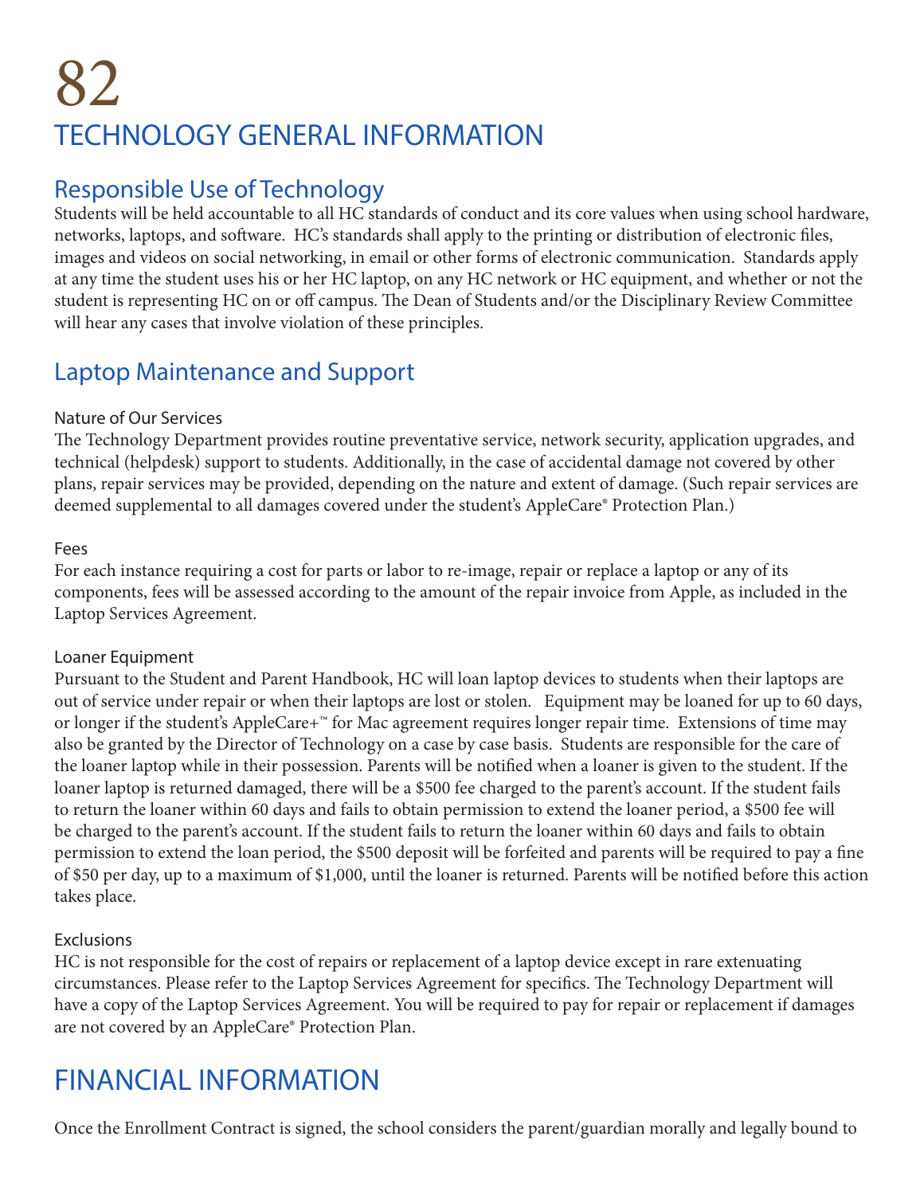# TECHNOLOGY GENERAL INFORMATION

## Responsible Use of Technology

Students will be held accountable to all HC standards of conduct and its core values when using school hardware, networks, laptops, and software. HC's standards shall apply to the printing or distribution of electronic files, images and videos on social networking, in email or other forms of electronic communication. Standards apply at any time the student uses his or her HC laptop, on any HC network or HC equipment, and whether or not the student is representing HC on or off campus. The Dean of Students and/or the Disciplinary Review Committee will hear any cases that involve violation of these principles.

## Laptop Maintenance and Support

### Nature of Our Services

The Technology Department provides routine preventative service, network security, application upgrades, and technical (helpdesk) support to students. Additionally, in the case of accidental damage not covered by other plans, repair services may be provided, depending on the nature and extent of damage. (Such repair services are deemed supplemental to all damages covered under the student's AppleCare® Protection Plan.)

### Fees

For each instance requiring a cost for parts or labor to re-image, repair or replace a laptop or any of its components, fees will be assessed according to the amount of the repair invoice from Apple, as included in the Laptop Services Agreement.

### Loaner Equipment

Pursuant to the Student and Parent Handbook, HC will loan laptop devices to students when their laptops are out of service under repair or when their laptops are lost or stolen. Equipment may be loaned for up to 60 days, or longer if the student's AppleCare+™ for Mac agreement requires longer repair time. Extensions of time may also be granted by the Director of Technology on a case by case basis. Students are responsible for the care of the loaner laptop while in their possession. Parents will be notified when a loaner is given to the student. If the loaner laptop is returned damaged, there will be a $500 fee charged to the parent's account. If the student fails to return the loaner within 60 days and fails to obtain permission to extend the loaner period, a $500 fee will be charged to the parent's account. If the student fails to return the loaner within 60 days and fails to obtain permission to extend the loan period, the $500 deposit will be forfeited and parents will be required to pay a fine of $50 per day, up to a maximum of $1,000, until the loaner is returned. Parents will be notified before this action takes place.

### Exclusions

HC is not responsible for the cost of repairs or replacement of a laptop device except in rare extenuating circumstances. Please refer to the Laptop Services Agreement for specifics. The Technology Department will have a copy of the Laptop Services Agreement. You will be required to pay for repair or replacement if damages are not covered by an AppleCare® Protection Plan.

# FINANCIAL INFORMATION

Once the Enrollment Contract is signed, the school considers the parent/guardian morally and legally bound to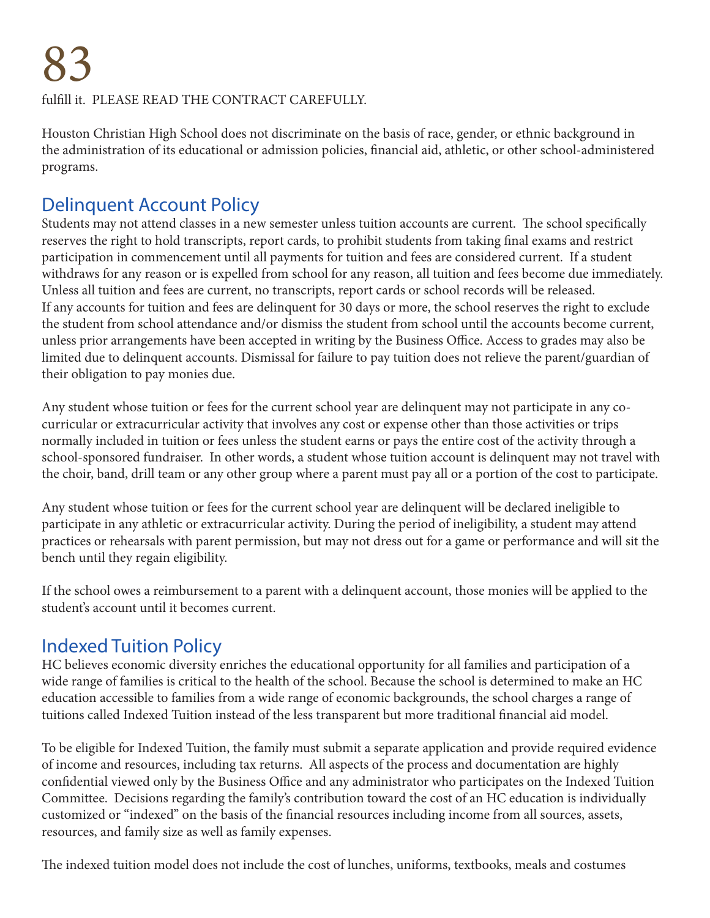fulfill it.  PLEASE READ THE CONTRACT CAREFULLY.

Houston Christian High School does not discriminate on the basis of race, gender, or ethnic background in the administration of its educational or admission policies, financial aid, athletic, or other school-administered programs.

## Delinquent Account Policy

Students may not attend classes in a new semester unless tuition accounts are current.  The school specifically reserves the right to hold transcripts, report cards, to prohibit students from taking final exams and restrict participation in commencement until all payments for tuition and fees are considered current.  If a student withdraws for any reason or is expelled from school for any reason, all tuition and fees become due immediately. Unless all tuition and fees are current, no transcripts, report cards or school records will be released. If any accounts for tuition and fees are delinquent for 30 days or more, the school reserves the right to exclude the student from school attendance and/or dismiss the student from school until the accounts become current, unless prior arrangements have been accepted in writing by the Business Office. Access to grades may also be limited due to delinquent accounts. Dismissal for failure to pay tuition does not relieve the parent/guardian of their obligation to pay monies due.

Any student whose tuition or fees for the current school year are delinquent may not participate in any co-curricular or extracurricular activity that involves any cost or expense other than those activities or trips normally included in tuition or fees unless the student earns or pays the entire cost of the activity through a school-sponsored fundraiser.  In other words, a student whose tuition account is delinquent may not travel with the choir, band, drill team or any other group where a parent must pay all or a portion of the cost to participate.

Any student whose tuition or fees for the current school year are delinquent will be declared ineligible to participate in any athletic or extracurricular activity. During the period of ineligibility, a student may attend practices or rehearsals with parent permission, but may not dress out for a game or performance and will sit the bench until they regain eligibility.

If the school owes a reimbursement to a parent with a delinquent account, those monies will be applied to the student's account until it becomes current.

## Indexed Tuition Policy

HC believes economic diversity enriches the educational opportunity for all families and participation of a wide range of families is critical to the health of the school. Because the school is determined to make an HC education accessible to families from a wide range of economic backgrounds, the school charges a range of tuitions called Indexed Tuition instead of the less transparent but more traditional financial aid model.

To be eligible for Indexed Tuition, the family must submit a separate application and provide required evidence of income and resources, including tax returns.  All aspects of the process and documentation are highly confidential viewed only by the Business Office and any administrator who participates on the Indexed Tuition Committee.  Decisions regarding the family's contribution toward the cost of an HC education is individually customized or "indexed" on the basis of the financial resources including income from all sources, assets, resources, and family size as well as family expenses.

The indexed tuition model does not include the cost of lunches, uniforms, textbooks, meals and costumes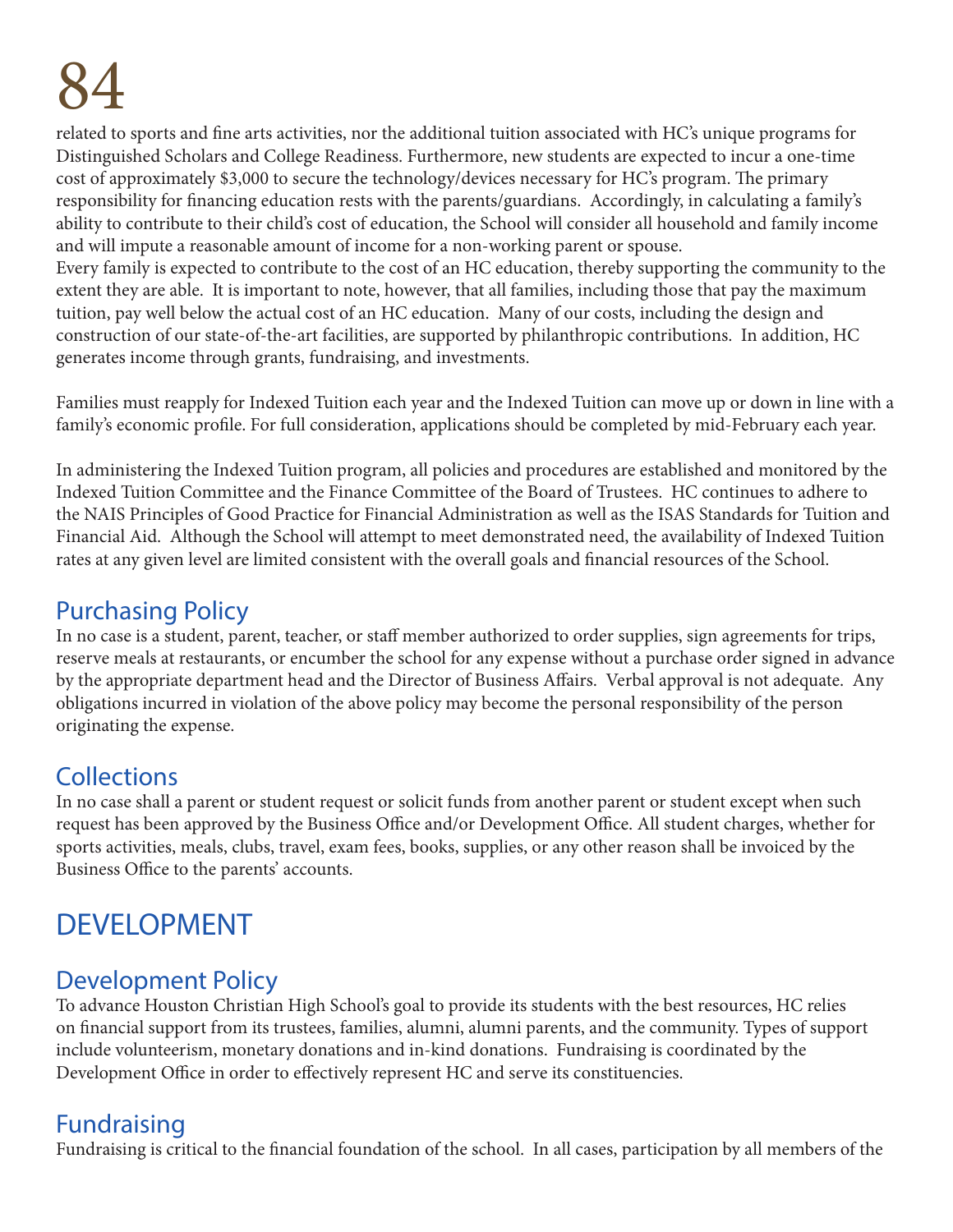related to sports and fine arts activities, nor the additional tuition associated with HC's unique programs for Distinguished Scholars and College Readiness. Furthermore, new students are expected to incur a one-time cost of approximately $3,000 to secure the technology/devices necessary for HC's program. The primary responsibility for financing education rests with the parents/guardians. Accordingly, in calculating a family's ability to contribute to their child's cost of education, the School will consider all household and family income and will impute a reasonable amount of income for a non-working parent or spouse.
Every family is expected to contribute to the cost of an HC education, thereby supporting the community to the extent they are able. It is important to note, however, that all families, including those that pay the maximum tuition, pay well below the actual cost of an HC education. Many of our costs, including the design and construction of our state-of-the-art facilities, are supported by philanthropic contributions. In addition, HC generates income through grants, fundraising, and investments.

Families must reapply for Indexed Tuition each year and the Indexed Tuition can move up or down in line with a family's economic profile. For full consideration, applications should be completed by mid-February each year.

In administering the Indexed Tuition program, all policies and procedures are established and monitored by the Indexed Tuition Committee and the Finance Committee of the Board of Trustees. HC continues to adhere to the NAIS Principles of Good Practice for Financial Administration as well as the ISAS Standards for Tuition and Financial Aid. Although the School will attempt to meet demonstrated need, the availability of Indexed Tuition rates at any given level are limited consistent with the overall goals and financial resources of the School.

## Purchasing Policy

In no case is a student, parent, teacher, or staff member authorized to order supplies, sign agreements for trips, reserve meals at restaurants, or encumber the school for any expense without a purchase order signed in advance by the appropriate department head and the Director of Business Affairs. Verbal approval is not adequate. Any obligations incurred in violation of the above policy may become the personal responsibility of the person originating the expense.

## Collections

In no case shall a parent or student request or solicit funds from another parent or student except when such request has been approved by the Business Office and/or Development Office. All student charges, whether for sports activities, meals, clubs, travel, exam fees, books, supplies, or any other reason shall be invoiced by the Business Office to the parents' accounts.

# DEVELOPMENT

## Development Policy

To advance Houston Christian High School's goal to provide its students with the best resources, HC relies on financial support from its trustees, families, alumni, alumni parents, and the community. Types of support include volunteerism, monetary donations and in-kind donations. Fundraising is coordinated by the Development Office in order to effectively represent HC and serve its constituencies.

## Fundraising

Fundraising is critical to the financial foundation of the school. In all cases, participation by all members of the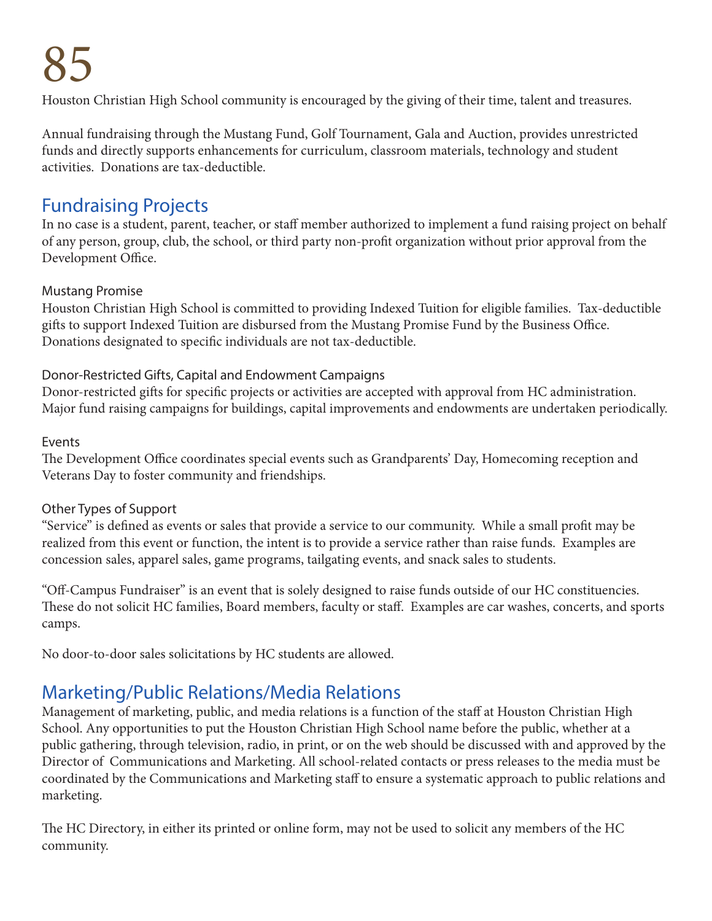Houston Christian High School community is encouraged by the giving of their time, talent and treasures.

Annual fundraising through the Mustang Fund, Golf Tournament, Gala and Auction, provides unrestricted funds and directly supports enhancements for curriculum, classroom materials, technology and student activities. Donations are tax-deductible.

## Fundraising Projects

In no case is a student, parent, teacher, or staff member authorized to implement a fund raising project on behalf of any person, group, club, the school, or third party non-profit organization without prior approval from the Development Office.

### Mustang Promise

Houston Christian High School is committed to providing Indexed Tuition for eligible families. Tax-deductible gifts to support Indexed Tuition are disbursed from the Mustang Promise Fund by the Business Office. Donations designated to specific individuals are not tax-deductible.

### Donor-Restricted Gifts, Capital and Endowment Campaigns

Donor-restricted gifts for specific projects or activities are accepted with approval from HC administration. Major fund raising campaigns for buildings, capital improvements and endowments are undertaken periodically.

### Events

The Development Office coordinates special events such as Grandparents' Day, Homecoming reception and Veterans Day to foster community and friendships.

### Other Types of Support

"Service" is defined as events or sales that provide a service to our community. While a small profit may be realized from this event or function, the intent is to provide a service rather than raise funds. Examples are concession sales, apparel sales, game programs, tailgating events, and snack sales to students.

"Off-Campus Fundraiser" is an event that is solely designed to raise funds outside of our HC constituencies. These do not solicit HC families, Board members, faculty or staff. Examples are car washes, concerts, and sports camps.

No door-to-door sales solicitations by HC students are allowed.

## Marketing/Public Relations/Media Relations

Management of marketing, public, and media relations is a function of the staff at Houston Christian High School. Any opportunities to put the Houston Christian High School name before the public, whether at a public gathering, through television, radio, in print, or on the web should be discussed with and approved by the Director of Communications and Marketing. All school-related contacts or press releases to the media must be coordinated by the Communications and Marketing staff to ensure a systematic approach to public relations and marketing.

The HC Directory, in either its printed or online form, may not be used to solicit any members of the HC community.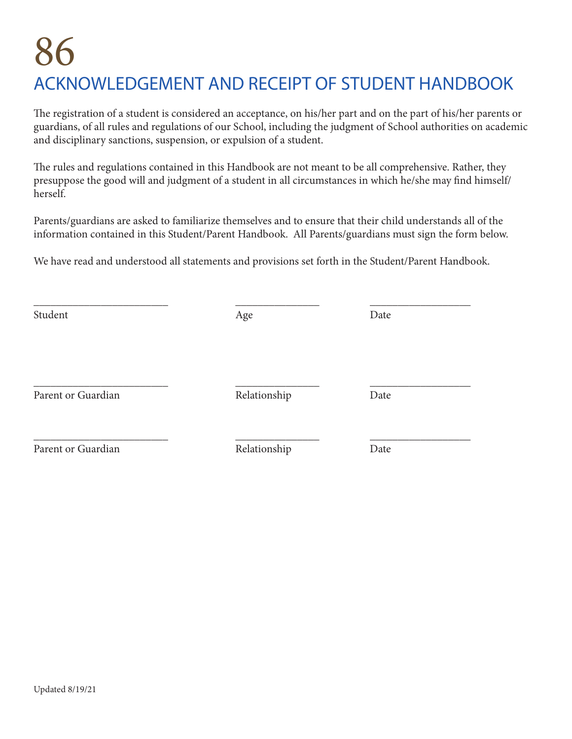# ACKNOWLEDGEMENT AND RECEIPT OF STUDENT HANDBOOK

The registration of a student is considered an acceptance, on his/her part and on the part of his/her parents or guardians, of all rules and regulations of our School, including the judgment of School authorities on academic and disciplinary sanctions, suspension, or expulsion of a student.

The rules and regulations contained in this Handbook are not meant to be all comprehensive. Rather, they presuppose the good will and judgment of a student in all circumstances in which he/she may find himself/herself.

Parents/guardians are asked to familiarize themselves and to ensure that their child understands all of the information contained in this Student/Parent Handbook. All Parents/guardians must sign the form below.

We have read and understood all statements and provisions set forth in the Student/Parent Handbook.

________________________ ______________ ________________
Student Age Date

________________________ ______________ ________________
Parent or Guardian Relationship Date

________________________ ______________ ________________
Parent or Guardian Relationship Date

Updated 8/19/21